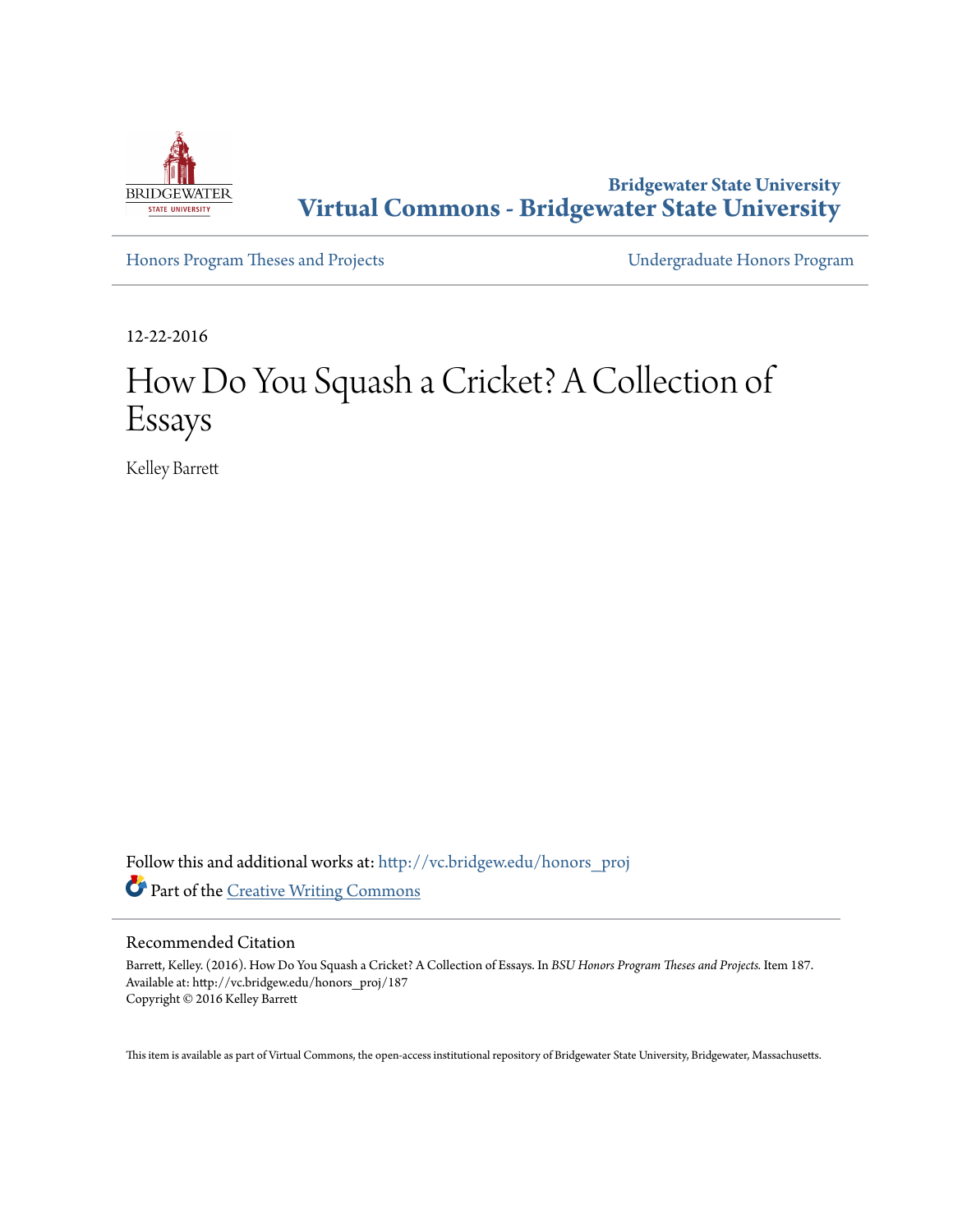Bridgewater State University

**Virtual Commons - Bridgewater State University**

Honors Program Theses and Projects

Undergraduate Honors Program

12-22-2016

# How Do You Squash a Cricket? A Collection of Essays

Kelley Barrett

Follow this and additional works at: http://vc.bridgew.edu/honors_proj

Part of the Creative Writing Commons

## Recommended Citation

Barrett, Kelley. (2016). How Do You Squash a Cricket? A Collection of Essays. In *BSU Honors Program Theses and Projects.* Item 187.
Available at: http://vc.bridgew.edu/honors_proj/187
Copyright © 2016 Kelley Barrett

This item is available as part of Virtual Commons, the open-access institutional repository of Bridgewater State University, Bridgewater, Massachusetts.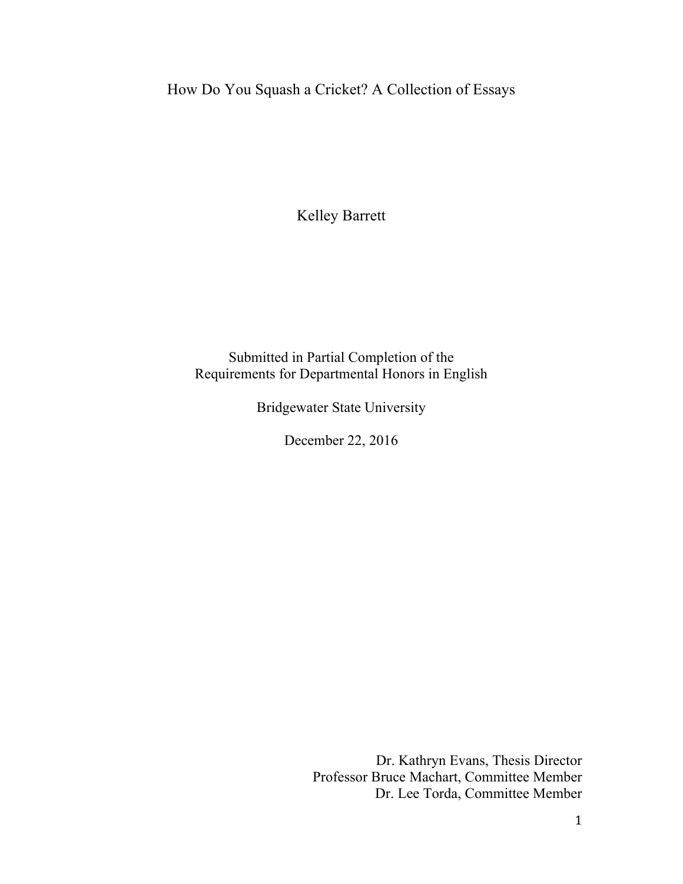# How Do You Squash a Cricket? A Collection of Essays

Kelley Barrett

Submitted in Partial Completion of the
Requirements for Departmental Honors in English

Bridgewater State University

December 22, 2016

Dr. Kathryn Evans, Thesis Director
Professor Bruce Machart, Committee Member
Dr. Lee Torda, Committee Member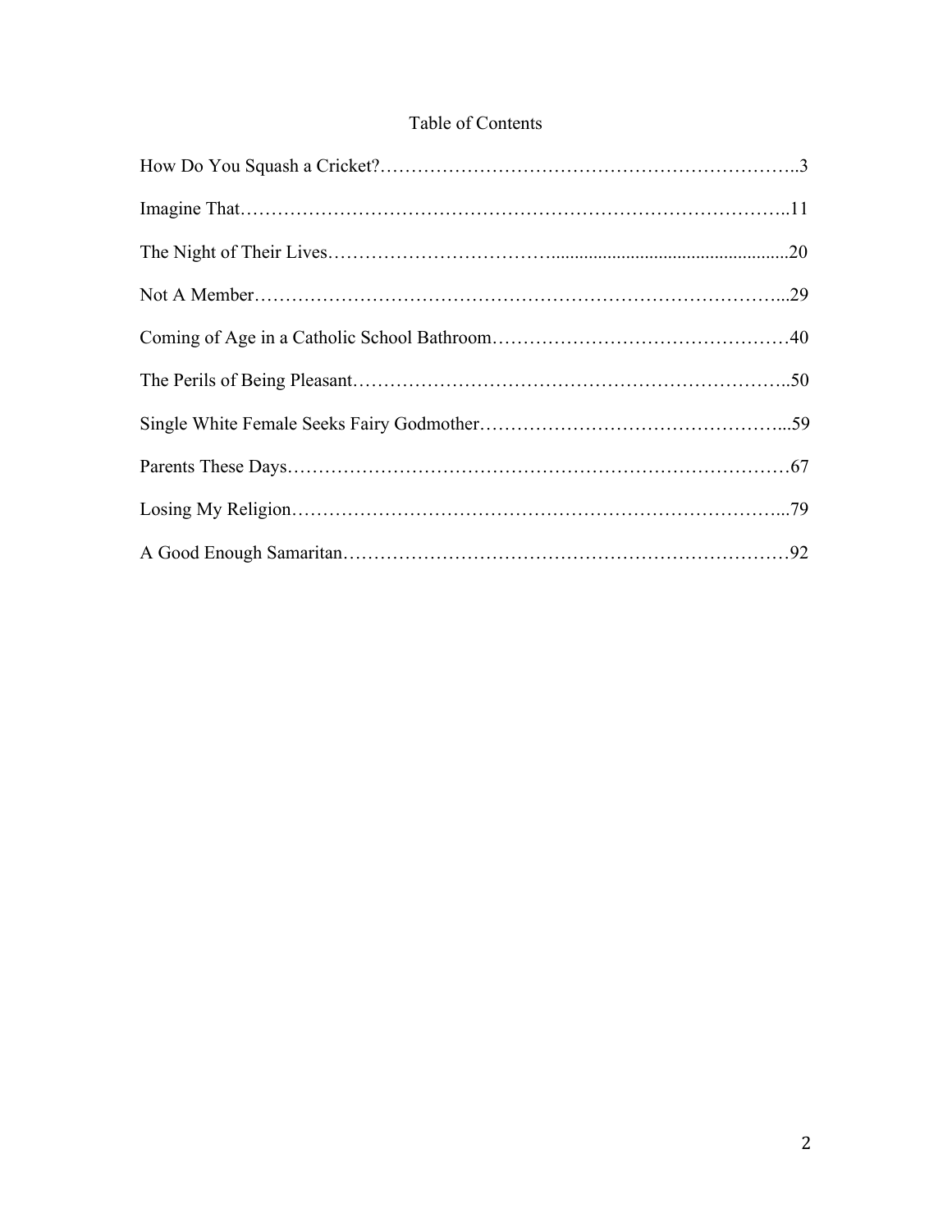# Table of Contents

How Do You Squash a Cricket?…………………………………………………………..3

Imagine That…………………………………………………………………………..11

The Night of Their Lives……………………………....................................................20

Not A Member………………………………………………………….……………...29

Coming of Age in a Catholic School Bathroom…………………………………………40

The Perils of Being Pleasant…………………………………………………………..50

Single White Female Seeks Fairy Godmother…………………………………………...59

Parents These Days……………………………………………………………………67

Losing My Religion…………………………………………………………………...79

A Good Enough Samaritan……………………………………………………………92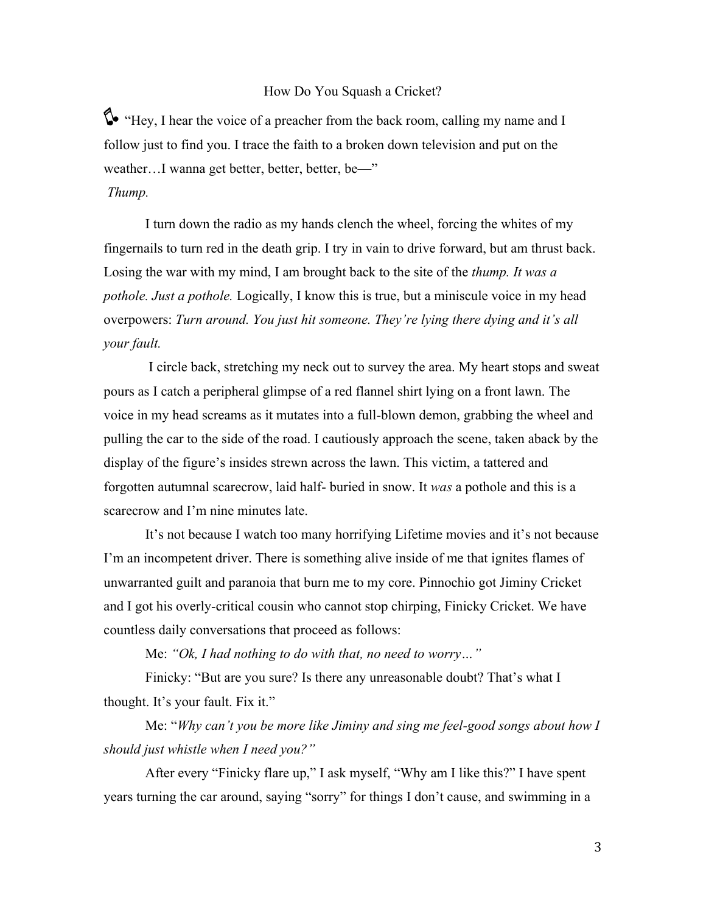# How Do You Squash a Cricket?

♪ "Hey, I hear the voice of a preacher from the back room, calling my name and I follow just to find you. I trace the faith to a broken down television and put on the weather…I wanna get better, better, better, be—"

*Thump.*

I turn down the radio as my hands clench the wheel, forcing the whites of my fingernails to turn red in the death grip. I try in vain to drive forward, but am thrust back. Losing the war with my mind, I am brought back to the site of the *thump. It was a pothole. Just a pothole.* Logically, I know this is true, but a miniscule voice in my head overpowers: *Turn around. You just hit someone. They're lying there dying and it's all your fault.*

I circle back, stretching my neck out to survey the area. My heart stops and sweat pours as I catch a peripheral glimpse of a red flannel shirt lying on a front lawn. The voice in my head screams as it mutates into a full-blown demon, grabbing the wheel and pulling the car to the side of the road. I cautiously approach the scene, taken aback by the display of the figure's insides strewn across the lawn. This victim, a tattered and forgotten autumnal scarecrow, laid half- buried in snow. It *was* a pothole and this is a scarecrow and I'm nine minutes late.

It's not because I watch too many horrifying Lifetime movies and it's not because I'm an incompetent driver. There is something alive inside of me that ignites flames of unwarranted guilt and paranoia that burn me to my core. Pinnochio got Jiminy Cricket and I got his overly-critical cousin who cannot stop chirping, Finicky Cricket. We have countless daily conversations that proceed as follows:

Me: *"Ok, I had nothing to do with that, no need to worry…"*

Finicky: "But are you sure? Is there any unreasonable doubt? That's what I thought. It's your fault. Fix it."

Me: "*Why can't you be more like Jiminy and sing me feel-good songs about how I should just whistle when I need you?"*

After every "Finicky flare up," I ask myself, "Why am I like this?" I have spent years turning the car around, saying "sorry" for things I don't cause, and swimming in a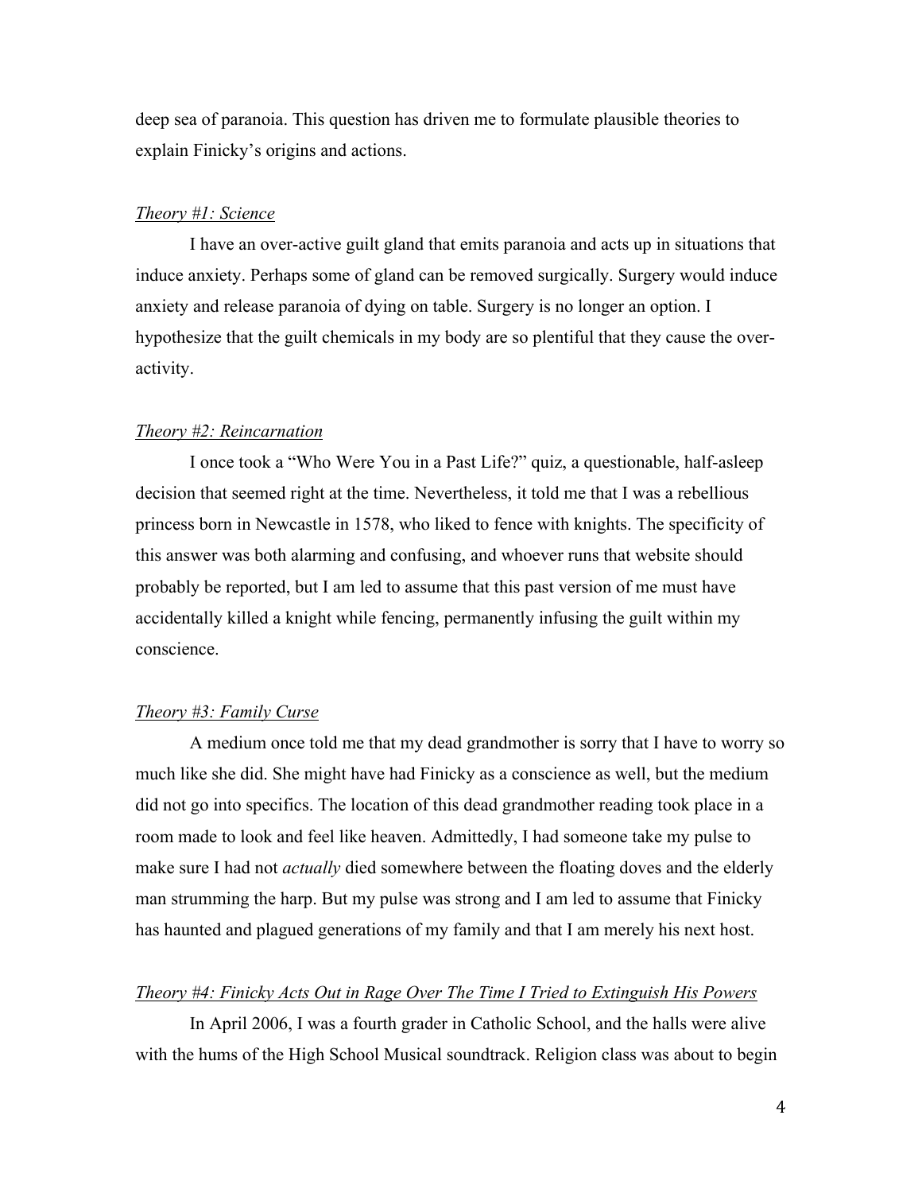deep sea of paranoia. This question has driven me to formulate plausible theories to explain Finicky's origins and actions.

*Theory #1: Science*

I have an over-active guilt gland that emits paranoia and acts up in situations that induce anxiety. Perhaps some of gland can be removed surgically. Surgery would induce anxiety and release paranoia of dying on table. Surgery is no longer an option. I hypothesize that the guilt chemicals in my body are so plentiful that they cause the over-activity.

*Theory #2: Reincarnation*

I once took a "Who Were You in a Past Life?" quiz, a questionable, half-asleep decision that seemed right at the time. Nevertheless, it told me that I was a rebellious princess born in Newcastle in 1578, who liked to fence with knights. The specificity of this answer was both alarming and confusing, and whoever runs that website should probably be reported, but I am led to assume that this past version of me must have accidentally killed a knight while fencing, permanently infusing the guilt within my conscience.

*Theory #3: Family Curse*

A medium once told me that my dead grandmother is sorry that I have to worry so much like she did. She might have had Finicky as a conscience as well, but the medium did not go into specifics. The location of this dead grandmother reading took place in a room made to look and feel like heaven. Admittedly, I had someone take my pulse to make sure I had not *actually* died somewhere between the floating doves and the elderly man strumming the harp. But my pulse was strong and I am led to assume that Finicky has haunted and plagued generations of my family and that I am merely his next host.

*Theory #4: Finicky Acts Out in Rage Over The Time I Tried to Extinguish His Powers*

In April 2006, I was a fourth grader in Catholic School, and the halls were alive with the hums of the High School Musical soundtrack. Religion class was about to begin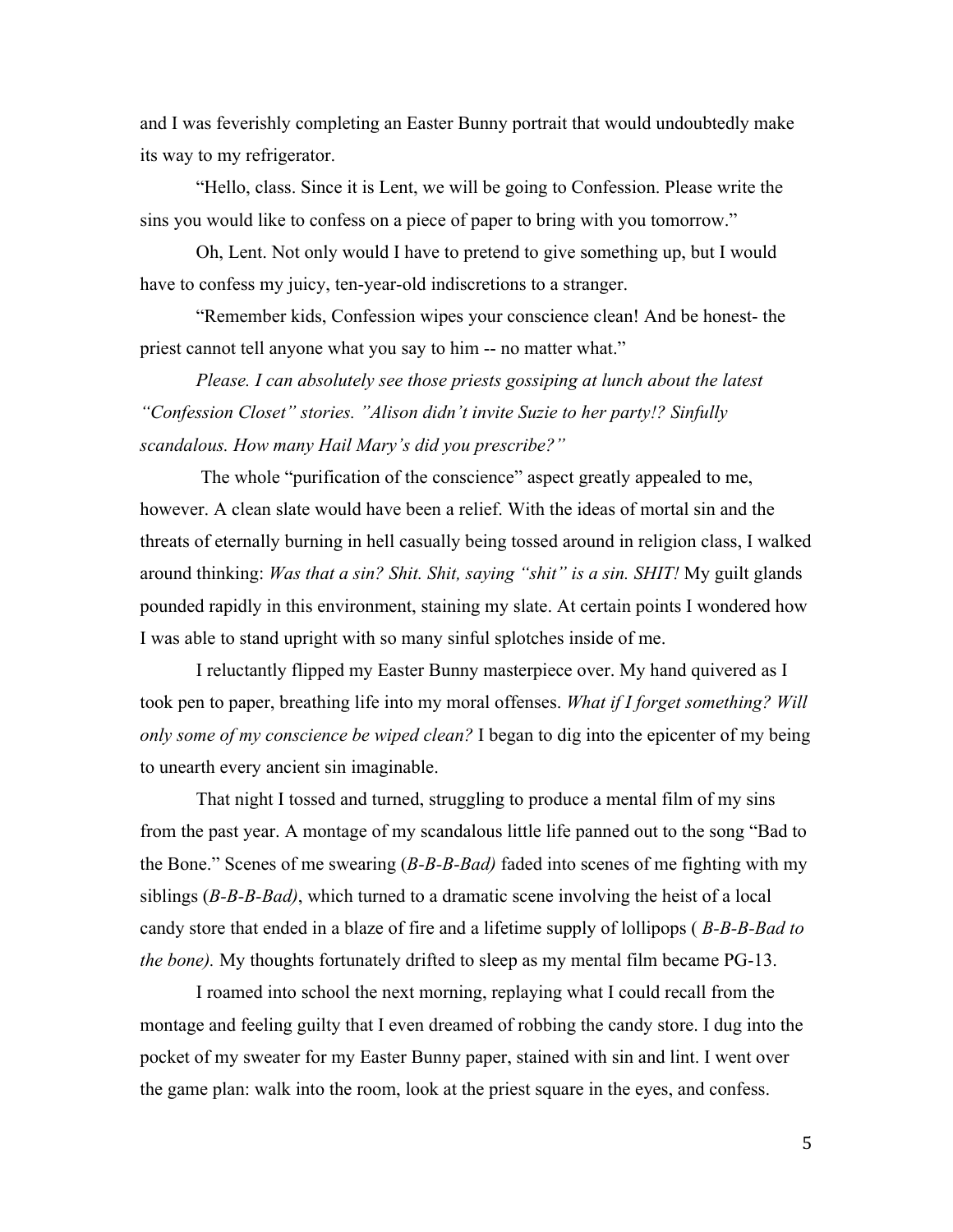and I was feverishly completing an Easter Bunny portrait that would undoubtedly make its way to my refrigerator.

"Hello, class. Since it is Lent, we will be going to Confession. Please write the sins you would like to confess on a piece of paper to bring with you tomorrow."

Oh, Lent. Not only would I have to pretend to give something up, but I would have to confess my juicy, ten-year-old indiscretions to a stranger.

"Remember kids, Confession wipes your conscience clean! And be honest- the priest cannot tell anyone what you say to him -- no matter what."

*Please. I can absolutely see those priests gossiping at lunch about the latest "Confession Closet" stories. "Alison didn't invite Suzie to her party!? Sinfully scandalous. How many Hail Mary's did you prescribe?"*

The whole "purification of the conscience" aspect greatly appealed to me, however. A clean slate would have been a relief. With the ideas of mortal sin and the threats of eternally burning in hell casually being tossed around in religion class, I walked around thinking: *Was that a sin? Shit. Shit, saying "shit" is a sin. SHIT!* My guilt glands pounded rapidly in this environment, staining my slate. At certain points I wondered how I was able to stand upright with so many sinful splotches inside of me.

I reluctantly flipped my Easter Bunny masterpiece over. My hand quivered as I took pen to paper, breathing life into my moral offenses. *What if I forget something? Will only some of my conscience be wiped clean?* I began to dig into the epicenter of my being to unearth every ancient sin imaginable.

That night I tossed and turned, struggling to produce a mental film of my sins from the past year. A montage of my scandalous little life panned out to the song "Bad to the Bone." Scenes of me swearing (*B-B-B-Bad)* faded into scenes of me fighting with my siblings (*B-B-B-Bad)*, which turned to a dramatic scene involving the heist of a local candy store that ended in a blaze of fire and a lifetime supply of lollipops ( *B-B-B-Bad to the bone).* My thoughts fortunately drifted to sleep as my mental film became PG-13.

I roamed into school the next morning, replaying what I could recall from the montage and feeling guilty that I even dreamed of robbing the candy store. I dug into the pocket of my sweater for my Easter Bunny paper, stained with sin and lint. I went over the game plan: walk into the room, look at the priest square in the eyes, and confess.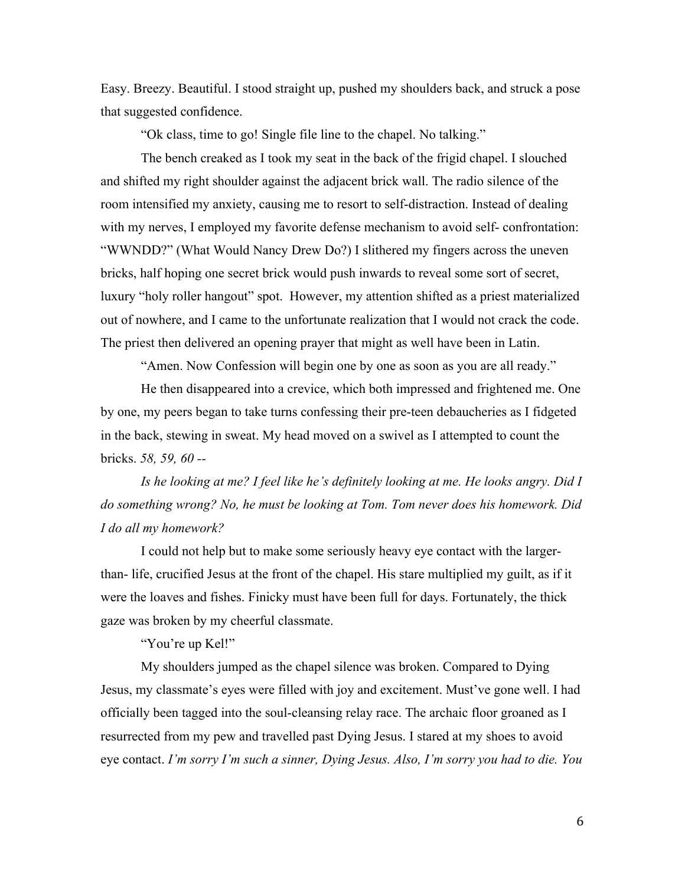Easy. Breezy. Beautiful. I stood straight up, pushed my shoulders back, and struck a pose that suggested confidence.

"Ok class, time to go! Single file line to the chapel. No talking."

The bench creaked as I took my seat in the back of the frigid chapel. I slouched and shifted my right shoulder against the adjacent brick wall. The radio silence of the room intensified my anxiety, causing me to resort to self-distraction. Instead of dealing with my nerves, I employed my favorite defense mechanism to avoid self- confrontation: "WWNDD?" (What Would Nancy Drew Do?) I slithered my fingers across the uneven bricks, half hoping one secret brick would push inwards to reveal some sort of secret, luxury "holy roller hangout" spot. However, my attention shifted as a priest materialized out of nowhere, and I came to the unfortunate realization that I would not crack the code. The priest then delivered an opening prayer that might as well have been in Latin.

"Amen. Now Confession will begin one by one as soon as you are all ready."

He then disappeared into a crevice, which both impressed and frightened me. One by one, my peers began to take turns confessing their pre-teen debaucheries as I fidgeted in the back, stewing in sweat. My head moved on a swivel as I attempted to count the bricks. *58, 59, 60 --*

*Is he looking at me? I feel like he's definitely looking at me. He looks angry. Did I do something wrong? No, he must be looking at Tom. Tom never does his homework. Did I do all my homework?*

I could not help but to make some seriously heavy eye contact with the larger-than- life, crucified Jesus at the front of the chapel. His stare multiplied my guilt, as if it were the loaves and fishes. Finicky must have been full for days. Fortunately, the thick gaze was broken by my cheerful classmate.

"You're up Kel!"

My shoulders jumped as the chapel silence was broken. Compared to Dying Jesus, my classmate's eyes were filled with joy and excitement. Must've gone well. I had officially been tagged into the soul-cleansing relay race. The archaic floor groaned as I resurrected from my pew and travelled past Dying Jesus. I stared at my shoes to avoid eye contact. *I'm sorry I'm such a sinner, Dying Jesus. Also, I'm sorry you had to die. You*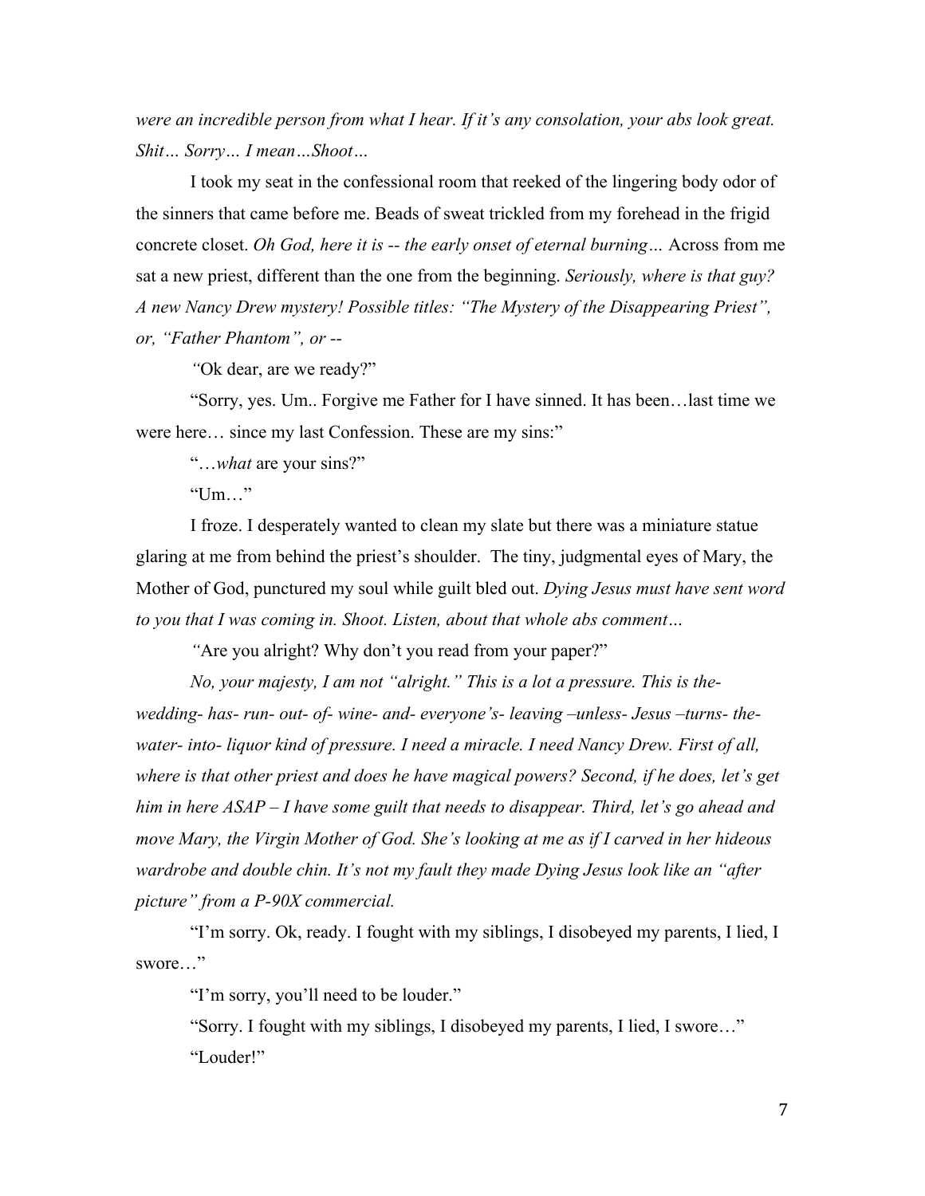*were an incredible person from what I hear. If it's any consolation, your abs look great. Shit… Sorry… I mean…Shoot…*

I took my seat in the confessional room that reeked of the lingering body odor of the sinners that came before me. Beads of sweat trickled from my forehead in the frigid concrete closet. *Oh God, here it is -- the early onset of eternal burning…* Across from me sat a new priest, different than the one from the beginning. *Seriously, where is that guy? A new Nancy Drew mystery! Possible titles: "The Mystery of the Disappearing Priest", or, "Father Phantom", or --*

*"*Ok dear, are we ready?"

"Sorry, yes. Um.. Forgive me Father for I have sinned. It has been…last time we were here… since my last Confession. These are my sins:"

"…*what* are your sins?"

"Um…"

I froze. I desperately wanted to clean my slate but there was a miniature statue glaring at me from behind the priest's shoulder. The tiny, judgmental eyes of Mary, the Mother of God, punctured my soul while guilt bled out. *Dying Jesus must have sent word to you that I was coming in. Shoot. Listen, about that whole abs comment…*

*"*Are you alright? Why don't you read from your paper?"

*No, your majesty, I am not "alright." This is a lot a pressure. This is the- wedding- has- run- out- of- wine- and- everyone's- leaving –unless- Jesus –turns- the- water- into- liquor kind of pressure. I need a miracle. I need Nancy Drew. First of all, where is that other priest and does he have magical powers? Second, if he does, let's get him in here ASAP – I have some guilt that needs to disappear. Third, let's go ahead and move Mary, the Virgin Mother of God. She's looking at me as if I carved in her hideous wardrobe and double chin. It's not my fault they made Dying Jesus look like an "after picture" from a P-90X commercial.*

"I'm sorry. Ok, ready. I fought with my siblings, I disobeyed my parents, I lied, I swore…"

"I'm sorry, you'll need to be louder."

"Sorry. I fought with my siblings, I disobeyed my parents, I lied, I swore…"

"Louder!"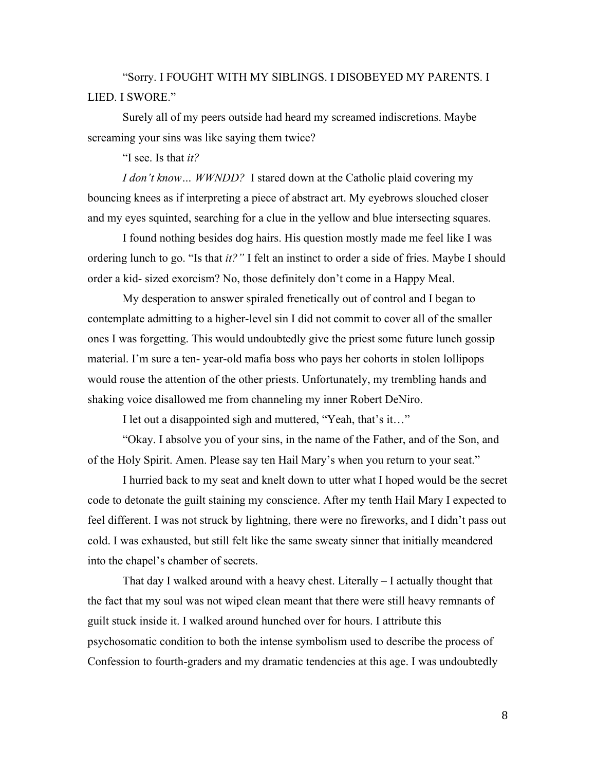"Sorry. I FOUGHT WITH MY SIBLINGS. I DISOBEYED MY PARENTS. I LIED. I SWORE."

Surely all of my peers outside had heard my screamed indiscretions. Maybe screaming your sins was like saying them twice?

"I see. Is that *it?*

*I don't know… WWNDD?* I stared down at the Catholic plaid covering my bouncing knees as if interpreting a piece of abstract art. My eyebrows slouched closer and my eyes squinted, searching for a clue in the yellow and blue intersecting squares.

I found nothing besides dog hairs. His question mostly made me feel like I was ordering lunch to go. "Is that *it?"* I felt an instinct to order a side of fries. Maybe I should order a kid- sized exorcism? No, those definitely don't come in a Happy Meal.

My desperation to answer spiraled frenetically out of control and I began to contemplate admitting to a higher-level sin I did not commit to cover all of the smaller ones I was forgetting. This would undoubtedly give the priest some future lunch gossip material. I'm sure a ten- year-old mafia boss who pays her cohorts in stolen lollipops would rouse the attention of the other priests. Unfortunately, my trembling hands and shaking voice disallowed me from channeling my inner Robert DeNiro.

I let out a disappointed sigh and muttered, "Yeah, that's it…"

"Okay. I absolve you of your sins, in the name of the Father, and of the Son, and of the Holy Spirit. Amen. Please say ten Hail Mary's when you return to your seat."

I hurried back to my seat and knelt down to utter what I hoped would be the secret code to detonate the guilt staining my conscience. After my tenth Hail Mary I expected to feel different. I was not struck by lightning, there were no fireworks, and I didn't pass out cold. I was exhausted, but still felt like the same sweaty sinner that initially meandered into the chapel's chamber of secrets.

That day I walked around with a heavy chest. Literally – I actually thought that the fact that my soul was not wiped clean meant that there were still heavy remnants of guilt stuck inside it. I walked around hunched over for hours. I attribute this psychosomatic condition to both the intense symbolism used to describe the process of Confession to fourth-graders and my dramatic tendencies at this age. I was undoubtedly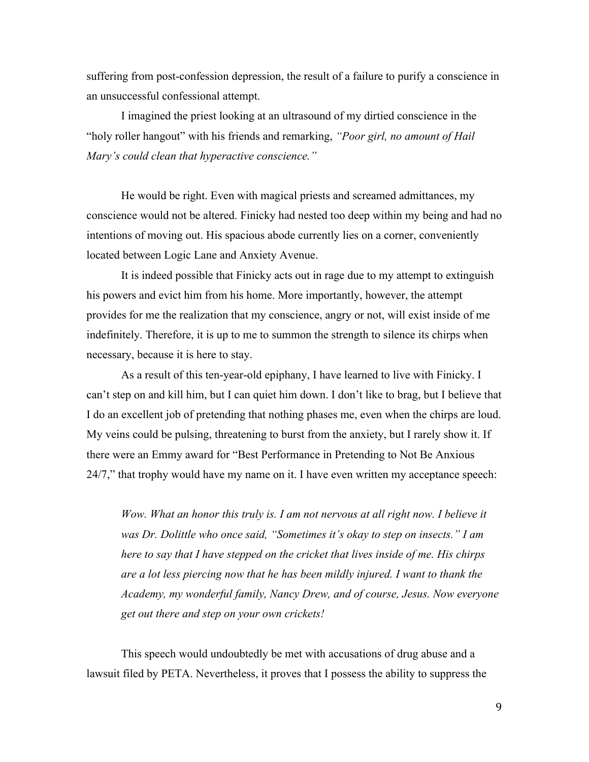suffering from post-confession depression, the result of a failure to purify a conscience in an unsuccessful confessional attempt.

I imagined the priest looking at an ultrasound of my dirtied conscience in the "holy roller hangout" with his friends and remarking, *"Poor girl, no amount of Hail Mary's could clean that hyperactive conscience."*

He would be right. Even with magical priests and screamed admittances, my conscience would not be altered. Finicky had nested too deep within my being and had no intentions of moving out. His spacious abode currently lies on a corner, conveniently located between Logic Lane and Anxiety Avenue.

It is indeed possible that Finicky acts out in rage due to my attempt to extinguish his powers and evict him from his home. More importantly, however, the attempt provides for me the realization that my conscience, angry or not, will exist inside of me indefinitely. Therefore, it is up to me to summon the strength to silence its chirps when necessary, because it is here to stay.

As a result of this ten-year-old epiphany, I have learned to live with Finicky. I can't step on and kill him, but I can quiet him down. I don't like to brag, but I believe that I do an excellent job of pretending that nothing phases me, even when the chirps are loud. My veins could be pulsing, threatening to burst from the anxiety, but I rarely show it. If there were an Emmy award for "Best Performance in Pretending to Not Be Anxious 24/7," that trophy would have my name on it. I have even written my acceptance speech:

> *Wow. What an honor this truly is. I am not nervous at all right now. I believe it was Dr. Dolittle who once said, "Sometimes it's okay to step on insects." I am here to say that I have stepped on the cricket that lives inside of me. His chirps are a lot less piercing now that he has been mildly injured. I want to thank the Academy, my wonderful family, Nancy Drew, and of course, Jesus. Now everyone get out there and step on your own crickets!*

This speech would undoubtedly be met with accusations of drug abuse and a lawsuit filed by PETA. Nevertheless, it proves that I possess the ability to suppress the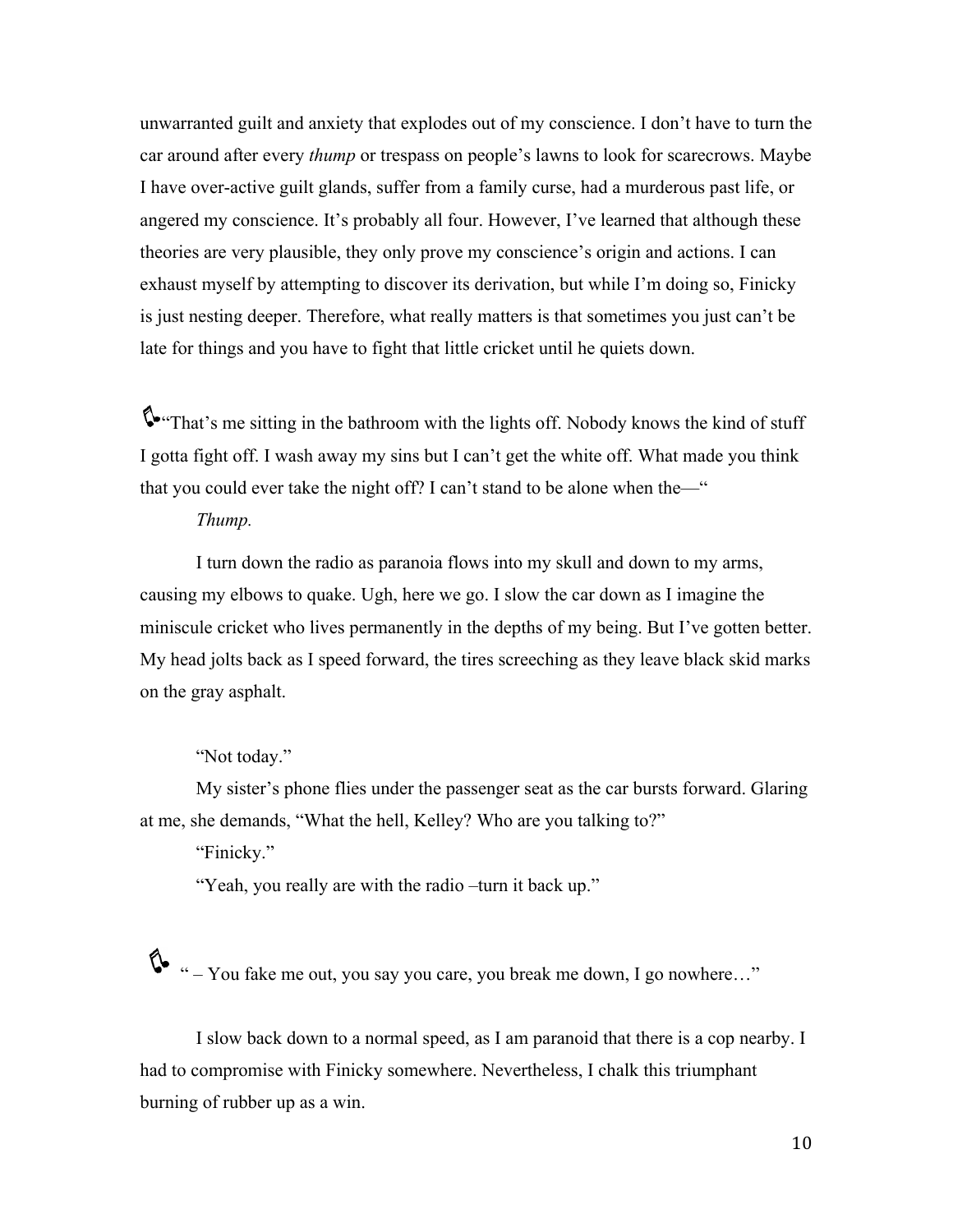unwarranted guilt and anxiety that explodes out of my conscience. I don't have to turn the car around after every *thump* or trespass on people's lawns to look for scarecrows. Maybe I have over-active guilt glands, suffer from a family curse, had a murderous past life, or angered my conscience. It's probably all four. However, I've learned that although these theories are very plausible, they only prove my conscience's origin and actions. I can exhaust myself by attempting to discover its derivation, but while I'm doing so, Finicky is just nesting deeper. Therefore, what really matters is that sometimes you just can't be late for things and you have to fight that little cricket until he quiets down.

♪"That's me sitting in the bathroom with the lights off. Nobody knows the kind of stuff I gotta fight off. I wash away my sins but I can't get the white off. What made you think that you could ever take the night off? I can't stand to be alone when the—"

*Thump.*

I turn down the radio as paranoia flows into my skull and down to my arms, causing my elbows to quake. Ugh, here we go. I slow the car down as I imagine the miniscule cricket who lives permanently in the depths of my being. But I've gotten better. My head jolts back as I speed forward, the tires screeching as they leave black skid marks on the gray asphalt.

"Not today."

My sister's phone flies under the passenger seat as the car bursts forward. Glaring at me, she demands, "What the hell, Kelley? Who are you talking to?"

"Finicky."

"Yeah, you really are with the radio –turn it back up."

♪ " – You fake me out, you say you care, you break me down, I go nowhere…"

I slow back down to a normal speed, as I am paranoid that there is a cop nearby. I had to compromise with Finicky somewhere. Nevertheless, I chalk this triumphant burning of rubber up as a win.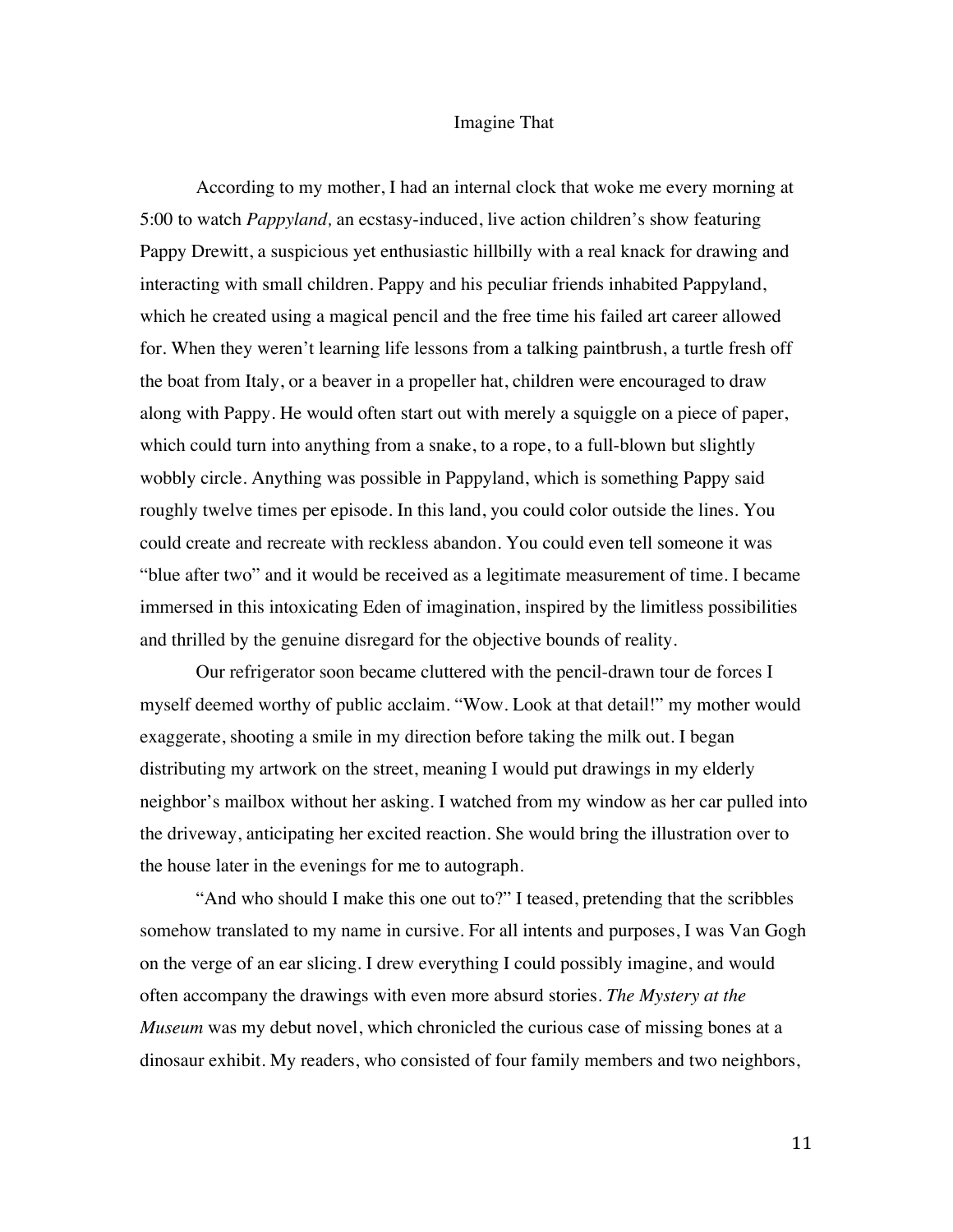# Imagine That

According to my mother, I had an internal clock that woke me every morning at 5:00 to watch *Pappyland,* an ecstasy-induced, live action children's show featuring Pappy Drewitt, a suspicious yet enthusiastic hillbilly with a real knack for drawing and interacting with small children. Pappy and his peculiar friends inhabited Pappyland, which he created using a magical pencil and the free time his failed art career allowed for. When they weren't learning life lessons from a talking paintbrush, a turtle fresh off the boat from Italy, or a beaver in a propeller hat, children were encouraged to draw along with Pappy. He would often start out with merely a squiggle on a piece of paper, which could turn into anything from a snake, to a rope, to a full-blown but slightly wobbly circle. Anything was possible in Pappyland, which is something Pappy said roughly twelve times per episode. In this land, you could color outside the lines. You could create and recreate with reckless abandon. You could even tell someone it was "blue after two" and it would be received as a legitimate measurement of time. I became immersed in this intoxicating Eden of imagination, inspired by the limitless possibilities and thrilled by the genuine disregard for the objective bounds of reality.

Our refrigerator soon became cluttered with the pencil-drawn tour de forces I myself deemed worthy of public acclaim. "Wow. Look at that detail!" my mother would exaggerate, shooting a smile in my direction before taking the milk out. I began distributing my artwork on the street, meaning I would put drawings in my elderly neighbor's mailbox without her asking. I watched from my window as her car pulled into the driveway, anticipating her excited reaction. She would bring the illustration over to the house later in the evenings for me to autograph.

"And who should I make this one out to?" I teased, pretending that the scribbles somehow translated to my name in cursive. For all intents and purposes, I was Van Gogh on the verge of an ear slicing. I drew everything I could possibly imagine, and would often accompany the drawings with even more absurd stories. *The Mystery at the Museum* was my debut novel, which chronicled the curious case of missing bones at a dinosaur exhibit. My readers, who consisted of four family members and two neighbors,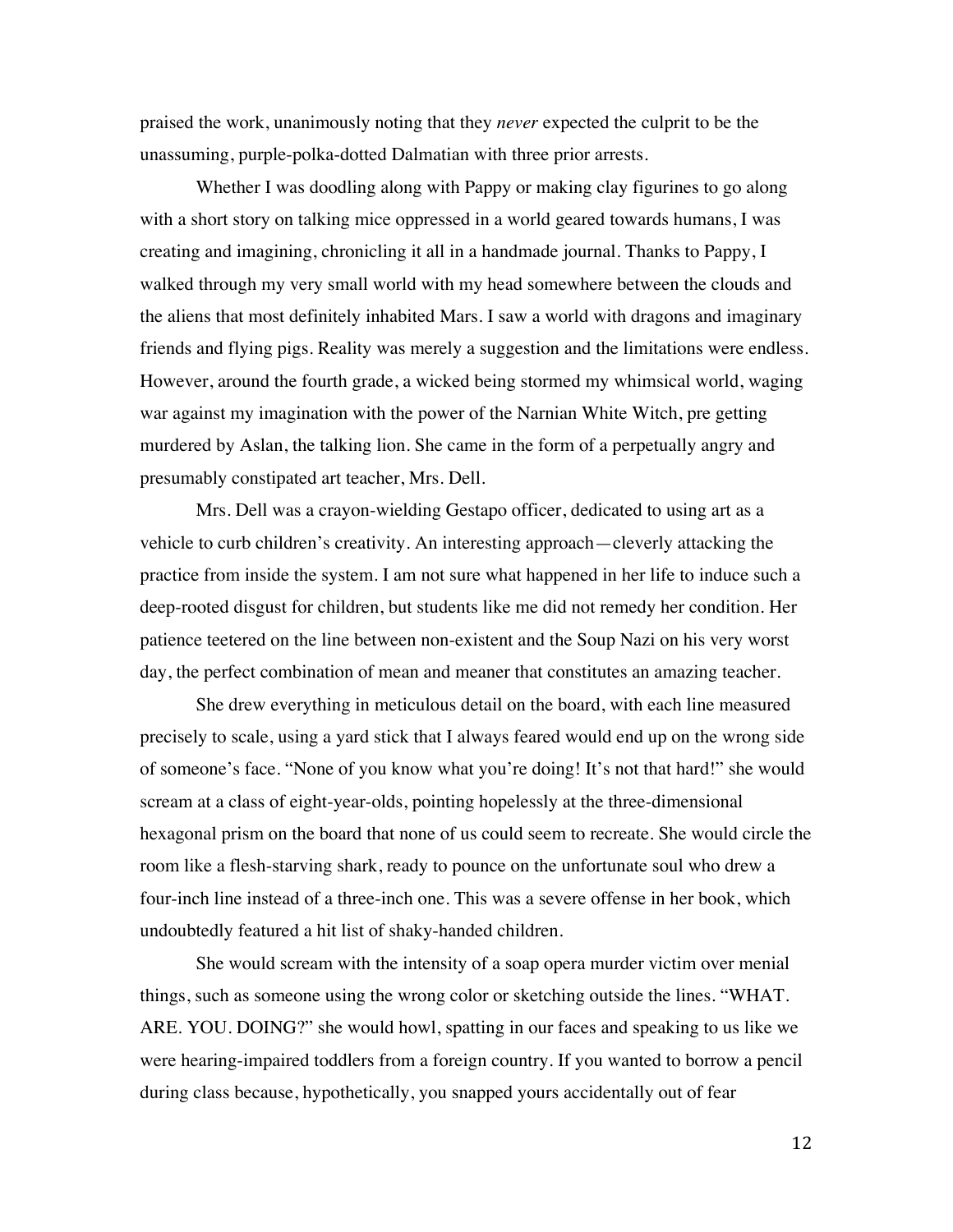praised the work, unanimously noting that they *never* expected the culprit to be the unassuming, purple-polka-dotted Dalmatian with three prior arrests.

Whether I was doodling along with Pappy or making clay figurines to go along with a short story on talking mice oppressed in a world geared towards humans, I was creating and imagining, chronicling it all in a handmade journal. Thanks to Pappy, I walked through my very small world with my head somewhere between the clouds and the aliens that most definitely inhabited Mars. I saw a world with dragons and imaginary friends and flying pigs. Reality was merely a suggestion and the limitations were endless. However, around the fourth grade, a wicked being stormed my whimsical world, waging war against my imagination with the power of the Narnian White Witch, pre getting murdered by Aslan, the talking lion. She came in the form of a perpetually angry and presumably constipated art teacher, Mrs. Dell.

Mrs. Dell was a crayon-wielding Gestapo officer, dedicated to using art as a vehicle to curb children's creativity. An interesting approach—cleverly attacking the practice from inside the system. I am not sure what happened in her life to induce such a deep-rooted disgust for children, but students like me did not remedy her condition. Her patience teetered on the line between non-existent and the Soup Nazi on his very worst day, the perfect combination of mean and meaner that constitutes an amazing teacher.

She drew everything in meticulous detail on the board, with each line measured precisely to scale, using a yard stick that I always feared would end up on the wrong side of someone's face. "None of you know what you're doing! It's not that hard!" she would scream at a class of eight-year-olds, pointing hopelessly at the three-dimensional hexagonal prism on the board that none of us could seem to recreate. She would circle the room like a flesh-starving shark, ready to pounce on the unfortunate soul who drew a four-inch line instead of a three-inch one. This was a severe offense in her book, which undoubtedly featured a hit list of shaky-handed children.

She would scream with the intensity of a soap opera murder victim over menial things, such as someone using the wrong color or sketching outside the lines. "WHAT. ARE. YOU. DOING?" she would howl, spatting in our faces and speaking to us like we were hearing-impaired toddlers from a foreign country. If you wanted to borrow a pencil during class because, hypothetically, you snapped yours accidentally out of fear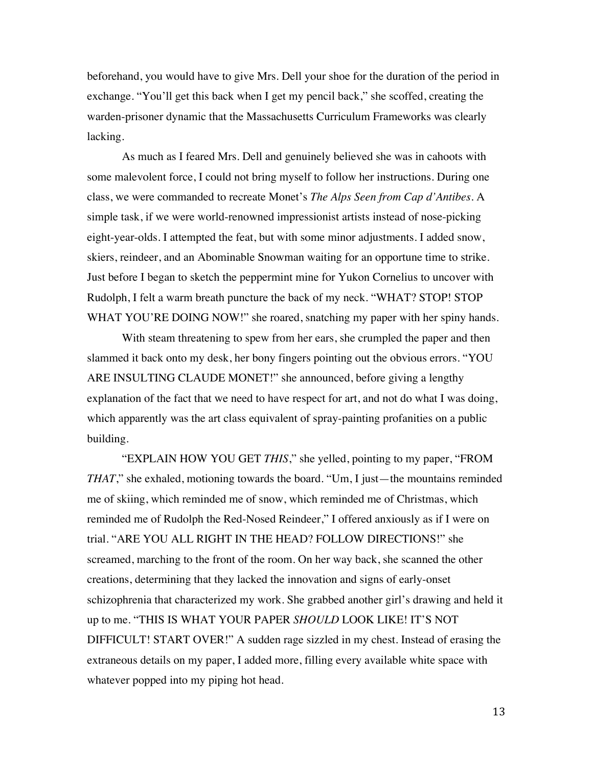beforehand, you would have to give Mrs. Dell your shoe for the duration of the period in exchange. "You'll get this back when I get my pencil back," she scoffed, creating the warden-prisoner dynamic that the Massachusetts Curriculum Frameworks was clearly lacking.

As much as I feared Mrs. Dell and genuinely believed she was in cahoots with some malevolent force, I could not bring myself to follow her instructions. During one class, we were commanded to recreate Monet's *The Alps Seen from Cap d'Antibes*. A simple task, if we were world-renowned impressionist artists instead of nose-picking eight-year-olds. I attempted the feat, but with some minor adjustments. I added snow, skiers, reindeer, and an Abominable Snowman waiting for an opportune time to strike. Just before I began to sketch the peppermint mine for Yukon Cornelius to uncover with Rudolph, I felt a warm breath puncture the back of my neck. "WHAT? STOP! STOP WHAT YOU'RE DOING NOW!" she roared, snatching my paper with her spiny hands.

With steam threatening to spew from her ears, she crumpled the paper and then slammed it back onto my desk, her bony fingers pointing out the obvious errors. "YOU ARE INSULTING CLAUDE MONET!" she announced, before giving a lengthy explanation of the fact that we need to have respect for art, and not do what I was doing, which apparently was the art class equivalent of spray-painting profanities on a public building.

"EXPLAIN HOW YOU GET *THIS*," she yelled, pointing to my paper, "FROM *THAT*," she exhaled, motioning towards the board. "Um, I just—the mountains reminded me of skiing, which reminded me of snow, which reminded me of Christmas, which reminded me of Rudolph the Red-Nosed Reindeer," I offered anxiously as if I were on trial. "ARE YOU ALL RIGHT IN THE HEAD? FOLLOW DIRECTIONS!" she screamed, marching to the front of the room. On her way back, she scanned the other creations, determining that they lacked the innovation and signs of early-onset schizophrenia that characterized my work. She grabbed another girl's drawing and held it up to me. "THIS IS WHAT YOUR PAPER *SHOULD* LOOK LIKE! IT'S NOT DIFFICULT! START OVER!" A sudden rage sizzled in my chest. Instead of erasing the extraneous details on my paper, I added more, filling every available white space with whatever popped into my piping hot head.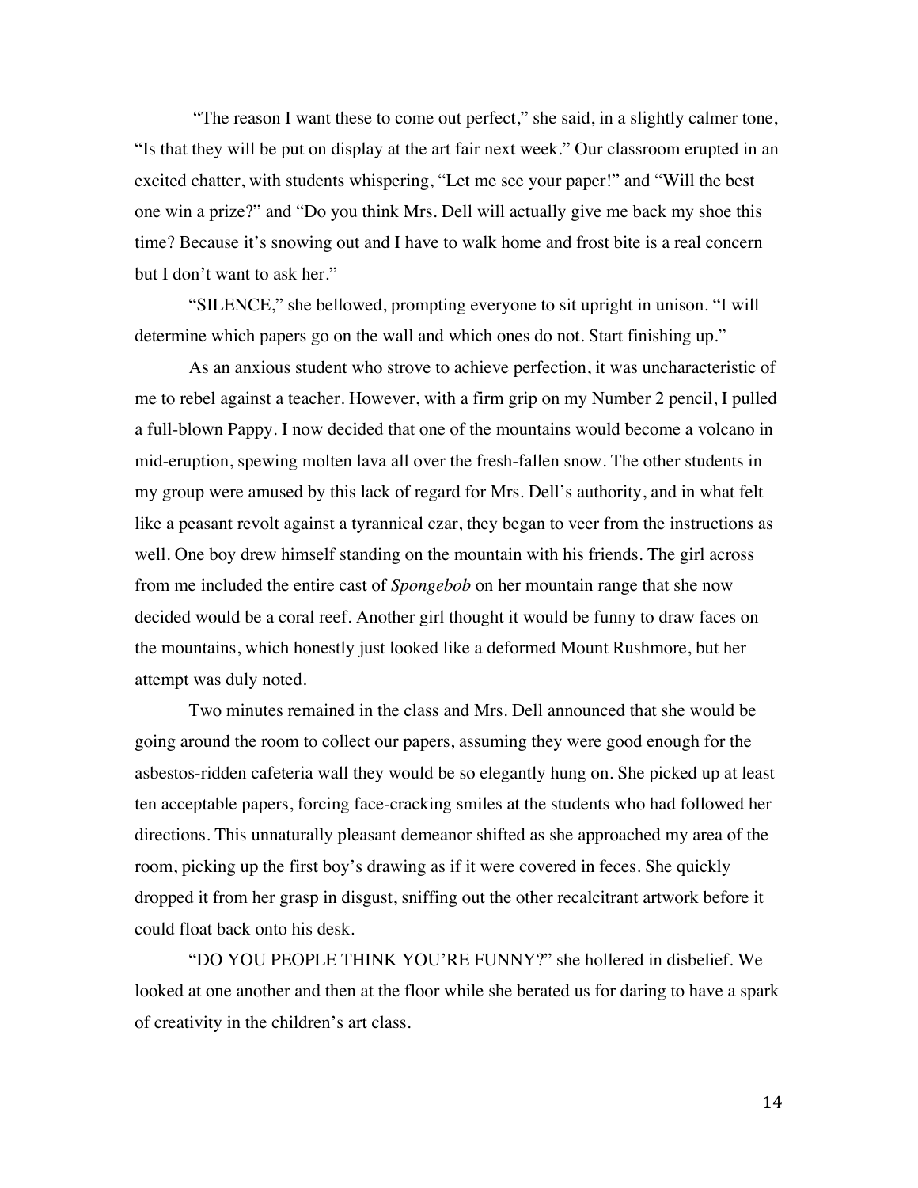"The reason I want these to come out perfect," she said, in a slightly calmer tone, "Is that they will be put on display at the art fair next week." Our classroom erupted in an excited chatter, with students whispering, "Let me see your paper!" and "Will the best one win a prize?" and "Do you think Mrs. Dell will actually give me back my shoe this time? Because it's snowing out and I have to walk home and frost bite is a real concern but I don't want to ask her."

"SILENCE," she bellowed, prompting everyone to sit upright in unison. "I will determine which papers go on the wall and which ones do not. Start finishing up."

As an anxious student who strove to achieve perfection, it was uncharacteristic of me to rebel against a teacher. However, with a firm grip on my Number 2 pencil, I pulled a full-blown Pappy. I now decided that one of the mountains would become a volcano in mid-eruption, spewing molten lava all over the fresh-fallen snow. The other students in my group were amused by this lack of regard for Mrs. Dell's authority, and in what felt like a peasant revolt against a tyrannical czar, they began to veer from the instructions as well. One boy drew himself standing on the mountain with his friends. The girl across from me included the entire cast of *Spongebob* on her mountain range that she now decided would be a coral reef. Another girl thought it would be funny to draw faces on the mountains, which honestly just looked like a deformed Mount Rushmore, but her attempt was duly noted.

Two minutes remained in the class and Mrs. Dell announced that she would be going around the room to collect our papers, assuming they were good enough for the asbestos-ridden cafeteria wall they would be so elegantly hung on. She picked up at least ten acceptable papers, forcing face-cracking smiles at the students who had followed her directions. This unnaturally pleasant demeanor shifted as she approached my area of the room, picking up the first boy's drawing as if it were covered in feces. She quickly dropped it from her grasp in disgust, sniffing out the other recalcitrant artwork before it could float back onto his desk.

"DO YOU PEOPLE THINK YOU'RE FUNNY?" she hollered in disbelief. We looked at one another and then at the floor while she berated us for daring to have a spark of creativity in the children's art class.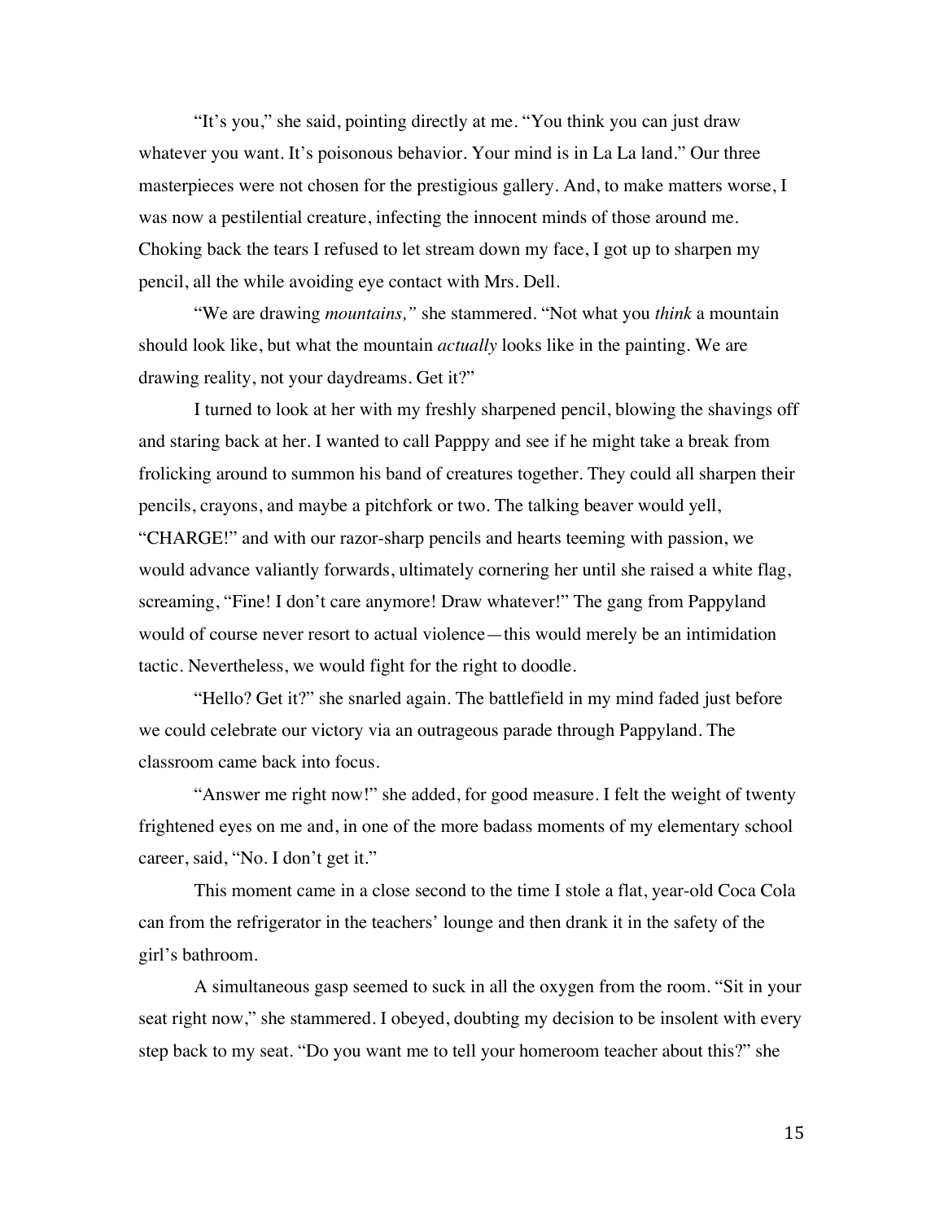"It's you," she said, pointing directly at me. "You think you can just draw whatever you want. It's poisonous behavior. Your mind is in La La land." Our three masterpieces were not chosen for the prestigious gallery. And, to make matters worse, I was now a pestilential creature, infecting the innocent minds of those around me. Choking back the tears I refused to let stream down my face, I got up to sharpen my pencil, all the while avoiding eye contact with Mrs. Dell.

"We are drawing *mountains,"* she stammered. "Not what you *think* a mountain should look like, but what the mountain *actually* looks like in the painting. We are drawing reality, not your daydreams. Get it?"

I turned to look at her with my freshly sharpened pencil, blowing the shavings off and staring back at her. I wanted to call Papppy and see if he might take a break from frolicking around to summon his band of creatures together. They could all sharpen their pencils, crayons, and maybe a pitchfork or two. The talking beaver would yell, "CHARGE!" and with our razor-sharp pencils and hearts teeming with passion, we would advance valiantly forwards, ultimately cornering her until she raised a white flag, screaming, "Fine! I don't care anymore! Draw whatever!" The gang from Pappyland would of course never resort to actual violence—this would merely be an intimidation tactic. Nevertheless, we would fight for the right to doodle.

"Hello? Get it?" she snarled again. The battlefield in my mind faded just before we could celebrate our victory via an outrageous parade through Pappyland. The classroom came back into focus.

"Answer me right now!" she added, for good measure. I felt the weight of twenty frightened eyes on me and, in one of the more badass moments of my elementary school career, said, "No. I don't get it."

This moment came in a close second to the time I stole a flat, year-old Coca Cola can from the refrigerator in the teachers' lounge and then drank it in the safety of the girl's bathroom.

A simultaneous gasp seemed to suck in all the oxygen from the room. "Sit in your seat right now," she stammered. I obeyed, doubting my decision to be insolent with every step back to my seat. "Do you want me to tell your homeroom teacher about this?" she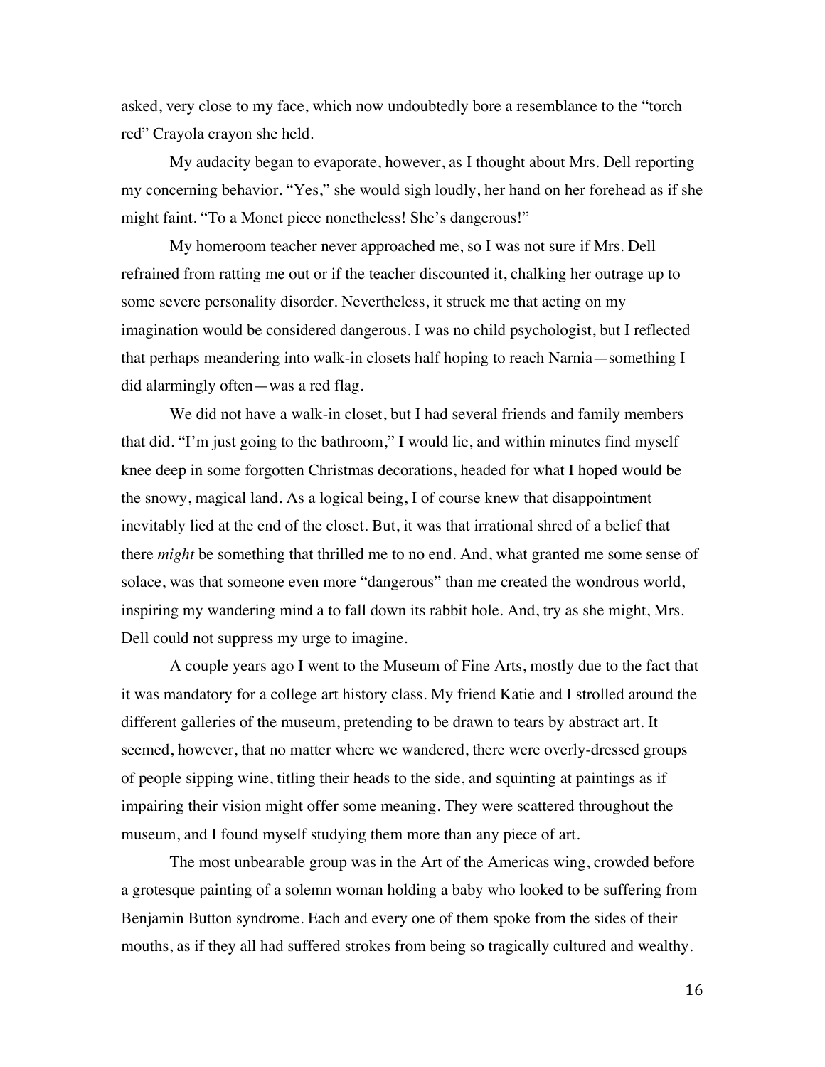asked, very close to my face, which now undoubtedly bore a resemblance to the "torch red" Crayola crayon she held.

My audacity began to evaporate, however, as I thought about Mrs. Dell reporting my concerning behavior. "Yes," she would sigh loudly, her hand on her forehead as if she might faint. "To a Monet piece nonetheless! She's dangerous!"

My homeroom teacher never approached me, so I was not sure if Mrs. Dell refrained from ratting me out or if the teacher discounted it, chalking her outrage up to some severe personality disorder. Nevertheless, it struck me that acting on my imagination would be considered dangerous. I was no child psychologist, but I reflected that perhaps meandering into walk-in closets half hoping to reach Narnia—something I did alarmingly often—was a red flag.

We did not have a walk-in closet, but I had several friends and family members that did. "I'm just going to the bathroom," I would lie, and within minutes find myself knee deep in some forgotten Christmas decorations, headed for what I hoped would be the snowy, magical land. As a logical being, I of course knew that disappointment inevitably lied at the end of the closet. But, it was that irrational shred of a belief that there *might* be something that thrilled me to no end. And, what granted me some sense of solace, was that someone even more "dangerous" than me created the wondrous world, inspiring my wandering mind a to fall down its rabbit hole. And, try as she might, Mrs. Dell could not suppress my urge to imagine.

A couple years ago I went to the Museum of Fine Arts, mostly due to the fact that it was mandatory for a college art history class. My friend Katie and I strolled around the different galleries of the museum, pretending to be drawn to tears by abstract art. It seemed, however, that no matter where we wandered, there were overly-dressed groups of people sipping wine, titling their heads to the side, and squinting at paintings as if impairing their vision might offer some meaning. They were scattered throughout the museum, and I found myself studying them more than any piece of art.

The most unbearable group was in the Art of the Americas wing, crowded before a grotesque painting of a solemn woman holding a baby who looked to be suffering from Benjamin Button syndrome. Each and every one of them spoke from the sides of their mouths, as if they all had suffered strokes from being so tragically cultured and wealthy.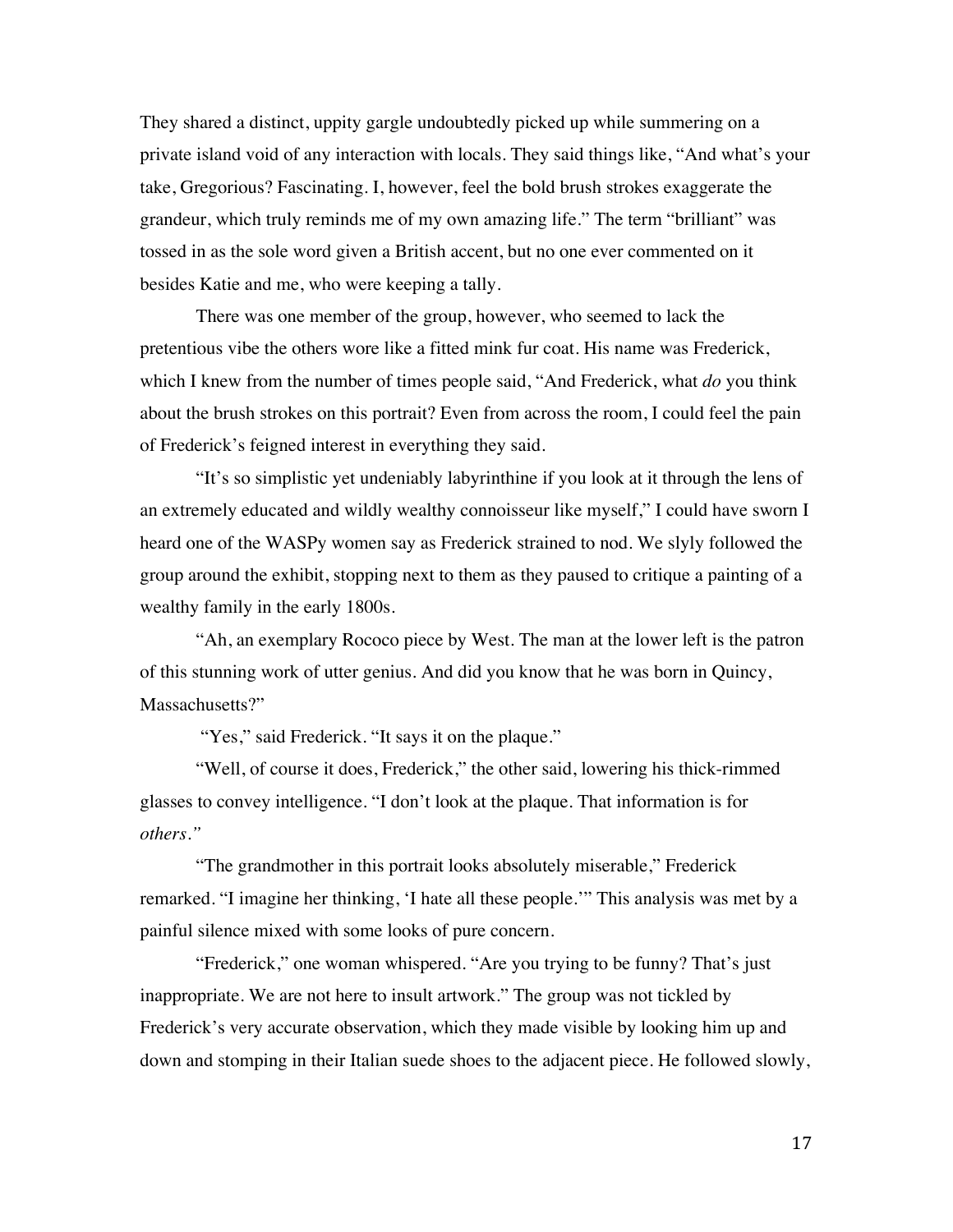They shared a distinct, uppity gargle undoubtedly picked up while summering on a private island void of any interaction with locals. They said things like, "And what's your take, Gregorious? Fascinating. I, however, feel the bold brush strokes exaggerate the grandeur, which truly reminds me of my own amazing life." The term "brilliant" was tossed in as the sole word given a British accent, but no one ever commented on it besides Katie and me, who were keeping a tally.

There was one member of the group, however, who seemed to lack the pretentious vibe the others wore like a fitted mink fur coat. His name was Frederick, which I knew from the number of times people said, "And Frederick, what *do* you think about the brush strokes on this portrait? Even from across the room, I could feel the pain of Frederick's feigned interest in everything they said.

"It's so simplistic yet undeniably labyrinthine if you look at it through the lens of an extremely educated and wildly wealthy connoisseur like myself," I could have sworn I heard one of the WASPy women say as Frederick strained to nod. We slyly followed the group around the exhibit, stopping next to them as they paused to critique a painting of a wealthy family in the early 1800s.

"Ah, an exemplary Rococo piece by West. The man at the lower left is the patron of this stunning work of utter genius. And did you know that he was born in Quincy, Massachusetts?"

"Yes," said Frederick. "It says it on the plaque."

"Well, of course it does, Frederick," the other said, lowering his thick-rimmed glasses to convey intelligence. "I don't look at the plaque. That information is for *others.*"

"The grandmother in this portrait looks absolutely miserable," Frederick remarked. "I imagine her thinking, 'I hate all these people.'" This analysis was met by a painful silence mixed with some looks of pure concern.

"Frederick," one woman whispered. "Are you trying to be funny? That's just inappropriate. We are not here to insult artwork." The group was not tickled by Frederick's very accurate observation, which they made visible by looking him up and down and stomping in their Italian suede shoes to the adjacent piece. He followed slowly,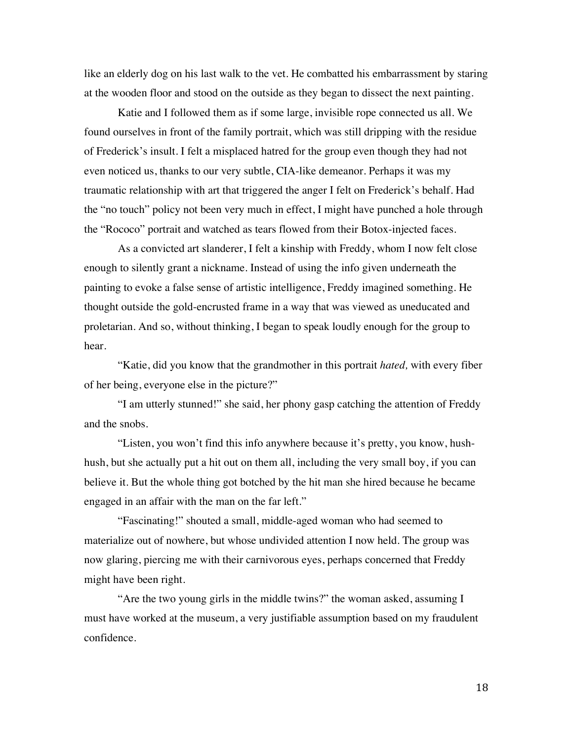like an elderly dog on his last walk to the vet. He combatted his embarrassment by staring at the wooden floor and stood on the outside as they began to dissect the next painting.

Katie and I followed them as if some large, invisible rope connected us all. We found ourselves in front of the family portrait, which was still dripping with the residue of Frederick's insult. I felt a misplaced hatred for the group even though they had not even noticed us, thanks to our very subtle, CIA-like demeanor. Perhaps it was my traumatic relationship with art that triggered the anger I felt on Frederick's behalf. Had the "no touch" policy not been very much in effect, I might have punched a hole through the "Rococo" portrait and watched as tears flowed from their Botox-injected faces.

As a convicted art slanderer, I felt a kinship with Freddy, whom I now felt close enough to silently grant a nickname. Instead of using the info given underneath the painting to evoke a false sense of artistic intelligence, Freddy imagined something. He thought outside the gold-encrusted frame in a way that was viewed as uneducated and proletarian. And so, without thinking, I began to speak loudly enough for the group to hear.

"Katie, did you know that the grandmother in this portrait *hated,* with every fiber of her being, everyone else in the picture?"

"I am utterly stunned!" she said, her phony gasp catching the attention of Freddy and the snobs.

"Listen, you won't find this info anywhere because it's pretty, you know, hush-hush, but she actually put a hit out on them all, including the very small boy, if you can believe it. But the whole thing got botched by the hit man she hired because he became engaged in an affair with the man on the far left."

"Fascinating!" shouted a small, middle-aged woman who had seemed to materialize out of nowhere, but whose undivided attention I now held. The group was now glaring, piercing me with their carnivorous eyes, perhaps concerned that Freddy might have been right.

"Are the two young girls in the middle twins?" the woman asked, assuming I must have worked at the museum, a very justifiable assumption based on my fraudulent confidence.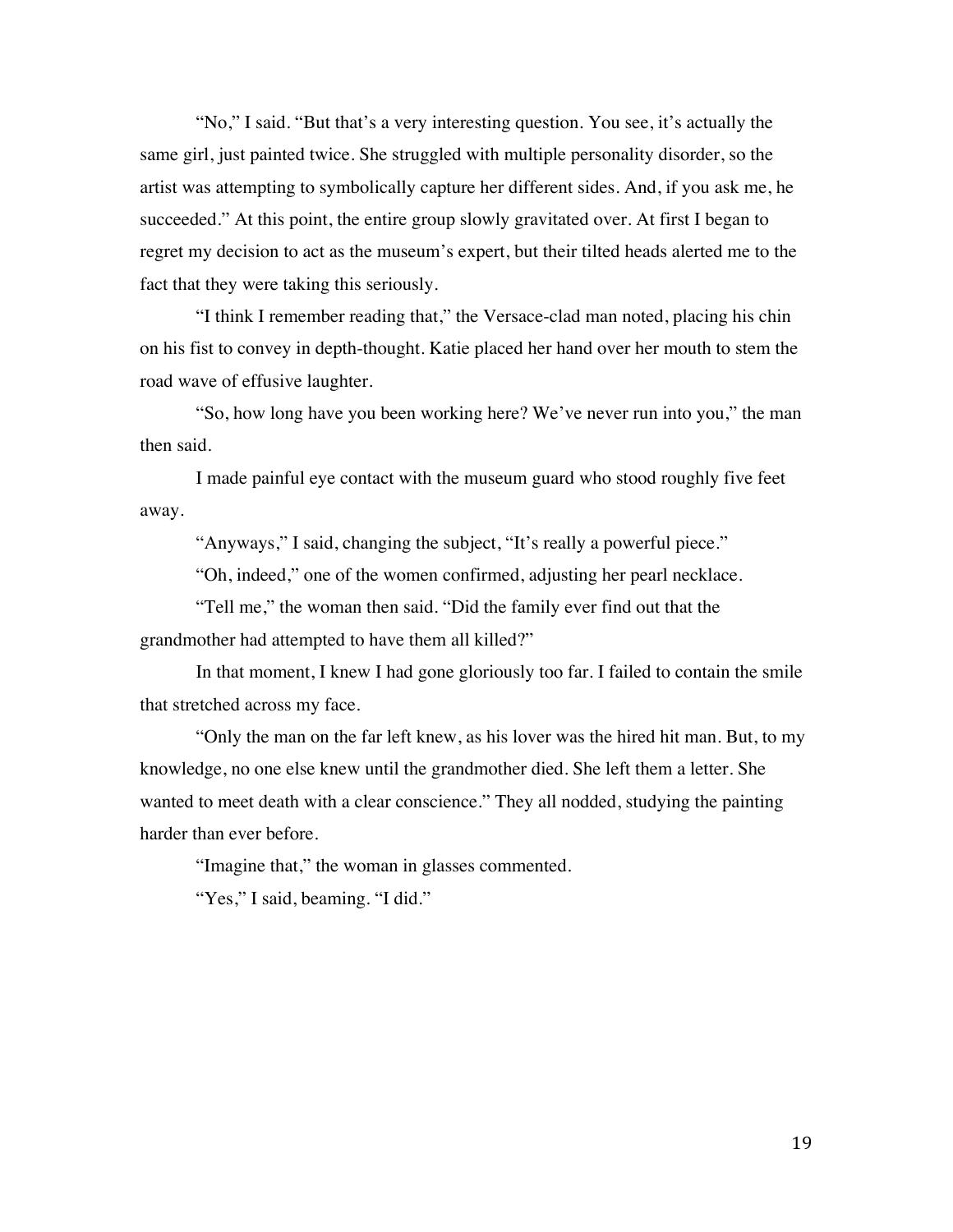"No," I said. "But that's a very interesting question. You see, it's actually the same girl, just painted twice. She struggled with multiple personality disorder, so the artist was attempting to symbolically capture her different sides. And, if you ask me, he succeeded." At this point, the entire group slowly gravitated over. At first I began to regret my decision to act as the museum's expert, but their tilted heads alerted me to the fact that they were taking this seriously.

"I think I remember reading that," the Versace-clad man noted, placing his chin on his fist to convey in depth-thought. Katie placed her hand over her mouth to stem the road wave of effusive laughter.

"So, how long have you been working here? We've never run into you," the man then said.

I made painful eye contact with the museum guard who stood roughly five feet away.

"Anyways," I said, changing the subject, "It's really a powerful piece."

"Oh, indeed," one of the women confirmed, adjusting her pearl necklace.

"Tell me," the woman then said. "Did the family ever find out that the grandmother had attempted to have them all killed?"

In that moment, I knew I had gone gloriously too far. I failed to contain the smile that stretched across my face.

"Only the man on the far left knew, as his lover was the hired hit man. But, to my knowledge, no one else knew until the grandmother died. She left them a letter. She wanted to meet death with a clear conscience." They all nodded, studying the painting harder than ever before.

"Imagine that," the woman in glasses commented.

"Yes," I said, beaming. "I did."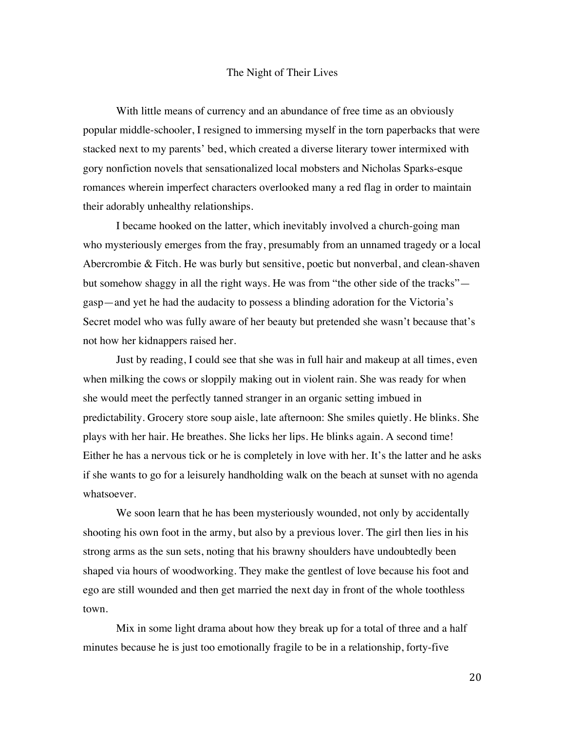# The Night of Their Lives

With little means of currency and an abundance of free time as an obviously popular middle-schooler, I resigned to immersing myself in the torn paperbacks that were stacked next to my parents' bed, which created a diverse literary tower intermixed with gory nonfiction novels that sensationalized local mobsters and Nicholas Sparks-esque romances wherein imperfect characters overlooked many a red flag in order to maintain their adorably unhealthy relationships.

I became hooked on the latter, which inevitably involved a church-going man who mysteriously emerges from the fray, presumably from an unnamed tragedy or a local Abercrombie & Fitch. He was burly but sensitive, poetic but nonverbal, and clean-shaven but somehow shaggy in all the right ways. He was from "the other side of the tracks"—gasp—and yet he had the audacity to possess a blinding adoration for the Victoria's Secret model who was fully aware of her beauty but pretended she wasn't because that's not how her kidnappers raised her.

Just by reading, I could see that she was in full hair and makeup at all times, even when milking the cows or sloppily making out in violent rain. She was ready for when she would meet the perfectly tanned stranger in an organic setting imbued in predictability. Grocery store soup aisle, late afternoon: She smiles quietly. He blinks. She plays with her hair. He breathes. She licks her lips. He blinks again. A second time! Either he has a nervous tick or he is completely in love with her. It's the latter and he asks if she wants to go for a leisurely handholding walk on the beach at sunset with no agenda whatsoever.

We soon learn that he has been mysteriously wounded, not only by accidentally shooting his own foot in the army, but also by a previous lover. The girl then lies in his strong arms as the sun sets, noting that his brawny shoulders have undoubtedly been shaped via hours of woodworking. They make the gentlest of love because his foot and ego are still wounded and then get married the next day in front of the whole toothless town.

Mix in some light drama about how they break up for a total of three and a half minutes because he is just too emotionally fragile to be in a relationship, forty-five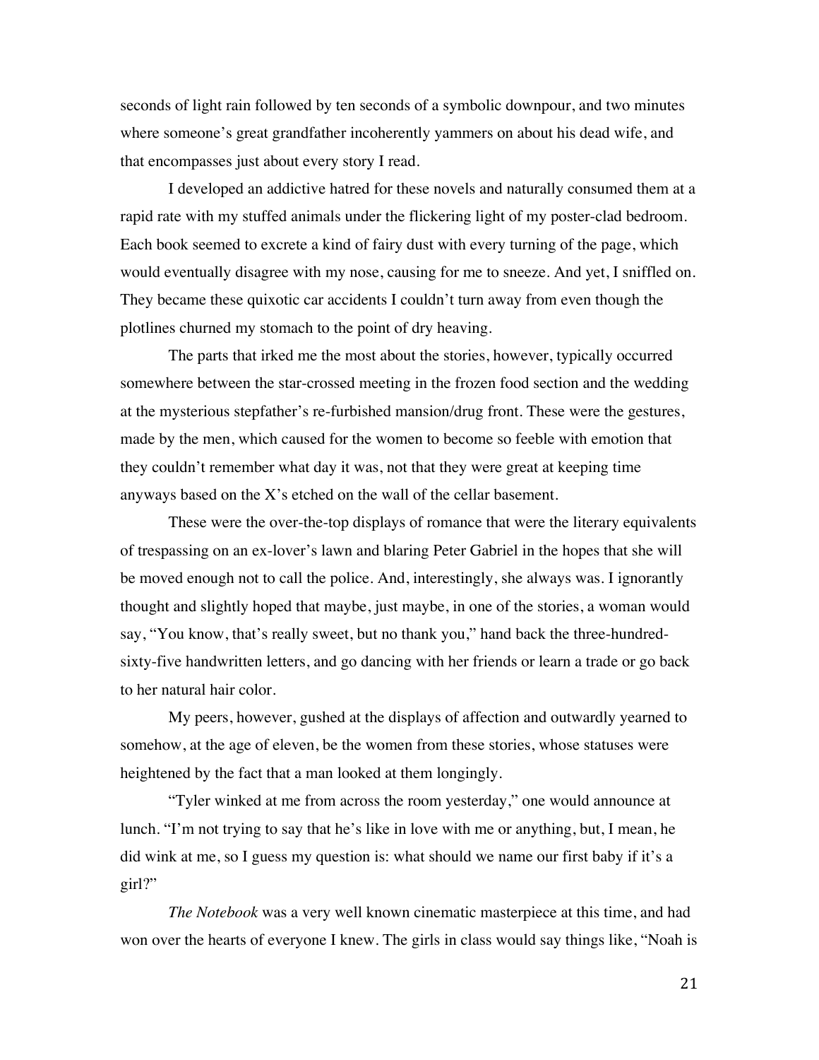seconds of light rain followed by ten seconds of a symbolic downpour, and two minutes where someone's great grandfather incoherently yammers on about his dead wife, and that encompasses just about every story I read.

I developed an addictive hatred for these novels and naturally consumed them at a rapid rate with my stuffed animals under the flickering light of my poster-clad bedroom. Each book seemed to excrete a kind of fairy dust with every turning of the page, which would eventually disagree with my nose, causing for me to sneeze. And yet, I sniffled on. They became these quixotic car accidents I couldn't turn away from even though the plotlines churned my stomach to the point of dry heaving.

The parts that irked me the most about the stories, however, typically occurred somewhere between the star-crossed meeting in the frozen food section and the wedding at the mysterious stepfather's re-furbished mansion/drug front. These were the gestures, made by the men, which caused for the women to become so feeble with emotion that they couldn't remember what day it was, not that they were great at keeping time anyways based on the X's etched on the wall of the cellar basement.

These were the over-the-top displays of romance that were the literary equivalents of trespassing on an ex-lover's lawn and blaring Peter Gabriel in the hopes that she will be moved enough not to call the police. And, interestingly, she always was. I ignorantly thought and slightly hoped that maybe, just maybe, in one of the stories, a woman would say, "You know, that's really sweet, but no thank you," hand back the three-hundred-sixty-five handwritten letters, and go dancing with her friends or learn a trade or go back to her natural hair color.

My peers, however, gushed at the displays of affection and outwardly yearned to somehow, at the age of eleven, be the women from these stories, whose statuses were heightened by the fact that a man looked at them longingly.

"Tyler winked at me from across the room yesterday," one would announce at lunch. "I'm not trying to say that he's like in love with me or anything, but, I mean, he did wink at me, so I guess my question is: what should we name our first baby if it's a girl?"

*The Notebook* was a very well known cinematic masterpiece at this time, and had won over the hearts of everyone I knew. The girls in class would say things like, "Noah is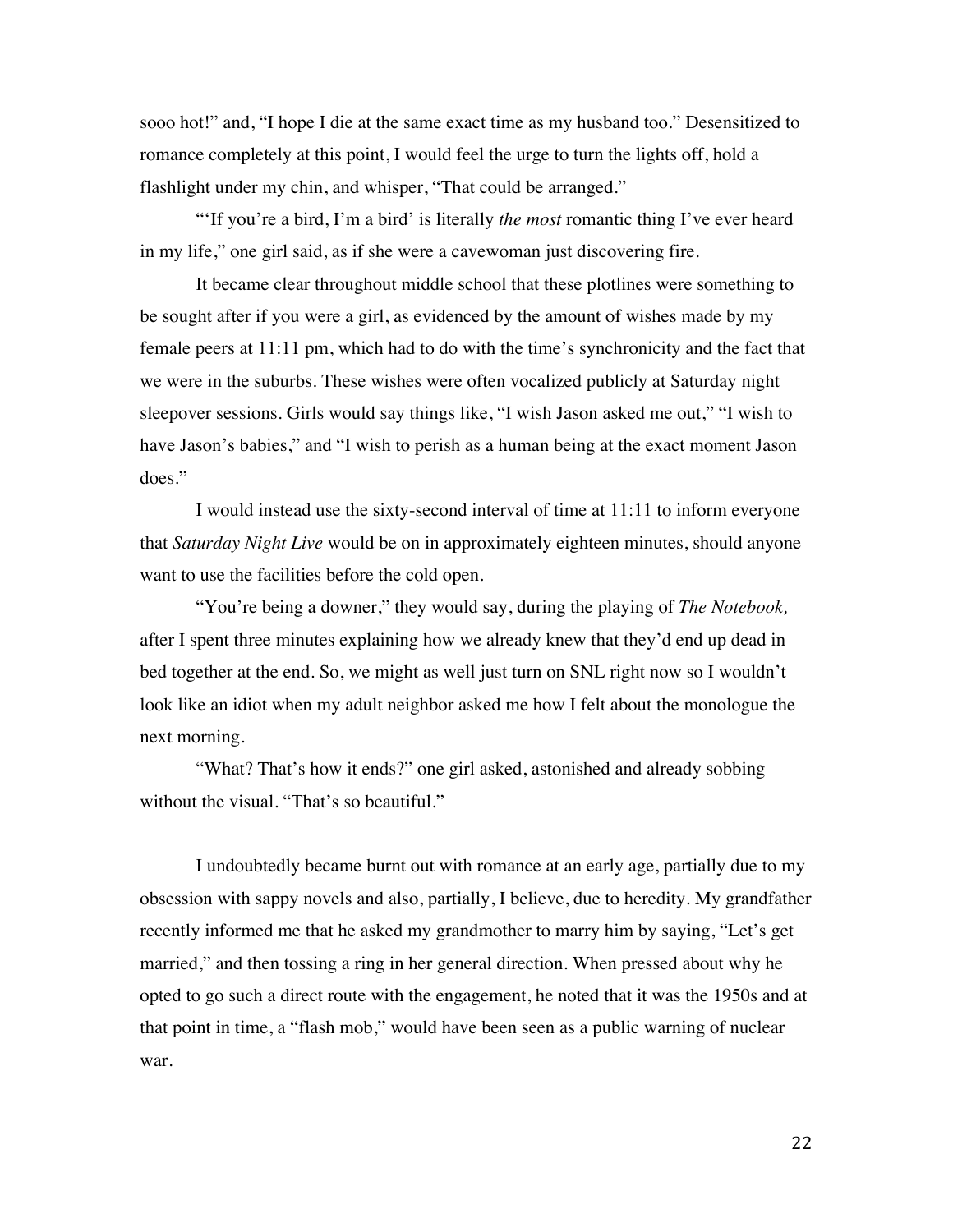sooo hot!" and, "I hope I die at the same exact time as my husband too." Desensitized to romance completely at this point, I would feel the urge to turn the lights off, hold a flashlight under my chin, and whisper, "That could be arranged."

"'If you're a bird, I'm a bird' is literally *the most* romantic thing I've ever heard in my life," one girl said, as if she were a cavewoman just discovering fire.

It became clear throughout middle school that these plotlines were something to be sought after if you were a girl, as evidenced by the amount of wishes made by my female peers at 11:11 pm, which had to do with the time's synchronicity and the fact that we were in the suburbs. These wishes were often vocalized publicly at Saturday night sleepover sessions. Girls would say things like, "I wish Jason asked me out," "I wish to have Jason's babies," and "I wish to perish as a human being at the exact moment Jason does."

I would instead use the sixty-second interval of time at 11:11 to inform everyone that *Saturday Night Live* would be on in approximately eighteen minutes, should anyone want to use the facilities before the cold open.

"You're being a downer," they would say, during the playing of *The Notebook,* after I spent three minutes explaining how we already knew that they'd end up dead in bed together at the end. So, we might as well just turn on SNL right now so I wouldn't look like an idiot when my adult neighbor asked me how I felt about the monologue the next morning.

"What? That's how it ends?" one girl asked, astonished and already sobbing without the visual. "That's so beautiful."

I undoubtedly became burnt out with romance at an early age, partially due to my obsession with sappy novels and also, partially, I believe, due to heredity. My grandfather recently informed me that he asked my grandmother to marry him by saying, "Let's get married," and then tossing a ring in her general direction. When pressed about why he opted to go such a direct route with the engagement, he noted that it was the 1950s and at that point in time, a "flash mob," would have been seen as a public warning of nuclear war.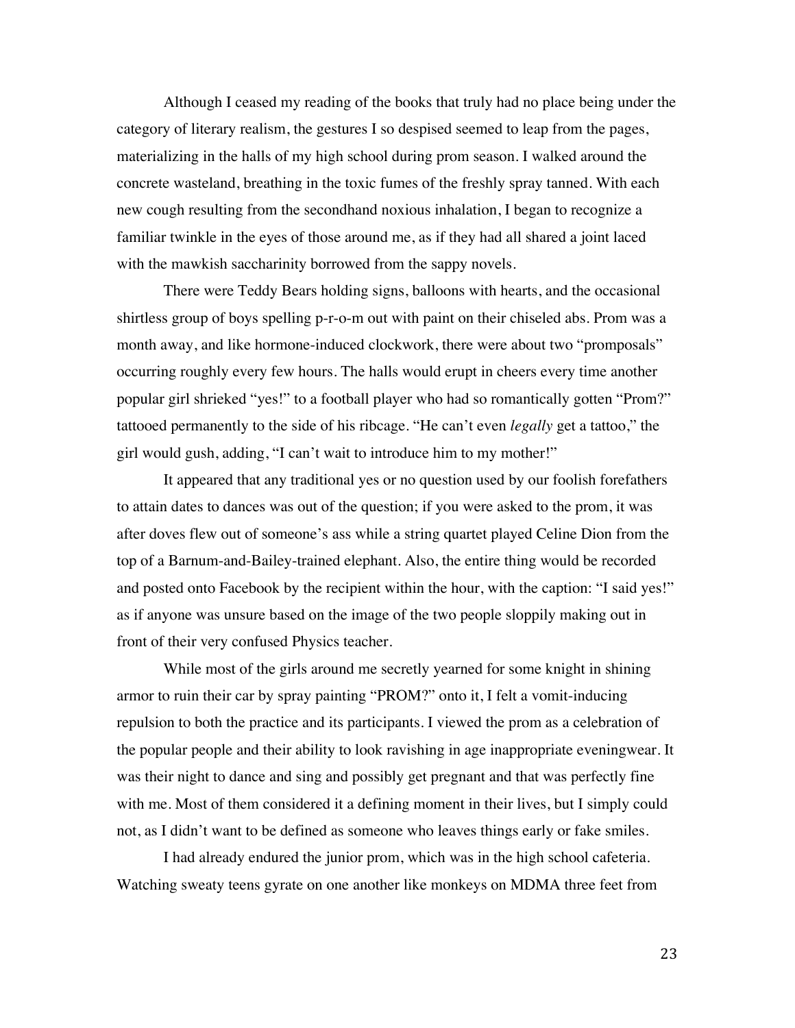Although I ceased my reading of the books that truly had no place being under the category of literary realism, the gestures I so despised seemed to leap from the pages, materializing in the halls of my high school during prom season. I walked around the concrete wasteland, breathing in the toxic fumes of the freshly spray tanned. With each new cough resulting from the secondhand noxious inhalation, I began to recognize a familiar twinkle in the eyes of those around me, as if they had all shared a joint laced with the mawkish saccharinity borrowed from the sappy novels.

There were Teddy Bears holding signs, balloons with hearts, and the occasional shirtless group of boys spelling p-r-o-m out with paint on their chiseled abs. Prom was a month away, and like hormone-induced clockwork, there were about two "promposals" occurring roughly every few hours. The halls would erupt in cheers every time another popular girl shrieked "yes!" to a football player who had so romantically gotten "Prom?" tattooed permanently to the side of his ribcage. "He can't even *legally* get a tattoo," the girl would gush, adding, "I can't wait to introduce him to my mother!"

It appeared that any traditional yes or no question used by our foolish forefathers to attain dates to dances was out of the question; if you were asked to the prom, it was after doves flew out of someone's ass while a string quartet played Celine Dion from the top of a Barnum-and-Bailey-trained elephant. Also, the entire thing would be recorded and posted onto Facebook by the recipient within the hour, with the caption: "I said yes!" as if anyone was unsure based on the image of the two people sloppily making out in front of their very confused Physics teacher.

While most of the girls around me secretly yearned for some knight in shining armor to ruin their car by spray painting "PROM?" onto it, I felt a vomit-inducing repulsion to both the practice and its participants. I viewed the prom as a celebration of the popular people and their ability to look ravishing in age inappropriate eveningwear. It was their night to dance and sing and possibly get pregnant and that was perfectly fine with me. Most of them considered it a defining moment in their lives, but I simply could not, as I didn't want to be defined as someone who leaves things early or fake smiles.

I had already endured the junior prom, which was in the high school cafeteria. Watching sweaty teens gyrate on one another like monkeys on MDMA three feet from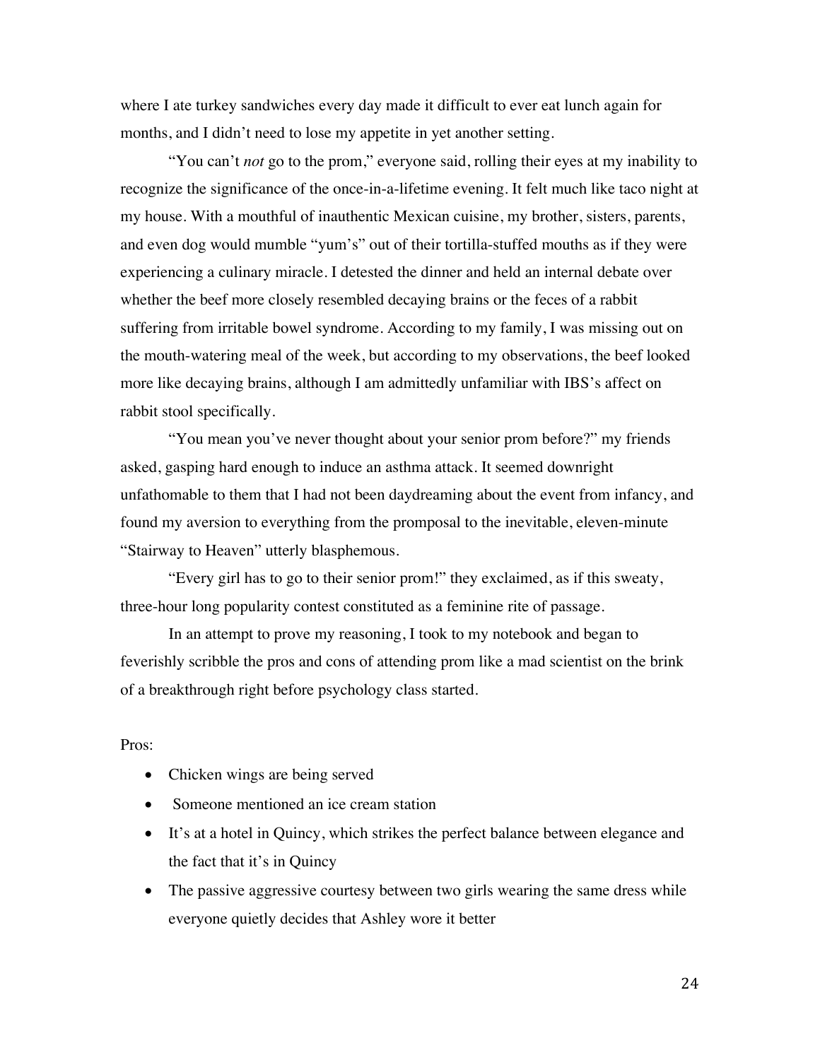where I ate turkey sandwiches every day made it difficult to ever eat lunch again for months, and I didn't need to lose my appetite in yet another setting.

"You can't *not* go to the prom," everyone said, rolling their eyes at my inability to recognize the significance of the once-in-a-lifetime evening. It felt much like taco night at my house. With a mouthful of inauthentic Mexican cuisine, my brother, sisters, parents, and even dog would mumble "yum's" out of their tortilla-stuffed mouths as if they were experiencing a culinary miracle. I detested the dinner and held an internal debate over whether the beef more closely resembled decaying brains or the feces of a rabbit suffering from irritable bowel syndrome. According to my family, I was missing out on the mouth-watering meal of the week, but according to my observations, the beef looked more like decaying brains, although I am admittedly unfamiliar with IBS's affect on rabbit stool specifically.

"You mean you've never thought about your senior prom before?" my friends asked, gasping hard enough to induce an asthma attack. It seemed downright unfathomable to them that I had not been daydreaming about the event from infancy, and found my aversion to everything from the promposal to the inevitable, eleven-minute "Stairway to Heaven" utterly blasphemous.

"Every girl has to go to their senior prom!" they exclaimed, as if this sweaty, three-hour long popularity contest constituted as a feminine rite of passage.

In an attempt to prove my reasoning, I took to my notebook and began to feverishly scribble the pros and cons of attending prom like a mad scientist on the brink of a breakthrough right before psychology class started.

Pros:

- Chicken wings are being served
- Someone mentioned an ice cream station
- It's at a hotel in Quincy, which strikes the perfect balance between elegance and the fact that it's in Quincy
- The passive aggressive courtesy between two girls wearing the same dress while everyone quietly decides that Ashley wore it better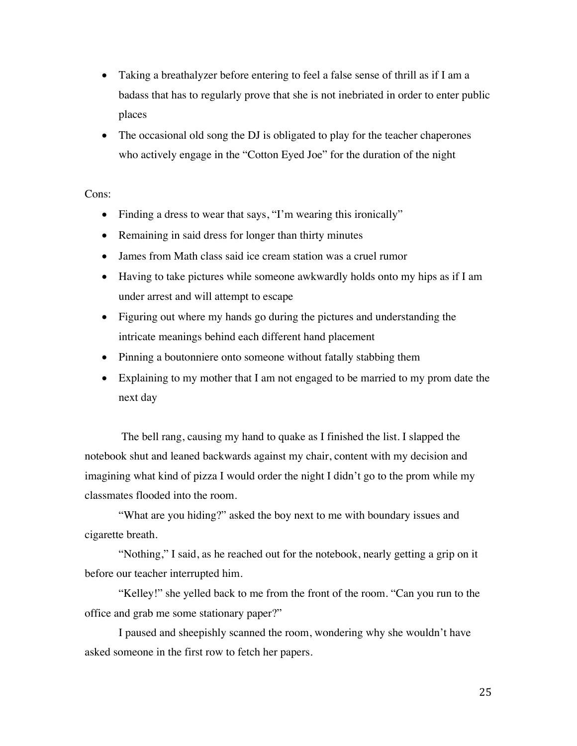- Taking a breathalyzer before entering to feel a false sense of thrill as if I am a badass that has to regularly prove that she is not inebriated in order to enter public places
- The occasional old song the DJ is obligated to play for the teacher chaperones who actively engage in the "Cotton Eyed Joe" for the duration of the night

Cons:

- Finding a dress to wear that says, "I'm wearing this ironically"
- Remaining in said dress for longer than thirty minutes
- James from Math class said ice cream station was a cruel rumor
- Having to take pictures while someone awkwardly holds onto my hips as if I am under arrest and will attempt to escape
- Figuring out where my hands go during the pictures and understanding the intricate meanings behind each different hand placement
- Pinning a boutonniere onto someone without fatally stabbing them
- Explaining to my mother that I am not engaged to be married to my prom date the next day

The bell rang, causing my hand to quake as I finished the list. I slapped the notebook shut and leaned backwards against my chair, content with my decision and imagining what kind of pizza I would order the night I didn't go to the prom while my classmates flooded into the room.

"What are you hiding?" asked the boy next to me with boundary issues and cigarette breath.

"Nothing," I said, as he reached out for the notebook, nearly getting a grip on it before our teacher interrupted him.

"Kelley!" she yelled back to me from the front of the room. "Can you run to the office and grab me some stationary paper?"

I paused and sheepishly scanned the room, wondering why she wouldn't have asked someone in the first row to fetch her papers.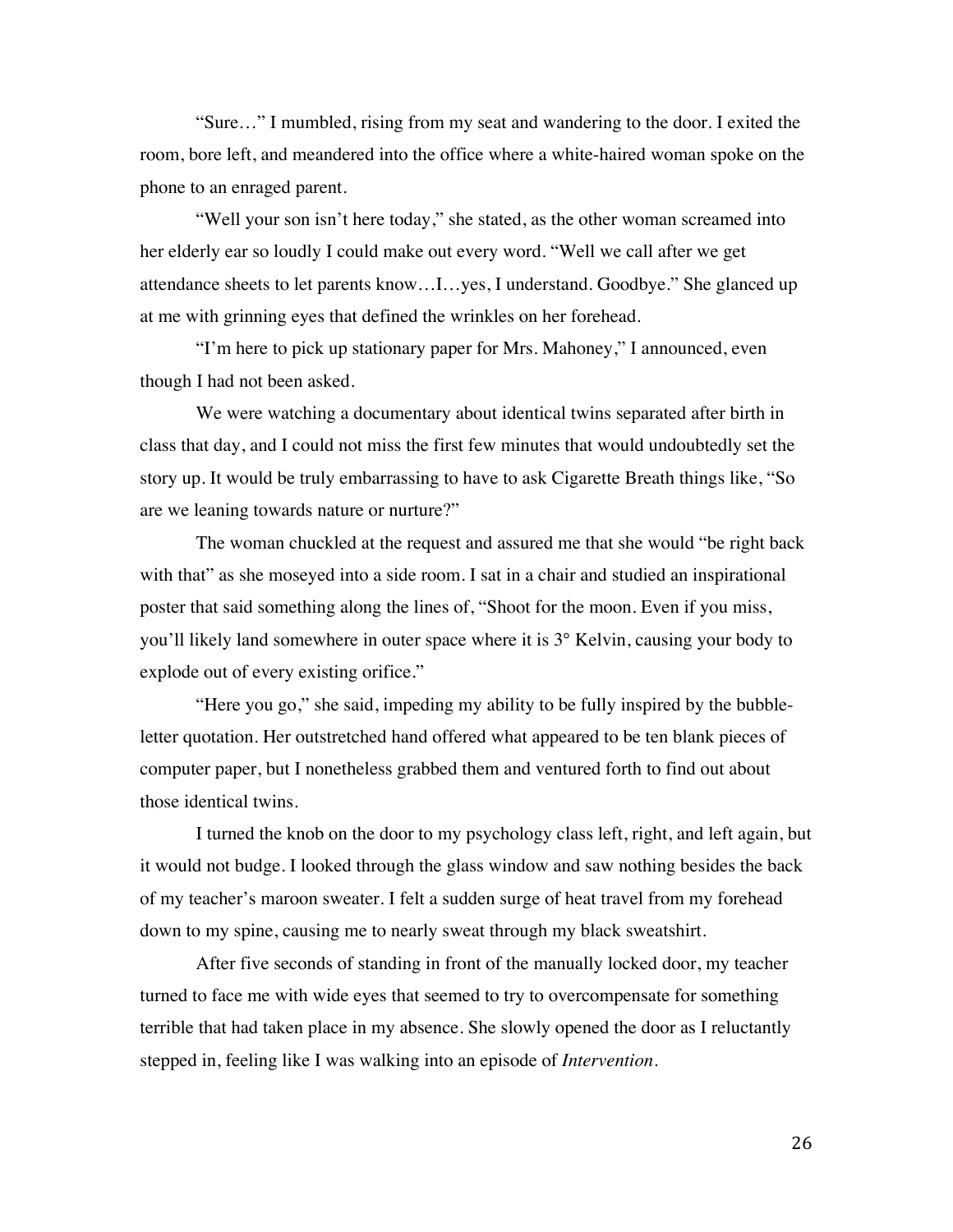"Sure…" I mumbled, rising from my seat and wandering to the door. I exited the room, bore left, and meandered into the office where a white-haired woman spoke on the phone to an enraged parent.

"Well your son isn't here today," she stated, as the other woman screamed into her elderly ear so loudly I could make out every word. "Well we call after we get attendance sheets to let parents know…I…yes, I understand. Goodbye." She glanced up at me with grinning eyes that defined the wrinkles on her forehead.

"I'm here to pick up stationary paper for Mrs. Mahoney," I announced, even though I had not been asked.

We were watching a documentary about identical twins separated after birth in class that day, and I could not miss the first few minutes that would undoubtedly set the story up. It would be truly embarrassing to have to ask Cigarette Breath things like, "So are we leaning towards nature or nurture?"

The woman chuckled at the request and assured me that she would "be right back with that" as she moseyed into a side room. I sat in a chair and studied an inspirational poster that said something along the lines of, "Shoot for the moon. Even if you miss, you'll likely land somewhere in outer space where it is 3° Kelvin, causing your body to explode out of every existing orifice."

"Here you go," she said, impeding my ability to be fully inspired by the bubble-letter quotation. Her outstretched hand offered what appeared to be ten blank pieces of computer paper, but I nonetheless grabbed them and ventured forth to find out about those identical twins.

I turned the knob on the door to my psychology class left, right, and left again, but it would not budge. I looked through the glass window and saw nothing besides the back of my teacher's maroon sweater. I felt a sudden surge of heat travel from my forehead down to my spine, causing me to nearly sweat through my black sweatshirt.

After five seconds of standing in front of the manually locked door, my teacher turned to face me with wide eyes that seemed to try to overcompensate for something terrible that had taken place in my absence. She slowly opened the door as I reluctantly stepped in, feeling like I was walking into an episode of *Intervention*.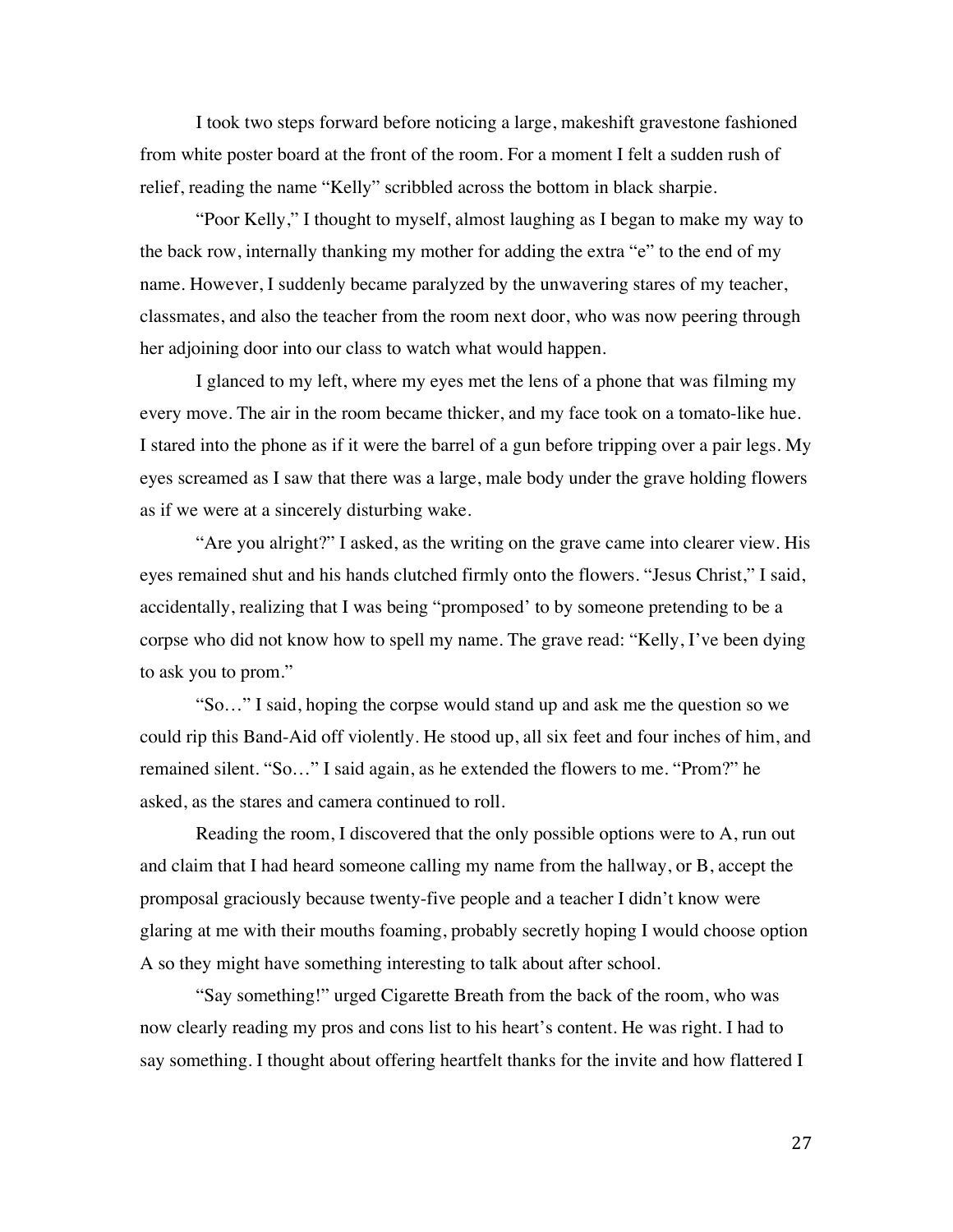I took two steps forward before noticing a large, makeshift gravestone fashioned from white poster board at the front of the room. For a moment I felt a sudden rush of relief, reading the name "Kelly" scribbled across the bottom in black sharpie.

"Poor Kelly," I thought to myself, almost laughing as I began to make my way to the back row, internally thanking my mother for adding the extra "e" to the end of my name. However, I suddenly became paralyzed by the unwavering stares of my teacher, classmates, and also the teacher from the room next door, who was now peering through her adjoining door into our class to watch what would happen.

I glanced to my left, where my eyes met the lens of a phone that was filming my every move. The air in the room became thicker, and my face took on a tomato-like hue. I stared into the phone as if it were the barrel of a gun before tripping over a pair legs. My eyes screamed as I saw that there was a large, male body under the grave holding flowers as if we were at a sincerely disturbing wake.

"Are you alright?" I asked, as the writing on the grave came into clearer view. His eyes remained shut and his hands clutched firmly onto the flowers. "Jesus Christ," I said, accidentally, realizing that I was being "promposed' to by someone pretending to be a corpse who did not know how to spell my name. The grave read: "Kelly, I've been dying to ask you to prom."

"So…" I said, hoping the corpse would stand up and ask me the question so we could rip this Band-Aid off violently. He stood up, all six feet and four inches of him, and remained silent. "So…" I said again, as he extended the flowers to me. "Prom?" he asked, as the stares and camera continued to roll.

Reading the room, I discovered that the only possible options were to A, run out and claim that I had heard someone calling my name from the hallway, or B, accept the promposal graciously because twenty-five people and a teacher I didn't know were glaring at me with their mouths foaming, probably secretly hoping I would choose option A so they might have something interesting to talk about after school.

"Say something!" urged Cigarette Breath from the back of the room, who was now clearly reading my pros and cons list to his heart's content. He was right. I had to say something. I thought about offering heartfelt thanks for the invite and how flattered I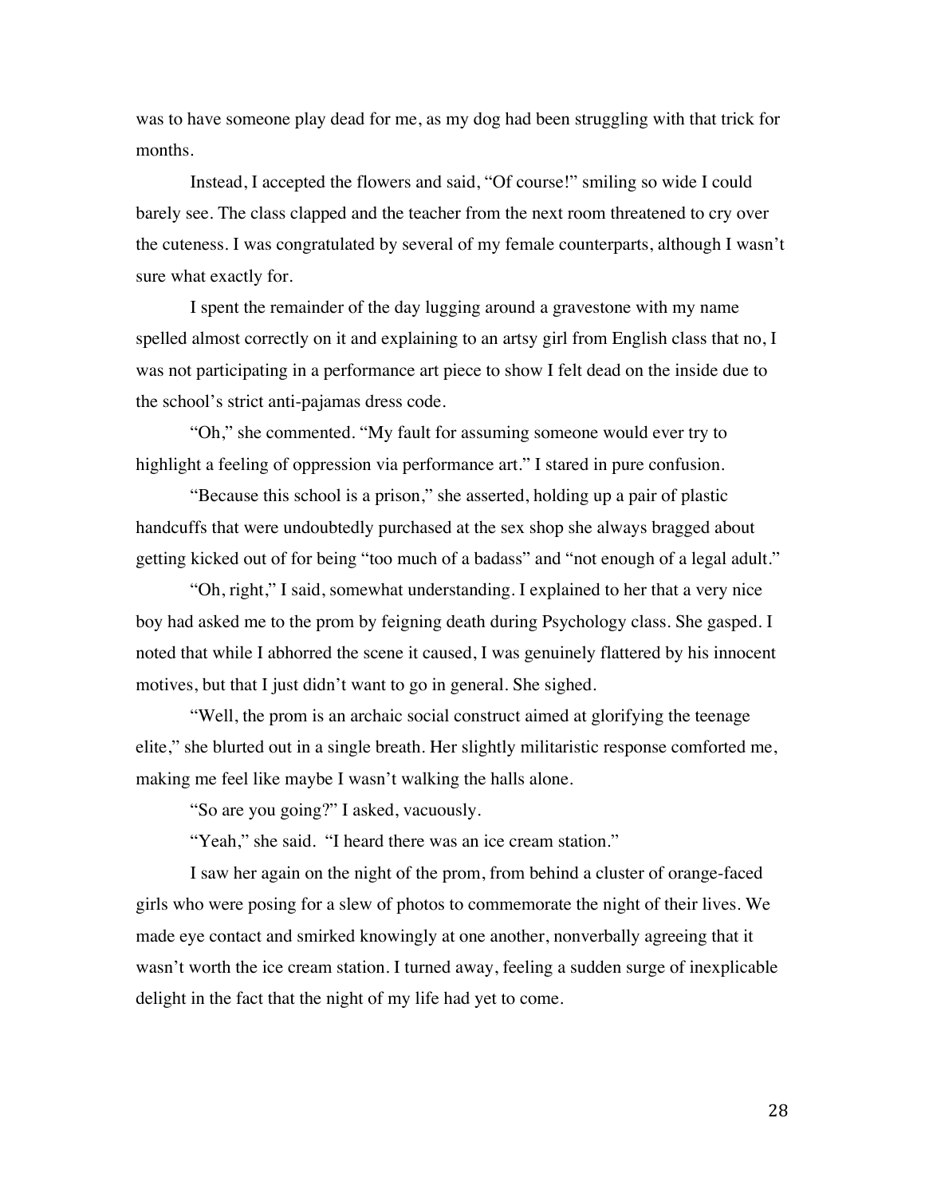was to have someone play dead for me, as my dog had been struggling with that trick for months.

Instead, I accepted the flowers and said, "Of course!" smiling so wide I could barely see. The class clapped and the teacher from the next room threatened to cry over the cuteness. I was congratulated by several of my female counterparts, although I wasn't sure what exactly for.

I spent the remainder of the day lugging around a gravestone with my name spelled almost correctly on it and explaining to an artsy girl from English class that no, I was not participating in a performance art piece to show I felt dead on the inside due to the school's strict anti-pajamas dress code.

"Oh," she commented. "My fault for assuming someone would ever try to highlight a feeling of oppression via performance art." I stared in pure confusion.

"Because this school is a prison," she asserted, holding up a pair of plastic handcuffs that were undoubtedly purchased at the sex shop she always bragged about getting kicked out of for being "too much of a badass" and "not enough of a legal adult."

"Oh, right," I said, somewhat understanding. I explained to her that a very nice boy had asked me to the prom by feigning death during Psychology class. She gasped. I noted that while I abhorred the scene it caused, I was genuinely flattered by his innocent motives, but that I just didn't want to go in general. She sighed.

"Well, the prom is an archaic social construct aimed at glorifying the teenage elite," she blurted out in a single breath. Her slightly militaristic response comforted me, making me feel like maybe I wasn't walking the halls alone.

"So are you going?" I asked, vacuously.

"Yeah," she said. "I heard there was an ice cream station."

I saw her again on the night of the prom, from behind a cluster of orange-faced girls who were posing for a slew of photos to commemorate the night of their lives. We made eye contact and smirked knowingly at one another, nonverbally agreeing that it wasn't worth the ice cream station. I turned away, feeling a sudden surge of inexplicable delight in the fact that the night of my life had yet to come.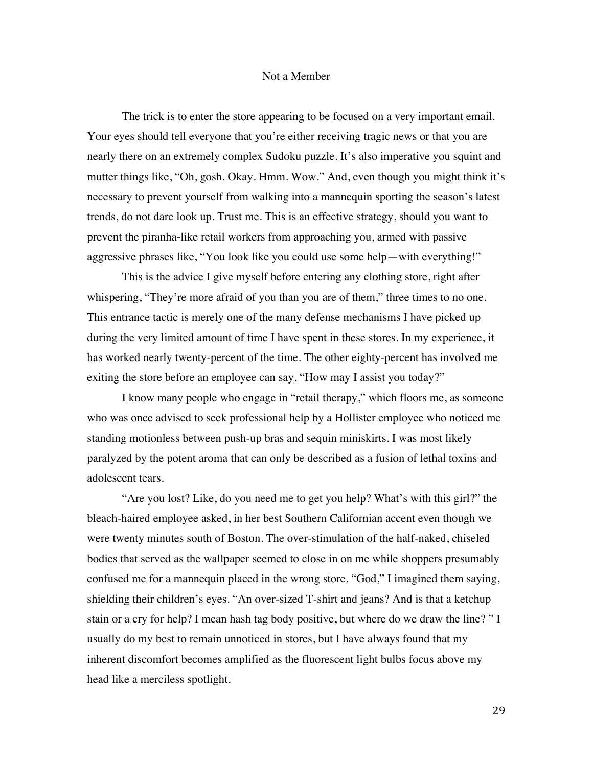# Not a Member

The trick is to enter the store appearing to be focused on a very important email. Your eyes should tell everyone that you're either receiving tragic news or that you are nearly there on an extremely complex Sudoku puzzle. It's also imperative you squint and mutter things like, "Oh, gosh. Okay. Hmm. Wow." And, even though you might think it's necessary to prevent yourself from walking into a mannequin sporting the season's latest trends, do not dare look up. Trust me. This is an effective strategy, should you want to prevent the piranha-like retail workers from approaching you, armed with passive aggressive phrases like, "You look like you could use some help—with everything!"

This is the advice I give myself before entering any clothing store, right after whispering, "They're more afraid of you than you are of them," three times to no one. This entrance tactic is merely one of the many defense mechanisms I have picked up during the very limited amount of time I have spent in these stores. In my experience, it has worked nearly twenty-percent of the time. The other eighty-percent has involved me exiting the store before an employee can say, "How may I assist you today?"

I know many people who engage in "retail therapy," which floors me, as someone who was once advised to seek professional help by a Hollister employee who noticed me standing motionless between push-up bras and sequin miniskirts. I was most likely paralyzed by the potent aroma that can only be described as a fusion of lethal toxins and adolescent tears.

"Are you lost? Like, do you need me to get you help? What's with this girl?" the bleach-haired employee asked, in her best Southern Californian accent even though we were twenty minutes south of Boston. The over-stimulation of the half-naked, chiseled bodies that served as the wallpaper seemed to close in on me while shoppers presumably confused me for a mannequin placed in the wrong store. "God," I imagined them saying, shielding their children's eyes. "An over-sized T-shirt and jeans? And is that a ketchup stain or a cry for help? I mean hash tag body positive, but where do we draw the line? " I usually do my best to remain unnoticed in stores, but I have always found that my inherent discomfort becomes amplified as the fluorescent light bulbs focus above my head like a merciless spotlight.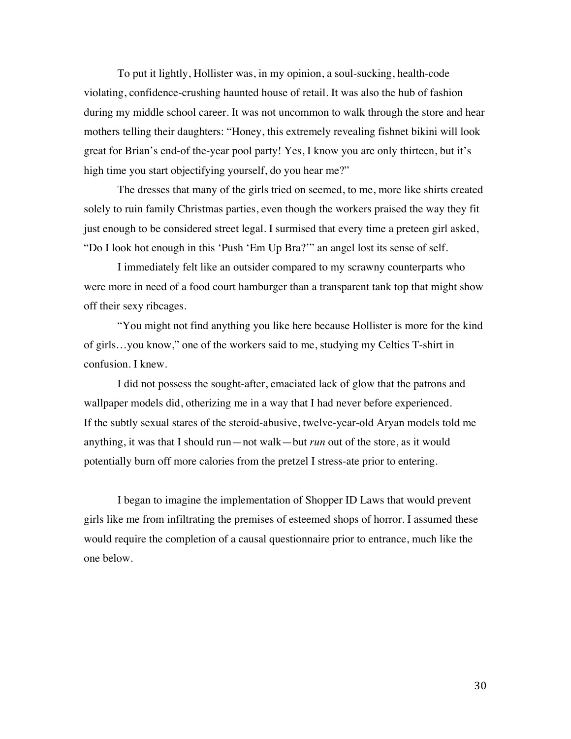To put it lightly, Hollister was, in my opinion, a soul-sucking, health-code violating, confidence-crushing haunted house of retail. It was also the hub of fashion during my middle school career. It was not uncommon to walk through the store and hear mothers telling their daughters: "Honey, this extremely revealing fishnet bikini will look great for Brian's end-of the-year pool party! Yes, I know you are only thirteen, but it's high time you start objectifying yourself, do you hear me?"

The dresses that many of the girls tried on seemed, to me, more like shirts created solely to ruin family Christmas parties, even though the workers praised the way they fit just enough to be considered street legal. I surmised that every time a preteen girl asked, "Do I look hot enough in this 'Push 'Em Up Bra?'" an angel lost its sense of self.

I immediately felt like an outsider compared to my scrawny counterparts who were more in need of a food court hamburger than a transparent tank top that might show off their sexy ribcages.

"You might not find anything you like here because Hollister is more for the kind of girls…you know," one of the workers said to me, studying my Celtics T-shirt in confusion. I knew.

I did not possess the sought-after, emaciated lack of glow that the patrons and wallpaper models did, otherizing me in a way that I had never before experienced. If the subtly sexual stares of the steroid-abusive, twelve-year-old Aryan models told me anything, it was that I should run—not walk—but *run* out of the store, as it would potentially burn off more calories from the pretzel I stress-ate prior to entering.

I began to imagine the implementation of Shopper ID Laws that would prevent girls like me from infiltrating the premises of esteemed shops of horror. I assumed these would require the completion of a causal questionnaire prior to entrance, much like the one below.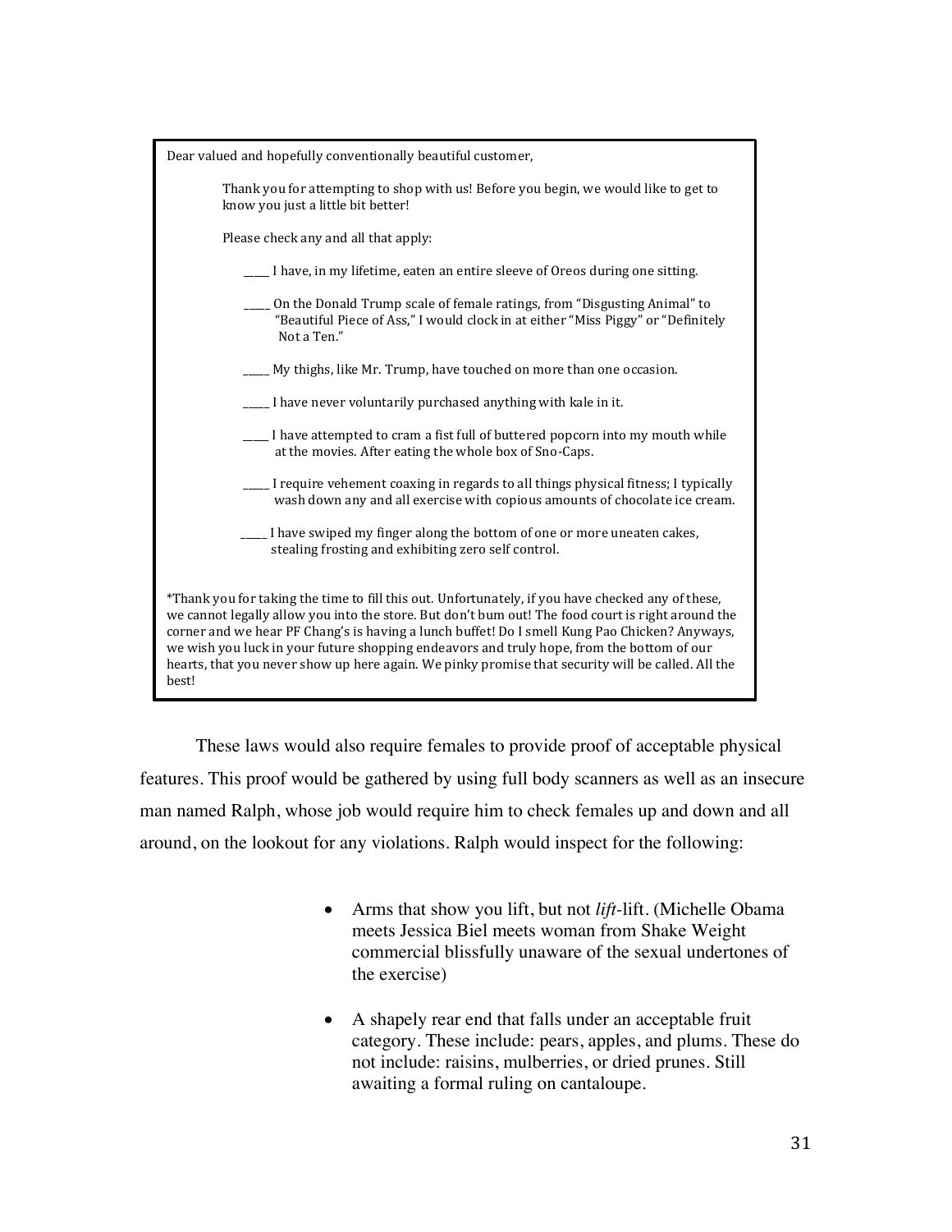> Dear valued and hopefully conventionally beautiful customer,
>
> Thank you for attempting to shop with us! Before you begin, we would like to get to know you just a little bit better!
>
> Please check any and all that apply:
>
> _____ I have, in my lifetime, eaten an entire sleeve of Oreos during one sitting.
>
> _____ On the Donald Trump scale of female ratings, from "Disgusting Animal" to "Beautiful Piece of Ass," I would clock in at either "Miss Piggy" or "Definitely Not a Ten."
>
> _____ My thighs, like Mr. Trump, have touched on more than one occasion.
>
> _____ I have never voluntarily purchased anything with kale in it.
>
> _____ I have attempted to cram a fist full of buttered popcorn into my mouth while at the movies. After eating the whole box of Sno-Caps.
>
> _____ I require vehement coaxing in regards to all things physical fitness; I typically wash down any and all exercise with copious amounts of chocolate ice cream.
>
> _____ I have swiped my finger along the bottom of one or more uneaten cakes, stealing frosting and exhibiting zero self control.
>
> *Thank you for taking the time to fill this out. Unfortunately, if you have checked any of these, we cannot legally allow you into the store. But don't bum out! The food court is right around the corner and we hear PF Chang's is having a lunch buffet! Do I smell Kung Pao Chicken? Anyways, we wish you luck in your future shopping endeavors and truly hope, from the bottom of our hearts, that you never show up here again. We pinky promise that security will be called. All the best!

These laws would also require females to provide proof of acceptable physical features. This proof would be gathered by using full body scanners as well as an insecure man named Ralph, whose job would require him to check females up and down and all around, on the lookout for any violations. Ralph would inspect for the following:

- Arms that show you lift, but not *lift*-lift. (Michelle Obama meets Jessica Biel meets woman from Shake Weight commercial blissfully unaware of the sexual undertones of the exercise)
- A shapely rear end that falls under an acceptable fruit category. These include: pears, apples, and plums. These do not include: raisins, mulberries, or dried prunes. Still awaiting a formal ruling on cantaloupe.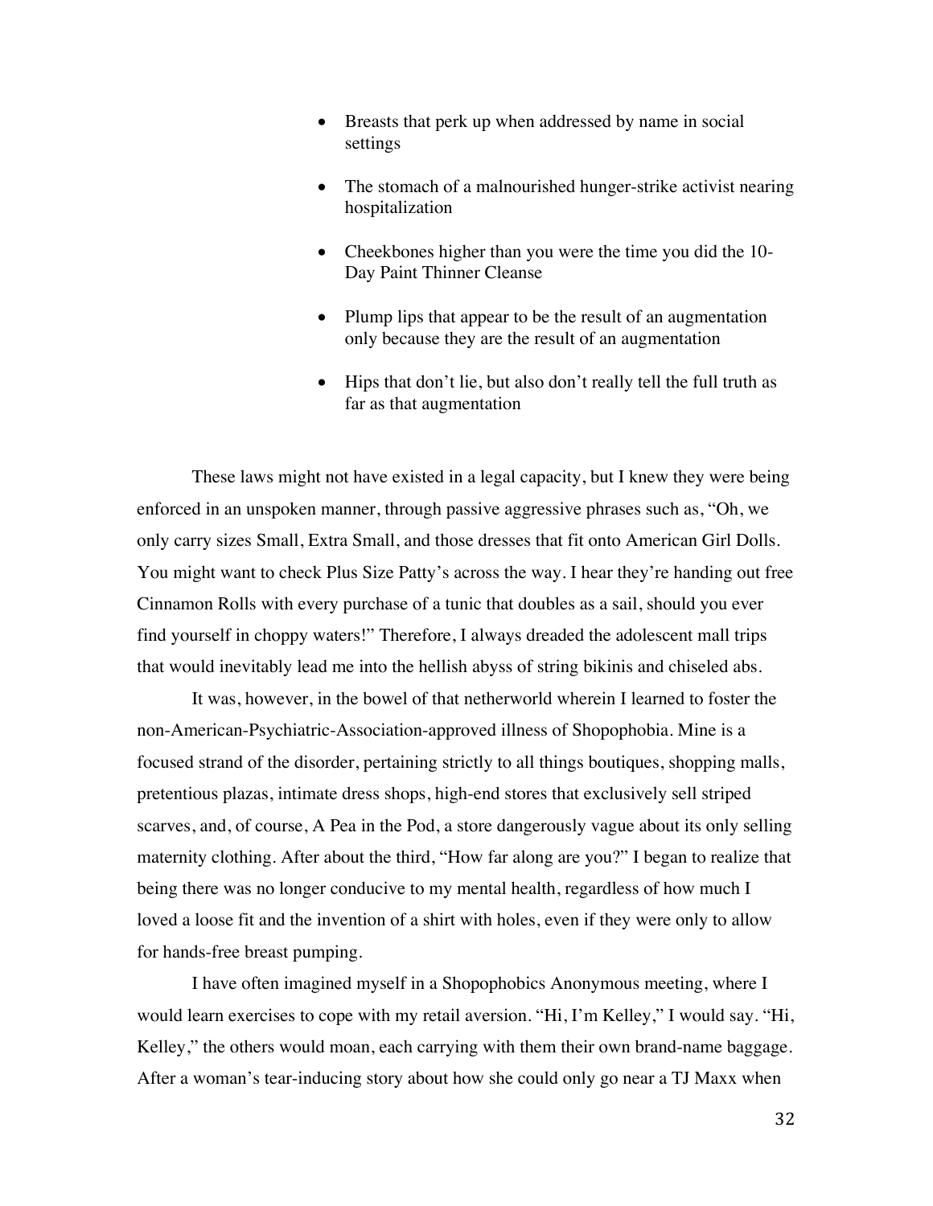- Breasts that perk up when addressed by name in social settings

- The stomach of a malnourished hunger-strike activist nearing hospitalization

- Cheekbones higher than you were the time you did the 10-Day Paint Thinner Cleanse

- Plump lips that appear to be the result of an augmentation only because they are the result of an augmentation

- Hips that don't lie, but also don't really tell the full truth as far as that augmentation

These laws might not have existed in a legal capacity, but I knew they were being enforced in an unspoken manner, through passive aggressive phrases such as, "Oh, we only carry sizes Small, Extra Small, and those dresses that fit onto American Girl Dolls. You might want to check Plus Size Patty's across the way. I hear they're handing out free Cinnamon Rolls with every purchase of a tunic that doubles as a sail, should you ever find yourself in choppy waters!" Therefore, I always dreaded the adolescent mall trips that would inevitably lead me into the hellish abyss of string bikinis and chiseled abs.

It was, however, in the bowel of that netherworld wherein I learned to foster the non-American-Psychiatric-Association-approved illness of Shopophobia. Mine is a focused strand of the disorder, pertaining strictly to all things boutiques, shopping malls, pretentious plazas, intimate dress shops, high-end stores that exclusively sell striped scarves, and, of course, A Pea in the Pod, a store dangerously vague about its only selling maternity clothing. After about the third, "How far along are you?" I began to realize that being there was no longer conducive to my mental health, regardless of how much I loved a loose fit and the invention of a shirt with holes, even if they were only to allow for hands-free breast pumping.

I have often imagined myself in a Shopophobics Anonymous meeting, where I would learn exercises to cope with my retail aversion. "Hi, I'm Kelley," I would say. "Hi, Kelley," the others would moan, each carrying with them their own brand-name baggage. After a woman's tear-inducing story about how she could only go near a TJ Maxx when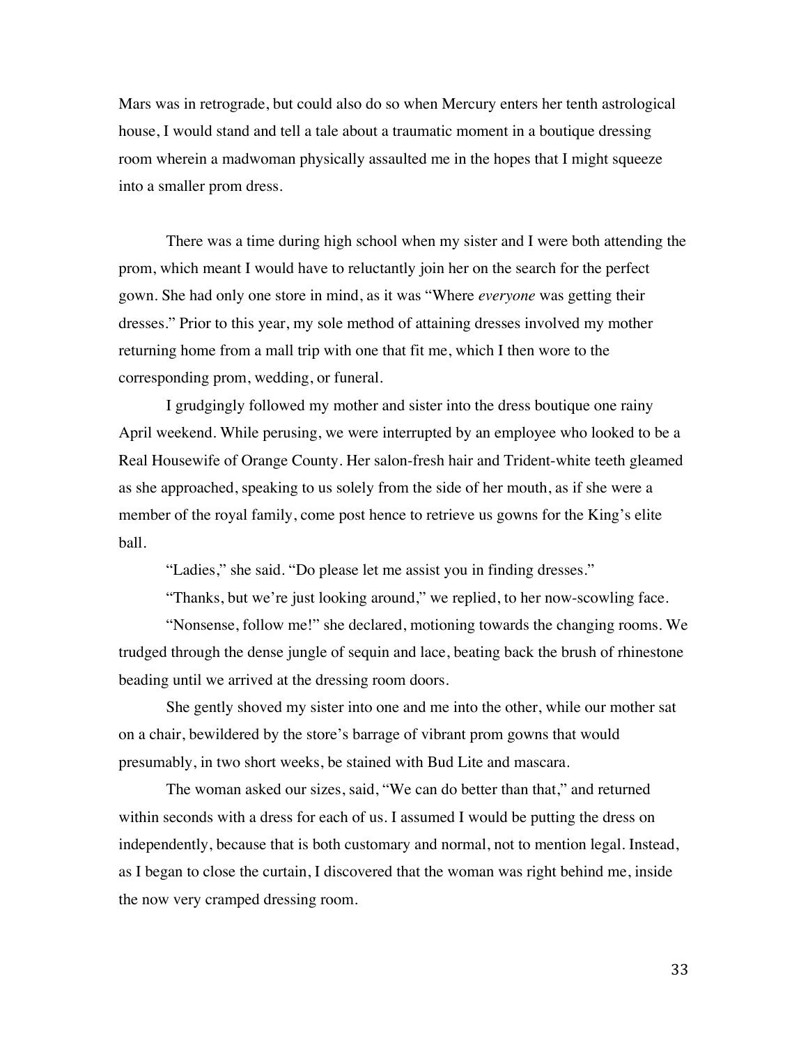Mars was in retrograde, but could also do so when Mercury enters her tenth astrological house, I would stand and tell a tale about a traumatic moment in a boutique dressing room wherein a madwoman physically assaulted me in the hopes that I might squeeze into a smaller prom dress.

There was a time during high school when my sister and I were both attending the prom, which meant I would have to reluctantly join her on the search for the perfect gown. She had only one store in mind, as it was "Where *everyone* was getting their dresses." Prior to this year, my sole method of attaining dresses involved my mother returning home from a mall trip with one that fit me, which I then wore to the corresponding prom, wedding, or funeral.

I grudgingly followed my mother and sister into the dress boutique one rainy April weekend. While perusing, we were interrupted by an employee who looked to be a Real Housewife of Orange County. Her salon-fresh hair and Trident-white teeth gleamed as she approached, speaking to us solely from the side of her mouth, as if she were a member of the royal family, come post hence to retrieve us gowns for the King's elite ball.

"Ladies," she said. "Do please let me assist you in finding dresses."

"Thanks, but we're just looking around," we replied, to her now-scowling face.

"Nonsense, follow me!" she declared, motioning towards the changing rooms. We trudged through the dense jungle of sequin and lace, beating back the brush of rhinestone beading until we arrived at the dressing room doors.

She gently shoved my sister into one and me into the other, while our mother sat on a chair, bewildered by the store's barrage of vibrant prom gowns that would presumably, in two short weeks, be stained with Bud Lite and mascara.

The woman asked our sizes, said, "We can do better than that," and returned within seconds with a dress for each of us. I assumed I would be putting the dress on independently, because that is both customary and normal, not to mention legal. Instead, as I began to close the curtain, I discovered that the woman was right behind me, inside the now very cramped dressing room.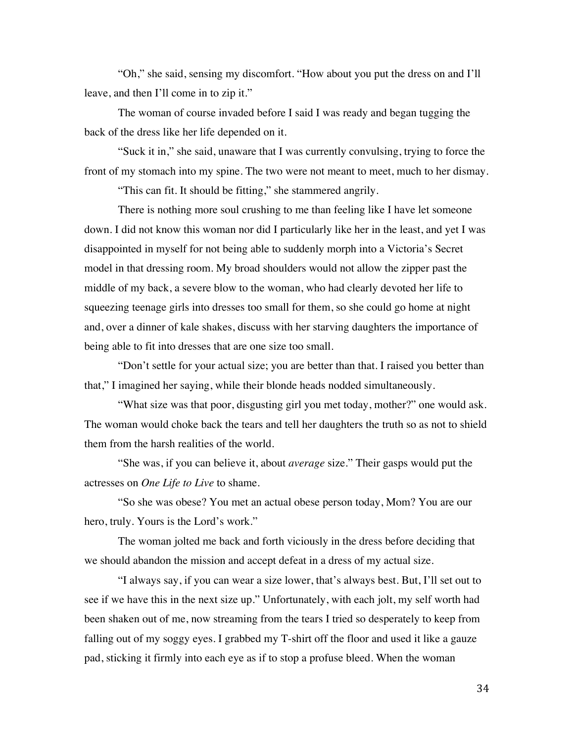"Oh," she said, sensing my discomfort. "How about you put the dress on and I'll leave, and then I'll come in to zip it."

The woman of course invaded before I said I was ready and began tugging the back of the dress like her life depended on it.

"Suck it in," she said, unaware that I was currently convulsing, trying to force the front of my stomach into my spine. The two were not meant to meet, much to her dismay.

"This can fit. It should be fitting," she stammered angrily.

There is nothing more soul crushing to me than feeling like I have let someone down. I did not know this woman nor did I particularly like her in the least, and yet I was disappointed in myself for not being able to suddenly morph into a Victoria's Secret model in that dressing room. My broad shoulders would not allow the zipper past the middle of my back, a severe blow to the woman, who had clearly devoted her life to squeezing teenage girls into dresses too small for them, so she could go home at night and, over a dinner of kale shakes, discuss with her starving daughters the importance of being able to fit into dresses that are one size too small.

"Don't settle for your actual size; you are better than that. I raised you better than that," I imagined her saying, while their blonde heads nodded simultaneously.

"What size was that poor, disgusting girl you met today, mother?" one would ask. The woman would choke back the tears and tell her daughters the truth so as not to shield them from the harsh realities of the world.

"She was, if you can believe it, about *average* size." Their gasps would put the actresses on *One Life to Live* to shame.

"So she was obese? You met an actual obese person today, Mom? You are our hero, truly. Yours is the Lord's work."

The woman jolted me back and forth viciously in the dress before deciding that we should abandon the mission and accept defeat in a dress of my actual size.

"I always say, if you can wear a size lower, that's always best. But, I'll set out to see if we have this in the next size up." Unfortunately, with each jolt, my self worth had been shaken out of me, now streaming from the tears I tried so desperately to keep from falling out of my soggy eyes. I grabbed my T-shirt off the floor and used it like a gauze pad, sticking it firmly into each eye as if to stop a profuse bleed. When the woman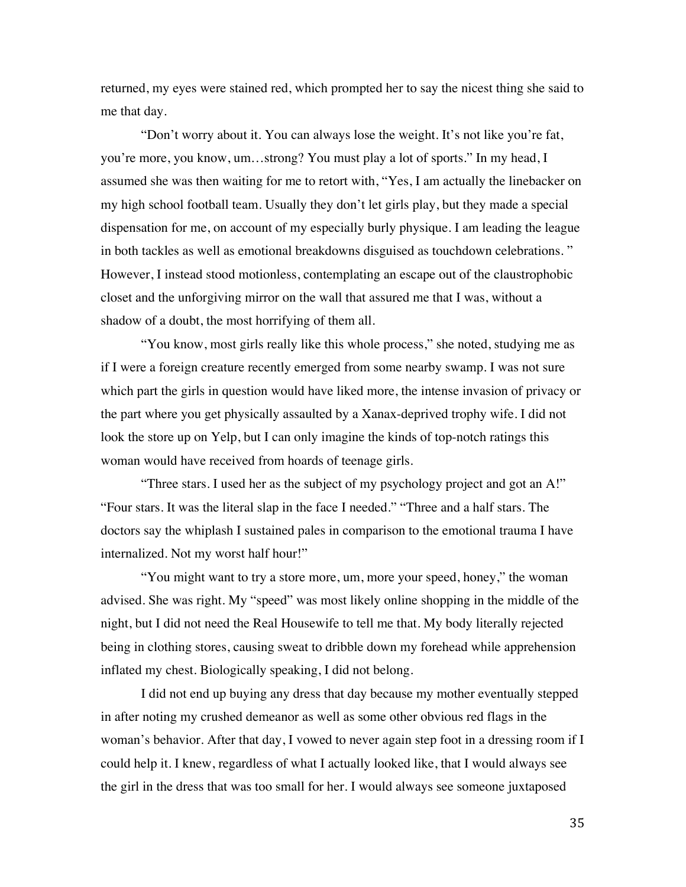returned, my eyes were stained red, which prompted her to say the nicest thing she said to me that day.

"Don't worry about it. You can always lose the weight. It's not like you're fat, you're more, you know, um…strong? You must play a lot of sports." In my head, I assumed she was then waiting for me to retort with, "Yes, I am actually the linebacker on my high school football team. Usually they don't let girls play, but they made a special dispensation for me, on account of my especially burly physique. I am leading the league in both tackles as well as emotional breakdowns disguised as touchdown celebrations. " However, I instead stood motionless, contemplating an escape out of the claustrophobic closet and the unforgiving mirror on the wall that assured me that I was, without a shadow of a doubt, the most horrifying of them all.

"You know, most girls really like this whole process," she noted, studying me as if I were a foreign creature recently emerged from some nearby swamp. I was not sure which part the girls in question would have liked more, the intense invasion of privacy or the part where you get physically assaulted by a Xanax-deprived trophy wife. I did not look the store up on Yelp, but I can only imagine the kinds of top-notch ratings this woman would have received from hoards of teenage girls.

"Three stars. I used her as the subject of my psychology project and got an A!" "Four stars. It was the literal slap in the face I needed." "Three and a half stars. The doctors say the whiplash I sustained pales in comparison to the emotional trauma I have internalized. Not my worst half hour!"

"You might want to try a store more, um, more your speed, honey," the woman advised. She was right. My "speed" was most likely online shopping in the middle of the night, but I did not need the Real Housewife to tell me that. My body literally rejected being in clothing stores, causing sweat to dribble down my forehead while apprehension inflated my chest. Biologically speaking, I did not belong.

I did not end up buying any dress that day because my mother eventually stepped in after noting my crushed demeanor as well as some other obvious red flags in the woman's behavior. After that day, I vowed to never again step foot in a dressing room if I could help it. I knew, regardless of what I actually looked like, that I would always see the girl in the dress that was too small for her. I would always see someone juxtaposed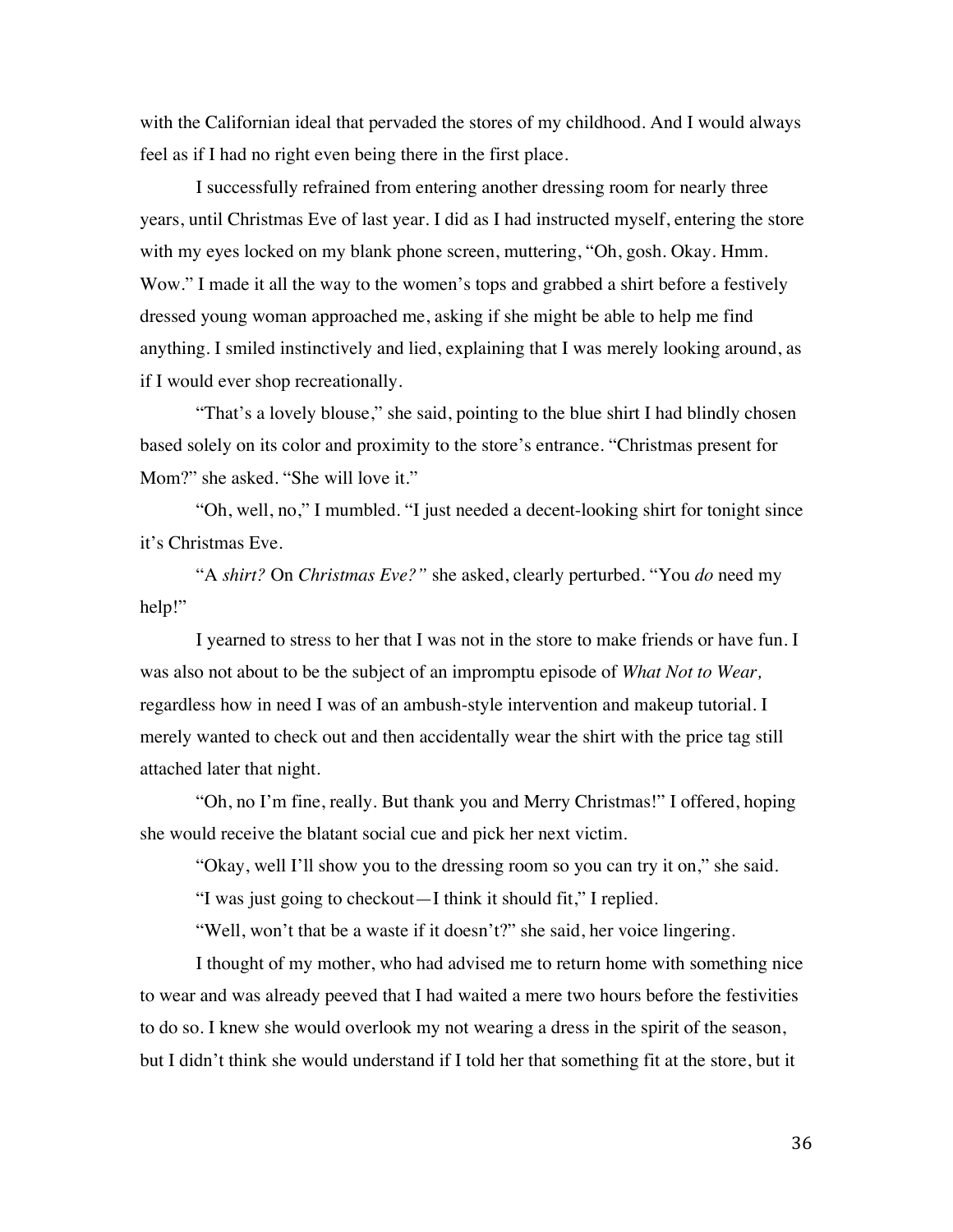with the Californian ideal that pervaded the stores of my childhood. And I would always feel as if I had no right even being there in the first place.

I successfully refrained from entering another dressing room for nearly three years, until Christmas Eve of last year. I did as I had instructed myself, entering the store with my eyes locked on my blank phone screen, muttering, "Oh, gosh. Okay. Hmm. Wow." I made it all the way to the women's tops and grabbed a shirt before a festively dressed young woman approached me, asking if she might be able to help me find anything. I smiled instinctively and lied, explaining that I was merely looking around, as if I would ever shop recreationally.

"That's a lovely blouse," she said, pointing to the blue shirt I had blindly chosen based solely on its color and proximity to the store's entrance. "Christmas present for Mom?" she asked. "She will love it."

"Oh, well, no," I mumbled. "I just needed a decent-looking shirt for tonight since it's Christmas Eve.

"A *shirt?* On *Christmas Eve?"* she asked, clearly perturbed. "You *do* need my help!"

I yearned to stress to her that I was not in the store to make friends or have fun. I was also not about to be the subject of an impromptu episode of *What Not to Wear,* regardless how in need I was of an ambush-style intervention and makeup tutorial. I merely wanted to check out and then accidentally wear the shirt with the price tag still attached later that night.

"Oh, no I'm fine, really. But thank you and Merry Christmas!" I offered, hoping she would receive the blatant social cue and pick her next victim.

"Okay, well I'll show you to the dressing room so you can try it on," she said.

"I was just going to checkout—I think it should fit," I replied.

"Well, won't that be a waste if it doesn't?" she said, her voice lingering.

I thought of my mother, who had advised me to return home with something nice to wear and was already peeved that I had waited a mere two hours before the festivities to do so. I knew she would overlook my not wearing a dress in the spirit of the season, but I didn't think she would understand if I told her that something fit at the store, but it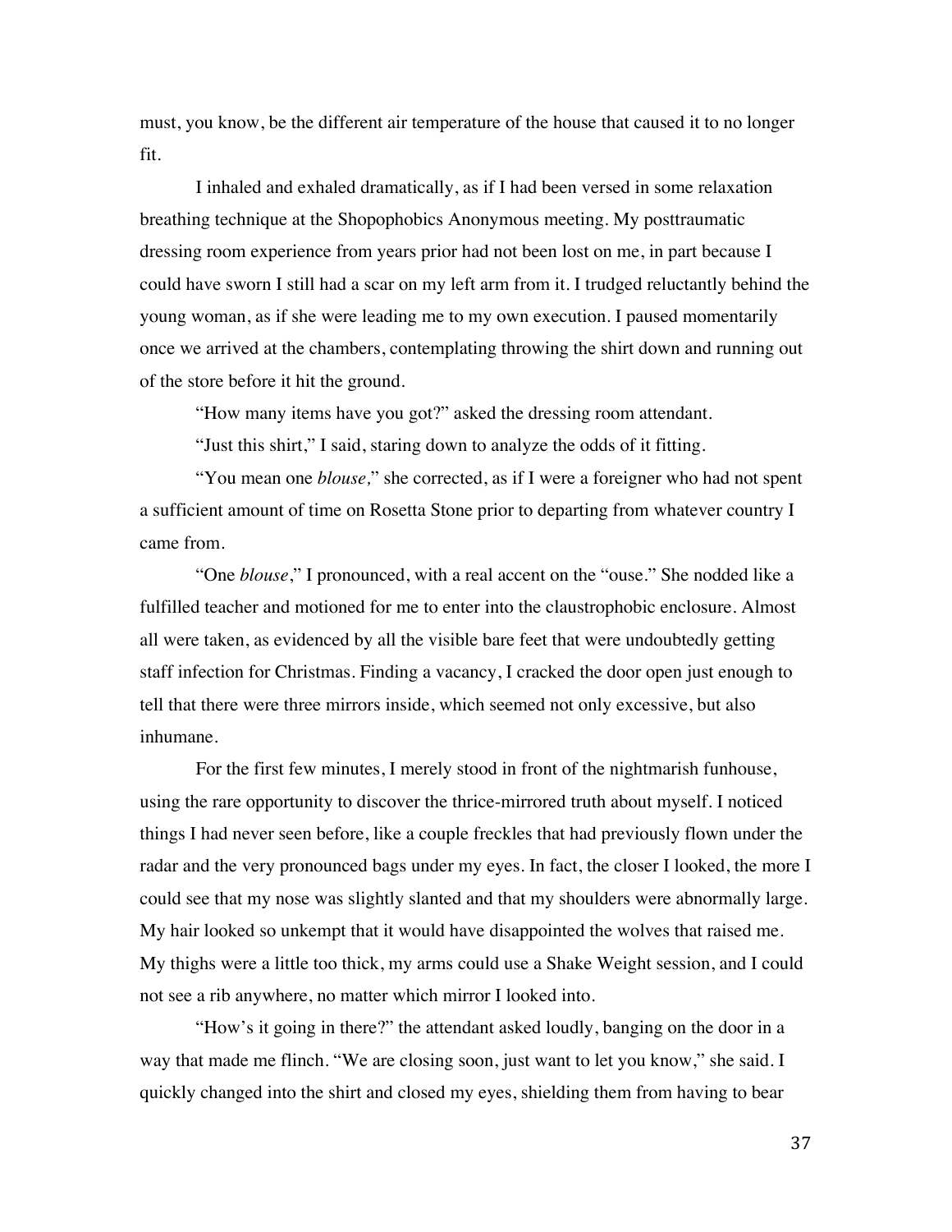must, you know, be the different air temperature of the house that caused it to no longer fit.

I inhaled and exhaled dramatically, as if I had been versed in some relaxation breathing technique at the Shopophobics Anonymous meeting. My posttraumatic dressing room experience from years prior had not been lost on me, in part because I could have sworn I still had a scar on my left arm from it. I trudged reluctantly behind the young woman, as if she were leading me to my own execution. I paused momentarily once we arrived at the chambers, contemplating throwing the shirt down and running out of the store before it hit the ground.

"How many items have you got?" asked the dressing room attendant.

"Just this shirt," I said, staring down to analyze the odds of it fitting.

"You mean one *blouse,*" she corrected, as if I were a foreigner who had not spent a sufficient amount of time on Rosetta Stone prior to departing from whatever country I came from.

"One *blouse*," I pronounced, with a real accent on the "ouse." She nodded like a fulfilled teacher and motioned for me to enter into the claustrophobic enclosure. Almost all were taken, as evidenced by all the visible bare feet that were undoubtedly getting staff infection for Christmas. Finding a vacancy, I cracked the door open just enough to tell that there were three mirrors inside, which seemed not only excessive, but also inhumane.

For the first few minutes, I merely stood in front of the nightmarish funhouse, using the rare opportunity to discover the thrice-mirrored truth about myself. I noticed things I had never seen before, like a couple freckles that had previously flown under the radar and the very pronounced bags under my eyes. In fact, the closer I looked, the more I could see that my nose was slightly slanted and that my shoulders were abnormally large. My hair looked so unkempt that it would have disappointed the wolves that raised me. My thighs were a little too thick, my arms could use a Shake Weight session, and I could not see a rib anywhere, no matter which mirror I looked into.

"How's it going in there?" the attendant asked loudly, banging on the door in a way that made me flinch. "We are closing soon, just want to let you know," she said. I quickly changed into the shirt and closed my eyes, shielding them from having to bear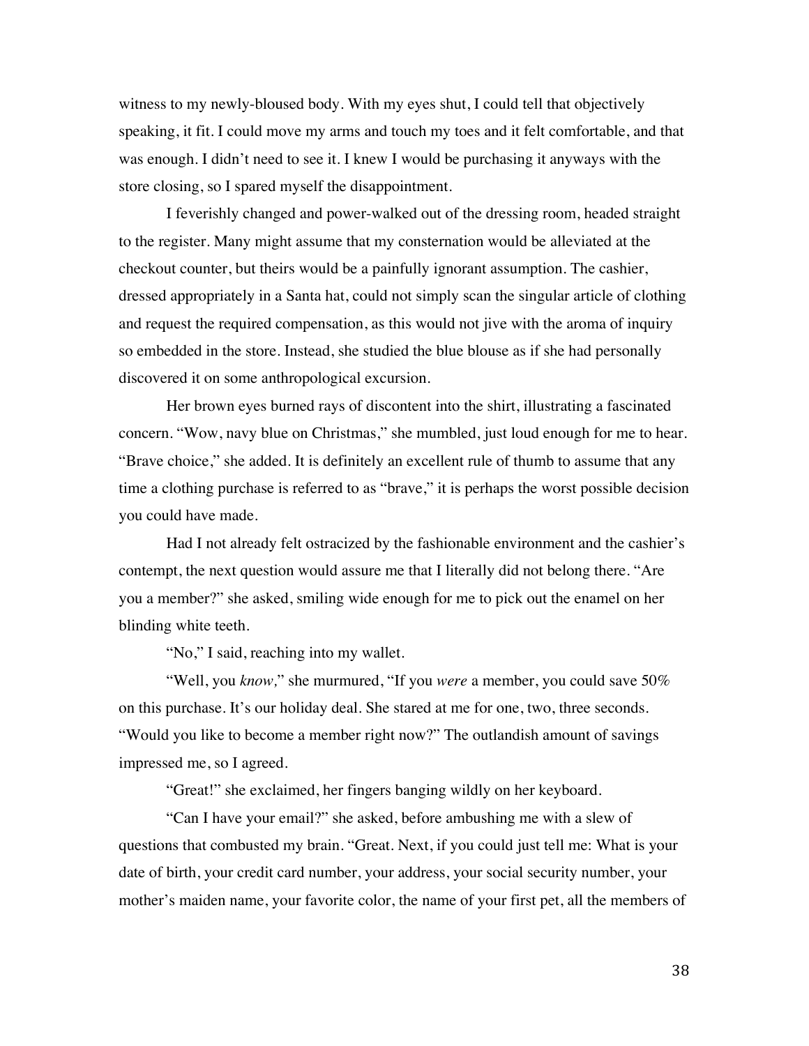witness to my newly-bloused body. With my eyes shut, I could tell that objectively speaking, it fit. I could move my arms and touch my toes and it felt comfortable, and that was enough. I didn't need to see it. I knew I would be purchasing it anyways with the store closing, so I spared myself the disappointment.

I feverishly changed and power-walked out of the dressing room, headed straight to the register. Many might assume that my consternation would be alleviated at the checkout counter, but theirs would be a painfully ignorant assumption. The cashier, dressed appropriately in a Santa hat, could not simply scan the singular article of clothing and request the required compensation, as this would not jive with the aroma of inquiry so embedded in the store. Instead, she studied the blue blouse as if she had personally discovered it on some anthropological excursion.

Her brown eyes burned rays of discontent into the shirt, illustrating a fascinated concern. "Wow, navy blue on Christmas," she mumbled, just loud enough for me to hear. "Brave choice," she added. It is definitely an excellent rule of thumb to assume that any time a clothing purchase is referred to as "brave," it is perhaps the worst possible decision you could have made.

Had I not already felt ostracized by the fashionable environment and the cashier's contempt, the next question would assure me that I literally did not belong there. "Are you a member?" she asked, smiling wide enough for me to pick out the enamel on her blinding white teeth.

"No," I said, reaching into my wallet.

"Well, you *know,*" she murmured, "If you *were* a member, you could save 50% on this purchase. It's our holiday deal. She stared at me for one, two, three seconds. "Would you like to become a member right now?" The outlandish amount of savings impressed me, so I agreed.

"Great!" she exclaimed, her fingers banging wildly on her keyboard.

"Can I have your email?" she asked, before ambushing me with a slew of questions that combusted my brain. "Great. Next, if you could just tell me: What is your date of birth, your credit card number, your address, your social security number, your mother's maiden name, your favorite color, the name of your first pet, all the members of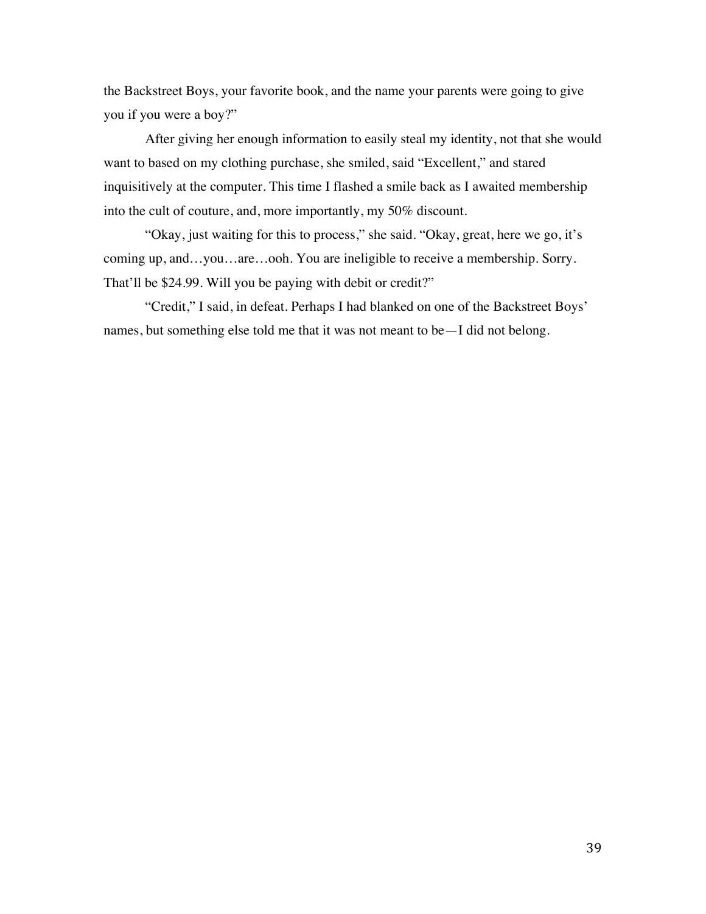the Backstreet Boys, your favorite book, and the name your parents were going to give you if you were a boy?"

After giving her enough information to easily steal my identity, not that she would want to based on my clothing purchase, she smiled, said "Excellent," and stared inquisitively at the computer. This time I flashed a smile back as I awaited membership into the cult of couture, and, more importantly, my 50% discount.

"Okay, just waiting for this to process," she said. "Okay, great, here we go, it's coming up, and…you…are…ooh. You are ineligible to receive a membership. Sorry. That'll be $24.99. Will you be paying with debit or credit?"

"Credit," I said, in defeat. Perhaps I had blanked on one of the Backstreet Boys' names, but something else told me that it was not meant to be—I did not belong.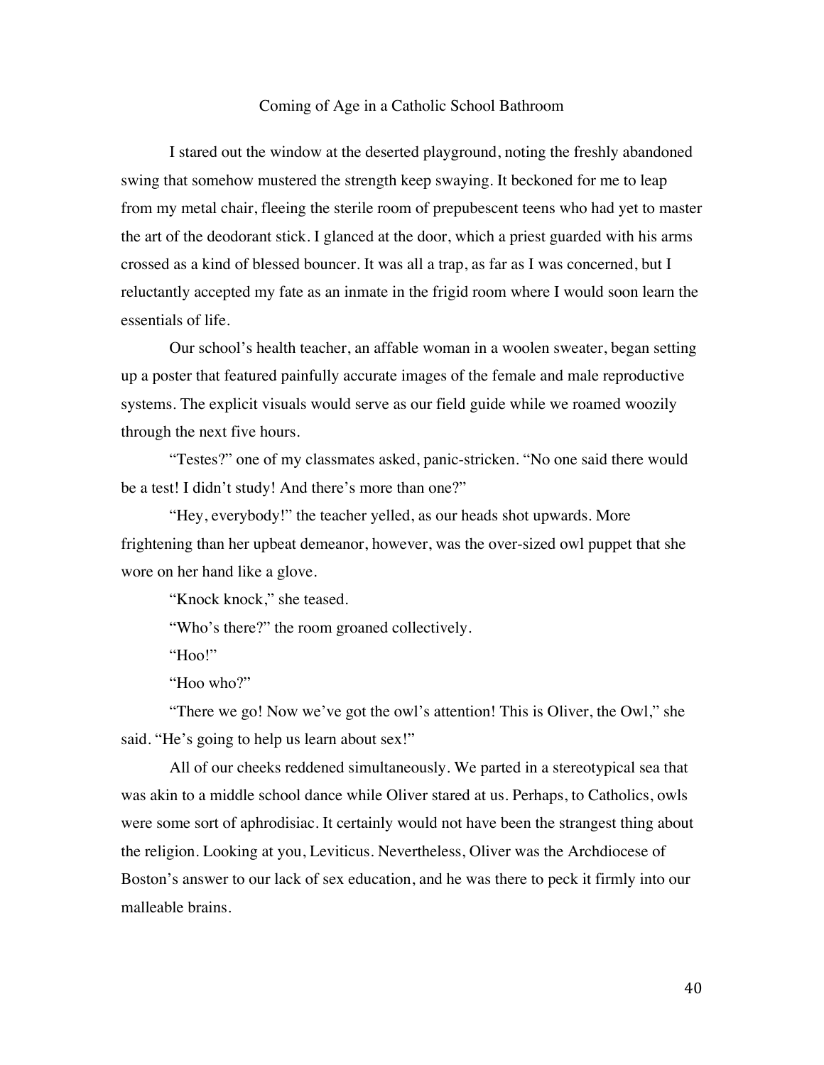# Coming of Age in a Catholic School Bathroom

I stared out the window at the deserted playground, noting the freshly abandoned swing that somehow mustered the strength keep swaying. It beckoned for me to leap from my metal chair, fleeing the sterile room of prepubescent teens who had yet to master the art of the deodorant stick. I glanced at the door, which a priest guarded with his arms crossed as a kind of blessed bouncer. It was all a trap, as far as I was concerned, but I reluctantly accepted my fate as an inmate in the frigid room where I would soon learn the essentials of life.

Our school's health teacher, an affable woman in a woolen sweater, began setting up a poster that featured painfully accurate images of the female and male reproductive systems. The explicit visuals would serve as our field guide while we roamed woozily through the next five hours.

"Testes?" one of my classmates asked, panic-stricken. "No one said there would be a test! I didn't study! And there's more than one?"

"Hey, everybody!" the teacher yelled, as our heads shot upwards. More frightening than her upbeat demeanor, however, was the over-sized owl puppet that she wore on her hand like a glove.

"Knock knock," she teased.

"Who's there?" the room groaned collectively.

"Hoo!"

"Hoo who?"

"There we go! Now we've got the owl's attention! This is Oliver, the Owl," she said. "He's going to help us learn about sex!"

All of our cheeks reddened simultaneously. We parted in a stereotypical sea that was akin to a middle school dance while Oliver stared at us. Perhaps, to Catholics, owls were some sort of aphrodisiac. It certainly would not have been the strangest thing about the religion. Looking at you, Leviticus. Nevertheless, Oliver was the Archdiocese of Boston's answer to our lack of sex education, and he was there to peck it firmly into our malleable brains.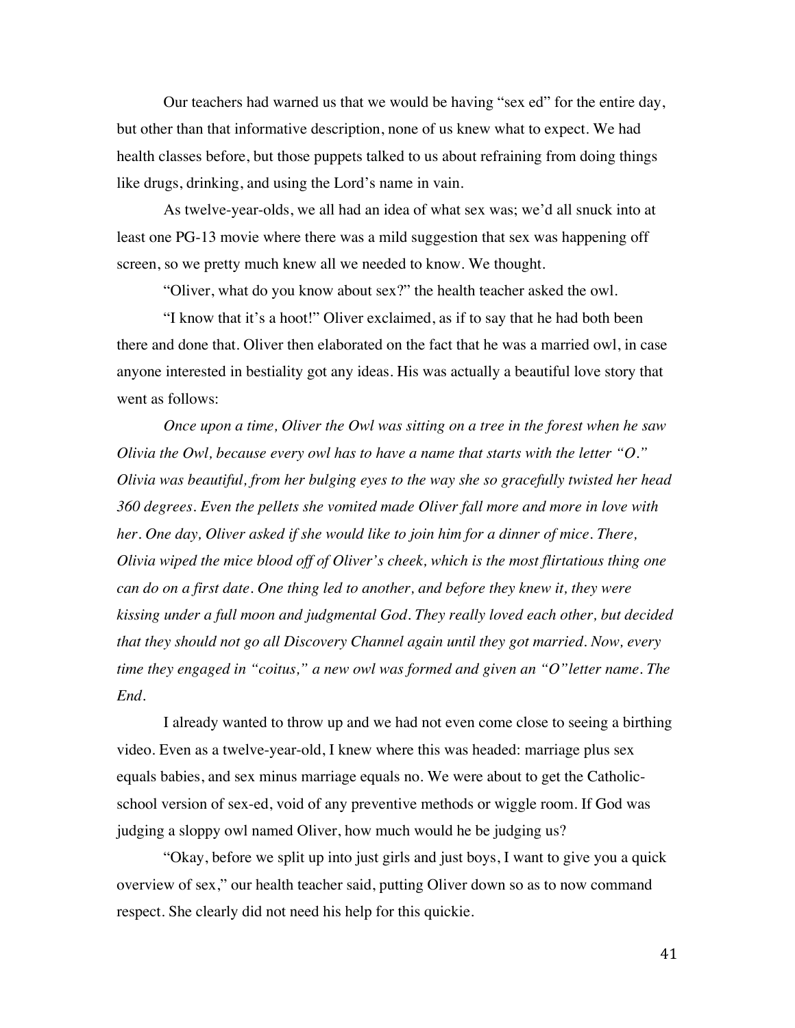Our teachers had warned us that we would be having "sex ed" for the entire day, but other than that informative description, none of us knew what to expect. We had health classes before, but those puppets talked to us about refraining from doing things like drugs, drinking, and using the Lord's name in vain.

As twelve-year-olds, we all had an idea of what sex was; we'd all snuck into at least one PG-13 movie where there was a mild suggestion that sex was happening off screen, so we pretty much knew all we needed to know. We thought.

"Oliver, what do you know about sex?" the health teacher asked the owl.

"I know that it's a hoot!" Oliver exclaimed, as if to say that he had both been there and done that. Oliver then elaborated on the fact that he was a married owl, in case anyone interested in bestiality got any ideas. His was actually a beautiful love story that went as follows:

*Once upon a time, Oliver the Owl was sitting on a tree in the forest when he saw Olivia the Owl, because every owl has to have a name that starts with the letter "O." Olivia was beautiful, from her bulging eyes to the way she so gracefully twisted her head 360 degrees. Even the pellets she vomited made Oliver fall more and more in love with her. One day, Oliver asked if she would like to join him for a dinner of mice. There, Olivia wiped the mice blood off of Oliver's cheek, which is the most flirtatious thing one can do on a first date. One thing led to another, and before they knew it, they were kissing under a full moon and judgmental God. They really loved each other, but decided that they should not go all Discovery Channel again until they got married. Now, every time they engaged in "coitus," a new owl was formed and given an "O" letter name. The End.*

I already wanted to throw up and we had not even come close to seeing a birthing video. Even as a twelve-year-old, I knew where this was headed: marriage plus sex equals babies, and sex minus marriage equals no. We were about to get the Catholic-school version of sex-ed, void of any preventive methods or wiggle room. If God was judging a sloppy owl named Oliver, how much would he be judging us?

"Okay, before we split up into just girls and just boys, I want to give you a quick overview of sex," our health teacher said, putting Oliver down so as to now command respect. She clearly did not need his help for this quickie.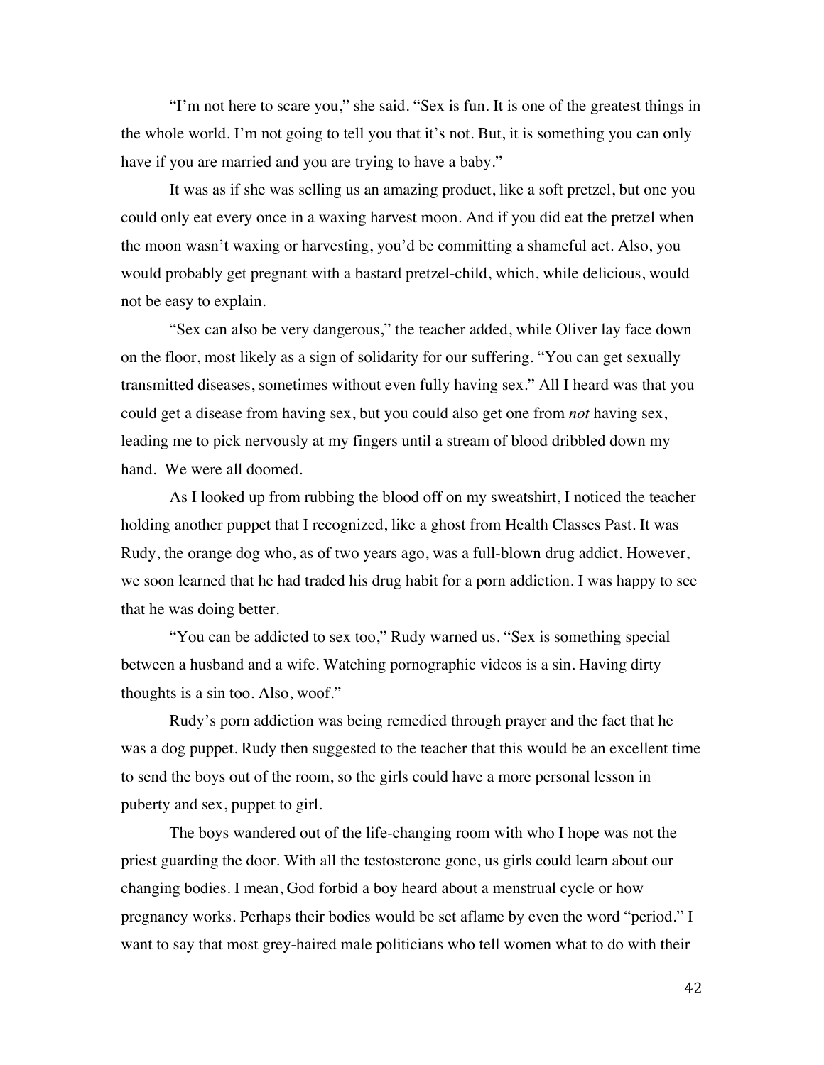"I'm not here to scare you," she said. "Sex is fun. It is one of the greatest things in the whole world. I'm not going to tell you that it's not. But, it is something you can only have if you are married and you are trying to have a baby."

It was as if she was selling us an amazing product, like a soft pretzel, but one you could only eat every once in a waxing harvest moon. And if you did eat the pretzel when the moon wasn't waxing or harvesting, you'd be committing a shameful act. Also, you would probably get pregnant with a bastard pretzel-child, which, while delicious, would not be easy to explain.

"Sex can also be very dangerous," the teacher added, while Oliver lay face down on the floor, most likely as a sign of solidarity for our suffering. "You can get sexually transmitted diseases, sometimes without even fully having sex." All I heard was that you could get a disease from having sex, but you could also get one from *not* having sex, leading me to pick nervously at my fingers until a stream of blood dribbled down my hand. We were all doomed.

As I looked up from rubbing the blood off on my sweatshirt, I noticed the teacher holding another puppet that I recognized, like a ghost from Health Classes Past. It was Rudy, the orange dog who, as of two years ago, was a full-blown drug addict. However, we soon learned that he had traded his drug habit for a porn addiction. I was happy to see that he was doing better.

"You can be addicted to sex too," Rudy warned us. "Sex is something special between a husband and a wife. Watching pornographic videos is a sin. Having dirty thoughts is a sin too. Also, woof."

Rudy's porn addiction was being remedied through prayer and the fact that he was a dog puppet. Rudy then suggested to the teacher that this would be an excellent time to send the boys out of the room, so the girls could have a more personal lesson in puberty and sex, puppet to girl.

The boys wandered out of the life-changing room with who I hope was not the priest guarding the door. With all the testosterone gone, us girls could learn about our changing bodies. I mean, God forbid a boy heard about a menstrual cycle or how pregnancy works. Perhaps their bodies would be set aflame by even the word "period." I want to say that most grey-haired male politicians who tell women what to do with their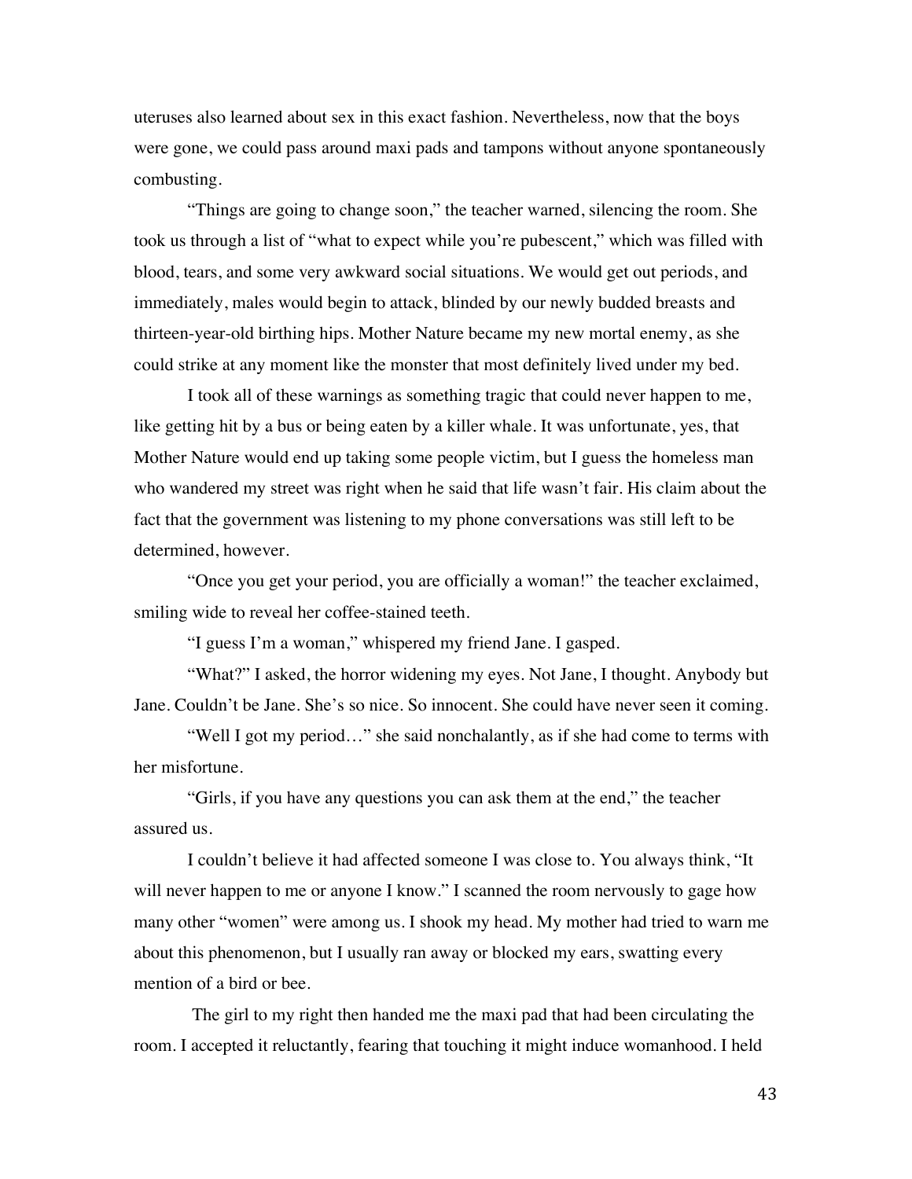uteruses also learned about sex in this exact fashion. Nevertheless, now that the boys were gone, we could pass around maxi pads and tampons without anyone spontaneously combusting.

"Things are going to change soon," the teacher warned, silencing the room. She took us through a list of "what to expect while you're pubescent," which was filled with blood, tears, and some very awkward social situations. We would get out periods, and immediately, males would begin to attack, blinded by our newly budded breasts and thirteen-year-old birthing hips. Mother Nature became my new mortal enemy, as she could strike at any moment like the monster that most definitely lived under my bed.

I took all of these warnings as something tragic that could never happen to me, like getting hit by a bus or being eaten by a killer whale. It was unfortunate, yes, that Mother Nature would end up taking some people victim, but I guess the homeless man who wandered my street was right when he said that life wasn't fair. His claim about the fact that the government was listening to my phone conversations was still left to be determined, however.

"Once you get your period, you are officially a woman!" the teacher exclaimed, smiling wide to reveal her coffee-stained teeth.

"I guess I'm a woman," whispered my friend Jane. I gasped.

"What?" I asked, the horror widening my eyes. Not Jane, I thought. Anybody but Jane. Couldn't be Jane. She's so nice. So innocent. She could have never seen it coming.

"Well I got my period…" she said nonchalantly, as if she had come to terms with her misfortune.

"Girls, if you have any questions you can ask them at the end," the teacher assured us.

I couldn't believe it had affected someone I was close to. You always think, "It will never happen to me or anyone I know." I scanned the room nervously to gage how many other "women" were among us. I shook my head. My mother had tried to warn me about this phenomenon, but I usually ran away or blocked my ears, swatting every mention of a bird or bee.

The girl to my right then handed me the maxi pad that had been circulating the room. I accepted it reluctantly, fearing that touching it might induce womanhood. I held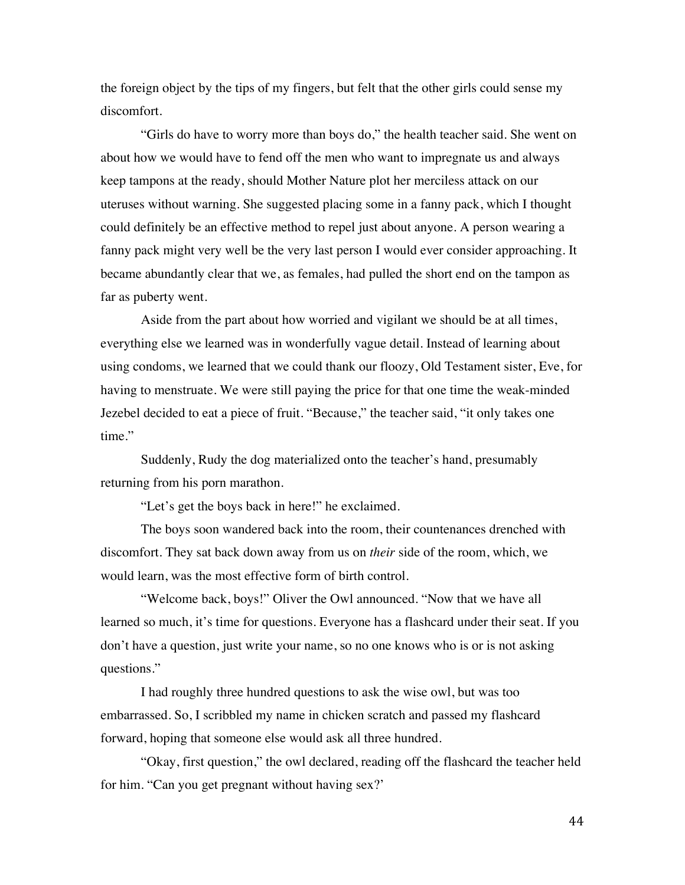the foreign object by the tips of my fingers, but felt that the other girls could sense my discomfort.

"Girls do have to worry more than boys do," the health teacher said. She went on about how we would have to fend off the men who want to impregnate us and always keep tampons at the ready, should Mother Nature plot her merciless attack on our uteruses without warning. She suggested placing some in a fanny pack, which I thought could definitely be an effective method to repel just about anyone. A person wearing a fanny pack might very well be the very last person I would ever consider approaching. It became abundantly clear that we, as females, had pulled the short end on the tampon as far as puberty went.

Aside from the part about how worried and vigilant we should be at all times, everything else we learned was in wonderfully vague detail. Instead of learning about using condoms, we learned that we could thank our floozy, Old Testament sister, Eve, for having to menstruate. We were still paying the price for that one time the weak-minded Jezebel decided to eat a piece of fruit. "Because," the teacher said, "it only takes one time."

Suddenly, Rudy the dog materialized onto the teacher's hand, presumably returning from his porn marathon.

"Let's get the boys back in here!" he exclaimed.

The boys soon wandered back into the room, their countenances drenched with discomfort. They sat back down away from us on *their* side of the room, which, we would learn, was the most effective form of birth control.

"Welcome back, boys!" Oliver the Owl announced. "Now that we have all learned so much, it's time for questions. Everyone has a flashcard under their seat. If you don't have a question, just write your name, so no one knows who is or is not asking questions."

I had roughly three hundred questions to ask the wise owl, but was too embarrassed. So, I scribbled my name in chicken scratch and passed my flashcard forward, hoping that someone else would ask all three hundred.

"Okay, first question," the owl declared, reading off the flashcard the teacher held for him. "Can you get pregnant without having sex?'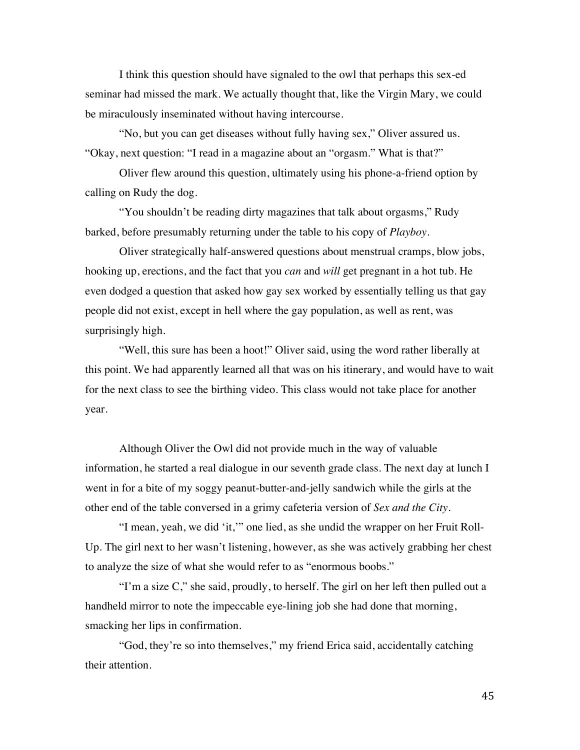I think this question should have signaled to the owl that perhaps this sex-ed seminar had missed the mark. We actually thought that, like the Virgin Mary, we could be miraculously inseminated without having intercourse.

"No, but you can get diseases without fully having sex," Oliver assured us. "Okay, next question: "I read in a magazine about an "orgasm." What is that?"

Oliver flew around this question, ultimately using his phone-a-friend option by calling on Rudy the dog.

"You shouldn't be reading dirty magazines that talk about orgasms," Rudy barked, before presumably returning under the table to his copy of *Playboy*.

Oliver strategically half-answered questions about menstrual cramps, blow jobs, hooking up, erections, and the fact that you *can* and *will* get pregnant in a hot tub. He even dodged a question that asked how gay sex worked by essentially telling us that gay people did not exist, except in hell where the gay population, as well as rent, was surprisingly high.

"Well, this sure has been a hoot!" Oliver said, using the word rather liberally at this point. We had apparently learned all that was on his itinerary, and would have to wait for the next class to see the birthing video. This class would not take place for another year.

Although Oliver the Owl did not provide much in the way of valuable information, he started a real dialogue in our seventh grade class. The next day at lunch I went in for a bite of my soggy peanut-butter-and-jelly sandwich while the girls at the other end of the table conversed in a grimy cafeteria version of *Sex and the City*.

"I mean, yeah, we did 'it,'" one lied, as she undid the wrapper on her Fruit Roll-Up. The girl next to her wasn't listening, however, as she was actively grabbing her chest to analyze the size of what she would refer to as "enormous boobs."

"I'm a size C," she said, proudly, to herself. The girl on her left then pulled out a handheld mirror to note the impeccable eye-lining job she had done that morning, smacking her lips in confirmation.

"God, they're so into themselves," my friend Erica said, accidentally catching their attention.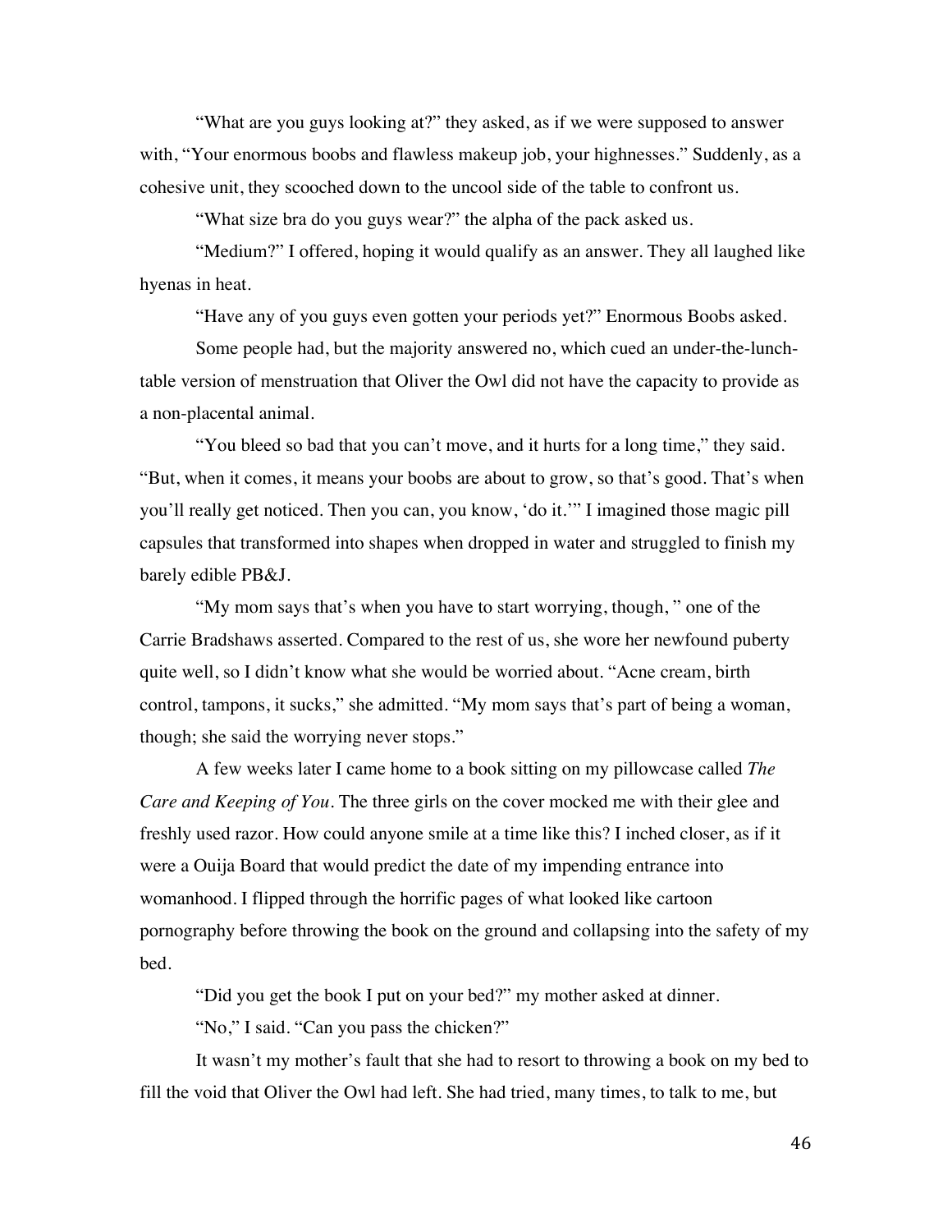"What are you guys looking at?" they asked, as if we were supposed to answer with, "Your enormous boobs and flawless makeup job, your highnesses." Suddenly, as a cohesive unit, they scooched down to the uncool side of the table to confront us.

"What size bra do you guys wear?" the alpha of the pack asked us.

"Medium?" I offered, hoping it would qualify as an answer. They all laughed like hyenas in heat.

"Have any of you guys even gotten your periods yet?" Enormous Boobs asked.

Some people had, but the majority answered no, which cued an under-the-lunch-table version of menstruation that Oliver the Owl did not have the capacity to provide as a non-placental animal.

"You bleed so bad that you can't move, and it hurts for a long time," they said. "But, when it comes, it means your boobs are about to grow, so that's good. That's when you'll really get noticed. Then you can, you know, 'do it.'" I imagined those magic pill capsules that transformed into shapes when dropped in water and struggled to finish my barely edible PB&J.

"My mom says that's when you have to start worrying, though, " one of the Carrie Bradshaws asserted. Compared to the rest of us, she wore her newfound puberty quite well, so I didn't know what she would be worried about. "Acne cream, birth control, tampons, it sucks," she admitted. "My mom says that's part of being a woman, though; she said the worrying never stops."

A few weeks later I came home to a book sitting on my pillowcase called *The Care and Keeping of You*. The three girls on the cover mocked me with their glee and freshly used razor. How could anyone smile at a time like this? I inched closer, as if it were a Ouija Board that would predict the date of my impending entrance into womanhood. I flipped through the horrific pages of what looked like cartoon pornography before throwing the book on the ground and collapsing into the safety of my bed.

"Did you get the book I put on your bed?" my mother asked at dinner.

"No," I said. "Can you pass the chicken?"

It wasn't my mother's fault that she had to resort to throwing a book on my bed to fill the void that Oliver the Owl had left. She had tried, many times, to talk to me, but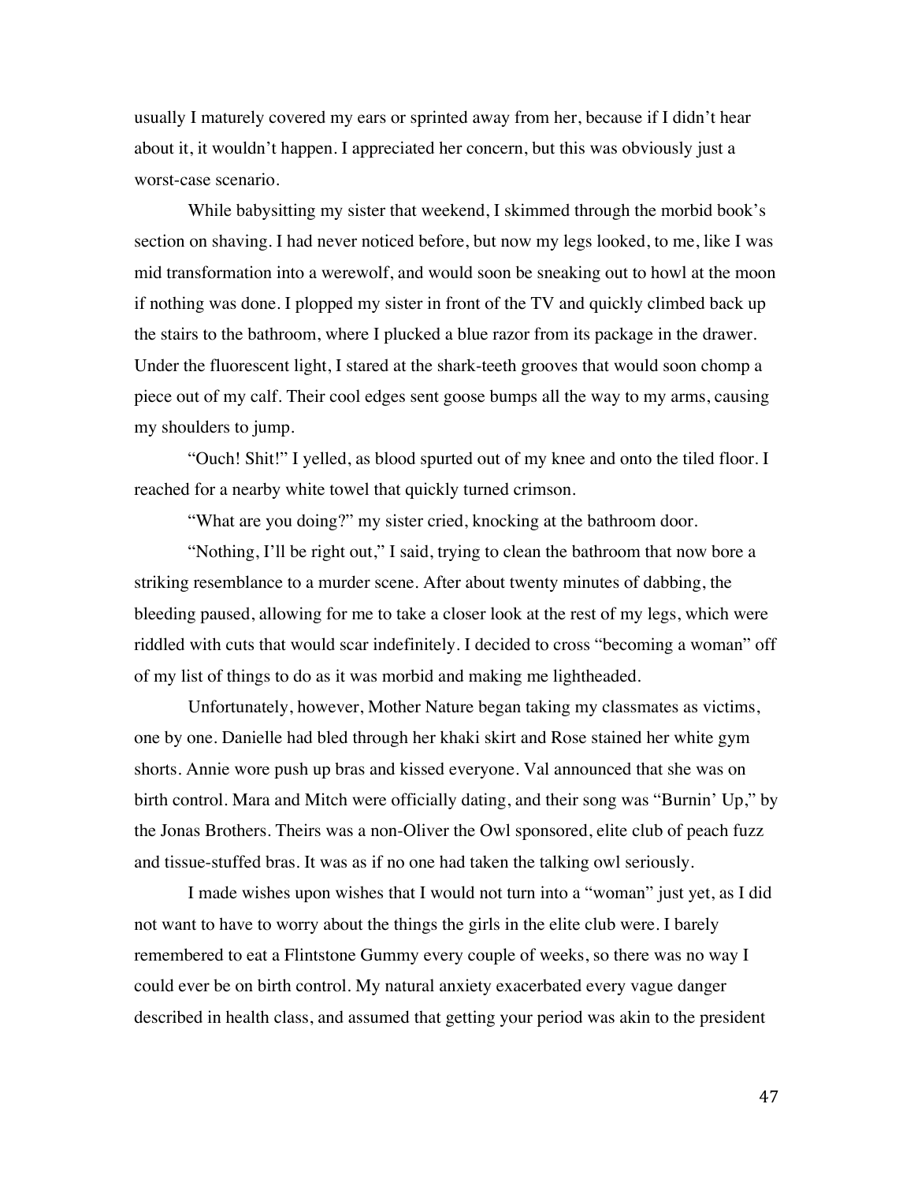usually I maturely covered my ears or sprinted away from her, because if I didn't hear about it, it wouldn't happen. I appreciated her concern, but this was obviously just a worst-case scenario.

While babysitting my sister that weekend, I skimmed through the morbid book's section on shaving. I had never noticed before, but now my legs looked, to me, like I was mid transformation into a werewolf, and would soon be sneaking out to howl at the moon if nothing was done. I plopped my sister in front of the TV and quickly climbed back up the stairs to the bathroom, where I plucked a blue razor from its package in the drawer. Under the fluorescent light, I stared at the shark-teeth grooves that would soon chomp a piece out of my calf. Their cool edges sent goose bumps all the way to my arms, causing my shoulders to jump.

"Ouch! Shit!" I yelled, as blood spurted out of my knee and onto the tiled floor. I reached for a nearby white towel that quickly turned crimson.

"What are you doing?" my sister cried, knocking at the bathroom door.

"Nothing, I'll be right out," I said, trying to clean the bathroom that now bore a striking resemblance to a murder scene. After about twenty minutes of dabbing, the bleeding paused, allowing for me to take a closer look at the rest of my legs, which were riddled with cuts that would scar indefinitely. I decided to cross "becoming a woman" off of my list of things to do as it was morbid and making me lightheaded.

Unfortunately, however, Mother Nature began taking my classmates as victims, one by one. Danielle had bled through her khaki skirt and Rose stained her white gym shorts. Annie wore push up bras and kissed everyone. Val announced that she was on birth control. Mara and Mitch were officially dating, and their song was "Burnin' Up," by the Jonas Brothers. Theirs was a non-Oliver the Owl sponsored, elite club of peach fuzz and tissue-stuffed bras. It was as if no one had taken the talking owl seriously.

I made wishes upon wishes that I would not turn into a "woman" just yet, as I did not want to have to worry about the things the girls in the elite club were. I barely remembered to eat a Flintstone Gummy every couple of weeks, so there was no way I could ever be on birth control. My natural anxiety exacerbated every vague danger described in health class, and assumed that getting your period was akin to the president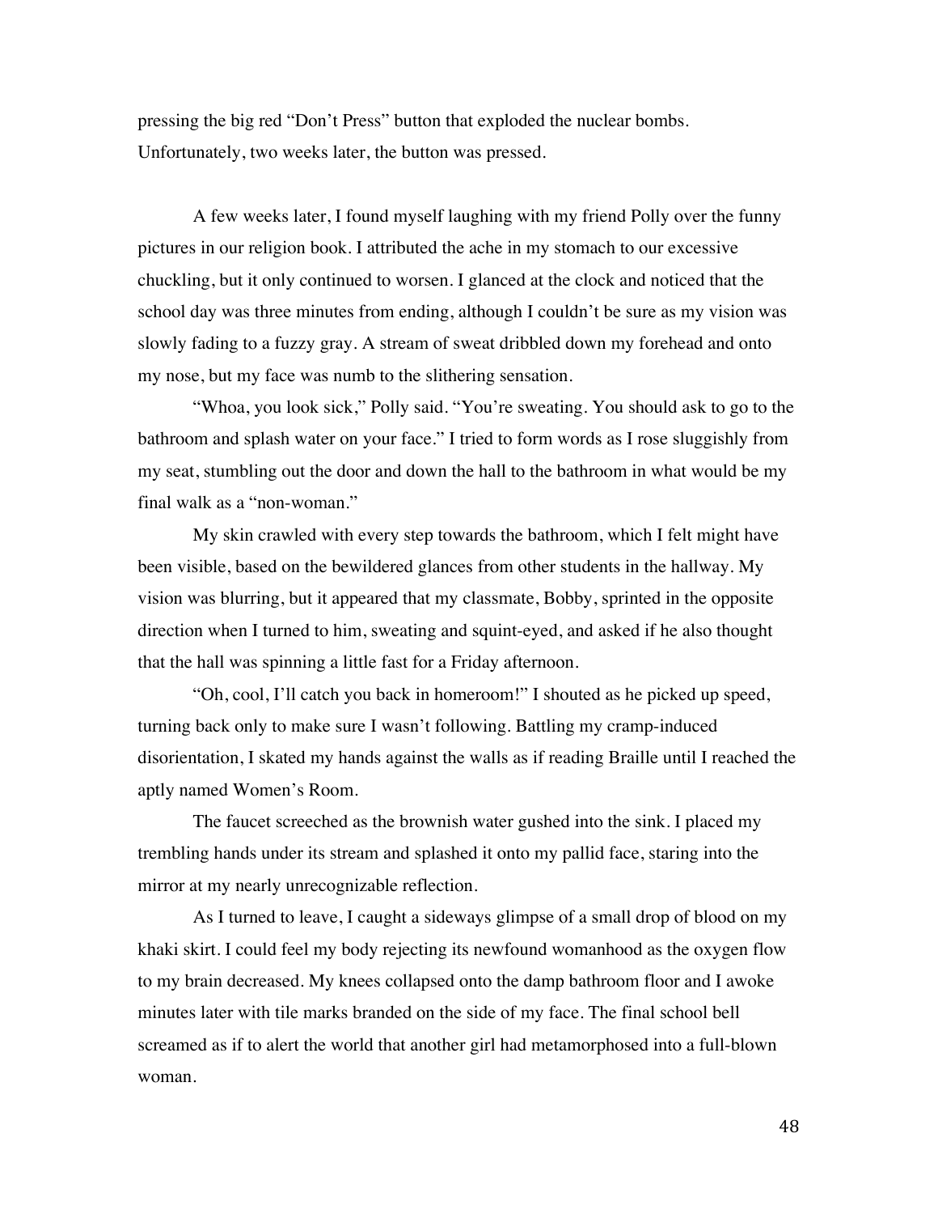pressing the big red "Don't Press" button that exploded the nuclear bombs. Unfortunately, two weeks later, the button was pressed.

A few weeks later, I found myself laughing with my friend Polly over the funny pictures in our religion book. I attributed the ache in my stomach to our excessive chuckling, but it only continued to worsen. I glanced at the clock and noticed that the school day was three minutes from ending, although I couldn't be sure as my vision was slowly fading to a fuzzy gray. A stream of sweat dribbled down my forehead and onto my nose, but my face was numb to the slithering sensation.

"Whoa, you look sick," Polly said. "You're sweating. You should ask to go to the bathroom and splash water on your face." I tried to form words as I rose sluggishly from my seat, stumbling out the door and down the hall to the bathroom in what would be my final walk as a "non-woman."

My skin crawled with every step towards the bathroom, which I felt might have been visible, based on the bewildered glances from other students in the hallway. My vision was blurring, but it appeared that my classmate, Bobby, sprinted in the opposite direction when I turned to him, sweating and squint-eyed, and asked if he also thought that the hall was spinning a little fast for a Friday afternoon.

"Oh, cool, I'll catch you back in homeroom!" I shouted as he picked up speed, turning back only to make sure I wasn't following. Battling my cramp-induced disorientation, I skated my hands against the walls as if reading Braille until I reached the aptly named Women's Room.

The faucet screeched as the brownish water gushed into the sink. I placed my trembling hands under its stream and splashed it onto my pallid face, staring into the mirror at my nearly unrecognizable reflection.

As I turned to leave, I caught a sideways glimpse of a small drop of blood on my khaki skirt. I could feel my body rejecting its newfound womanhood as the oxygen flow to my brain decreased. My knees collapsed onto the damp bathroom floor and I awoke minutes later with tile marks branded on the side of my face. The final school bell screamed as if to alert the world that another girl had metamorphosed into a full-blown woman.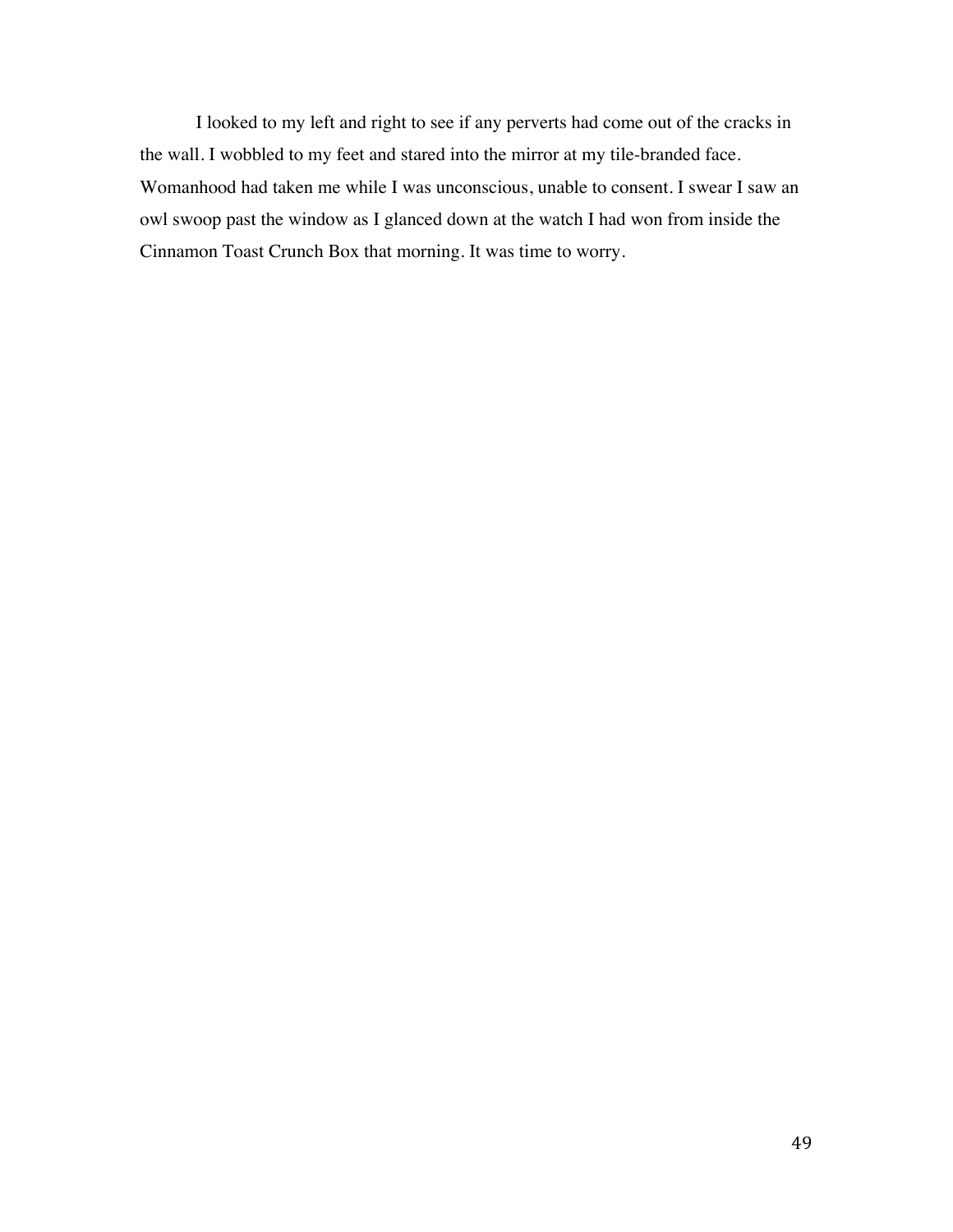I looked to my left and right to see if any perverts had come out of the cracks in the wall. I wobbled to my feet and stared into the mirror at my tile-branded face. Womanhood had taken me while I was unconscious, unable to consent. I swear I saw an owl swoop past the window as I glanced down at the watch I had won from inside the Cinnamon Toast Crunch Box that morning. It was time to worry.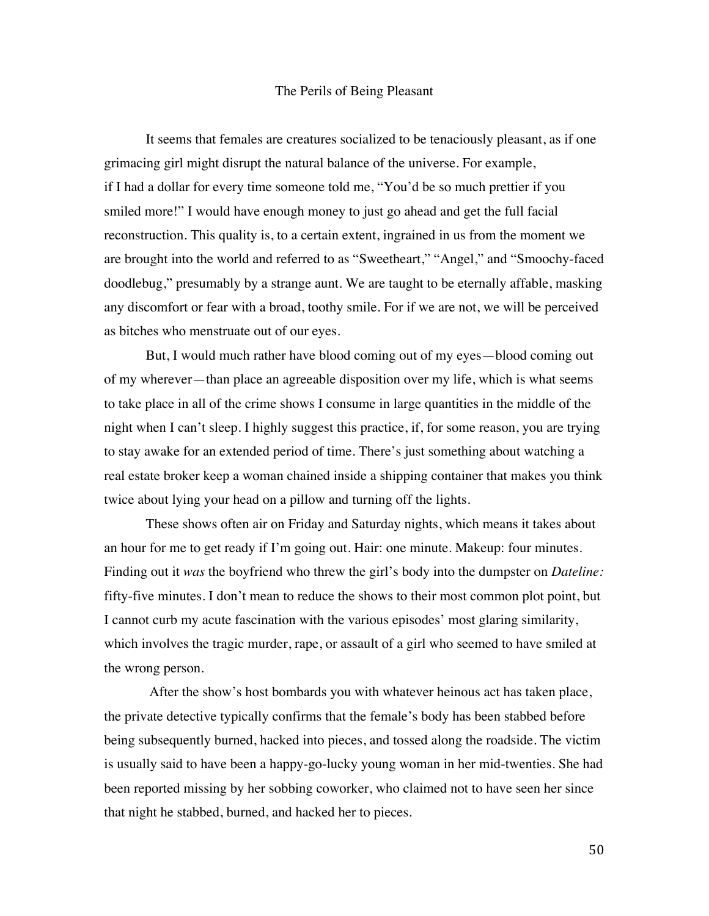# The Perils of Being Pleasant

It seems that females are creatures socialized to be tenaciously pleasant, as if one grimacing girl might disrupt the natural balance of the universe. For example, if I had a dollar for every time someone told me, "You'd be so much prettier if you smiled more!" I would have enough money to just go ahead and get the full facial reconstruction. This quality is, to a certain extent, ingrained in us from the moment we are brought into the world and referred to as "Sweetheart," "Angel," and "Smoochy-faced doodlebug," presumably by a strange aunt. We are taught to be eternally affable, masking any discomfort or fear with a broad, toothy smile. For if we are not, we will be perceived as bitches who menstruate out of our eyes.

But, I would much rather have blood coming out of my eyes—blood coming out of my wherever—than place an agreeable disposition over my life, which is what seems to take place in all of the crime shows I consume in large quantities in the middle of the night when I can't sleep. I highly suggest this practice, if, for some reason, you are trying to stay awake for an extended period of time. There's just something about watching a real estate broker keep a woman chained inside a shipping container that makes you think twice about lying your head on a pillow and turning off the lights.

These shows often air on Friday and Saturday nights, which means it takes about an hour for me to get ready if I'm going out. Hair: one minute. Makeup: four minutes. Finding out it *was* the boyfriend who threw the girl's body into the dumpster on *Dateline:* fifty-five minutes. I don't mean to reduce the shows to their most common plot point, but I cannot curb my acute fascination with the various episodes' most glaring similarity, which involves the tragic murder, rape, or assault of a girl who seemed to have smiled at the wrong person.

After the show's host bombards you with whatever heinous act has taken place, the private detective typically confirms that the female's body has been stabbed before being subsequently burned, hacked into pieces, and tossed along the roadside. The victim is usually said to have been a happy-go-lucky young woman in her mid-twenties. She had been reported missing by her sobbing coworker, who claimed not to have seen her since that night he stabbed, burned, and hacked her to pieces.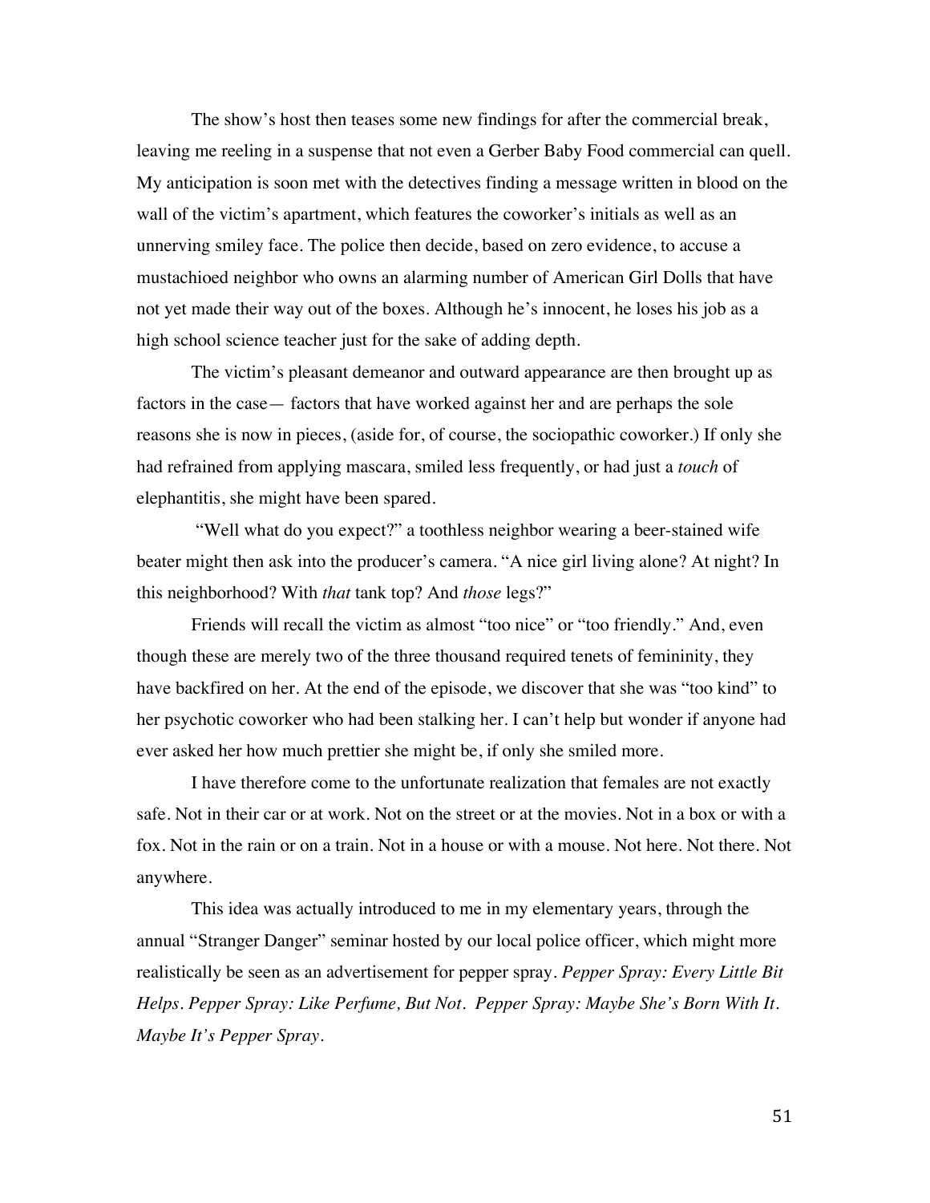The show's host then teases some new findings for after the commercial break, leaving me reeling in a suspense that not even a Gerber Baby Food commercial can quell. My anticipation is soon met with the detectives finding a message written in blood on the wall of the victim's apartment, which features the coworker's initials as well as an unnerving smiley face. The police then decide, based on zero evidence, to accuse a mustachioed neighbor who owns an alarming number of American Girl Dolls that have not yet made their way out of the boxes. Although he's innocent, he loses his job as a high school science teacher just for the sake of adding depth.

The victim's pleasant demeanor and outward appearance are then brought up as factors in the case— factors that have worked against her and are perhaps the sole reasons she is now in pieces, (aside for, of course, the sociopathic coworker.) If only she had refrained from applying mascara, smiled less frequently, or had just a *touch* of elephantitis, she might have been spared.

"Well what do you expect?" a toothless neighbor wearing a beer-stained wife beater might then ask into the producer's camera. "A nice girl living alone? At night? In this neighborhood? With *that* tank top? And *those* legs?"

Friends will recall the victim as almost "too nice" or "too friendly." And, even though these are merely two of the three thousand required tenets of femininity, they have backfired on her. At the end of the episode, we discover that she was "too kind" to her psychotic coworker who had been stalking her. I can't help but wonder if anyone had ever asked her how much prettier she might be, if only she smiled more.

I have therefore come to the unfortunate realization that females are not exactly safe. Not in their car or at work. Not on the street or at the movies. Not in a box or with a fox. Not in the rain or on a train. Not in a house or with a mouse. Not here. Not there. Not anywhere.

This idea was actually introduced to me in my elementary years, through the annual "Stranger Danger" seminar hosted by our local police officer, which might more realistically be seen as an advertisement for pepper spray. *Pepper Spray: Every Little Bit Helps. Pepper Spray: Like Perfume, But Not. Pepper Spray: Maybe She's Born With It. Maybe It's Pepper Spray.*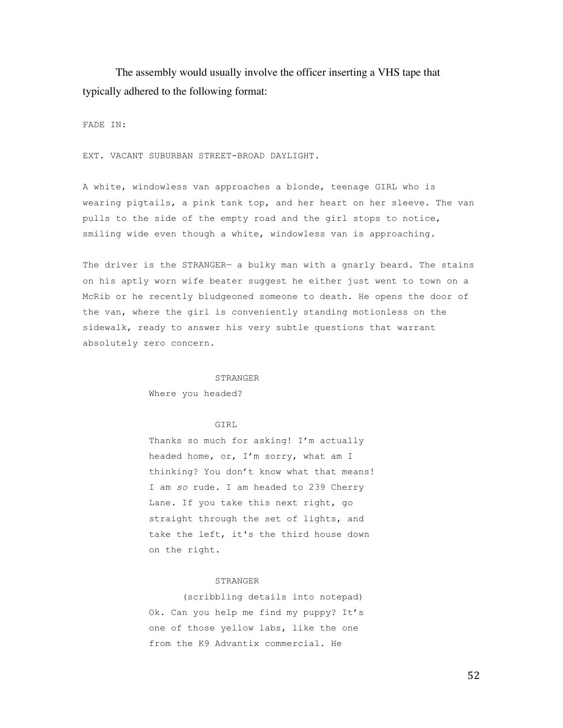The assembly would usually involve the officer inserting a VHS tape that typically adhered to the following format:

```
FADE IN:

EXT. VACANT SUBURBAN STREET-BROAD DAYLIGHT.

A white, windowless van approaches a blonde, teenage GIRL who is
wearing pigtails, a pink tank top, and her heart on her sleeve. The van
pulls to the side of the empty road and the girl stops to notice,
smiling wide even though a white, windowless van is approaching.

The driver is the STRANGER— a bulky man with a gnarly beard. The stains
on his aptly worn wife beater suggest he either just went to town on a
McRib or he recently bludgeoned someone to death. He opens the door of
the van, where the girl is conveniently standing motionless on the
sidewalk, ready to answer his very subtle questions that warrant
absolutely zero concern.

                    STRANGER
          Where you headed?

                    GIRL
          Thanks so much for asking! I'm actually
          headed home, or, I'm sorry, what am I
          thinking? You don't know what that means!
          I am so rude. I am headed to 239 Cherry
          Lane. If you take this next right, go
          straight through the set of lights, and
          take the left, it's the third house down
          on the right.

                    STRANGER
               (scribbling details into notepad)
          Ok. Can you help me find my puppy? It's
          one of those yellow labs, like the one
          from the K9 Advantix commercial. He
```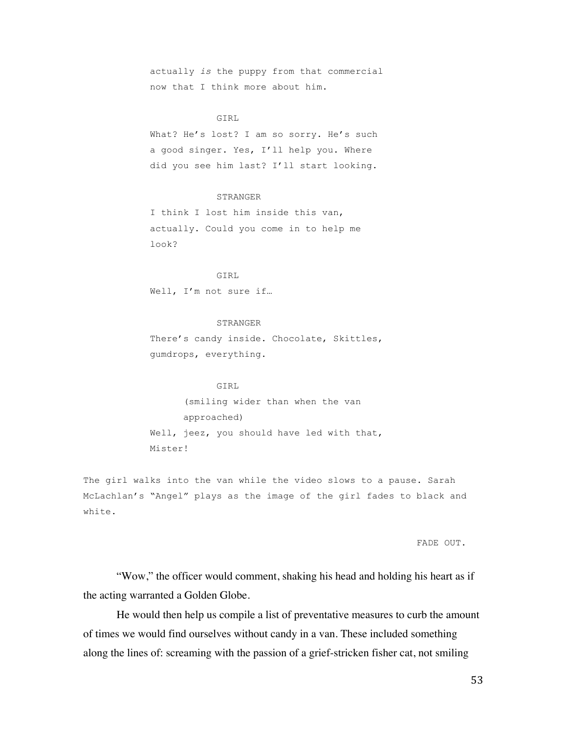actually *is* the puppy from that commercial now that I think more about him.

GIRL

What? He's lost? I am so sorry. He's such a good singer. Yes, I'll help you. Where did you see him last? I'll start looking.

STRANGER

I think I lost him inside this van, actually. Could you come in to help me look?

GIRL

Well, I'm not sure if…

STRANGER

There's candy inside. Chocolate, Skittles, gumdrops, everything.

GIRL

(smiling wider than when the van approached)

Well, jeez, you should have led with that, Mister!

The girl walks into the van while the video slows to a pause. Sarah McLachlan's "Angel" plays as the image of the girl fades to black and white.

FADE OUT.

"Wow," the officer would comment, shaking his head and holding his heart as if the acting warranted a Golden Globe.

He would then help us compile a list of preventative measures to curb the amount of times we would find ourselves without candy in a van. These included something along the lines of: screaming with the passion of a grief-stricken fisher cat, not smiling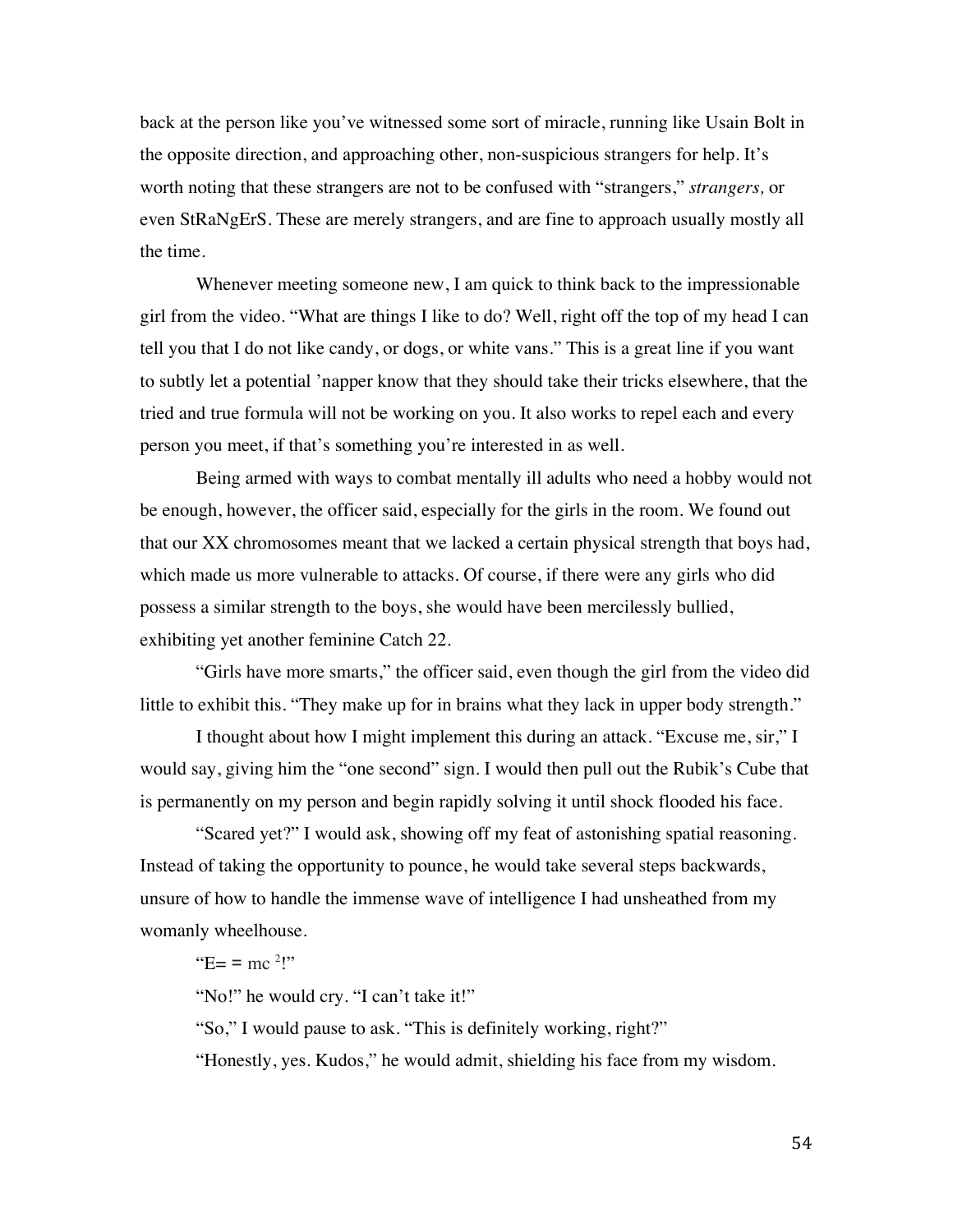back at the person like you've witnessed some sort of miracle, running like Usain Bolt in the opposite direction, and approaching other, non-suspicious strangers for help. It's worth noting that these strangers are not to be confused with "strangers," *strangers,* or even StRaNgErS. These are merely strangers, and are fine to approach usually mostly all the time.

Whenever meeting someone new, I am quick to think back to the impressionable girl from the video. "What are things I like to do? Well, right off the top of my head I can tell you that I do not like candy, or dogs, or white vans." This is a great line if you want to subtly let a potential 'napper know that they should take their tricks elsewhere, that the tried and true formula will not be working on you. It also works to repel each and every person you meet, if that's something you're interested in as well.

Being armed with ways to combat mentally ill adults who need a hobby would not be enough, however, the officer said, especially for the girls in the room. We found out that our XX chromosomes meant that we lacked a certain physical strength that boys had, which made us more vulnerable to attacks. Of course, if there were any girls who did possess a similar strength to the boys, she would have been mercilessly bullied, exhibiting yet another feminine Catch 22.

"Girls have more smarts," the officer said, even though the girl from the video did little to exhibit this. "They make up for in brains what they lack in upper body strength."

I thought about how I might implement this during an attack. "Excuse me, sir," I would say, giving him the "one second" sign. I would then pull out the Rubik's Cube that is permanently on my person and begin rapidly solving it until shock flooded his face.

"Scared yet?" I would ask, showing off my feat of astonishing spatial reasoning. Instead of taking the opportunity to pounce, he would take several steps backwards, unsure of how to handle the immense wave of intelligence I had unsheathed from my womanly wheelhouse.

"E= = mc $^{2}$!"

"No!" he would cry. "I can't take it!"

"So," I would pause to ask. "This is definitely working, right?"

"Honestly, yes. Kudos," he would admit, shielding his face from my wisdom.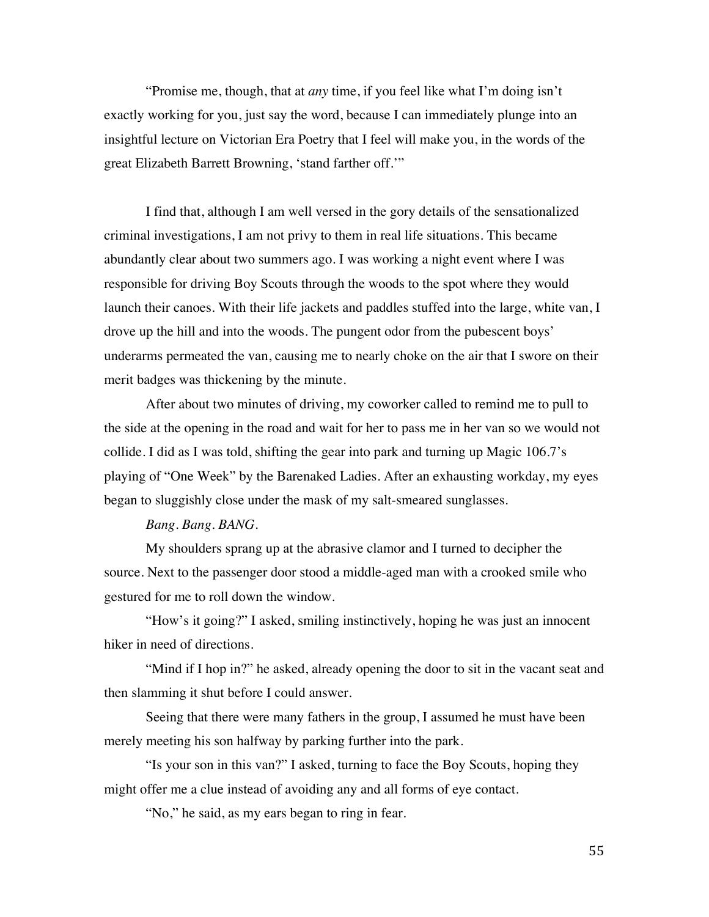"Promise me, though, that at *any* time, if you feel like what I'm doing isn't exactly working for you, just say the word, because I can immediately plunge into an insightful lecture on Victorian Era Poetry that I feel will make you, in the words of the great Elizabeth Barrett Browning, 'stand farther off.'"

I find that, although I am well versed in the gory details of the sensationalized criminal investigations, I am not privy to them in real life situations. This became abundantly clear about two summers ago. I was working a night event where I was responsible for driving Boy Scouts through the woods to the spot where they would launch their canoes. With their life jackets and paddles stuffed into the large, white van, I drove up the hill and into the woods. The pungent odor from the pubescent boys' underarms permeated the van, causing me to nearly choke on the air that I swore on their merit badges was thickening by the minute.

After about two minutes of driving, my coworker called to remind me to pull to the side at the opening in the road and wait for her to pass me in her van so we would not collide. I did as I was told, shifting the gear into park and turning up Magic 106.7's playing of "One Week" by the Barenaked Ladies. After an exhausting workday, my eyes began to sluggishly close under the mask of my salt-smeared sunglasses.

*Bang. Bang. BANG.*

My shoulders sprang up at the abrasive clamor and I turned to decipher the source. Next to the passenger door stood a middle-aged man with a crooked smile who gestured for me to roll down the window.

"How's it going?" I asked, smiling instinctively, hoping he was just an innocent hiker in need of directions.

"Mind if I hop in?" he asked, already opening the door to sit in the vacant seat and then slamming it shut before I could answer.

Seeing that there were many fathers in the group, I assumed he must have been merely meeting his son halfway by parking further into the park.

"Is your son in this van?" I asked, turning to face the Boy Scouts, hoping they might offer me a clue instead of avoiding any and all forms of eye contact.

"No," he said, as my ears began to ring in fear.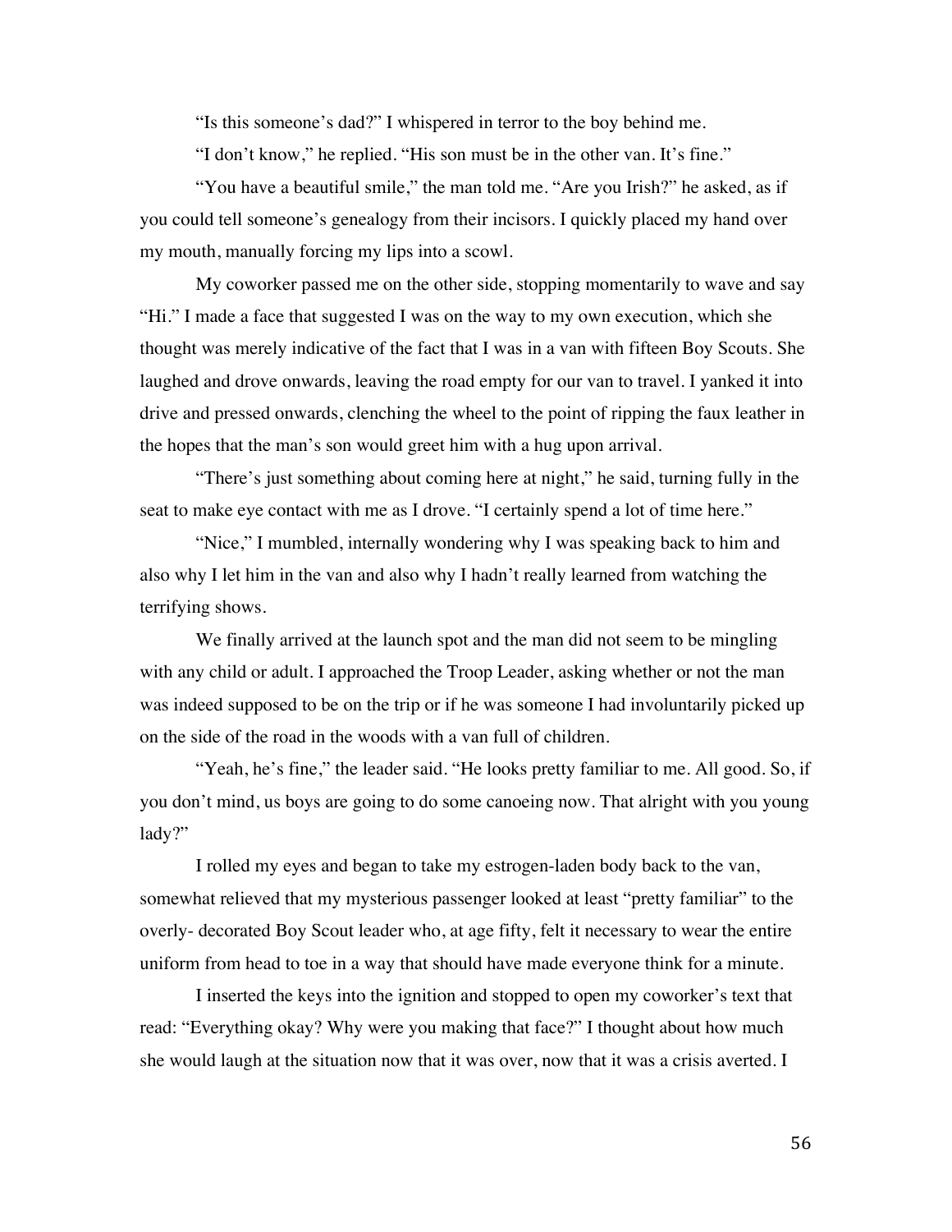"Is this someone's dad?" I whispered in terror to the boy behind me.

"I don't know," he replied. "His son must be in the other van. It's fine."

"You have a beautiful smile," the man told me. "Are you Irish?" he asked, as if you could tell someone's genealogy from their incisors. I quickly placed my hand over my mouth, manually forcing my lips into a scowl.

My coworker passed me on the other side, stopping momentarily to wave and say "Hi." I made a face that suggested I was on the way to my own execution, which she thought was merely indicative of the fact that I was in a van with fifteen Boy Scouts. She laughed and drove onwards, leaving the road empty for our van to travel. I yanked it into drive and pressed onwards, clenching the wheel to the point of ripping the faux leather in the hopes that the man's son would greet him with a hug upon arrival.

"There's just something about coming here at night," he said, turning fully in the seat to make eye contact with me as I drove. "I certainly spend a lot of time here."

"Nice," I mumbled, internally wondering why I was speaking back to him and also why I let him in the van and also why I hadn't really learned from watching the terrifying shows.

We finally arrived at the launch spot and the man did not seem to be mingling with any child or adult. I approached the Troop Leader, asking whether or not the man was indeed supposed to be on the trip or if he was someone I had involuntarily picked up on the side of the road in the woods with a van full of children.

"Yeah, he's fine," the leader said. "He looks pretty familiar to me. All good. So, if you don't mind, us boys are going to do some canoeing now. That alright with you young lady?"

I rolled my eyes and began to take my estrogen-laden body back to the van, somewhat relieved that my mysterious passenger looked at least "pretty familiar" to the overly- decorated Boy Scout leader who, at age fifty, felt it necessary to wear the entire uniform from head to toe in a way that should have made everyone think for a minute.

I inserted the keys into the ignition and stopped to open my coworker's text that read: "Everything okay? Why were you making that face?" I thought about how much she would laugh at the situation now that it was over, now that it was a crisis averted. I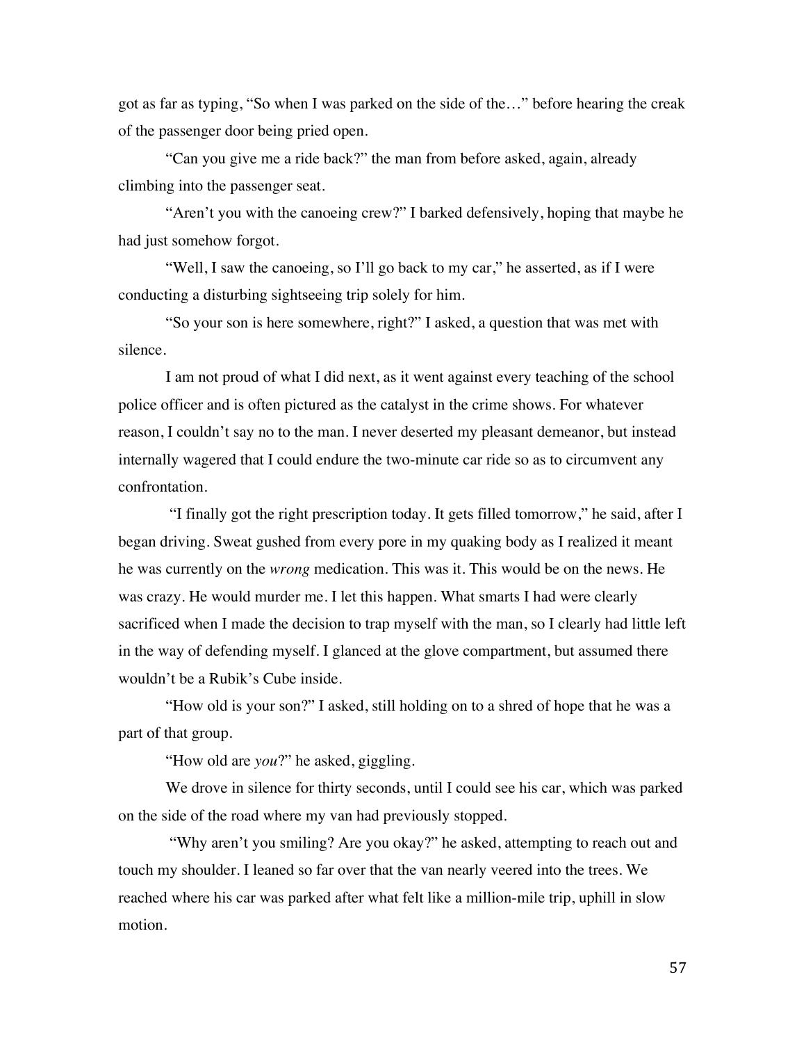got as far as typing, "So when I was parked on the side of the…" before hearing the creak of the passenger door being pried open.

"Can you give me a ride back?" the man from before asked, again, already climbing into the passenger seat.

"Aren't you with the canoeing crew?" I barked defensively, hoping that maybe he had just somehow forgot.

"Well, I saw the canoeing, so I'll go back to my car," he asserted, as if I were conducting a disturbing sightseeing trip solely for him.

"So your son is here somewhere, right?" I asked, a question that was met with silence.

I am not proud of what I did next, as it went against every teaching of the school police officer and is often pictured as the catalyst in the crime shows. For whatever reason, I couldn't say no to the man. I never deserted my pleasant demeanor, but instead internally wagered that I could endure the two-minute car ride so as to circumvent any confrontation.

"I finally got the right prescription today. It gets filled tomorrow," he said, after I began driving. Sweat gushed from every pore in my quaking body as I realized it meant he was currently on the *wrong* medication. This was it. This would be on the news. He was crazy. He would murder me. I let this happen. What smarts I had were clearly sacrificed when I made the decision to trap myself with the man, so I clearly had little left in the way of defending myself. I glanced at the glove compartment, but assumed there wouldn't be a Rubik's Cube inside.

"How old is your son?" I asked, still holding on to a shred of hope that he was a part of that group.

"How old are *you*?" he asked, giggling.

We drove in silence for thirty seconds, until I could see his car, which was parked on the side of the road where my van had previously stopped.

"Why aren't you smiling? Are you okay?" he asked, attempting to reach out and touch my shoulder. I leaned so far over that the van nearly veered into the trees. We reached where his car was parked after what felt like a million-mile trip, uphill in slow motion.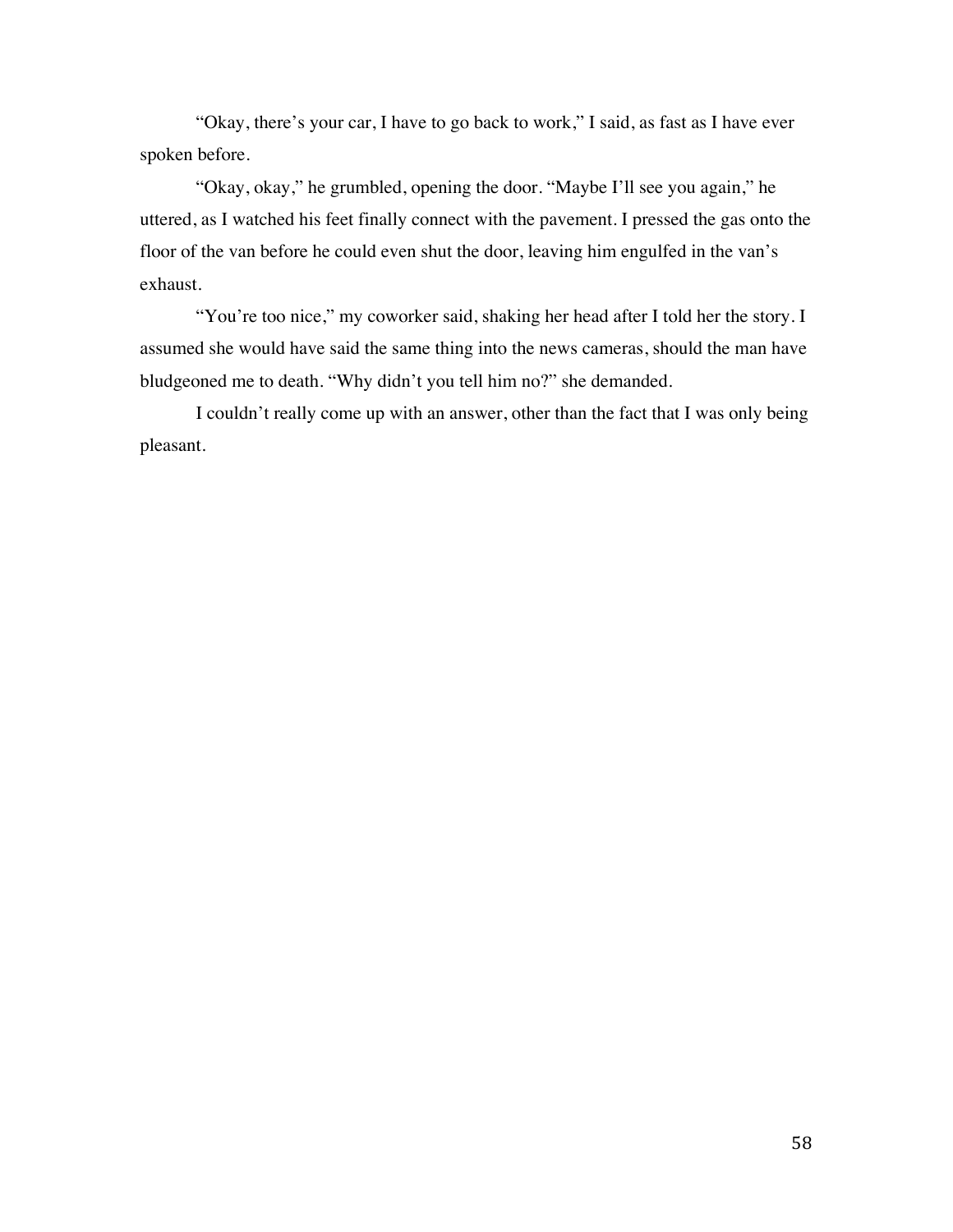"Okay, there's your car, I have to go back to work," I said, as fast as I have ever spoken before.

"Okay, okay," he grumbled, opening the door. "Maybe I'll see you again," he uttered, as I watched his feet finally connect with the pavement. I pressed the gas onto the floor of the van before he could even shut the door, leaving him engulfed in the van's exhaust.

"You're too nice," my coworker said, shaking her head after I told her the story. I assumed she would have said the same thing into the news cameras, should the man have bludgeoned me to death. "Why didn't you tell him no?" she demanded.

I couldn't really come up with an answer, other than the fact that I was only being pleasant.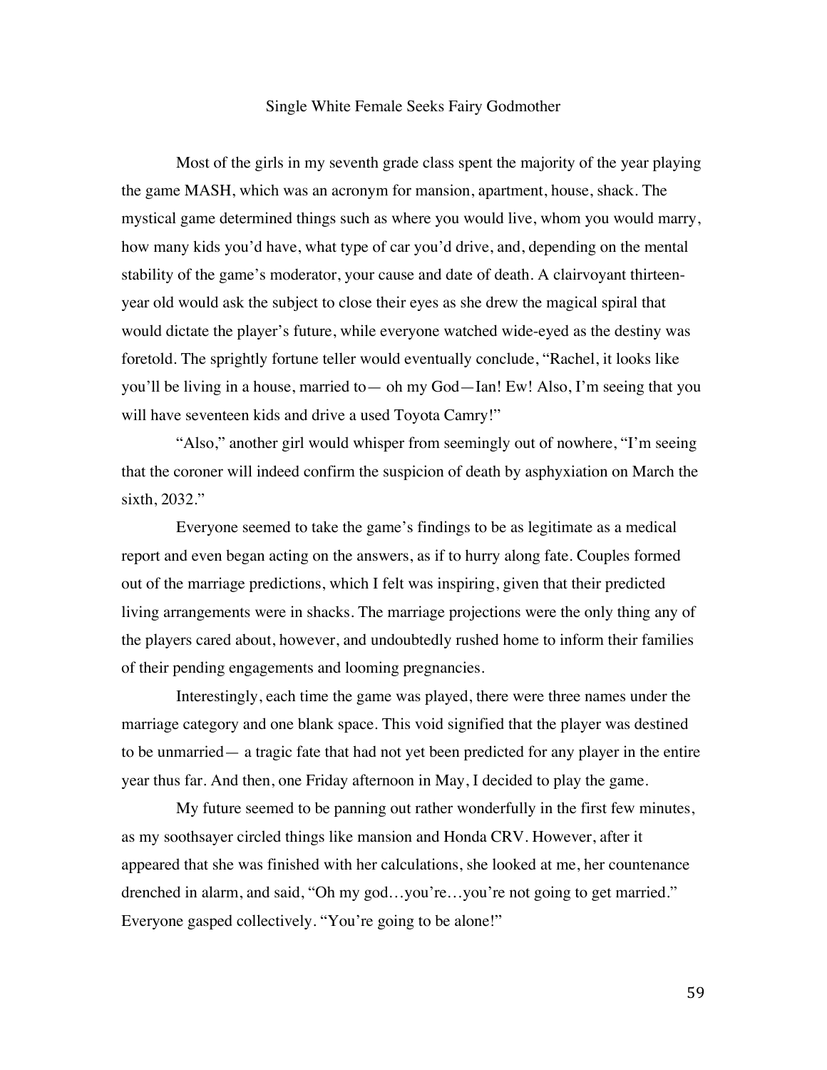## Single White Female Seeks Fairy Godmother

Most of the girls in my seventh grade class spent the majority of the year playing the game MASH, which was an acronym for mansion, apartment, house, shack. The mystical game determined things such as where you would live, whom you would marry, how many kids you'd have, what type of car you'd drive, and, depending on the mental stability of the game's moderator, your cause and date of death. A clairvoyant thirteen-year old would ask the subject to close their eyes as she drew the magical spiral that would dictate the player's future, while everyone watched wide-eyed as the destiny was foretold. The sprightly fortune teller would eventually conclude, "Rachel, it looks like you'll be living in a house, married to— oh my God—Ian! Ew! Also, I'm seeing that you will have seventeen kids and drive a used Toyota Camry!"

"Also," another girl would whisper from seemingly out of nowhere, "I'm seeing that the coroner will indeed confirm the suspicion of death by asphyxiation on March the sixth, 2032."

Everyone seemed to take the game's findings to be as legitimate as a medical report and even began acting on the answers, as if to hurry along fate. Couples formed out of the marriage predictions, which I felt was inspiring, given that their predicted living arrangements were in shacks. The marriage projections were the only thing any of the players cared about, however, and undoubtedly rushed home to inform their families of their pending engagements and looming pregnancies.

Interestingly, each time the game was played, there were three names under the marriage category and one blank space. This void signified that the player was destined to be unmarried— a tragic fate that had not yet been predicted for any player in the entire year thus far. And then, one Friday afternoon in May, I decided to play the game.

My future seemed to be panning out rather wonderfully in the first few minutes, as my soothsayer circled things like mansion and Honda CRV. However, after it appeared that she was finished with her calculations, she looked at me, her countenance drenched in alarm, and said, "Oh my god…you're…you're not going to get married." Everyone gasped collectively. "You're going to be alone!"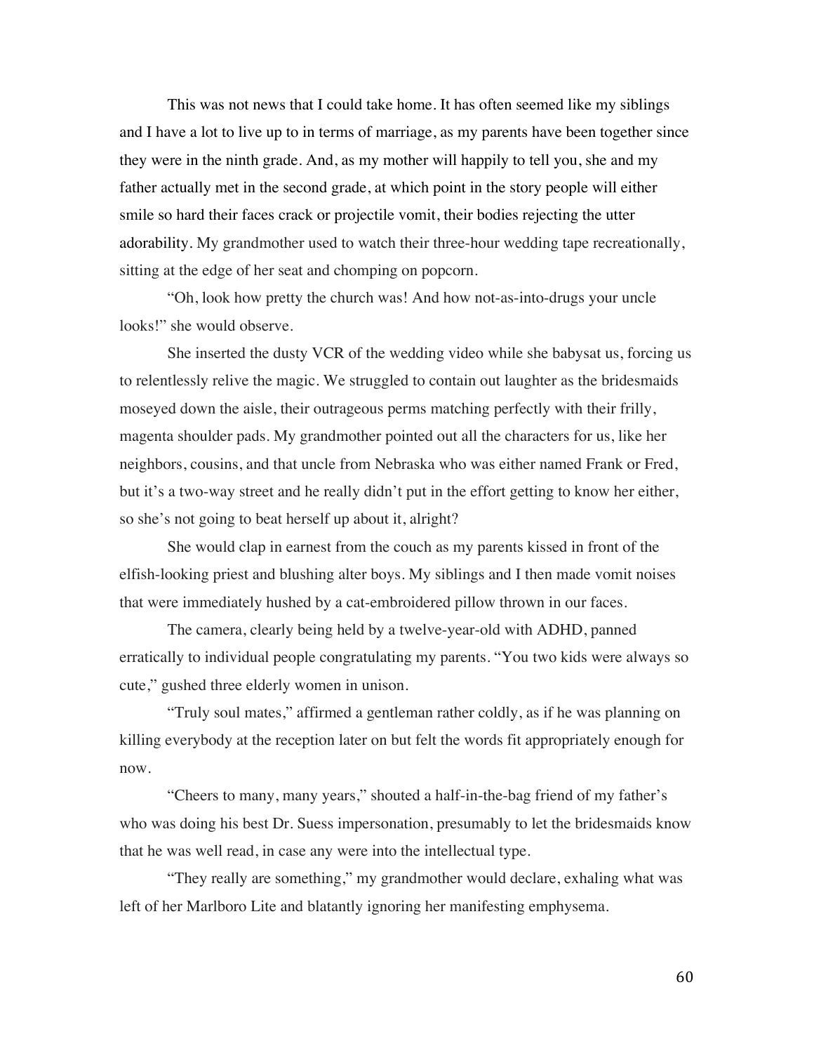This was not news that I could take home. It has often seemed like my siblings and I have a lot to live up to in terms of marriage, as my parents have been together since they were in the ninth grade. And, as my mother will happily to tell you, she and my father actually met in the second grade, at which point in the story people will either smile so hard their faces crack or projectile vomit, their bodies rejecting the utter adorability. My grandmother used to watch their three-hour wedding tape recreationally, sitting at the edge of her seat and chomping on popcorn.

"Oh, look how pretty the church was! And how not-as-into-drugs your uncle looks!" she would observe.

She inserted the dusty VCR of the wedding video while she babysat us, forcing us to relentlessly relive the magic. We struggled to contain out laughter as the bridesmaids moseyed down the aisle, their outrageous perms matching perfectly with their frilly, magenta shoulder pads. My grandmother pointed out all the characters for us, like her neighbors, cousins, and that uncle from Nebraska who was either named Frank or Fred, but it's a two-way street and he really didn't put in the effort getting to know her either, so she's not going to beat herself up about it, alright?

She would clap in earnest from the couch as my parents kissed in front of the elfish-looking priest and blushing alter boys. My siblings and I then made vomit noises that were immediately hushed by a cat-embroidered pillow thrown in our faces.

The camera, clearly being held by a twelve-year-old with ADHD, panned erratically to individual people congratulating my parents. "You two kids were always so cute," gushed three elderly women in unison.

"Truly soul mates," affirmed a gentleman rather coldly, as if he was planning on killing everybody at the reception later on but felt the words fit appropriately enough for now.

"Cheers to many, many years," shouted a half-in-the-bag friend of my father's who was doing his best Dr. Suess impersonation, presumably to let the bridesmaids know that he was well read, in case any were into the intellectual type.

"They really are something," my grandmother would declare, exhaling what was left of her Marlboro Lite and blatantly ignoring her manifesting emphysema.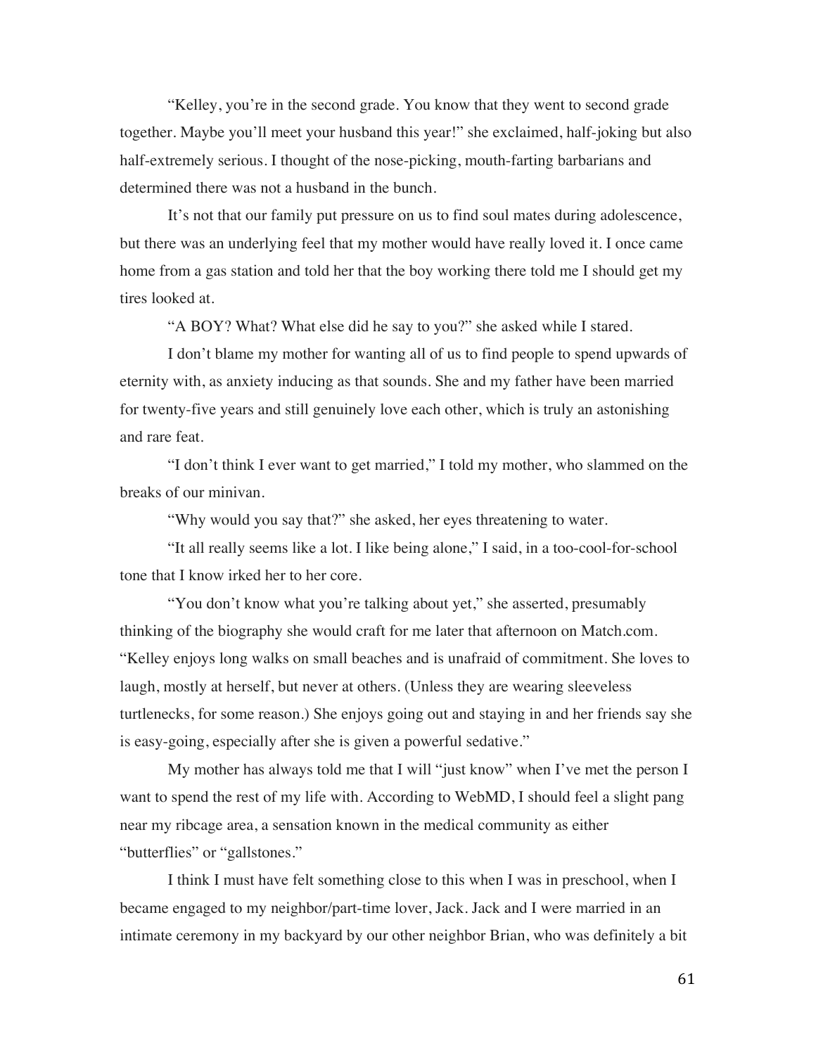"Kelley, you're in the second grade. You know that they went to second grade together. Maybe you'll meet your husband this year!" she exclaimed, half-joking but also half-extremely serious. I thought of the nose-picking, mouth-farting barbarians and determined there was not a husband in the bunch.

It's not that our family put pressure on us to find soul mates during adolescence, but there was an underlying feel that my mother would have really loved it. I once came home from a gas station and told her that the boy working there told me I should get my tires looked at.

"A BOY? What? What else did he say to you?" she asked while I stared.

I don't blame my mother for wanting all of us to find people to spend upwards of eternity with, as anxiety inducing as that sounds. She and my father have been married for twenty-five years and still genuinely love each other, which is truly an astonishing and rare feat.

"I don't think I ever want to get married," I told my mother, who slammed on the breaks of our minivan.

"Why would you say that?" she asked, her eyes threatening to water.

"It all really seems like a lot. I like being alone," I said, in a too-cool-for-school tone that I know irked her to her core.

"You don't know what you're talking about yet," she asserted, presumably thinking of the biography she would craft for me later that afternoon on Match.com. "Kelley enjoys long walks on small beaches and is unafraid of commitment. She loves to laugh, mostly at herself, but never at others. (Unless they are wearing sleeveless turtlenecks, for some reason.) She enjoys going out and staying in and her friends say she is easy-going, especially after she is given a powerful sedative."

My mother has always told me that I will "just know" when I've met the person I want to spend the rest of my life with. According to WebMD, I should feel a slight pang near my ribcage area, a sensation known in the medical community as either "butterflies" or "gallstones."

I think I must have felt something close to this when I was in preschool, when I became engaged to my neighbor/part-time lover, Jack. Jack and I were married in an intimate ceremony in my backyard by our other neighbor Brian, who was definitely a bit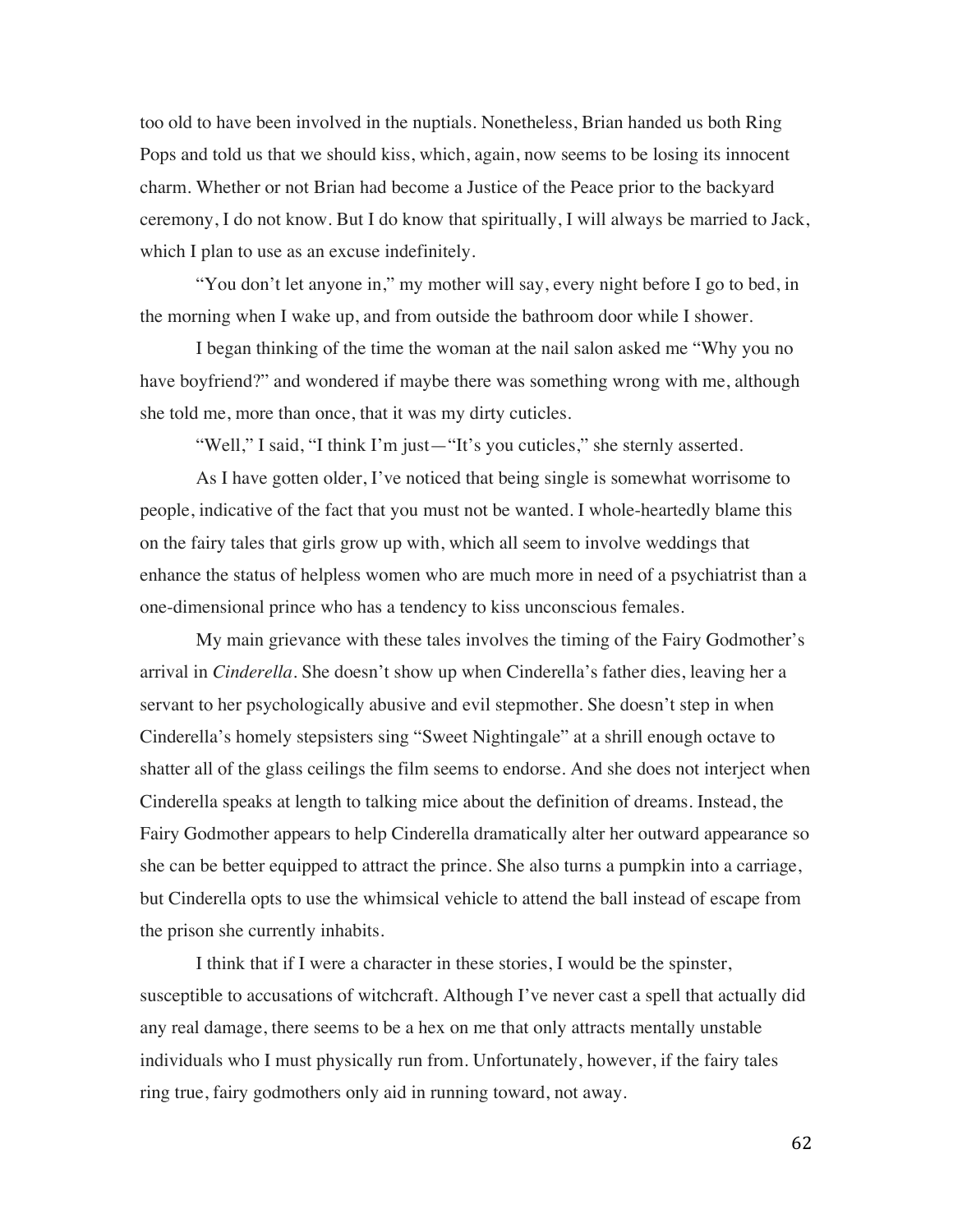too old to have been involved in the nuptials. Nonetheless, Brian handed us both Ring Pops and told us that we should kiss, which, again, now seems to be losing its innocent charm. Whether or not Brian had become a Justice of the Peace prior to the backyard ceremony, I do not know. But I do know that spiritually, I will always be married to Jack, which I plan to use as an excuse indefinitely.

"You don't let anyone in," my mother will say, every night before I go to bed, in the morning when I wake up, and from outside the bathroom door while I shower.

I began thinking of the time the woman at the nail salon asked me "Why you no have boyfriend?" and wondered if maybe there was something wrong with me, although she told me, more than once, that it was my dirty cuticles.

"Well," I said, "I think I'm just—"It's you cuticles," she sternly asserted.

As I have gotten older, I've noticed that being single is somewhat worrisome to people, indicative of the fact that you must not be wanted. I whole-heartedly blame this on the fairy tales that girls grow up with, which all seem to involve weddings that enhance the status of helpless women who are much more in need of a psychiatrist than a one-dimensional prince who has a tendency to kiss unconscious females.

My main grievance with these tales involves the timing of the Fairy Godmother's arrival in *Cinderella*. She doesn't show up when Cinderella's father dies, leaving her a servant to her psychologically abusive and evil stepmother. She doesn't step in when Cinderella's homely stepsisters sing "Sweet Nightingale" at a shrill enough octave to shatter all of the glass ceilings the film seems to endorse. And she does not interject when Cinderella speaks at length to talking mice about the definition of dreams. Instead, the Fairy Godmother appears to help Cinderella dramatically alter her outward appearance so she can be better equipped to attract the prince. She also turns a pumpkin into a carriage, but Cinderella opts to use the whimsical vehicle to attend the ball instead of escape from the prison she currently inhabits.

I think that if I were a character in these stories, I would be the spinster, susceptible to accusations of witchcraft. Although I've never cast a spell that actually did any real damage, there seems to be a hex on me that only attracts mentally unstable individuals who I must physically run from. Unfortunately, however, if the fairy tales ring true, fairy godmothers only aid in running toward, not away.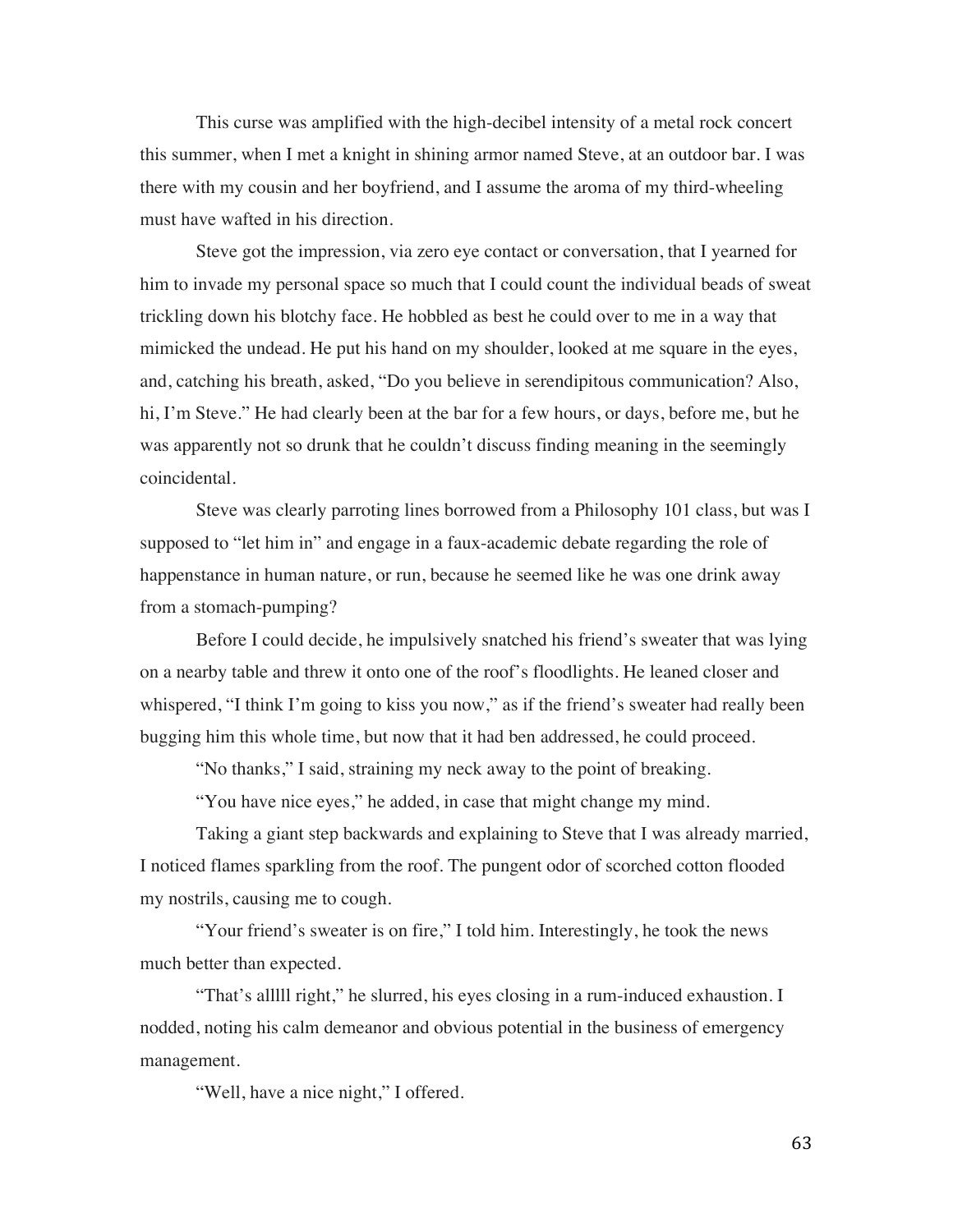This curse was amplified with the high-decibel intensity of a metal rock concert this summer, when I met a knight in shining armor named Steve, at an outdoor bar. I was there with my cousin and her boyfriend, and I assume the aroma of my third-wheeling must have wafted in his direction.

Steve got the impression, via zero eye contact or conversation, that I yearned for him to invade my personal space so much that I could count the individual beads of sweat trickling down his blotchy face. He hobbled as best he could over to me in a way that mimicked the undead. He put his hand on my shoulder, looked at me square in the eyes, and, catching his breath, asked, "Do you believe in serendipitous communication? Also, hi, I'm Steve." He had clearly been at the bar for a few hours, or days, before me, but he was apparently not so drunk that he couldn't discuss finding meaning in the seemingly coincidental.

Steve was clearly parroting lines borrowed from a Philosophy 101 class, but was I supposed to "let him in" and engage in a faux-academic debate regarding the role of happenstance in human nature, or run, because he seemed like he was one drink away from a stomach-pumping?

Before I could decide, he impulsively snatched his friend's sweater that was lying on a nearby table and threw it onto one of the roof's floodlights. He leaned closer and whispered, "I think I'm going to kiss you now," as if the friend's sweater had really been bugging him this whole time, but now that it had ben addressed, he could proceed.

"No thanks," I said, straining my neck away to the point of breaking.

"You have nice eyes," he added, in case that might change my mind.

Taking a giant step backwards and explaining to Steve that I was already married, I noticed flames sparkling from the roof. The pungent odor of scorched cotton flooded my nostrils, causing me to cough.

"Your friend's sweater is on fire," I told him. Interestingly, he took the news much better than expected.

"That's alllll right," he slurred, his eyes closing in a rum-induced exhaustion. I nodded, noting his calm demeanor and obvious potential in the business of emergency management.

"Well, have a nice night," I offered.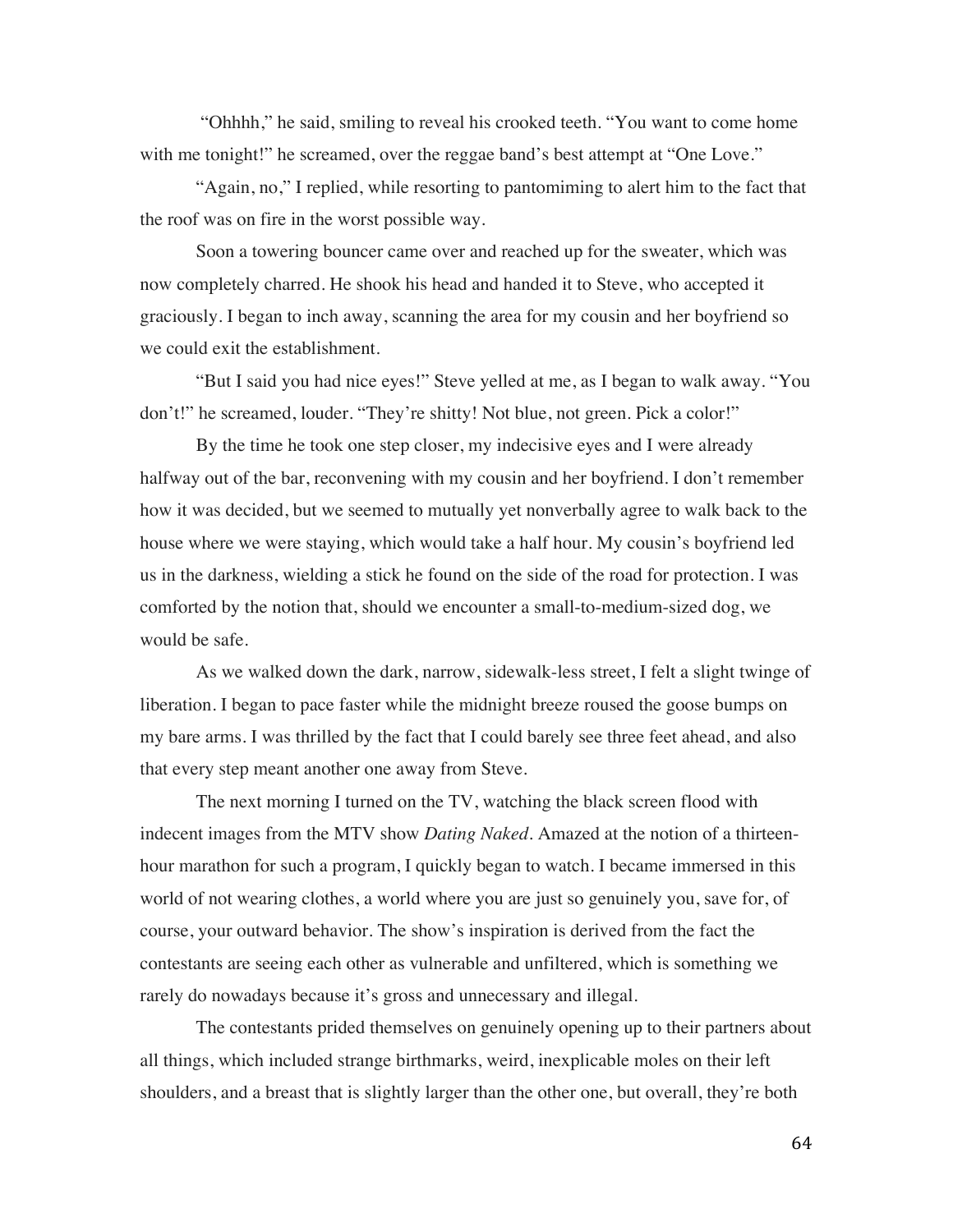"Ohhhh," he said, smiling to reveal his crooked teeth. "You want to come home with me tonight!" he screamed, over the reggae band's best attempt at "One Love."

"Again, no," I replied, while resorting to pantomiming to alert him to the fact that the roof was on fire in the worst possible way.

Soon a towering bouncer came over and reached up for the sweater, which was now completely charred. He shook his head and handed it to Steve, who accepted it graciously. I began to inch away, scanning the area for my cousin and her boyfriend so we could exit the establishment.

"But I said you had nice eyes!" Steve yelled at me, as I began to walk away. "You don't!" he screamed, louder. "They're shitty! Not blue, not green. Pick a color!"

By the time he took one step closer, my indecisive eyes and I were already halfway out of the bar, reconvening with my cousin and her boyfriend. I don't remember how it was decided, but we seemed to mutually yet nonverbally agree to walk back to the house where we were staying, which would take a half hour. My cousin's boyfriend led us in the darkness, wielding a stick he found on the side of the road for protection. I was comforted by the notion that, should we encounter a small-to-medium-sized dog, we would be safe.

As we walked down the dark, narrow, sidewalk-less street, I felt a slight twinge of liberation. I began to pace faster while the midnight breeze roused the goose bumps on my bare arms. I was thrilled by the fact that I could barely see three feet ahead, and also that every step meant another one away from Steve.

The next morning I turned on the TV, watching the black screen flood with indecent images from the MTV show *Dating Naked*. Amazed at the notion of a thirteen-hour marathon for such a program, I quickly began to watch. I became immersed in this world of not wearing clothes, a world where you are just so genuinely you, save for, of course, your outward behavior. The show's inspiration is derived from the fact the contestants are seeing each other as vulnerable and unfiltered, which is something we rarely do nowadays because it's gross and unnecessary and illegal.

The contestants prided themselves on genuinely opening up to their partners about all things, which included strange birthmarks, weird, inexplicable moles on their left shoulders, and a breast that is slightly larger than the other one, but overall, they're both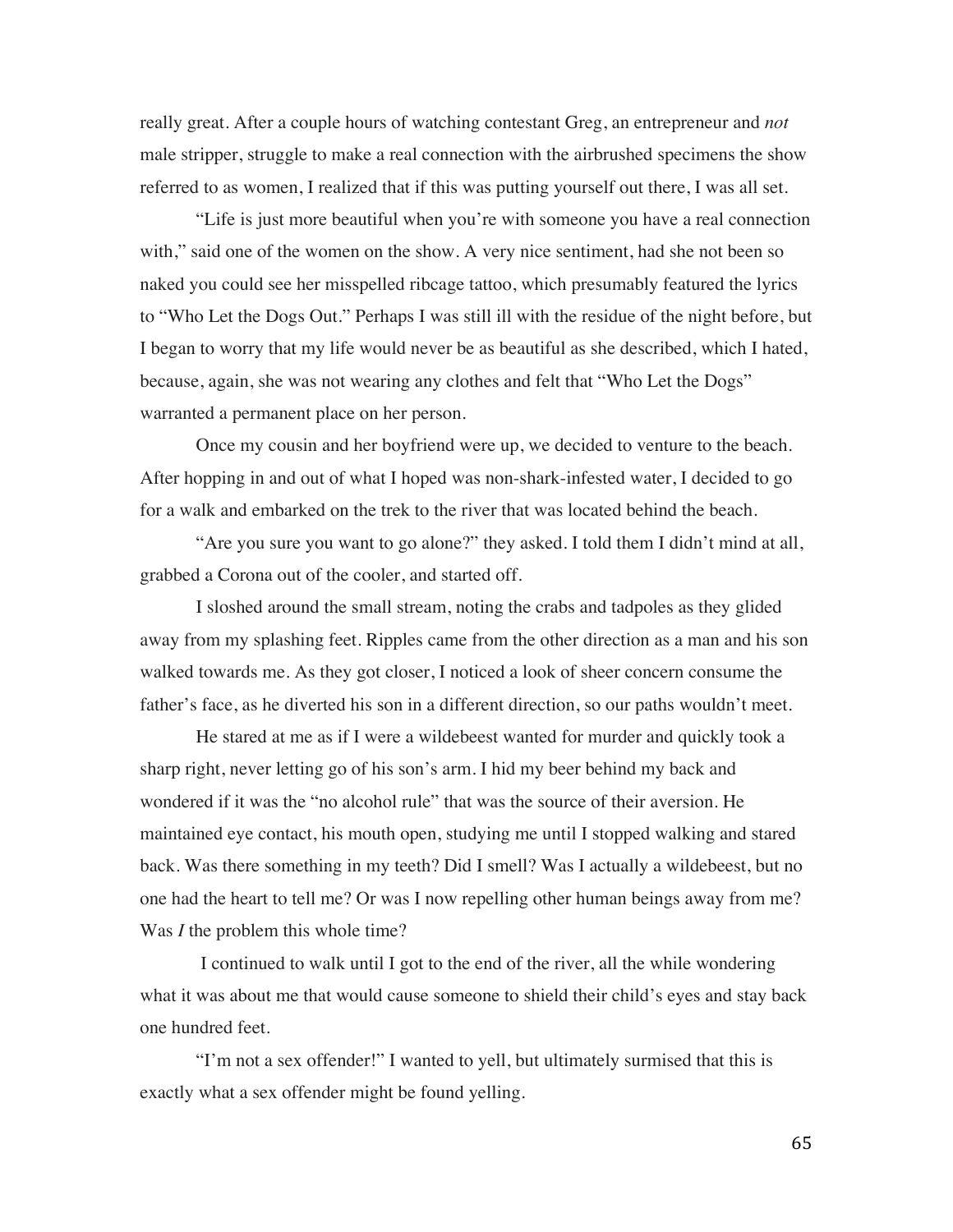really great. After a couple hours of watching contestant Greg, an entrepreneur and *not* male stripper, struggle to make a real connection with the airbrushed specimens the show referred to as women, I realized that if this was putting yourself out there, I was all set.

"Life is just more beautiful when you're with someone you have a real connection with," said one of the women on the show. A very nice sentiment, had she not been so naked you could see her misspelled ribcage tattoo, which presumably featured the lyrics to "Who Let the Dogs Out." Perhaps I was still ill with the residue of the night before, but I began to worry that my life would never be as beautiful as she described, which I hated, because, again, she was not wearing any clothes and felt that "Who Let the Dogs" warranted a permanent place on her person.

Once my cousin and her boyfriend were up, we decided to venture to the beach. After hopping in and out of what I hoped was non-shark-infested water, I decided to go for a walk and embarked on the trek to the river that was located behind the beach.

"Are you sure you want to go alone?" they asked. I told them I didn't mind at all, grabbed a Corona out of the cooler, and started off.

I sloshed around the small stream, noting the crabs and tadpoles as they glided away from my splashing feet. Ripples came from the other direction as a man and his son walked towards me. As they got closer, I noticed a look of sheer concern consume the father's face, as he diverted his son in a different direction, so our paths wouldn't meet.

He stared at me as if I were a wildebeest wanted for murder and quickly took a sharp right, never letting go of his son's arm. I hid my beer behind my back and wondered if it was the "no alcohol rule" that was the source of their aversion. He maintained eye contact, his mouth open, studying me until I stopped walking and stared back. Was there something in my teeth? Did I smell? Was I actually a wildebeest, but no one had the heart to tell me? Or was I now repelling other human beings away from me? Was *I* the problem this whole time?

I continued to walk until I got to the end of the river, all the while wondering what it was about me that would cause someone to shield their child's eyes and stay back one hundred feet.

"I'm not a sex offender!" I wanted to yell, but ultimately surmised that this is exactly what a sex offender might be found yelling.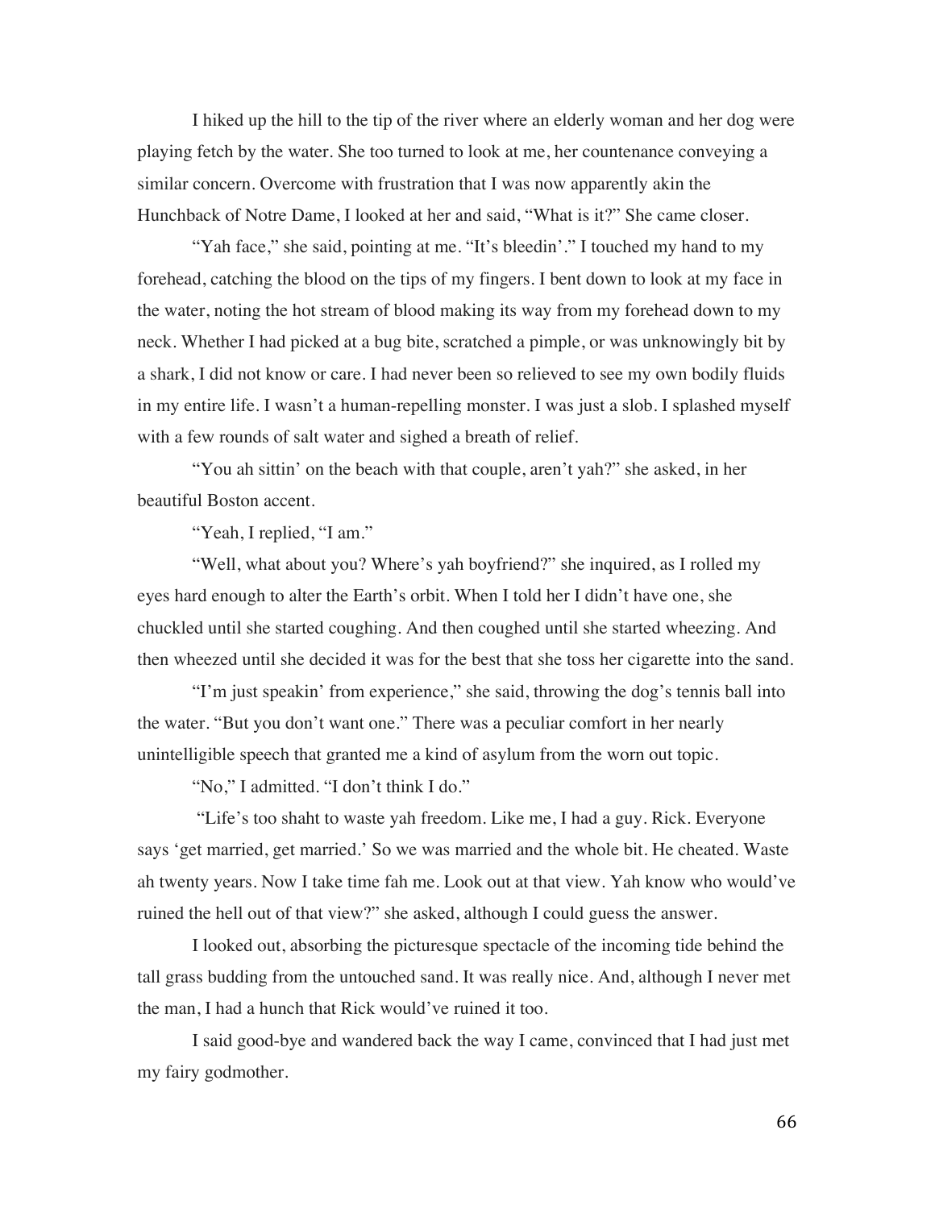I hiked up the hill to the tip of the river where an elderly woman and her dog were playing fetch by the water. She too turned to look at me, her countenance conveying a similar concern. Overcome with frustration that I was now apparently akin the Hunchback of Notre Dame, I looked at her and said, "What is it?" She came closer.

"Yah face," she said, pointing at me. "It's bleedin'." I touched my hand to my forehead, catching the blood on the tips of my fingers. I bent down to look at my face in the water, noting the hot stream of blood making its way from my forehead down to my neck. Whether I had picked at a bug bite, scratched a pimple, or was unknowingly bit by a shark, I did not know or care. I had never been so relieved to see my own bodily fluids in my entire life. I wasn't a human-repelling monster. I was just a slob. I splashed myself with a few rounds of salt water and sighed a breath of relief.

"You ah sittin' on the beach with that couple, aren't yah?" she asked, in her beautiful Boston accent.

"Yeah, I replied, "I am."

"Well, what about you? Where's yah boyfriend?" she inquired, as I rolled my eyes hard enough to alter the Earth's orbit. When I told her I didn't have one, she chuckled until she started coughing. And then coughed until she started wheezing. And then wheezed until she decided it was for the best that she toss her cigarette into the sand.

"I'm just speakin' from experience," she said, throwing the dog's tennis ball into the water. "But you don't want one." There was a peculiar comfort in her nearly unintelligible speech that granted me a kind of asylum from the worn out topic.

"No," I admitted. "I don't think I do."

"Life's too shaht to waste yah freedom. Like me, I had a guy. Rick. Everyone says 'get married, get married.' So we was married and the whole bit. He cheated. Waste ah twenty years. Now I take time fah me. Look out at that view. Yah know who would've ruined the hell out of that view?" she asked, although I could guess the answer.

I looked out, absorbing the picturesque spectacle of the incoming tide behind the tall grass budding from the untouched sand. It was really nice. And, although I never met the man, I had a hunch that Rick would've ruined it too.

I said good-bye and wandered back the way I came, convinced that I had just met my fairy godmother.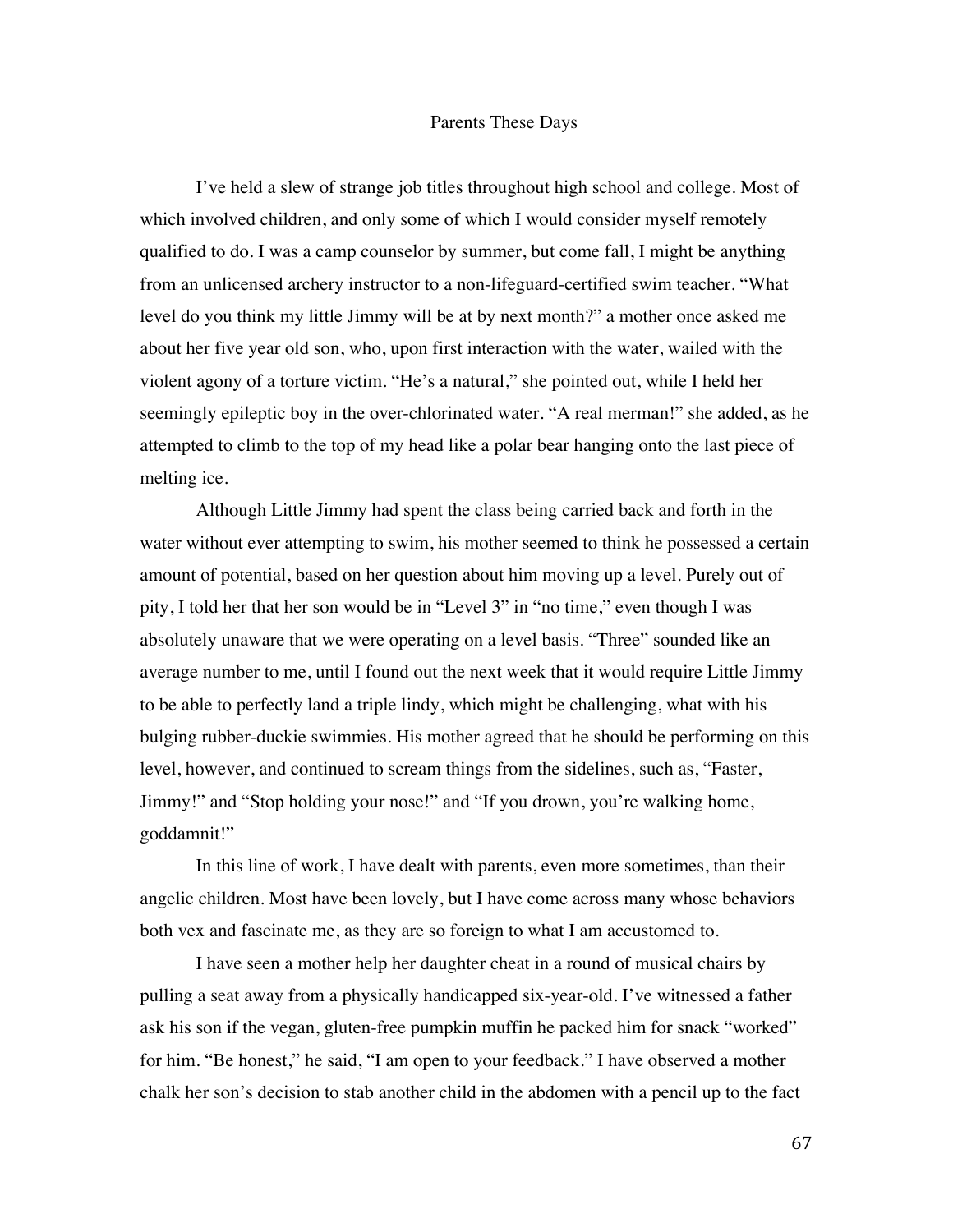# Parents These Days

I've held a slew of strange job titles throughout high school and college. Most of which involved children, and only some of which I would consider myself remotely qualified to do. I was a camp counselor by summer, but come fall, I might be anything from an unlicensed archery instructor to a non-lifeguard-certified swim teacher. "What level do you think my little Jimmy will be at by next month?" a mother once asked me about her five year old son, who, upon first interaction with the water, wailed with the violent agony of a torture victim. "He's a natural," she pointed out, while I held her seemingly epileptic boy in the over-chlorinated water. "A real merman!" she added, as he attempted to climb to the top of my head like a polar bear hanging onto the last piece of melting ice.

Although Little Jimmy had spent the class being carried back and forth in the water without ever attempting to swim, his mother seemed to think he possessed a certain amount of potential, based on her question about him moving up a level. Purely out of pity, I told her that her son would be in "Level 3" in "no time," even though I was absolutely unaware that we were operating on a level basis. "Three" sounded like an average number to me, until I found out the next week that it would require Little Jimmy to be able to perfectly land a triple lindy, which might be challenging, what with his bulging rubber-duckie swimmies. His mother agreed that he should be performing on this level, however, and continued to scream things from the sidelines, such as, "Faster, Jimmy!" and "Stop holding your nose!" and "If you drown, you're walking home, goddamnit!"

In this line of work, I have dealt with parents, even more sometimes, than their angelic children. Most have been lovely, but I have come across many whose behaviors both vex and fascinate me, as they are so foreign to what I am accustomed to.

I have seen a mother help her daughter cheat in a round of musical chairs by pulling a seat away from a physically handicapped six-year-old. I've witnessed a father ask his son if the vegan, gluten-free pumpkin muffin he packed him for snack "worked" for him. "Be honest," he said, "I am open to your feedback." I have observed a mother chalk her son's decision to stab another child in the abdomen with a pencil up to the fact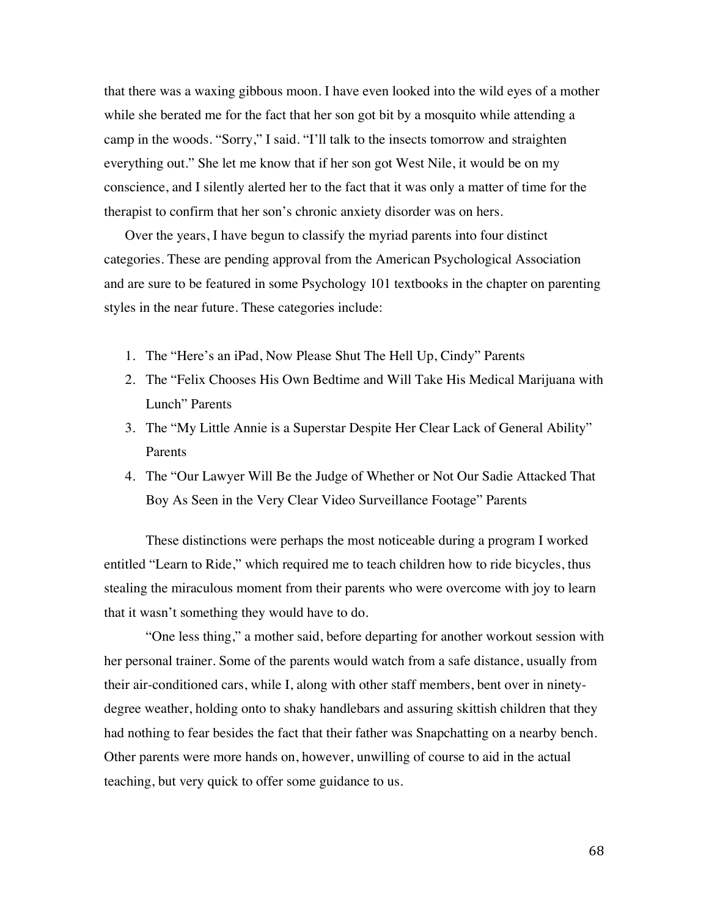that there was a waxing gibbous moon. I have even looked into the wild eyes of a mother while she berated me for the fact that her son got bit by a mosquito while attending a camp in the woods. "Sorry," I said. "I'll talk to the insects tomorrow and straighten everything out." She let me know that if her son got West Nile, it would be on my conscience, and I silently alerted her to the fact that it was only a matter of time for the therapist to confirm that her son's chronic anxiety disorder was on hers.

Over the years, I have begun to classify the myriad parents into four distinct categories. These are pending approval from the American Psychological Association and are sure to be featured in some Psychology 101 textbooks in the chapter on parenting styles in the near future. These categories include:

1. The "Here's an iPad, Now Please Shut The Hell Up, Cindy" Parents
2. The "Felix Chooses His Own Bedtime and Will Take His Medical Marijuana with Lunch" Parents
3. The "My Little Annie is a Superstar Despite Her Clear Lack of General Ability" Parents
4. The "Our Lawyer Will Be the Judge of Whether or Not Our Sadie Attacked That Boy As Seen in the Very Clear Video Surveillance Footage" Parents

These distinctions were perhaps the most noticeable during a program I worked entitled "Learn to Ride," which required me to teach children how to ride bicycles, thus stealing the miraculous moment from their parents who were overcome with joy to learn that it wasn't something they would have to do.

"One less thing," a mother said, before departing for another workout session with her personal trainer. Some of the parents would watch from a safe distance, usually from their air-conditioned cars, while I, along with other staff members, bent over in ninety-degree weather, holding onto to shaky handlebars and assuring skittish children that they had nothing to fear besides the fact that their father was Snapchatting on a nearby bench. Other parents were more hands on, however, unwilling of course to aid in the actual teaching, but very quick to offer some guidance to us.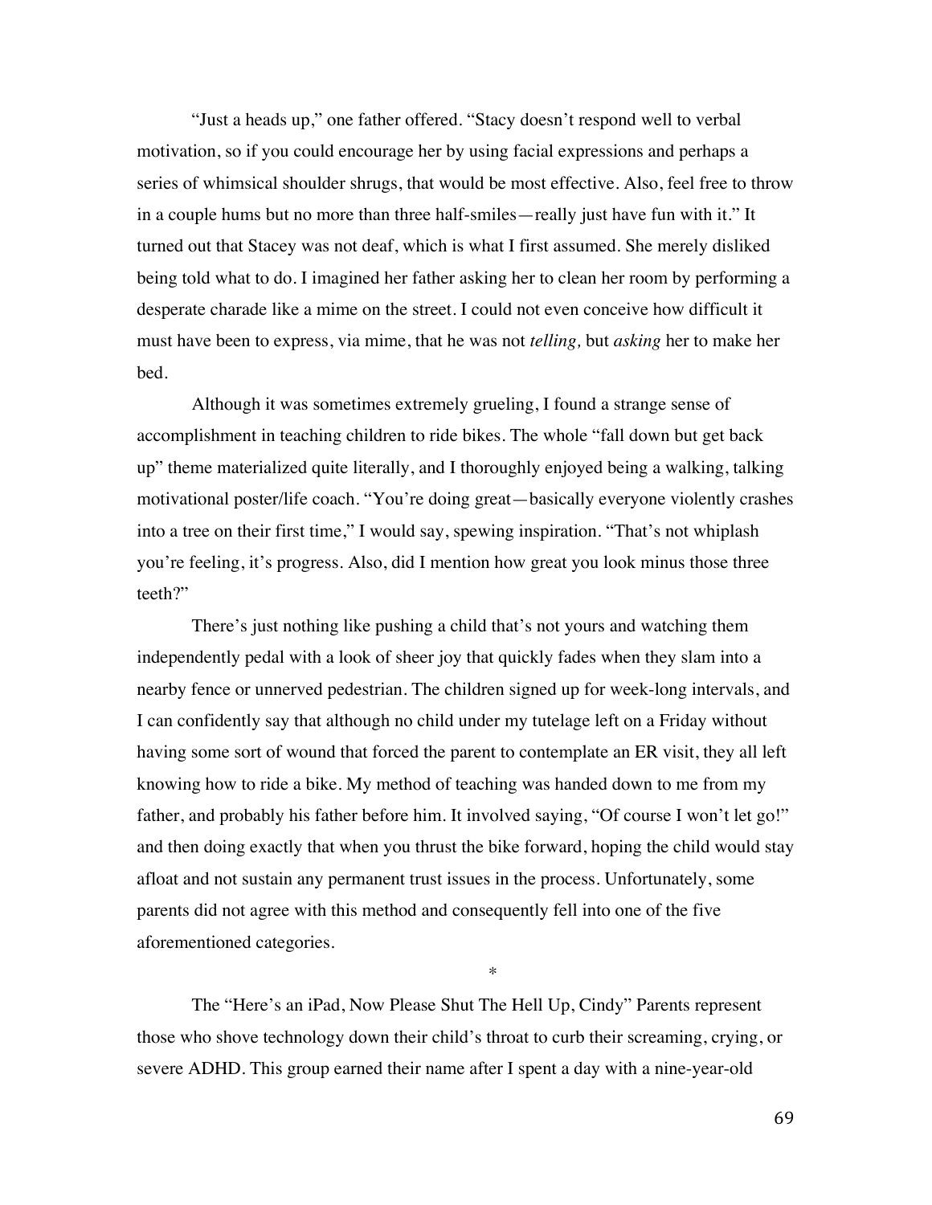"Just a heads up," one father offered. "Stacy doesn't respond well to verbal motivation, so if you could encourage her by using facial expressions and perhaps a series of whimsical shoulder shrugs, that would be most effective. Also, feel free to throw in a couple hums but no more than three half-smiles—really just have fun with it." It turned out that Stacey was not deaf, which is what I first assumed. She merely disliked being told what to do. I imagined her father asking her to clean her room by performing a desperate charade like a mime on the street. I could not even conceive how difficult it must have been to express, via mime, that he was not *telling,* but *asking* her to make her bed.

Although it was sometimes extremely grueling, I found a strange sense of accomplishment in teaching children to ride bikes. The whole "fall down but get back up" theme materialized quite literally, and I thoroughly enjoyed being a walking, talking motivational poster/life coach. "You're doing great—basically everyone violently crashes into a tree on their first time," I would say, spewing inspiration. "That's not whiplash you're feeling, it's progress. Also, did I mention how great you look minus those three teeth?"

There's just nothing like pushing a child that's not yours and watching them independently pedal with a look of sheer joy that quickly fades when they slam into a nearby fence or unnerved pedestrian. The children signed up for week-long intervals, and I can confidently say that although no child under my tutelage left on a Friday without having some sort of wound that forced the parent to contemplate an ER visit, they all left knowing how to ride a bike. My method of teaching was handed down to me from my father, and probably his father before him. It involved saying, "Of course I won't let go!" and then doing exactly that when you thrust the bike forward, hoping the child would stay afloat and not sustain any permanent trust issues in the process. Unfortunately, some parents did not agree with this method and consequently fell into one of the five aforementioned categories.

*

The "Here's an iPad, Now Please Shut The Hell Up, Cindy" Parents represent those who shove technology down their child's throat to curb their screaming, crying, or severe ADHD. This group earned their name after I spent a day with a nine-year-old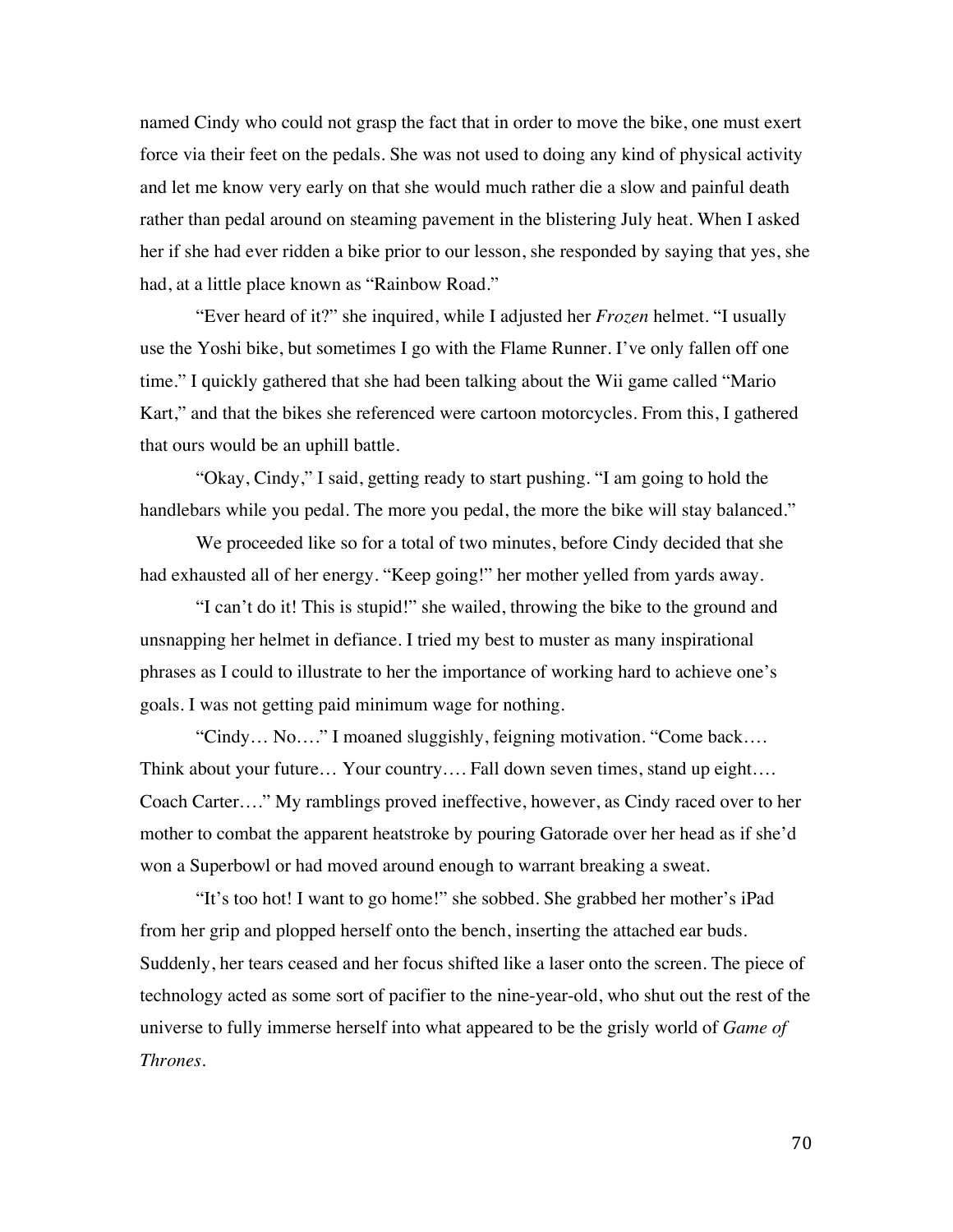named Cindy who could not grasp the fact that in order to move the bike, one must exert force via their feet on the pedals. She was not used to doing any kind of physical activity and let me know very early on that she would much rather die a slow and painful death rather than pedal around on steaming pavement in the blistering July heat. When I asked her if she had ever ridden a bike prior to our lesson, she responded by saying that yes, she had, at a little place known as "Rainbow Road."

"Ever heard of it?" she inquired, while I adjusted her *Frozen* helmet. "I usually use the Yoshi bike, but sometimes I go with the Flame Runner. I've only fallen off one time." I quickly gathered that she had been talking about the Wii game called "Mario Kart," and that the bikes she referenced were cartoon motorcycles. From this, I gathered that ours would be an uphill battle.

"Okay, Cindy," I said, getting ready to start pushing. "I am going to hold the handlebars while you pedal. The more you pedal, the more the bike will stay balanced."

We proceeded like so for a total of two minutes, before Cindy decided that she had exhausted all of her energy. "Keep going!" her mother yelled from yards away.

"I can't do it! This is stupid!" she wailed, throwing the bike to the ground and unsnapping her helmet in defiance. I tried my best to muster as many inspirational phrases as I could to illustrate to her the importance of working hard to achieve one's goals. I was not getting paid minimum wage for nothing.

"Cindy… No…." I moaned sluggishly, feigning motivation. "Come back…. Think about your future… Your country…. Fall down seven times, stand up eight…. Coach Carter…." My ramblings proved ineffective, however, as Cindy raced over to her mother to combat the apparent heatstroke by pouring Gatorade over her head as if she'd won a Superbowl or had moved around enough to warrant breaking a sweat.

"It's too hot! I want to go home!" she sobbed. She grabbed her mother's iPad from her grip and plopped herself onto the bench, inserting the attached ear buds. Suddenly, her tears ceased and her focus shifted like a laser onto the screen. The piece of technology acted as some sort of pacifier to the nine-year-old, who shut out the rest of the universe to fully immerse herself into what appeared to be the grisly world of *Game of Thrones*.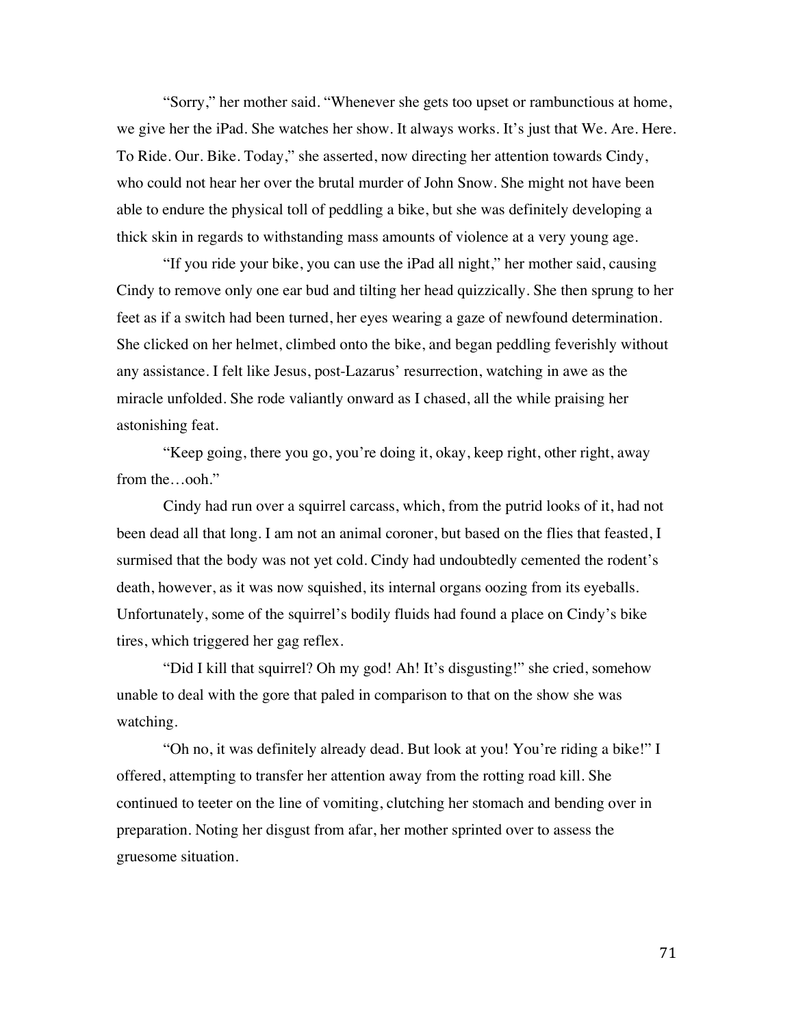"Sorry," her mother said. "Whenever she gets too upset or rambunctious at home, we give her the iPad. She watches her show. It always works. It's just that We. Are. Here. To Ride. Our. Bike. Today," she asserted, now directing her attention towards Cindy, who could not hear her over the brutal murder of John Snow. She might not have been able to endure the physical toll of peddling a bike, but she was definitely developing a thick skin in regards to withstanding mass amounts of violence at a very young age.

"If you ride your bike, you can use the iPad all night," her mother said, causing Cindy to remove only one ear bud and tilting her head quizzically. She then sprung to her feet as if a switch had been turned, her eyes wearing a gaze of newfound determination. She clicked on her helmet, climbed onto the bike, and began peddling feverishly without any assistance. I felt like Jesus, post-Lazarus' resurrection, watching in awe as the miracle unfolded. She rode valiantly onward as I chased, all the while praising her astonishing feat.

"Keep going, there you go, you're doing it, okay, keep right, other right, away from the…ooh."

Cindy had run over a squirrel carcass, which, from the putrid looks of it, had not been dead all that long. I am not an animal coroner, but based on the flies that feasted, I surmised that the body was not yet cold. Cindy had undoubtedly cemented the rodent's death, however, as it was now squished, its internal organs oozing from its eyeballs. Unfortunately, some of the squirrel's bodily fluids had found a place on Cindy's bike tires, which triggered her gag reflex.

"Did I kill that squirrel? Oh my god! Ah! It's disgusting!" she cried, somehow unable to deal with the gore that paled in comparison to that on the show she was watching.

"Oh no, it was definitely already dead. But look at you! You're riding a bike!" I offered, attempting to transfer her attention away from the rotting road kill. She continued to teeter on the line of vomiting, clutching her stomach and bending over in preparation. Noting her disgust from afar, her mother sprinted over to assess the gruesome situation.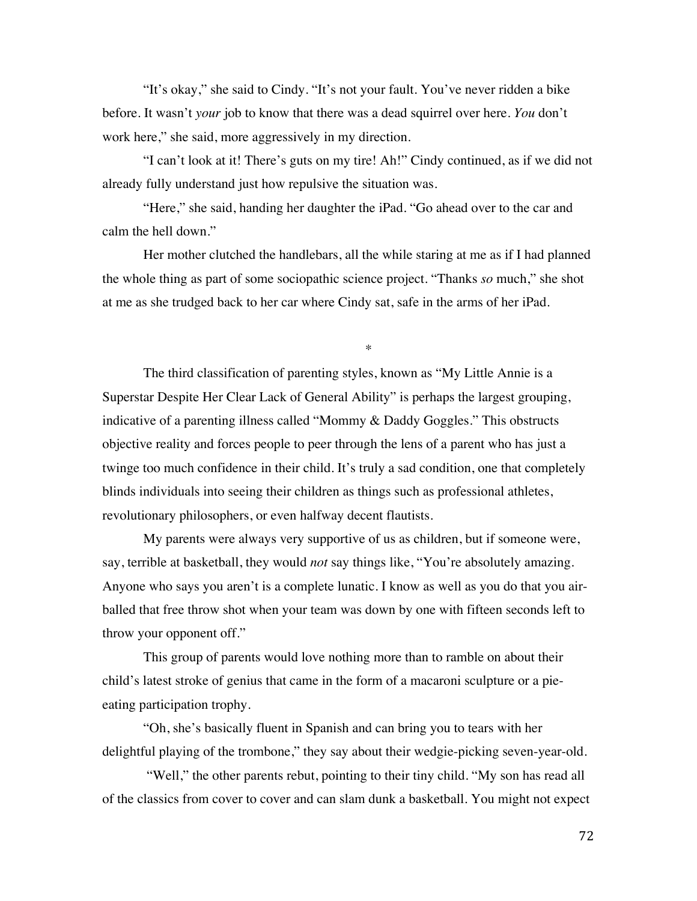"It's okay," she said to Cindy. "It's not your fault. You've never ridden a bike before. It wasn't *your* job to know that there was a dead squirrel over here. *You* don't work here," she said, more aggressively in my direction.

"I can't look at it! There's guts on my tire! Ah!" Cindy continued, as if we did not already fully understand just how repulsive the situation was.

"Here," she said, handing her daughter the iPad. "Go ahead over to the car and calm the hell down."

Her mother clutched the handlebars, all the while staring at me as if I had planned the whole thing as part of some sociopathic science project. "Thanks *so* much," she shot at me as she trudged back to her car where Cindy sat, safe in the arms of her iPad.

*

The third classification of parenting styles, known as "My Little Annie is a Superstar Despite Her Clear Lack of General Ability" is perhaps the largest grouping, indicative of a parenting illness called "Mommy & Daddy Goggles." This obstructs objective reality and forces people to peer through the lens of a parent who has just a twinge too much confidence in their child. It's truly a sad condition, one that completely blinds individuals into seeing their children as things such as professional athletes, revolutionary philosophers, or even halfway decent flautists.

My parents were always very supportive of us as children, but if someone were, say, terrible at basketball, they would *not* say things like, "You're absolutely amazing. Anyone who says you aren't is a complete lunatic. I know as well as you do that you air-balled that free throw shot when your team was down by one with fifteen seconds left to throw your opponent off."

This group of parents would love nothing more than to ramble on about their child's latest stroke of genius that came in the form of a macaroni sculpture or a pie-eating participation trophy.

"Oh, she's basically fluent in Spanish and can bring you to tears with her delightful playing of the trombone," they say about their wedgie-picking seven-year-old.

"Well," the other parents rebut, pointing to their tiny child. "My son has read all of the classics from cover to cover and can slam dunk a basketball. You might not expect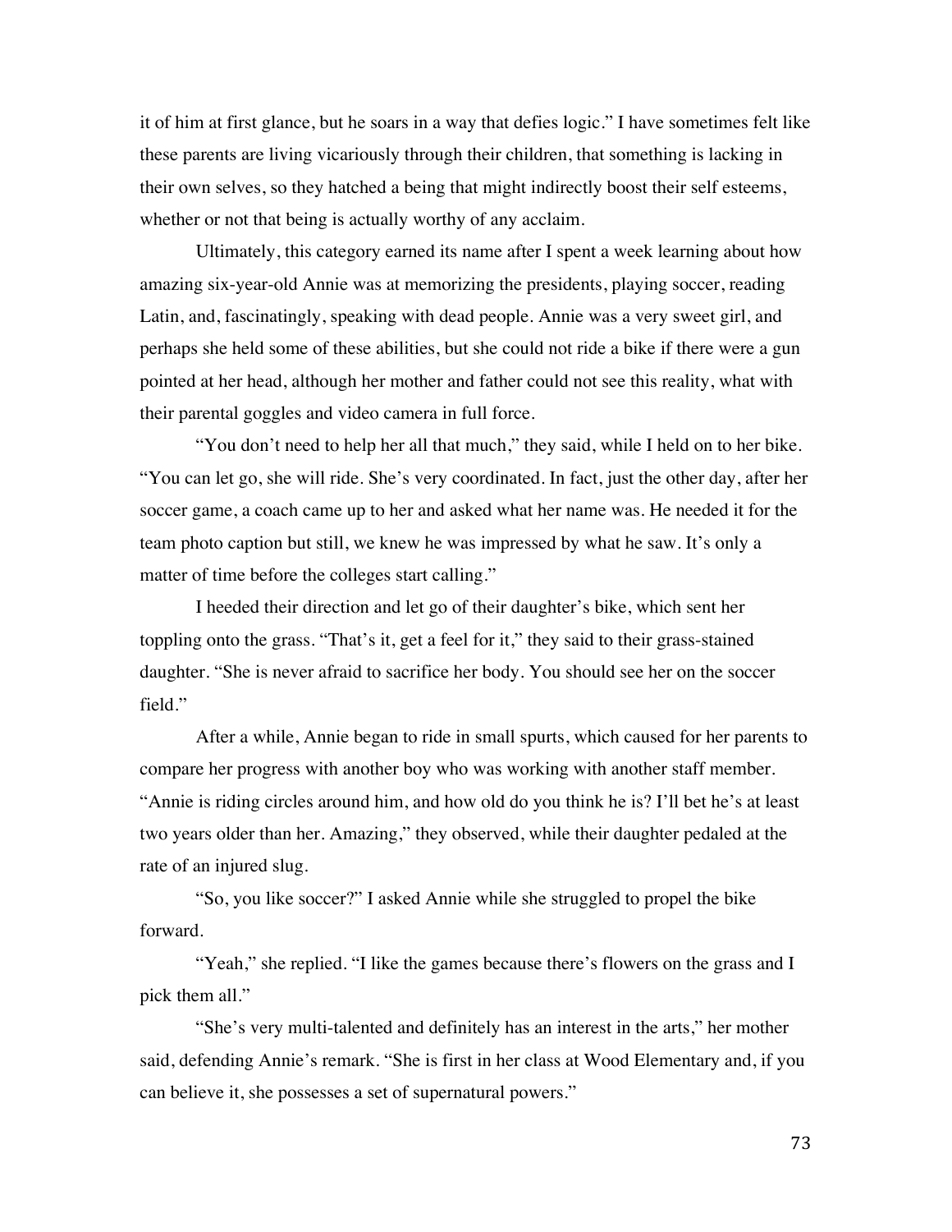it of him at first glance, but he soars in a way that defies logic." I have sometimes felt like these parents are living vicariously through their children, that something is lacking in their own selves, so they hatched a being that might indirectly boost their self esteems, whether or not that being is actually worthy of any acclaim.

Ultimately, this category earned its name after I spent a week learning about how amazing six-year-old Annie was at memorizing the presidents, playing soccer, reading Latin, and, fascinatingly, speaking with dead people. Annie was a very sweet girl, and perhaps she held some of these abilities, but she could not ride a bike if there were a gun pointed at her head, although her mother and father could not see this reality, what with their parental goggles and video camera in full force.

"You don't need to help her all that much," they said, while I held on to her bike. "You can let go, she will ride. She's very coordinated. In fact, just the other day, after her soccer game, a coach came up to her and asked what her name was. He needed it for the team photo caption but still, we knew he was impressed by what he saw. It's only a matter of time before the colleges start calling."

I heeded their direction and let go of their daughter's bike, which sent her toppling onto the grass. "That's it, get a feel for it," they said to their grass-stained daughter. "She is never afraid to sacrifice her body. You should see her on the soccer field."

After a while, Annie began to ride in small spurts, which caused for her parents to compare her progress with another boy who was working with another staff member. "Annie is riding circles around him, and how old do you think he is? I'll bet he's at least two years older than her. Amazing," they observed, while their daughter pedaled at the rate of an injured slug.

"So, you like soccer?" I asked Annie while she struggled to propel the bike forward.

"Yeah," she replied. "I like the games because there's flowers on the grass and I pick them all."

"She's very multi-talented and definitely has an interest in the arts," her mother said, defending Annie's remark. "She is first in her class at Wood Elementary and, if you can believe it, she possesses a set of supernatural powers."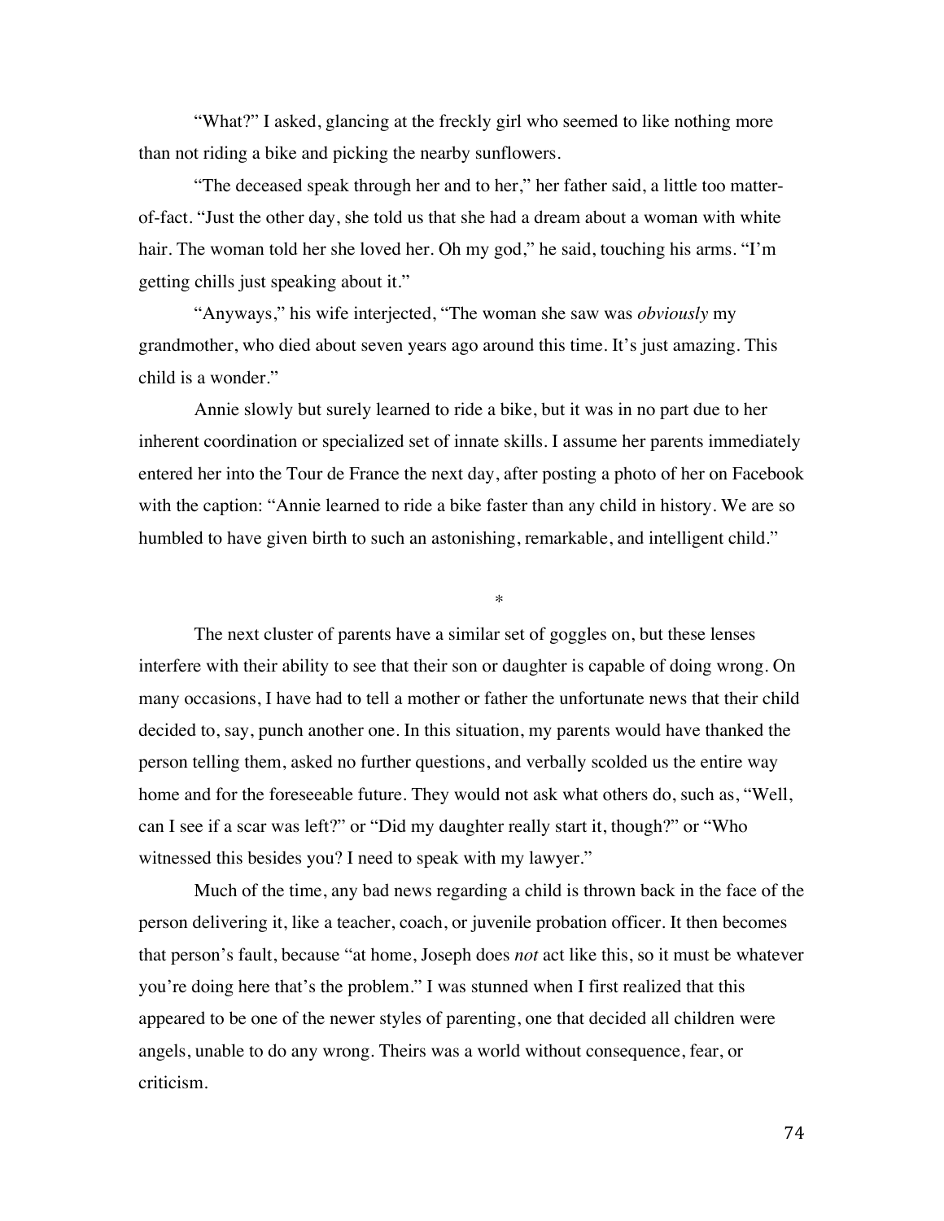"What?" I asked, glancing at the freckly girl who seemed to like nothing more than not riding a bike and picking the nearby sunflowers.

"The deceased speak through her and to her," her father said, a little too matter-of-fact. "Just the other day, she told us that she had a dream about a woman with white hair. The woman told her she loved her. Oh my god," he said, touching his arms. "I'm getting chills just speaking about it."

"Anyways," his wife interjected, "The woman she saw was *obviously* my grandmother, who died about seven years ago around this time. It's just amazing. This child is a wonder."

Annie slowly but surely learned to ride a bike, but it was in no part due to her inherent coordination or specialized set of innate skills. I assume her parents immediately entered her into the Tour de France the next day, after posting a photo of her on Facebook with the caption: "Annie learned to ride a bike faster than any child in history. We are so humbled to have given birth to such an astonishing, remarkable, and intelligent child."

*

The next cluster of parents have a similar set of goggles on, but these lenses interfere with their ability to see that their son or daughter is capable of doing wrong. On many occasions, I have had to tell a mother or father the unfortunate news that their child decided to, say, punch another one. In this situation, my parents would have thanked the person telling them, asked no further questions, and verbally scolded us the entire way home and for the foreseeable future. They would not ask what others do, such as, "Well, can I see if a scar was left?" or "Did my daughter really start it, though?" or "Who witnessed this besides you? I need to speak with my lawyer."

Much of the time, any bad news regarding a child is thrown back in the face of the person delivering it, like a teacher, coach, or juvenile probation officer. It then becomes that person's fault, because "at home, Joseph does *not* act like this, so it must be whatever you're doing here that's the problem." I was stunned when I first realized that this appeared to be one of the newer styles of parenting, one that decided all children were angels, unable to do any wrong. Theirs was a world without consequence, fear, or criticism.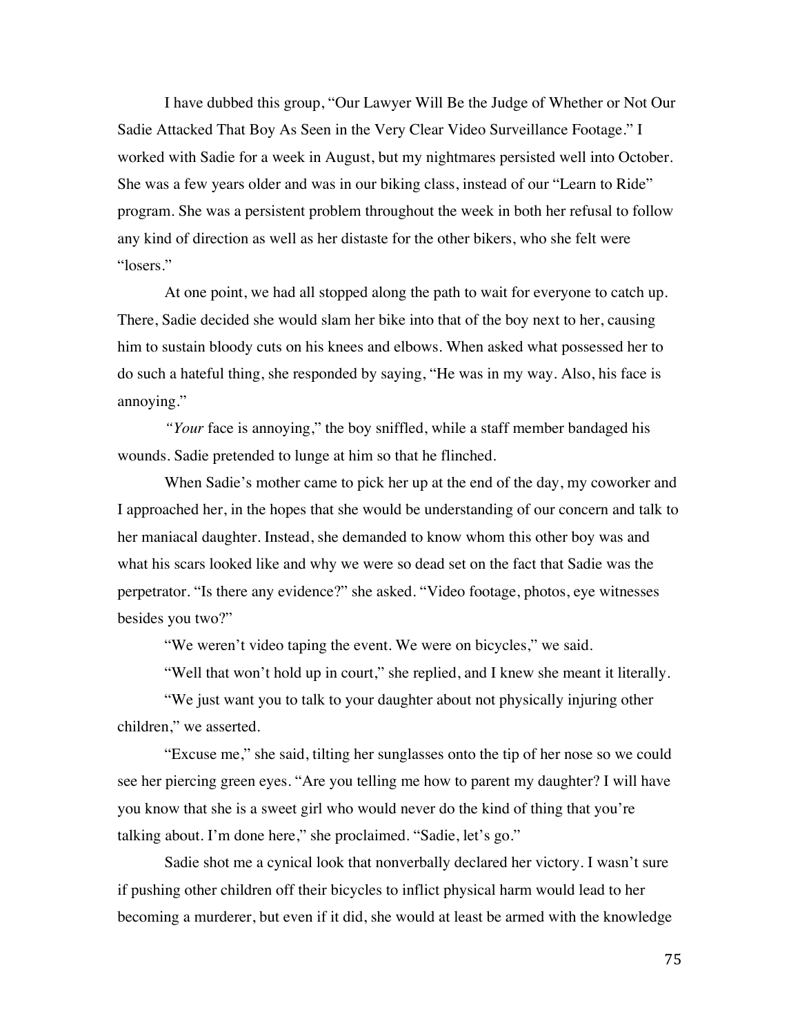I have dubbed this group, "Our Lawyer Will Be the Judge of Whether or Not Our Sadie Attacked That Boy As Seen in the Very Clear Video Surveillance Footage." I worked with Sadie for a week in August, but my nightmares persisted well into October. She was a few years older and was in our biking class, instead of our "Learn to Ride" program. She was a persistent problem throughout the week in both her refusal to follow any kind of direction as well as her distaste for the other bikers, who she felt were "losers."

At one point, we had all stopped along the path to wait for everyone to catch up. There, Sadie decided she would slam her bike into that of the boy next to her, causing him to sustain bloody cuts on his knees and elbows. When asked what possessed her to do such a hateful thing, she responded by saying, "He was in my way. Also, his face is annoying."

*"Your* face is annoying," the boy sniffled, while a staff member bandaged his wounds. Sadie pretended to lunge at him so that he flinched.

When Sadie's mother came to pick her up at the end of the day, my coworker and I approached her, in the hopes that she would be understanding of our concern and talk to her maniacal daughter. Instead, she demanded to know whom this other boy was and what his scars looked like and why we were so dead set on the fact that Sadie was the perpetrator. "Is there any evidence?" she asked. "Video footage, photos, eye witnesses besides you two?"

"We weren't video taping the event. We were on bicycles," we said.

"Well that won't hold up in court," she replied, and I knew she meant it literally.

"We just want you to talk to your daughter about not physically injuring other children," we asserted.

"Excuse me," she said, tilting her sunglasses onto the tip of her nose so we could see her piercing green eyes. "Are you telling me how to parent my daughter? I will have you know that she is a sweet girl who would never do the kind of thing that you're talking about. I'm done here," she proclaimed. "Sadie, let's go."

Sadie shot me a cynical look that nonverbally declared her victory. I wasn't sure if pushing other children off their bicycles to inflict physical harm would lead to her becoming a murderer, but even if it did, she would at least be armed with the knowledge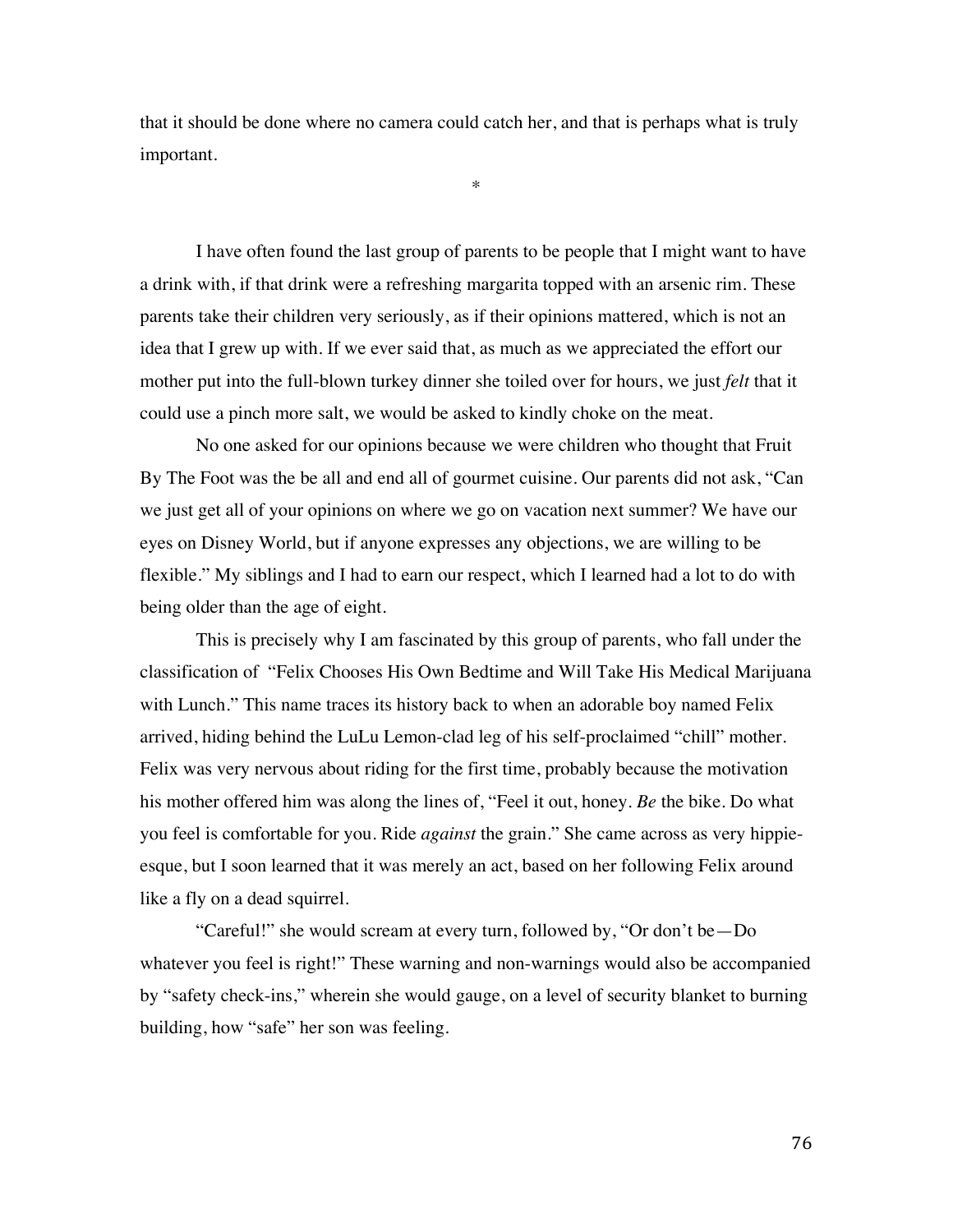that it should be done where no camera could catch her, and that is perhaps what is truly important.

*

I have often found the last group of parents to be people that I might want to have a drink with, if that drink were a refreshing margarita topped with an arsenic rim. These parents take their children very seriously, as if their opinions mattered, which is not an idea that I grew up with. If we ever said that, as much as we appreciated the effort our mother put into the full-blown turkey dinner she toiled over for hours, we just *felt* that it could use a pinch more salt, we would be asked to kindly choke on the meat.

No one asked for our opinions because we were children who thought that Fruit By The Foot was the be all and end all of gourmet cuisine. Our parents did not ask, "Can we just get all of your opinions on where we go on vacation next summer? We have our eyes on Disney World, but if anyone expresses any objections, we are willing to be flexible." My siblings and I had to earn our respect, which I learned had a lot to do with being older than the age of eight.

This is precisely why I am fascinated by this group of parents, who fall under the classification of "Felix Chooses His Own Bedtime and Will Take His Medical Marijuana with Lunch." This name traces its history back to when an adorable boy named Felix arrived, hiding behind the LuLu Lemon-clad leg of his self-proclaimed "chill" mother. Felix was very nervous about riding for the first time, probably because the motivation his mother offered him was along the lines of, "Feel it out, honey. *Be* the bike. Do what you feel is comfortable for you. Ride *against* the grain." She came across as very hippie-esque, but I soon learned that it was merely an act, based on her following Felix around like a fly on a dead squirrel.

"Careful!" she would scream at every turn, followed by, "Or don't be—Do whatever you feel is right!" These warning and non-warnings would also be accompanied by "safety check-ins," wherein she would gauge, on a level of security blanket to burning building, how "safe" her son was feeling.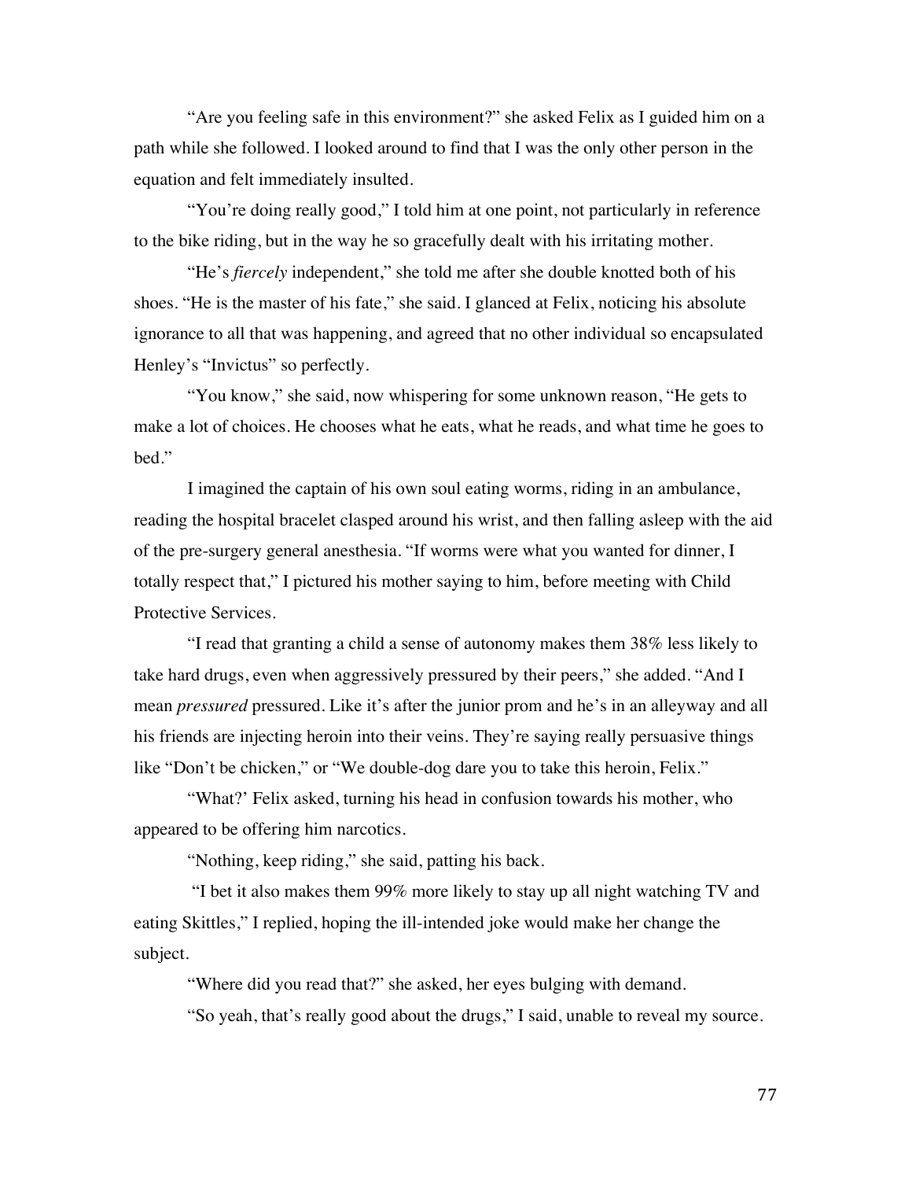"Are you feeling safe in this environment?" she asked Felix as I guided him on a path while she followed. I looked around to find that I was the only other person in the equation and felt immediately insulted.

"You're doing really good," I told him at one point, not particularly in reference to the bike riding, but in the way he so gracefully dealt with his irritating mother.

"He's *fiercely* independent," she told me after she double knotted both of his shoes. "He is the master of his fate," she said. I glanced at Felix, noticing his absolute ignorance to all that was happening, and agreed that no other individual so encapsulated Henley's "Invictus" so perfectly.

"You know," she said, now whispering for some unknown reason, "He gets to make a lot of choices. He chooses what he eats, what he reads, and what time he goes to bed."

I imagined the captain of his own soul eating worms, riding in an ambulance, reading the hospital bracelet clasped around his wrist, and then falling asleep with the aid of the pre-surgery general anesthesia. "If worms were what you wanted for dinner, I totally respect that," I pictured his mother saying to him, before meeting with Child Protective Services.

"I read that granting a child a sense of autonomy makes them 38% less likely to take hard drugs, even when aggressively pressured by their peers," she added. "And I mean *pressured* pressured. Like it's after the junior prom and he's in an alleyway and all his friends are injecting heroin into their veins. They're saying really persuasive things like "Don't be chicken," or "We double-dog dare you to take this heroin, Felix."

"What?' Felix asked, turning his head in confusion towards his mother, who appeared to be offering him narcotics.

"Nothing, keep riding," she said, patting his back.

"I bet it also makes them 99% more likely to stay up all night watching TV and eating Skittles," I replied, hoping the ill-intended joke would make her change the subject.

"Where did you read that?" she asked, her eyes bulging with demand.

"So yeah, that's really good about the drugs," I said, unable to reveal my source.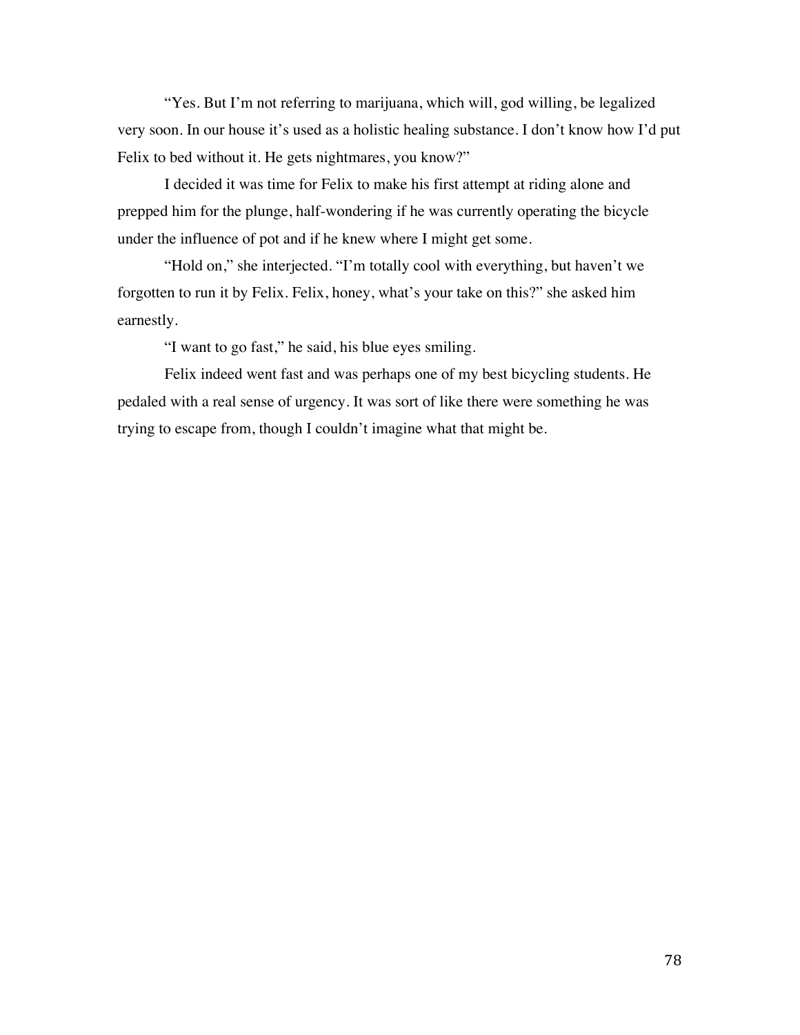"Yes. But I'm not referring to marijuana, which will, god willing, be legalized very soon. In our house it's used as a holistic healing substance. I don't know how I'd put Felix to bed without it. He gets nightmares, you know?"

I decided it was time for Felix to make his first attempt at riding alone and prepped him for the plunge, half-wondering if he was currently operating the bicycle under the influence of pot and if he knew where I might get some.

"Hold on," she interjected. "I'm totally cool with everything, but haven't we forgotten to run it by Felix. Felix, honey, what's your take on this?" she asked him earnestly.

"I want to go fast," he said, his blue eyes smiling.

Felix indeed went fast and was perhaps one of my best bicycling students. He pedaled with a real sense of urgency. It was sort of like there were something he was trying to escape from, though I couldn't imagine what that might be.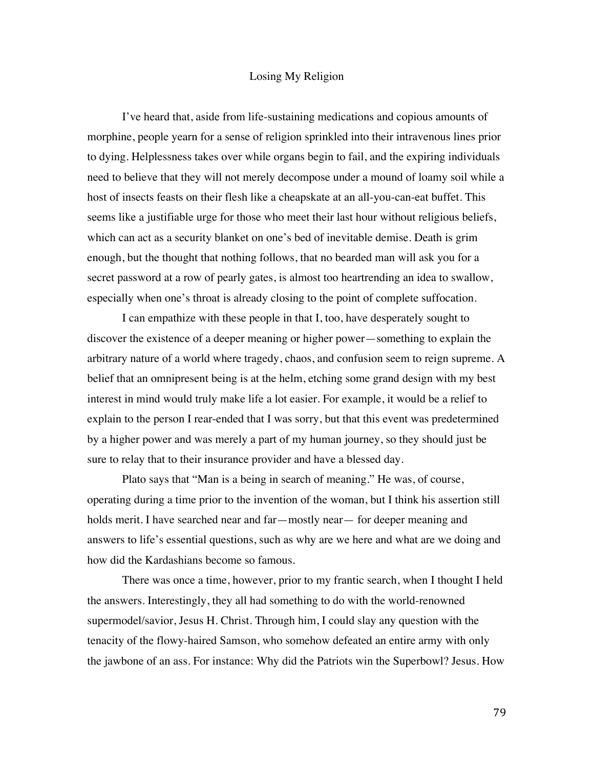# Losing My Religion

I've heard that, aside from life-sustaining medications and copious amounts of morphine, people yearn for a sense of religion sprinkled into their intravenous lines prior to dying. Helplessness takes over while organs begin to fail, and the expiring individuals need to believe that they will not merely decompose under a mound of loamy soil while a host of insects feasts on their flesh like a cheapskate at an all-you-can-eat buffet. This seems like a justifiable urge for those who meet their last hour without religious beliefs, which can act as a security blanket on one's bed of inevitable demise. Death is grim enough, but the thought that nothing follows, that no bearded man will ask you for a secret password at a row of pearly gates, is almost too heartrending an idea to swallow, especially when one's throat is already closing to the point of complete suffocation.

I can empathize with these people in that I, too, have desperately sought to discover the existence of a deeper meaning or higher power—something to explain the arbitrary nature of a world where tragedy, chaos, and confusion seem to reign supreme. A belief that an omnipresent being is at the helm, etching some grand design with my best interest in mind would truly make life a lot easier. For example, it would be a relief to explain to the person I rear-ended that I was sorry, but that this event was predetermined by a higher power and was merely a part of my human journey, so they should just be sure to relay that to their insurance provider and have a blessed day.

Plato says that "Man is a being in search of meaning." He was, of course, operating during a time prior to the invention of the woman, but I think his assertion still holds merit. I have searched near and far—mostly near— for deeper meaning and answers to life's essential questions, such as why are we here and what are we doing and how did the Kardashians become so famous.

There was once a time, however, prior to my frantic search, when I thought I held the answers. Interestingly, they all had something to do with the world-renowned supermodel/savior, Jesus H. Christ. Through him, I could slay any question with the tenacity of the flowy-haired Samson, who somehow defeated an entire army with only the jawbone of an ass. For instance: Why did the Patriots win the Superbowl? Jesus. How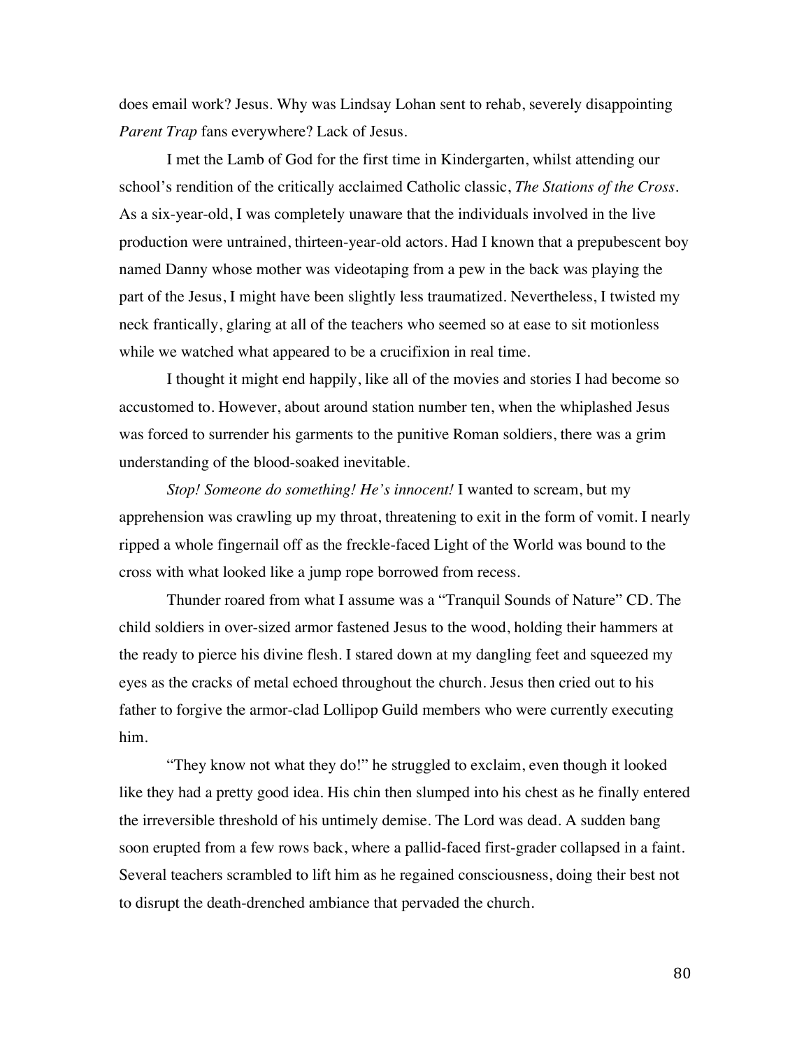does email work? Jesus. Why was Lindsay Lohan sent to rehab, severely disappointing *Parent Trap* fans everywhere? Lack of Jesus.

I met the Lamb of God for the first time in Kindergarten, whilst attending our school's rendition of the critically acclaimed Catholic classic, *The Stations of the Cross*. As a six-year-old, I was completely unaware that the individuals involved in the live production were untrained, thirteen-year-old actors. Had I known that a prepubescent boy named Danny whose mother was videotaping from a pew in the back was playing the part of the Jesus, I might have been slightly less traumatized. Nevertheless, I twisted my neck frantically, glaring at all of the teachers who seemed so at ease to sit motionless while we watched what appeared to be a crucifixion in real time.

I thought it might end happily, like all of the movies and stories I had become so accustomed to. However, about around station number ten, when the whiplashed Jesus was forced to surrender his garments to the punitive Roman soldiers, there was a grim understanding of the blood-soaked inevitable.

*Stop! Someone do something! He's innocent!* I wanted to scream, but my apprehension was crawling up my throat, threatening to exit in the form of vomit. I nearly ripped a whole fingernail off as the freckle-faced Light of the World was bound to the cross with what looked like a jump rope borrowed from recess.

Thunder roared from what I assume was a "Tranquil Sounds of Nature" CD. The child soldiers in over-sized armor fastened Jesus to the wood, holding their hammers at the ready to pierce his divine flesh. I stared down at my dangling feet and squeezed my eyes as the cracks of metal echoed throughout the church. Jesus then cried out to his father to forgive the armor-clad Lollipop Guild members who were currently executing him.

"They know not what they do!" he struggled to exclaim, even though it looked like they had a pretty good idea. His chin then slumped into his chest as he finally entered the irreversible threshold of his untimely demise. The Lord was dead. A sudden bang soon erupted from a few rows back, where a pallid-faced first-grader collapsed in a faint. Several teachers scrambled to lift him as he regained consciousness, doing their best not to disrupt the death-drenched ambiance that pervaded the church.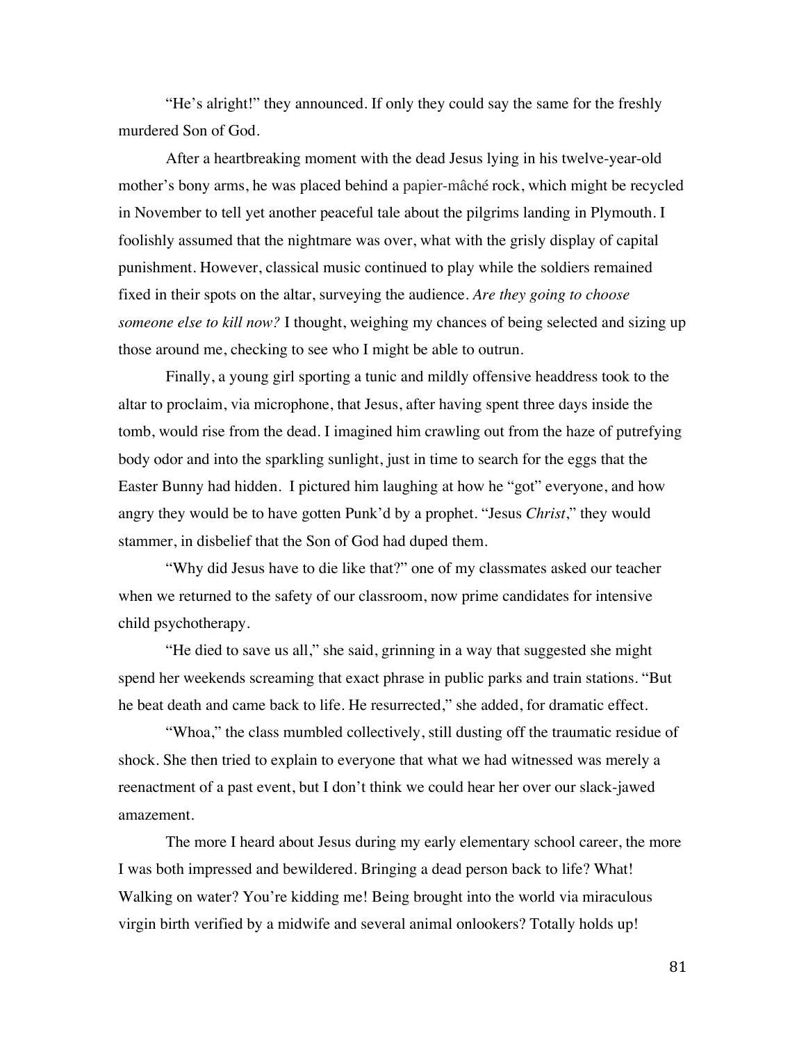"He's alright!" they announced. If only they could say the same for the freshly murdered Son of God.

After a heartbreaking moment with the dead Jesus lying in his twelve-year-old mother's bony arms, he was placed behind a papier-mâché rock, which might be recycled in November to tell yet another peaceful tale about the pilgrims landing in Plymouth. I foolishly assumed that the nightmare was over, what with the grisly display of capital punishment. However, classical music continued to play while the soldiers remained fixed in their spots on the altar, surveying the audience. *Are they going to choose someone else to kill now?* I thought, weighing my chances of being selected and sizing up those around me, checking to see who I might be able to outrun.

Finally, a young girl sporting a tunic and mildly offensive headdress took to the altar to proclaim, via microphone, that Jesus, after having spent three days inside the tomb, would rise from the dead. I imagined him crawling out from the haze of putrefying body odor and into the sparkling sunlight, just in time to search for the eggs that the Easter Bunny had hidden. I pictured him laughing at how he "got" everyone, and how angry they would be to have gotten Punk'd by a prophet. "Jesus *Christ*," they would stammer, in disbelief that the Son of God had duped them.

"Why did Jesus have to die like that?" one of my classmates asked our teacher when we returned to the safety of our classroom, now prime candidates for intensive child psychotherapy.

"He died to save us all," she said, grinning in a way that suggested she might spend her weekends screaming that exact phrase in public parks and train stations. "But he beat death and came back to life. He resurrected," she added, for dramatic effect.

"Whoa," the class mumbled collectively, still dusting off the traumatic residue of shock. She then tried to explain to everyone that what we had witnessed was merely a reenactment of a past event, but I don't think we could hear her over our slack-jawed amazement.

The more I heard about Jesus during my early elementary school career, the more I was both impressed and bewildered. Bringing a dead person back to life? What! Walking on water? You're kidding me! Being brought into the world via miraculous virgin birth verified by a midwife and several animal onlookers? Totally holds up!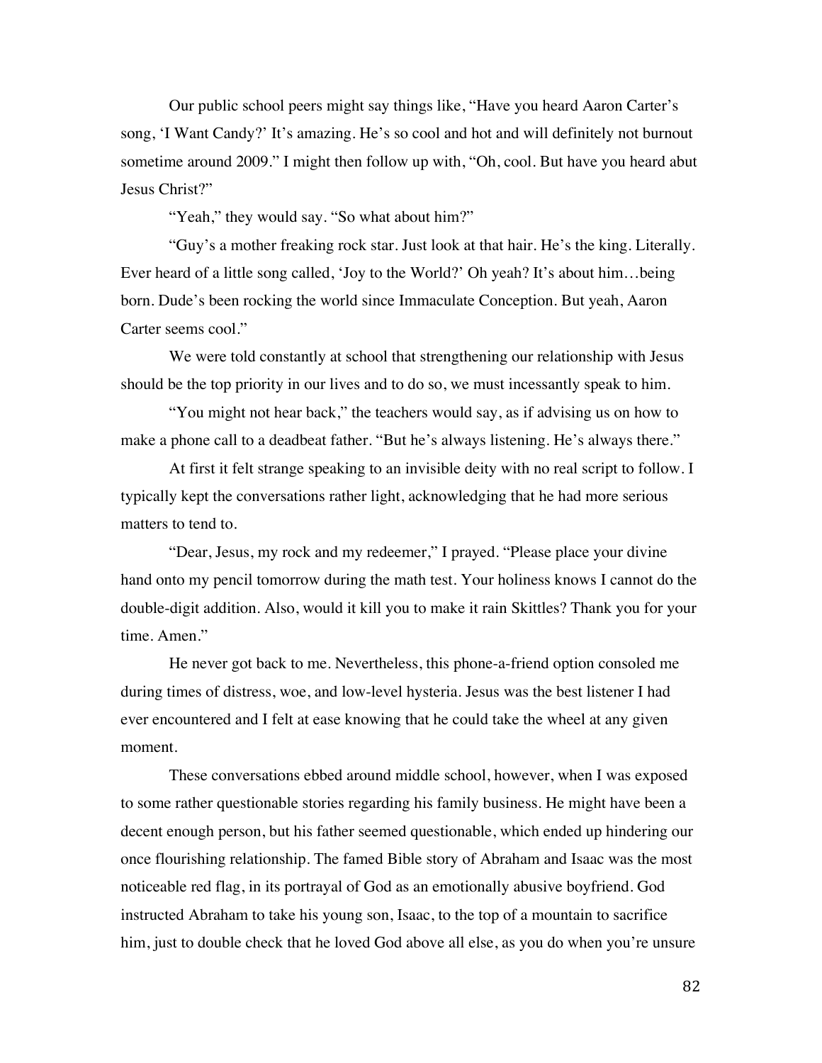Our public school peers might say things like, "Have you heard Aaron Carter's song, 'I Want Candy?' It's amazing. He's so cool and hot and will definitely not burnout sometime around 2009." I might then follow up with, "Oh, cool. But have you heard abut Jesus Christ?"

"Yeah," they would say. "So what about him?"

"Guy's a mother freaking rock star. Just look at that hair. He's the king. Literally. Ever heard of a little song called, 'Joy to the World?' Oh yeah? It's about him…being born. Dude's been rocking the world since Immaculate Conception. But yeah, Aaron Carter seems cool."

We were told constantly at school that strengthening our relationship with Jesus should be the top priority in our lives and to do so, we must incessantly speak to him.

"You might not hear back," the teachers would say, as if advising us on how to make a phone call to a deadbeat father. "But he's always listening. He's always there."

At first it felt strange speaking to an invisible deity with no real script to follow. I typically kept the conversations rather light, acknowledging that he had more serious matters to tend to.

"Dear, Jesus, my rock and my redeemer," I prayed. "Please place your divine hand onto my pencil tomorrow during the math test. Your holiness knows I cannot do the double-digit addition. Also, would it kill you to make it rain Skittles? Thank you for your time. Amen."

He never got back to me. Nevertheless, this phone-a-friend option consoled me during times of distress, woe, and low-level hysteria. Jesus was the best listener I had ever encountered and I felt at ease knowing that he could take the wheel at any given moment.

These conversations ebbed around middle school, however, when I was exposed to some rather questionable stories regarding his family business. He might have been a decent enough person, but his father seemed questionable, which ended up hindering our once flourishing relationship. The famed Bible story of Abraham and Isaac was the most noticeable red flag, in its portrayal of God as an emotionally abusive boyfriend. God instructed Abraham to take his young son, Isaac, to the top of a mountain to sacrifice him, just to double check that he loved God above all else, as you do when you're unsure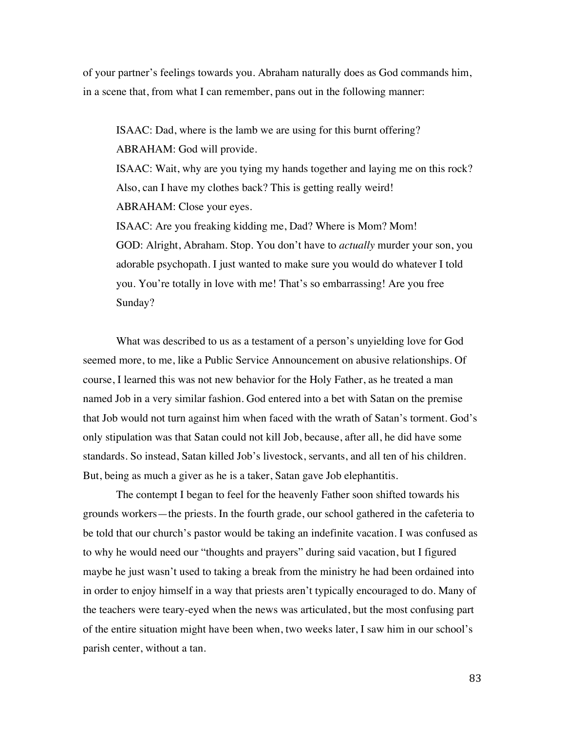of your partner's feelings towards you. Abraham naturally does as God commands him, in a scene that, from what I can remember, pans out in the following manner:

> ISAAC: Dad, where is the lamb we are using for this burnt offering?
> ABRAHAM: God will provide.
> ISAAC: Wait, why are you tying my hands together and laying me on this rock? Also, can I have my clothes back? This is getting really weird!
> ABRAHAM: Close your eyes.
> ISAAC: Are you freaking kidding me, Dad? Where is Mom? Mom!
> GOD: Alright, Abraham. Stop. You don't have to *actually* murder your son, you adorable psychopath. I just wanted to make sure you would do whatever I told you. You're totally in love with me! That's so embarrassing! Are you free Sunday?

What was described to us as a testament of a person's unyielding love for God seemed more, to me, like a Public Service Announcement on abusive relationships. Of course, I learned this was not new behavior for the Holy Father, as he treated a man named Job in a very similar fashion. God entered into a bet with Satan on the premise that Job would not turn against him when faced with the wrath of Satan's torment. God's only stipulation was that Satan could not kill Job, because, after all, he did have some standards. So instead, Satan killed Job's livestock, servants, and all ten of his children. But, being as much a giver as he is a taker, Satan gave Job elephantitis.

The contempt I began to feel for the heavenly Father soon shifted towards his grounds workers—the priests. In the fourth grade, our school gathered in the cafeteria to be told that our church's pastor would be taking an indefinite vacation. I was confused as to why he would need our "thoughts and prayers" during said vacation, but I figured maybe he just wasn't used to taking a break from the ministry he had been ordained into in order to enjoy himself in a way that priests aren't typically encouraged to do. Many of the teachers were teary-eyed when the news was articulated, but the most confusing part of the entire situation might have been when, two weeks later, I saw him in our school's parish center, without a tan.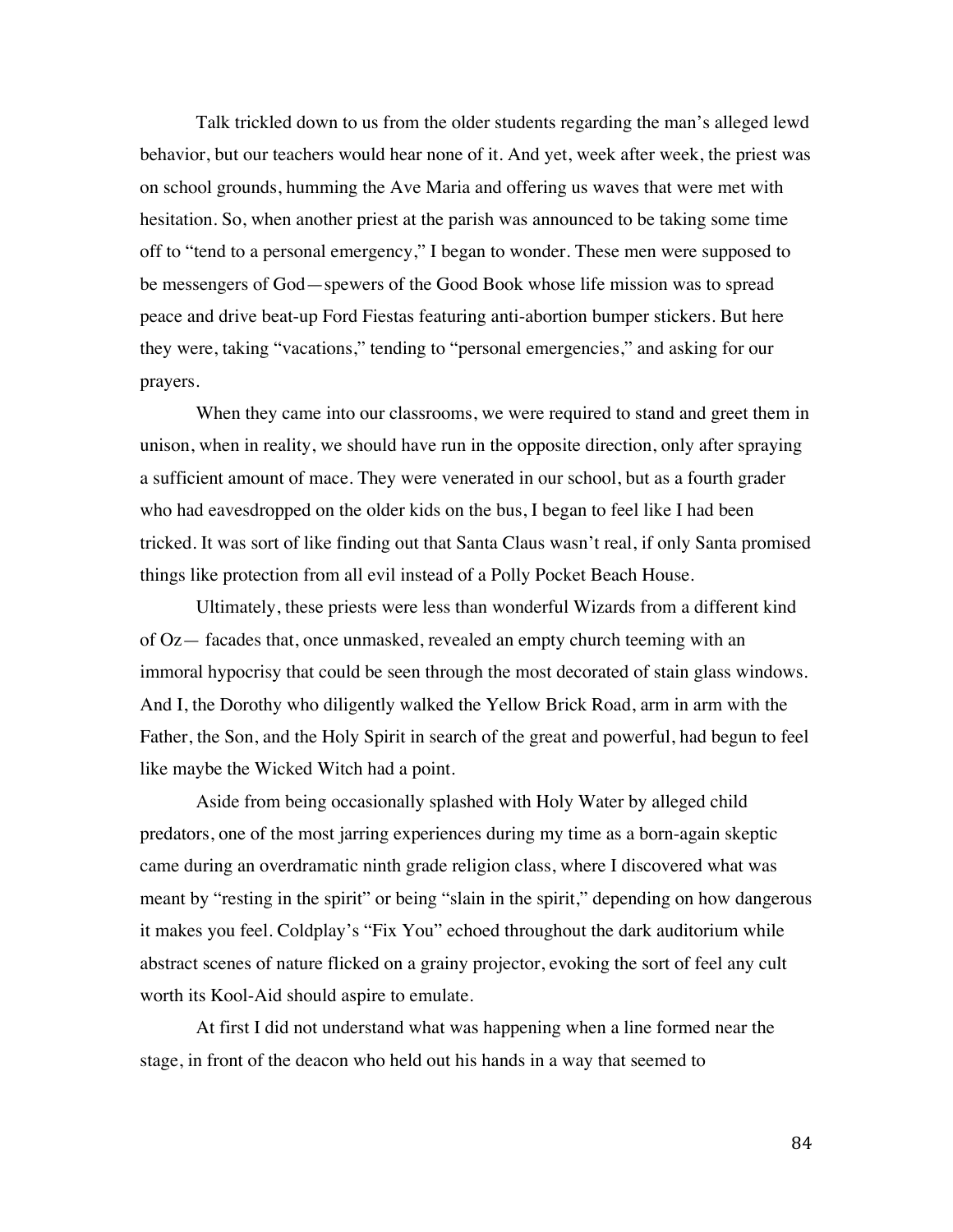Talk trickled down to us from the older students regarding the man's alleged lewd behavior, but our teachers would hear none of it. And yet, week after week, the priest was on school grounds, humming the Ave Maria and offering us waves that were met with hesitation. So, when another priest at the parish was announced to be taking some time off to "tend to a personal emergency," I began to wonder. These men were supposed to be messengers of God—spewers of the Good Book whose life mission was to spread peace and drive beat-up Ford Fiestas featuring anti-abortion bumper stickers. But here they were, taking "vacations," tending to "personal emergencies," and asking for our prayers.

When they came into our classrooms, we were required to stand and greet them in unison, when in reality, we should have run in the opposite direction, only after spraying a sufficient amount of mace. They were venerated in our school, but as a fourth grader who had eavesdropped on the older kids on the bus, I began to feel like I had been tricked. It was sort of like finding out that Santa Claus wasn't real, if only Santa promised things like protection from all evil instead of a Polly Pocket Beach House.

Ultimately, these priests were less than wonderful Wizards from a different kind of Oz— facades that, once unmasked, revealed an empty church teeming with an immoral hypocrisy that could be seen through the most decorated of stain glass windows. And I, the Dorothy who diligently walked the Yellow Brick Road, arm in arm with the Father, the Son, and the Holy Spirit in search of the great and powerful, had begun to feel like maybe the Wicked Witch had a point.

Aside from being occasionally splashed with Holy Water by alleged child predators, one of the most jarring experiences during my time as a born-again skeptic came during an overdramatic ninth grade religion class, where I discovered what was meant by "resting in the spirit" or being "slain in the spirit," depending on how dangerous it makes you feel. Coldplay's "Fix You" echoed throughout the dark auditorium while abstract scenes of nature flicked on a grainy projector, evoking the sort of feel any cult worth its Kool-Aid should aspire to emulate.

At first I did not understand what was happening when a line formed near the stage, in front of the deacon who held out his hands in a way that seemed to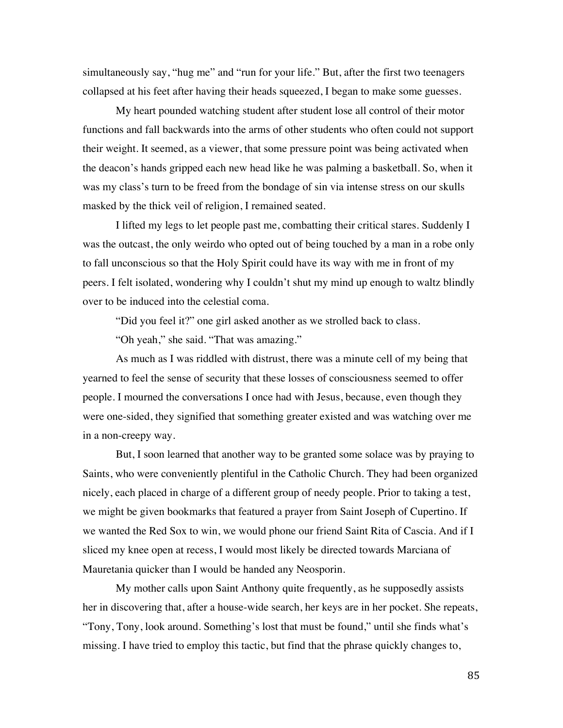simultaneously say, "hug me" and "run for your life." But, after the first two teenagers collapsed at his feet after having their heads squeezed, I began to make some guesses.

My heart pounded watching student after student lose all control of their motor functions and fall backwards into the arms of other students who often could not support their weight. It seemed, as a viewer, that some pressure point was being activated when the deacon's hands gripped each new head like he was palming a basketball. So, when it was my class's turn to be freed from the bondage of sin via intense stress on our skulls masked by the thick veil of religion, I remained seated.

I lifted my legs to let people past me, combatting their critical stares. Suddenly I was the outcast, the only weirdo who opted out of being touched by a man in a robe only to fall unconscious so that the Holy Spirit could have its way with me in front of my peers. I felt isolated, wondering why I couldn't shut my mind up enough to waltz blindly over to be induced into the celestial coma.

"Did you feel it?" one girl asked another as we strolled back to class.

"Oh yeah," she said. "That was amazing."

As much as I was riddled with distrust, there was a minute cell of my being that yearned to feel the sense of security that these losses of consciousness seemed to offer people. I mourned the conversations I once had with Jesus, because, even though they were one-sided, they signified that something greater existed and was watching over me in a non-creepy way.

But, I soon learned that another way to be granted some solace was by praying to Saints, who were conveniently plentiful in the Catholic Church. They had been organized nicely, each placed in charge of a different group of needy people. Prior to taking a test, we might be given bookmarks that featured a prayer from Saint Joseph of Cupertino. If we wanted the Red Sox to win, we would phone our friend Saint Rita of Cascia. And if I sliced my knee open at recess, I would most likely be directed towards Marciana of Mauretania quicker than I would be handed any Neosporin.

My mother calls upon Saint Anthony quite frequently, as he supposedly assists her in discovering that, after a house-wide search, her keys are in her pocket. She repeats, "Tony, Tony, look around. Something's lost that must be found," until she finds what's missing. I have tried to employ this tactic, but find that the phrase quickly changes to,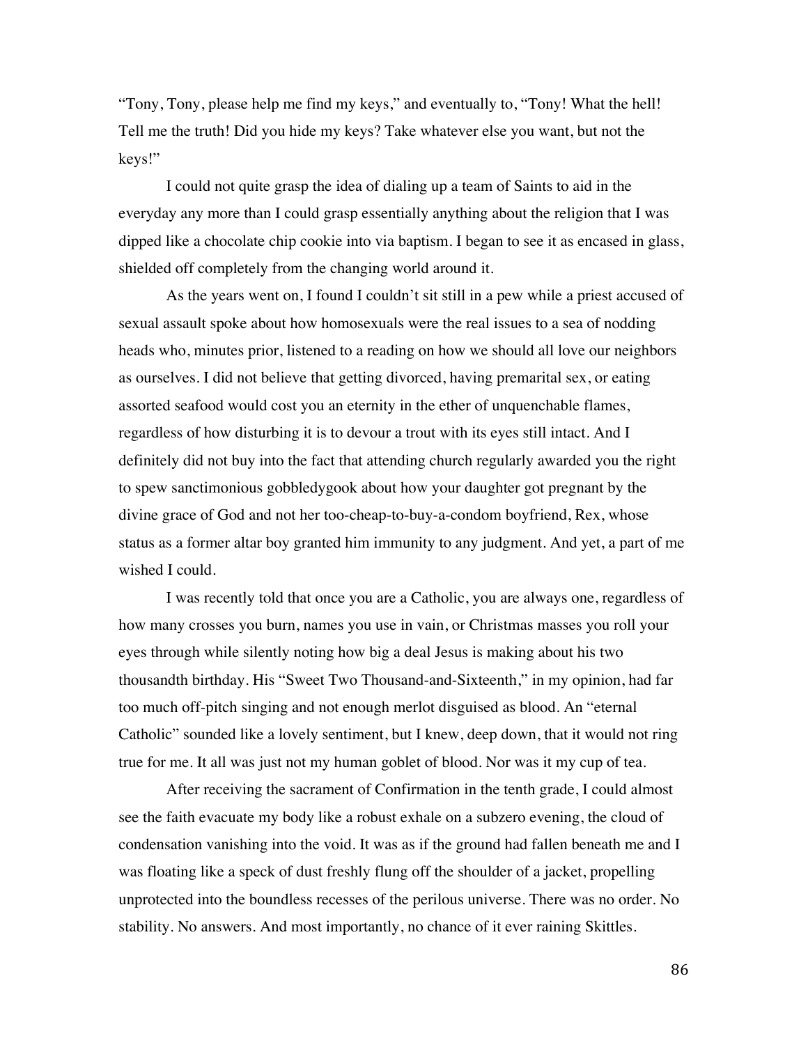"Tony, Tony, please help me find my keys," and eventually to, "Tony! What the hell! Tell me the truth! Did you hide my keys? Take whatever else you want, but not the keys!"

I could not quite grasp the idea of dialing up a team of Saints to aid in the everyday any more than I could grasp essentially anything about the religion that I was dipped like a chocolate chip cookie into via baptism. I began to see it as encased in glass, shielded off completely from the changing world around it.

As the years went on, I found I couldn't sit still in a pew while a priest accused of sexual assault spoke about how homosexuals were the real issues to a sea of nodding heads who, minutes prior, listened to a reading on how we should all love our neighbors as ourselves. I did not believe that getting divorced, having premarital sex, or eating assorted seafood would cost you an eternity in the ether of unquenchable flames, regardless of how disturbing it is to devour a trout with its eyes still intact. And I definitely did not buy into the fact that attending church regularly awarded you the right to spew sanctimonious gobbledygook about how your daughter got pregnant by the divine grace of God and not her too-cheap-to-buy-a-condom boyfriend, Rex, whose status as a former altar boy granted him immunity to any judgment. And yet, a part of me wished I could.

I was recently told that once you are a Catholic, you are always one, regardless of how many crosses you burn, names you use in vain, or Christmas masses you roll your eyes through while silently noting how big a deal Jesus is making about his two thousandth birthday. His "Sweet Two Thousand-and-Sixteenth," in my opinion, had far too much off-pitch singing and not enough merlot disguised as blood. An "eternal Catholic" sounded like a lovely sentiment, but I knew, deep down, that it would not ring true for me. It all was just not my human goblet of blood. Nor was it my cup of tea.

After receiving the sacrament of Confirmation in the tenth grade, I could almost see the faith evacuate my body like a robust exhale on a subzero evening, the cloud of condensation vanishing into the void. It was as if the ground had fallen beneath me and I was floating like a speck of dust freshly flung off the shoulder of a jacket, propelling unprotected into the boundless recesses of the perilous universe. There was no order. No stability. No answers. And most importantly, no chance of it ever raining Skittles.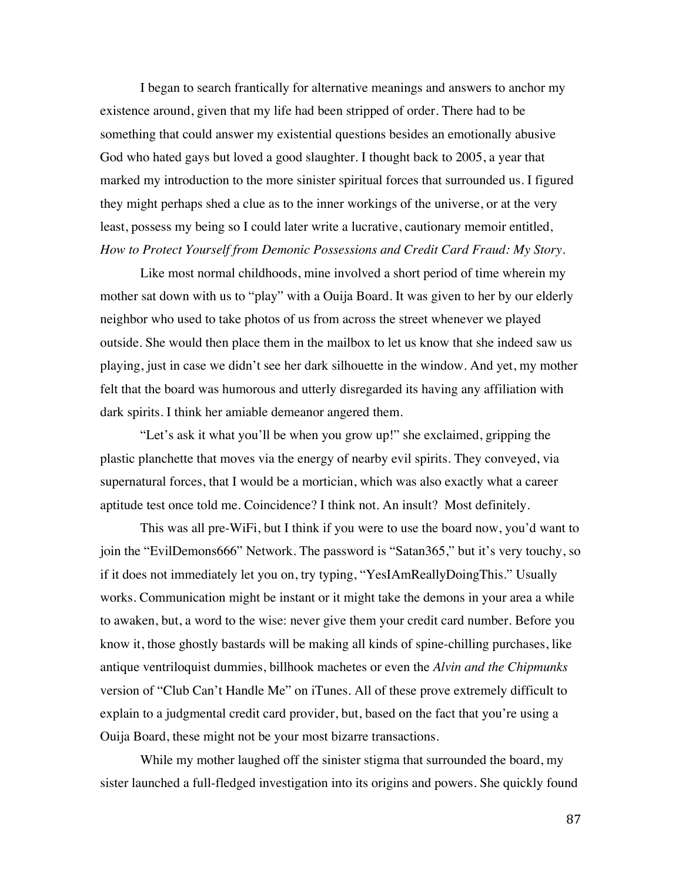I began to search frantically for alternative meanings and answers to anchor my existence around, given that my life had been stripped of order. There had to be something that could answer my existential questions besides an emotionally abusive God who hated gays but loved a good slaughter. I thought back to 2005, a year that marked my introduction to the more sinister spiritual forces that surrounded us. I figured they might perhaps shed a clue as to the inner workings of the universe, or at the very least, possess my being so I could later write a lucrative, cautionary memoir entitled, *How to Protect Yourself from Demonic Possessions and Credit Card Fraud: My Story*.

Like most normal childhoods, mine involved a short period of time wherein my mother sat down with us to "play" with a Ouija Board. It was given to her by our elderly neighbor who used to take photos of us from across the street whenever we played outside. She would then place them in the mailbox to let us know that she indeed saw us playing, just in case we didn't see her dark silhouette in the window. And yet, my mother felt that the board was humorous and utterly disregarded its having any affiliation with dark spirits. I think her amiable demeanor angered them.

"Let's ask it what you'll be when you grow up!" she exclaimed, gripping the plastic planchette that moves via the energy of nearby evil spirits. They conveyed, via supernatural forces, that I would be a mortician, which was also exactly what a career aptitude test once told me. Coincidence? I think not. An insult? Most definitely.

This was all pre-WiFi, but I think if you were to use the board now, you'd want to join the "EvilDemons666" Network. The password is "Satan365," but it's very touchy, so if it does not immediately let you on, try typing, "YesIAmReallyDoingThis." Usually works. Communication might be instant or it might take the demons in your area a while to awaken, but, a word to the wise: never give them your credit card number. Before you know it, those ghostly bastards will be making all kinds of spine-chilling purchases, like antique ventriloquist dummies, billhook machetes or even the *Alvin and the Chipmunks* version of "Club Can't Handle Me" on iTunes. All of these prove extremely difficult to explain to a judgmental credit card provider, but, based on the fact that you're using a Ouija Board, these might not be your most bizarre transactions.

While my mother laughed off the sinister stigma that surrounded the board, my sister launched a full-fledged investigation into its origins and powers. She quickly found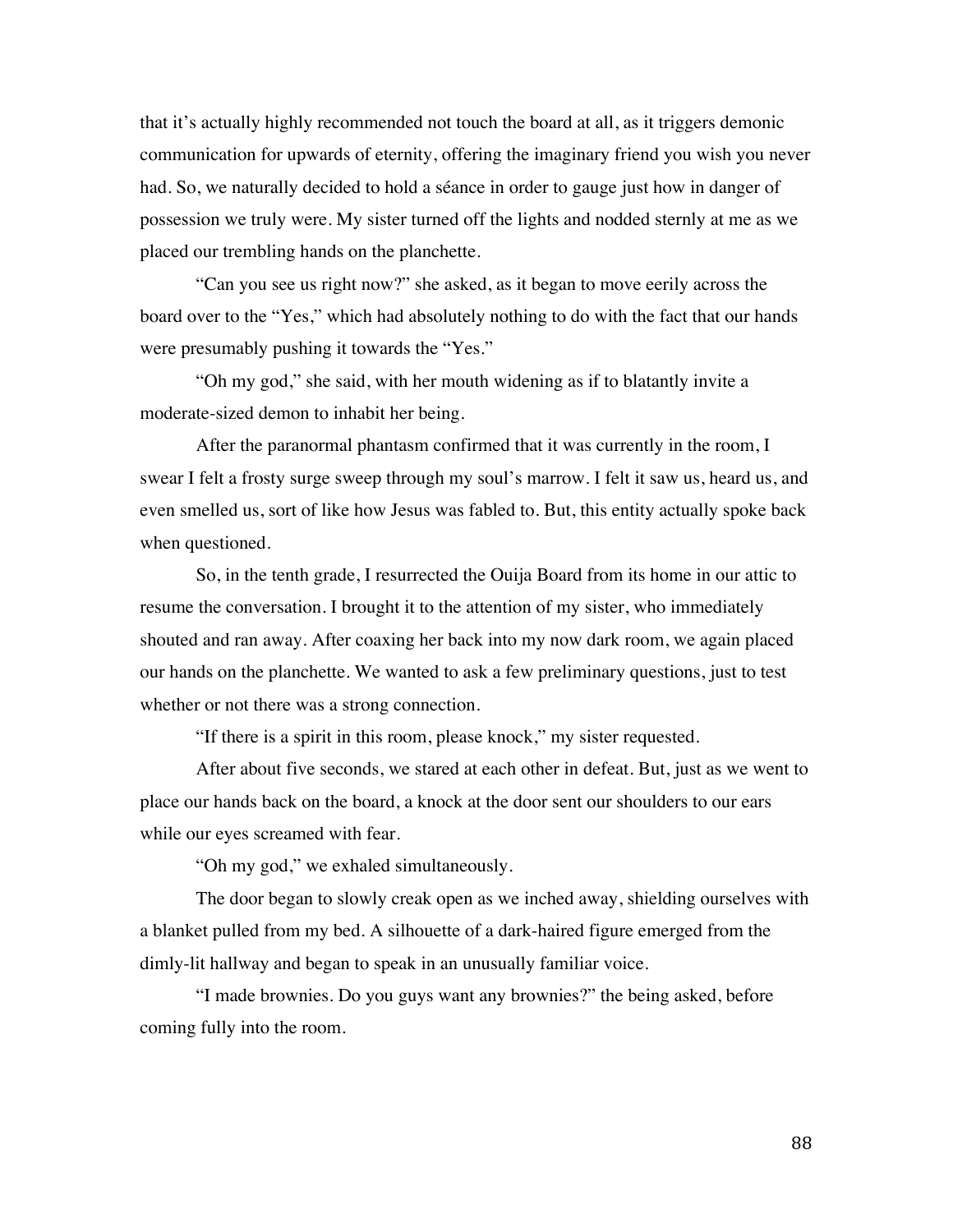that it's actually highly recommended not touch the board at all, as it triggers demonic communication for upwards of eternity, offering the imaginary friend you wish you never had. So, we naturally decided to hold a séance in order to gauge just how in danger of possession we truly were. My sister turned off the lights and nodded sternly at me as we placed our trembling hands on the planchette.

"Can you see us right now?" she asked, as it began to move eerily across the board over to the "Yes," which had absolutely nothing to do with the fact that our hands were presumably pushing it towards the "Yes."

"Oh my god," she said, with her mouth widening as if to blatantly invite a moderate-sized demon to inhabit her being.

After the paranormal phantasm confirmed that it was currently in the room, I swear I felt a frosty surge sweep through my soul's marrow. I felt it saw us, heard us, and even smelled us, sort of like how Jesus was fabled to. But, this entity actually spoke back when questioned.

So, in the tenth grade, I resurrected the Ouija Board from its home in our attic to resume the conversation. I brought it to the attention of my sister, who immediately shouted and ran away. After coaxing her back into my now dark room, we again placed our hands on the planchette. We wanted to ask a few preliminary questions, just to test whether or not there was a strong connection.

"If there is a spirit in this room, please knock," my sister requested.

After about five seconds, we stared at each other in defeat. But, just as we went to place our hands back on the board, a knock at the door sent our shoulders to our ears while our eyes screamed with fear.

"Oh my god," we exhaled simultaneously.

The door began to slowly creak open as we inched away, shielding ourselves with a blanket pulled from my bed. A silhouette of a dark-haired figure emerged from the dimly-lit hallway and began to speak in an unusually familiar voice.

"I made brownies. Do you guys want any brownies?" the being asked, before coming fully into the room.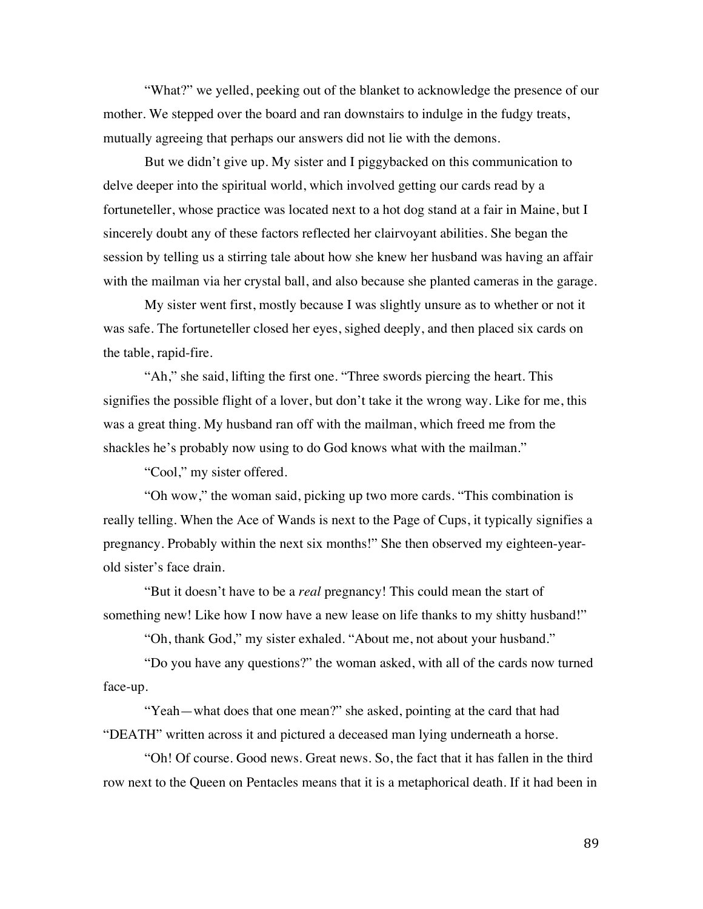"What?" we yelled, peeking out of the blanket to acknowledge the presence of our mother. We stepped over the board and ran downstairs to indulge in the fudgy treats, mutually agreeing that perhaps our answers did not lie with the demons.

But we didn't give up. My sister and I piggybacked on this communication to delve deeper into the spiritual world, which involved getting our cards read by a fortuneteller, whose practice was located next to a hot dog stand at a fair in Maine, but I sincerely doubt any of these factors reflected her clairvoyant abilities. She began the session by telling us a stirring tale about how she knew her husband was having an affair with the mailman via her crystal ball, and also because she planted cameras in the garage.

My sister went first, mostly because I was slightly unsure as to whether or not it was safe. The fortuneteller closed her eyes, sighed deeply, and then placed six cards on the table, rapid-fire.

"Ah," she said, lifting the first one. "Three swords piercing the heart. This signifies the possible flight of a lover, but don't take it the wrong way. Like for me, this was a great thing. My husband ran off with the mailman, which freed me from the shackles he's probably now using to do God knows what with the mailman."

"Cool," my sister offered.

"Oh wow," the woman said, picking up two more cards. "This combination is really telling. When the Ace of Wands is next to the Page of Cups, it typically signifies a pregnancy. Probably within the next six months!" She then observed my eighteen-year-old sister's face drain.

"But it doesn't have to be a *real* pregnancy! This could mean the start of something new! Like how I now have a new lease on life thanks to my shitty husband!"

"Oh, thank God," my sister exhaled. "About me, not about your husband."

"Do you have any questions?" the woman asked, with all of the cards now turned face-up.

"Yeah—what does that one mean?" she asked, pointing at the card that had "DEATH" written across it and pictured a deceased man lying underneath a horse.

"Oh! Of course. Good news. Great news. So, the fact that it has fallen in the third row next to the Queen on Pentacles means that it is a metaphorical death. If it had been in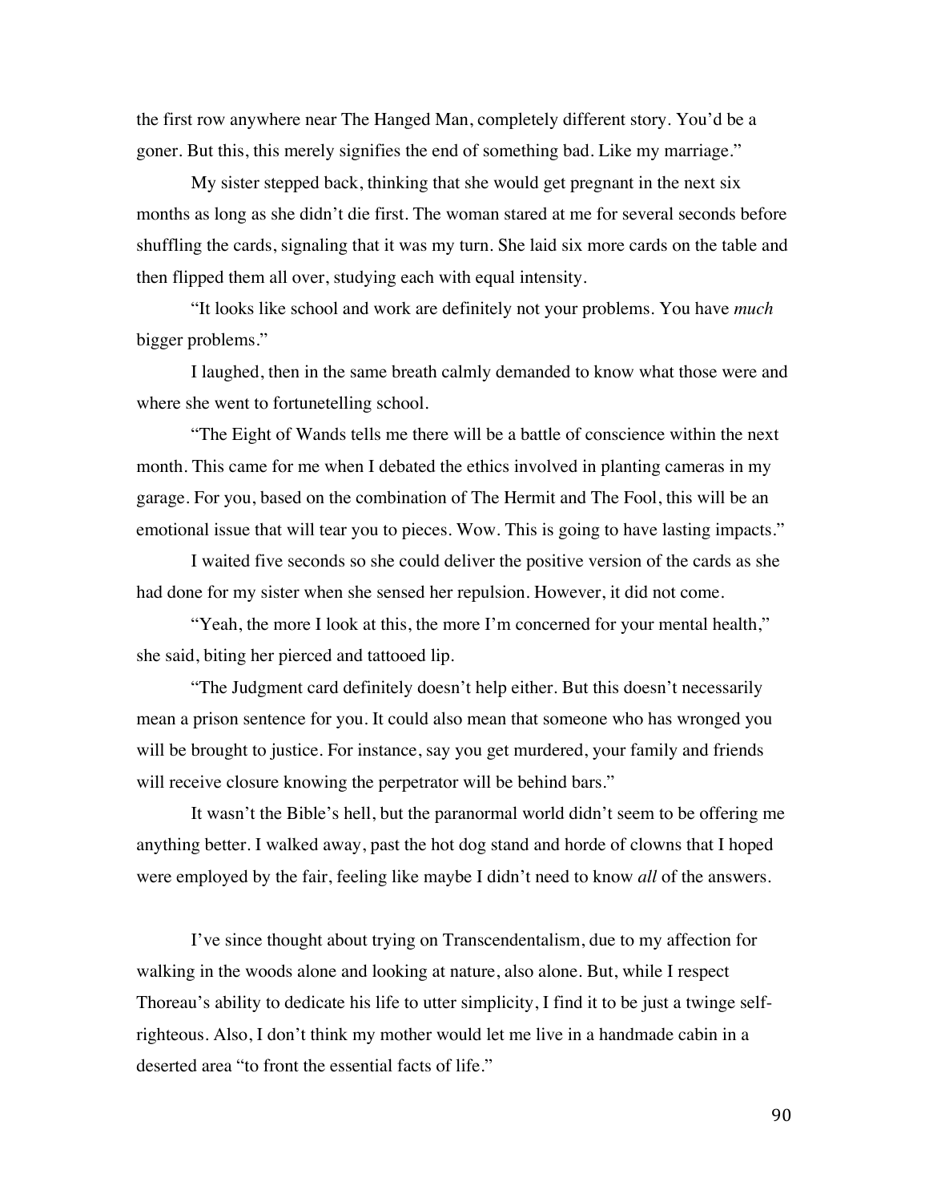the first row anywhere near The Hanged Man, completely different story. You'd be a goner. But this, this merely signifies the end of something bad. Like my marriage."

My sister stepped back, thinking that she would get pregnant in the next six months as long as she didn't die first. The woman stared at me for several seconds before shuffling the cards, signaling that it was my turn. She laid six more cards on the table and then flipped them all over, studying each with equal intensity.

"It looks like school and work are definitely not your problems. You have *much* bigger problems."

I laughed, then in the same breath calmly demanded to know what those were and where she went to fortunetelling school.

"The Eight of Wands tells me there will be a battle of conscience within the next month. This came for me when I debated the ethics involved in planting cameras in my garage. For you, based on the combination of The Hermit and The Fool, this will be an emotional issue that will tear you to pieces. Wow. This is going to have lasting impacts."

I waited five seconds so she could deliver the positive version of the cards as she had done for my sister when she sensed her repulsion. However, it did not come.

"Yeah, the more I look at this, the more I'm concerned for your mental health," she said, biting her pierced and tattooed lip.

"The Judgment card definitely doesn't help either. But this doesn't necessarily mean a prison sentence for you. It could also mean that someone who has wronged you will be brought to justice. For instance, say you get murdered, your family and friends will receive closure knowing the perpetrator will be behind bars."

It wasn't the Bible's hell, but the paranormal world didn't seem to be offering me anything better. I walked away, past the hot dog stand and horde of clowns that I hoped were employed by the fair, feeling like maybe I didn't need to know *all* of the answers.

I've since thought about trying on Transcendentalism, due to my affection for walking in the woods alone and looking at nature, also alone. But, while I respect Thoreau's ability to dedicate his life to utter simplicity, I find it to be just a twinge self-righteous. Also, I don't think my mother would let me live in a handmade cabin in a deserted area "to front the essential facts of life."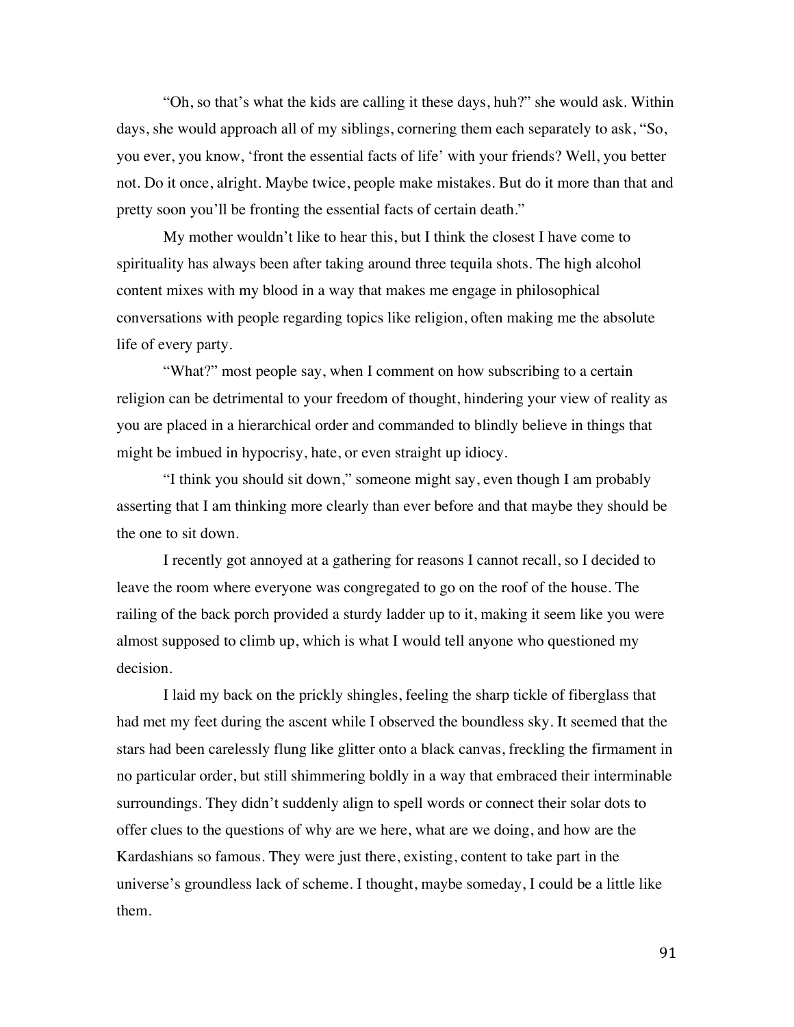"Oh, so that's what the kids are calling it these days, huh?" she would ask. Within days, she would approach all of my siblings, cornering them each separately to ask, "So, you ever, you know, 'front the essential facts of life' with your friends? Well, you better not. Do it once, alright. Maybe twice, people make mistakes. But do it more than that and pretty soon you'll be fronting the essential facts of certain death."

My mother wouldn't like to hear this, but I think the closest I have come to spirituality has always been after taking around three tequila shots. The high alcohol content mixes with my blood in a way that makes me engage in philosophical conversations with people regarding topics like religion, often making me the absolute life of every party.

"What?" most people say, when I comment on how subscribing to a certain religion can be detrimental to your freedom of thought, hindering your view of reality as you are placed in a hierarchical order and commanded to blindly believe in things that might be imbued in hypocrisy, hate, or even straight up idiocy.

"I think you should sit down," someone might say, even though I am probably asserting that I am thinking more clearly than ever before and that maybe they should be the one to sit down.

I recently got annoyed at a gathering for reasons I cannot recall, so I decided to leave the room where everyone was congregated to go on the roof of the house. The railing of the back porch provided a sturdy ladder up to it, making it seem like you were almost supposed to climb up, which is what I would tell anyone who questioned my decision.

I laid my back on the prickly shingles, feeling the sharp tickle of fiberglass that had met my feet during the ascent while I observed the boundless sky. It seemed that the stars had been carelessly flung like glitter onto a black canvas, freckling the firmament in no particular order, but still shimmering boldly in a way that embraced their interminable surroundings. They didn't suddenly align to spell words or connect their solar dots to offer clues to the questions of why are we here, what are we doing, and how are the Kardashians so famous. They were just there, existing, content to take part in the universe's groundless lack of scheme. I thought, maybe someday, I could be a little like them.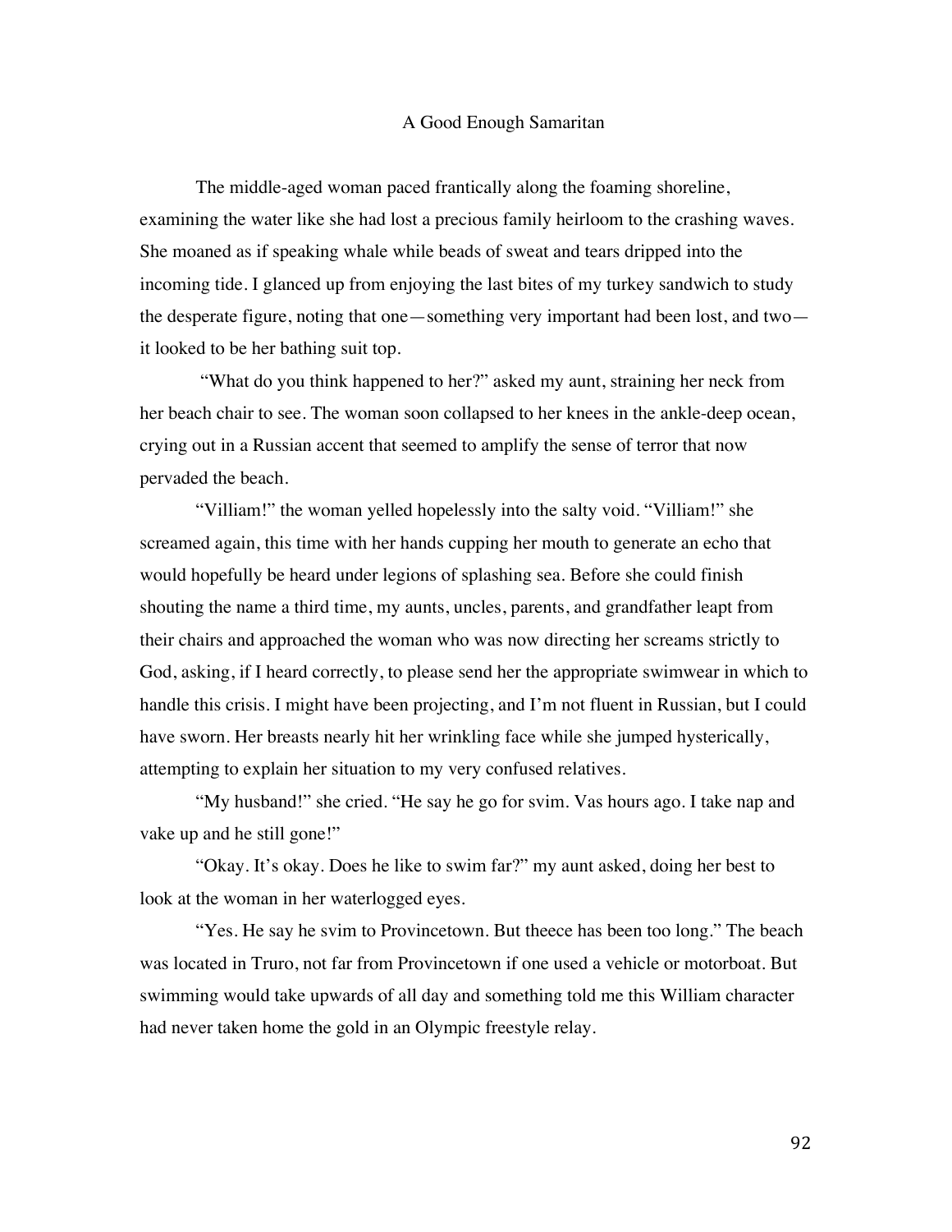# A Good Enough Samaritan

The middle-aged woman paced frantically along the foaming shoreline, examining the water like she had lost a precious family heirloom to the crashing waves. She moaned as if speaking whale while beads of sweat and tears dripped into the incoming tide. I glanced up from enjoying the last bites of my turkey sandwich to study the desperate figure, noting that one—something very important had been lost, and two—it looked to be her bathing suit top.

"What do you think happened to her?" asked my aunt, straining her neck from her beach chair to see. The woman soon collapsed to her knees in the ankle-deep ocean, crying out in a Russian accent that seemed to amplify the sense of terror that now pervaded the beach.

"Villiam!" the woman yelled hopelessly into the salty void. "Villiam!" she screamed again, this time with her hands cupping her mouth to generate an echo that would hopefully be heard under legions of splashing sea. Before she could finish shouting the name a third time, my aunts, uncles, parents, and grandfather leapt from their chairs and approached the woman who was now directing her screams strictly to God, asking, if I heard correctly, to please send her the appropriate swimwear in which to handle this crisis. I might have been projecting, and I'm not fluent in Russian, but I could have sworn. Her breasts nearly hit her wrinkling face while she jumped hysterically, attempting to explain her situation to my very confused relatives.

"My husband!" she cried. "He say he go for svim. Vas hours ago. I take nap and vake up and he still gone!"

"Okay. It's okay. Does he like to swim far?" my aunt asked, doing her best to look at the woman in her waterlogged eyes.

"Yes. He say he svim to Provincetown. But theece has been too long." The beach was located in Truro, not far from Provincetown if one used a vehicle or motorboat. But swimming would take upwards of all day and something told me this William character had never taken home the gold in an Olympic freestyle relay.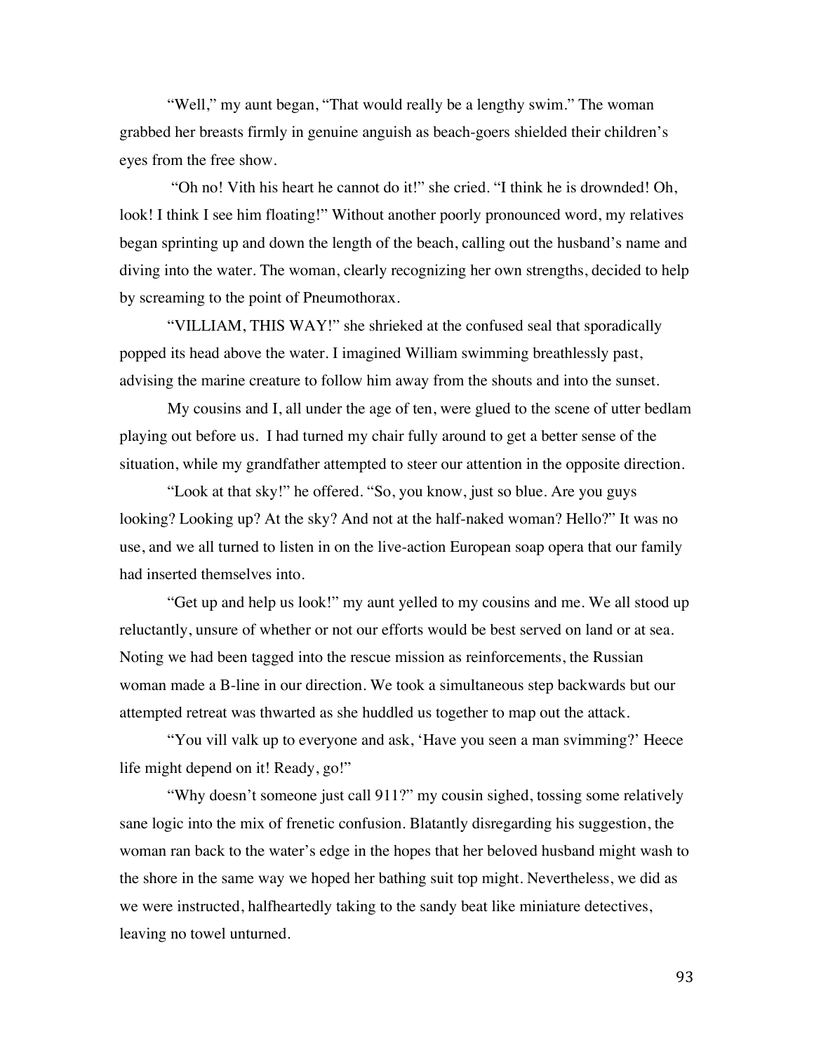"Well," my aunt began, "That would really be a lengthy swim." The woman grabbed her breasts firmly in genuine anguish as beach-goers shielded their children's eyes from the free show.

"Oh no! Vith his heart he cannot do it!" she cried. "I think he is drownded! Oh, look! I think I see him floating!" Without another poorly pronounced word, my relatives began sprinting up and down the length of the beach, calling out the husband's name and diving into the water. The woman, clearly recognizing her own strengths, decided to help by screaming to the point of Pneumothorax.

"VILLIAM, THIS WAY!" she shrieked at the confused seal that sporadically popped its head above the water. I imagined William swimming breathlessly past, advising the marine creature to follow him away from the shouts and into the sunset.

My cousins and I, all under the age of ten, were glued to the scene of utter bedlam playing out before us. I had turned my chair fully around to get a better sense of the situation, while my grandfather attempted to steer our attention in the opposite direction.

"Look at that sky!" he offered. "So, you know, just so blue. Are you guys looking? Looking up? At the sky? And not at the half-naked woman? Hello?" It was no use, and we all turned to listen in on the live-action European soap opera that our family had inserted themselves into.

"Get up and help us look!" my aunt yelled to my cousins and me. We all stood up reluctantly, unsure of whether or not our efforts would be best served on land or at sea. Noting we had been tagged into the rescue mission as reinforcements, the Russian woman made a B-line in our direction. We took a simultaneous step backwards but our attempted retreat was thwarted as she huddled us together to map out the attack.

"You vill valk up to everyone and ask, 'Have you seen a man svimming?' Heece life might depend on it! Ready, go!"

"Why doesn't someone just call 911?" my cousin sighed, tossing some relatively sane logic into the mix of frenetic confusion. Blatantly disregarding his suggestion, the woman ran back to the water's edge in the hopes that her beloved husband might wash to the shore in the same way we hoped her bathing suit top might. Nevertheless, we did as we were instructed, halfheartedly taking to the sandy beat like miniature detectives, leaving no towel unturned.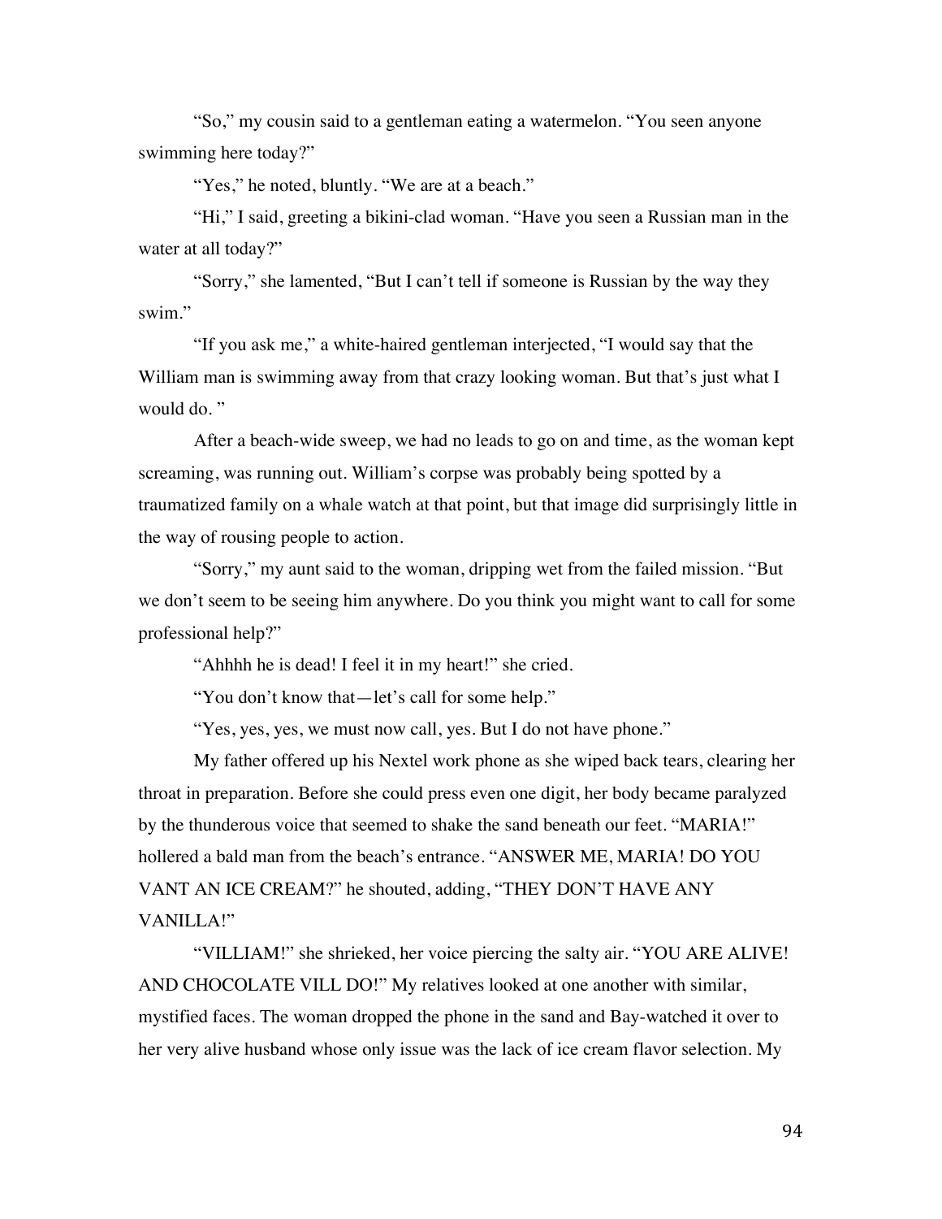"So," my cousin said to a gentleman eating a watermelon. "You seen anyone swimming here today?"

"Yes," he noted, bluntly. "We are at a beach."

"Hi," I said, greeting a bikini-clad woman. "Have you seen a Russian man in the water at all today?"

"Sorry," she lamented, "But I can't tell if someone is Russian by the way they swim."

"If you ask me," a white-haired gentleman interjected, "I would say that the William man is swimming away from that crazy looking woman. But that's just what I would do. "

After a beach-wide sweep, we had no leads to go on and time, as the woman kept screaming, was running out. William's corpse was probably being spotted by a traumatized family on a whale watch at that point, but that image did surprisingly little in the way of rousing people to action.

"Sorry," my aunt said to the woman, dripping wet from the failed mission. "But we don't seem to be seeing him anywhere. Do you think you might want to call for some professional help?"

"Ahhhh he is dead! I feel it in my heart!" she cried.

"You don't know that—let's call for some help."

"Yes, yes, yes, we must now call, yes. But I do not have phone."

My father offered up his Nextel work phone as she wiped back tears, clearing her throat in preparation. Before she could press even one digit, her body became paralyzed by the thunderous voice that seemed to shake the sand beneath our feet. "MARIA!" hollered a bald man from the beach's entrance. "ANSWER ME, MARIA! DO YOU VANT AN ICE CREAM?" he shouted, adding, "THEY DON'T HAVE ANY VANILLA!"

"VILLIAM!" she shrieked, her voice piercing the salty air. "YOU ARE ALIVE! AND CHOCOLATE VILL DO!" My relatives looked at one another with similar, mystified faces. The woman dropped the phone in the sand and Bay-watched it over to her very alive husband whose only issue was the lack of ice cream flavor selection. My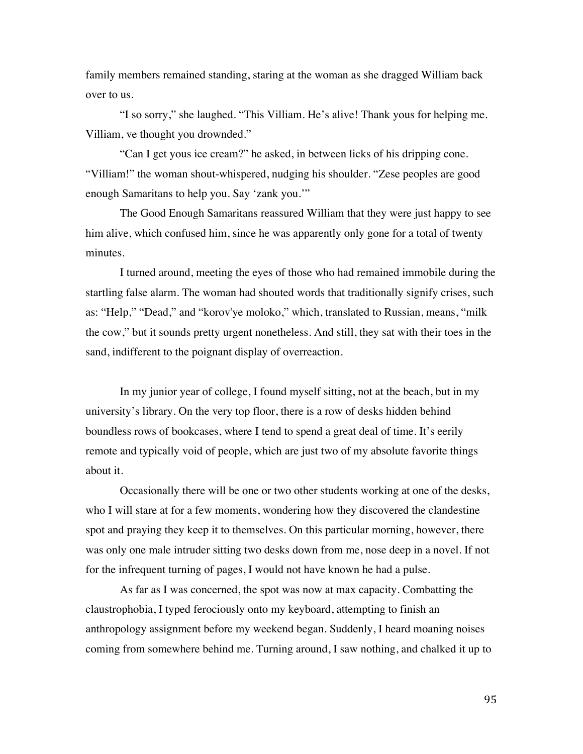family members remained standing, staring at the woman as she dragged William back over to us.

"I so sorry," she laughed. "This Villiam. He's alive! Thank yous for helping me. Villiam, ve thought you drownded."

"Can I get yous ice cream?" he asked, in between licks of his dripping cone.

"Villiam!" the woman shout-whispered, nudging his shoulder. "Zese peoples are good enough Samaritans to help you. Say 'zank you.'"

The Good Enough Samaritans reassured William that they were just happy to see him alive, which confused him, since he was apparently only gone for a total of twenty minutes.

I turned around, meeting the eyes of those who had remained immobile during the startling false alarm. The woman had shouted words that traditionally signify crises, such as: "Help," "Dead," and "korov'ye moloko," which, translated to Russian, means, "milk the cow," but it sounds pretty urgent nonetheless. And still, they sat with their toes in the sand, indifferent to the poignant display of overreaction.

In my junior year of college, I found myself sitting, not at the beach, but in my university's library. On the very top floor, there is a row of desks hidden behind boundless rows of bookcases, where I tend to spend a great deal of time. It's eerily remote and typically void of people, which are just two of my absolute favorite things about it.

Occasionally there will be one or two other students working at one of the desks, who I will stare at for a few moments, wondering how they discovered the clandestine spot and praying they keep it to themselves. On this particular morning, however, there was only one male intruder sitting two desks down from me, nose deep in a novel. If not for the infrequent turning of pages, I would not have known he had a pulse.

As far as I was concerned, the spot was now at max capacity. Combatting the claustrophobia, I typed ferociously onto my keyboard, attempting to finish an anthropology assignment before my weekend began. Suddenly, I heard moaning noises coming from somewhere behind me. Turning around, I saw nothing, and chalked it up to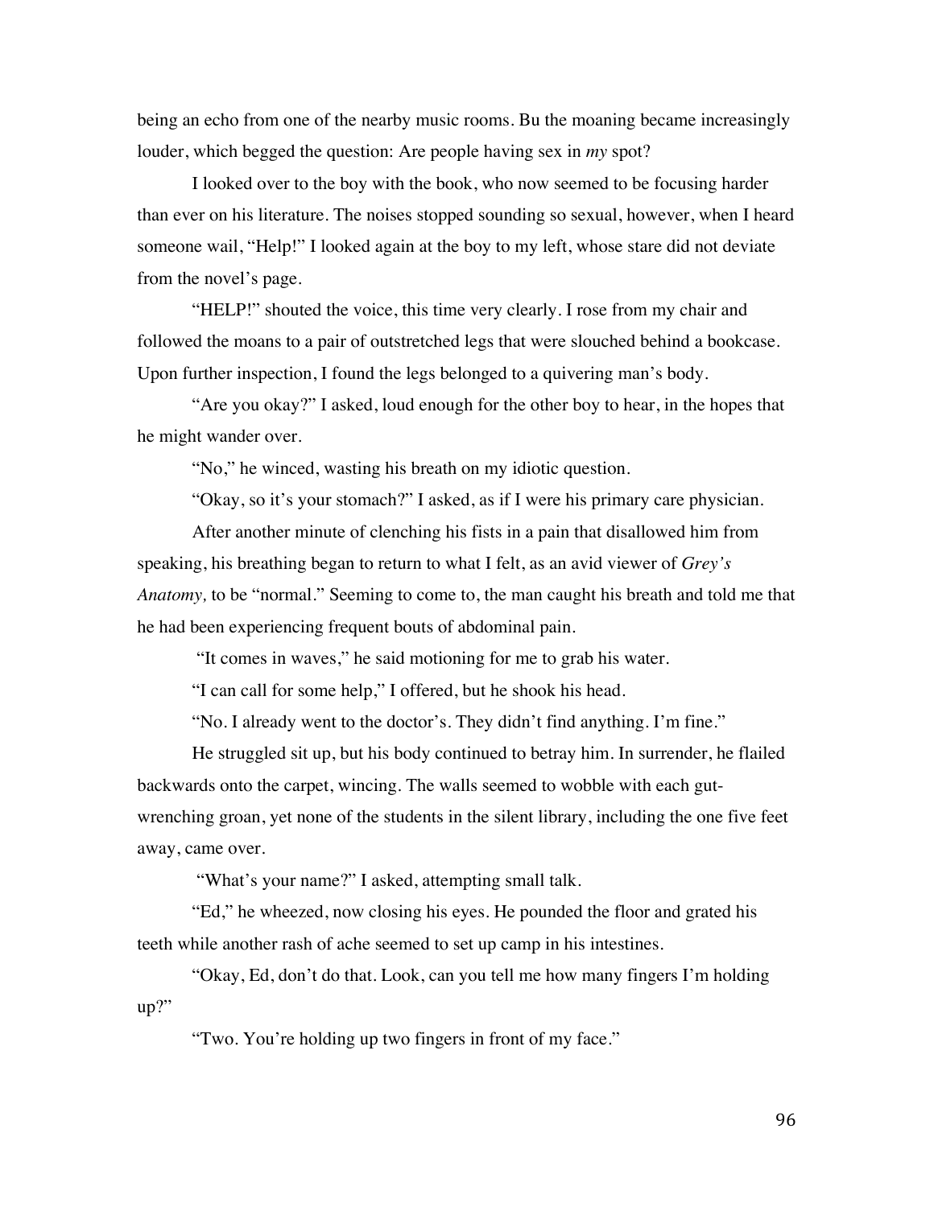being an echo from one of the nearby music rooms. Bu the moaning became increasingly louder, which begged the question: Are people having sex in *my* spot?

I looked over to the boy with the book, who now seemed to be focusing harder than ever on his literature. The noises stopped sounding so sexual, however, when I heard someone wail, "Help!" I looked again at the boy to my left, whose stare did not deviate from the novel's page.

"HELP!" shouted the voice, this time very clearly. I rose from my chair and followed the moans to a pair of outstretched legs that were slouched behind a bookcase. Upon further inspection, I found the legs belonged to a quivering man's body.

"Are you okay?" I asked, loud enough for the other boy to hear, in the hopes that he might wander over.

"No," he winced, wasting his breath on my idiotic question.

"Okay, so it's your stomach?" I asked, as if I were his primary care physician.

After another minute of clenching his fists in a pain that disallowed him from speaking, his breathing began to return to what I felt, as an avid viewer of *Grey's Anatomy,* to be "normal." Seeming to come to, the man caught his breath and told me that he had been experiencing frequent bouts of abdominal pain.

"It comes in waves," he said motioning for me to grab his water.

"I can call for some help," I offered, but he shook his head.

"No. I already went to the doctor's. They didn't find anything. I'm fine."

He struggled sit up, but his body continued to betray him. In surrender, he flailed backwards onto the carpet, wincing. The walls seemed to wobble with each gut-wrenching groan, yet none of the students in the silent library, including the one five feet away, came over.

"What's your name?" I asked, attempting small talk.

"Ed," he wheezed, now closing his eyes. He pounded the floor and grated his teeth while another rash of ache seemed to set up camp in his intestines.

"Okay, Ed, don't do that. Look, can you tell me how many fingers I'm holding up?"

"Two. You're holding up two fingers in front of my face."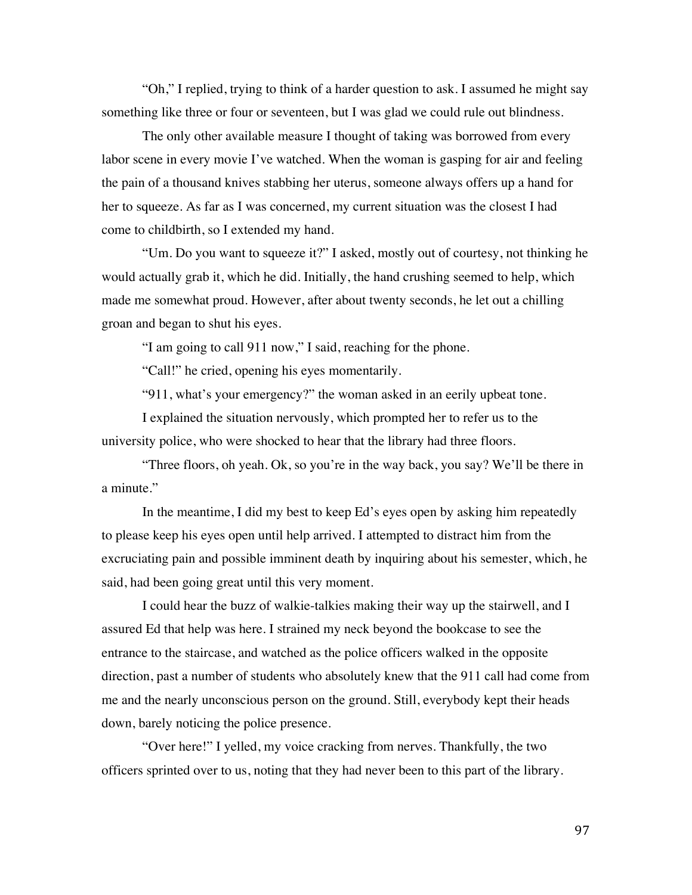"Oh," I replied, trying to think of a harder question to ask. I assumed he might say something like three or four or seventeen, but I was glad we could rule out blindness.

The only other available measure I thought of taking was borrowed from every labor scene in every movie I've watched. When the woman is gasping for air and feeling the pain of a thousand knives stabbing her uterus, someone always offers up a hand for her to squeeze. As far as I was concerned, my current situation was the closest I had come to childbirth, so I extended my hand.

"Um. Do you want to squeeze it?" I asked, mostly out of courtesy, not thinking he would actually grab it, which he did. Initially, the hand crushing seemed to help, which made me somewhat proud. However, after about twenty seconds, he let out a chilling groan and began to shut his eyes.

"I am going to call 911 now," I said, reaching for the phone.

"Call!" he cried, opening his eyes momentarily.

"911, what's your emergency?" the woman asked in an eerily upbeat tone.

I explained the situation nervously, which prompted her to refer us to the university police, who were shocked to hear that the library had three floors.

"Three floors, oh yeah. Ok, so you're in the way back, you say? We'll be there in a minute."

In the meantime, I did my best to keep Ed's eyes open by asking him repeatedly to please keep his eyes open until help arrived. I attempted to distract him from the excruciating pain and possible imminent death by inquiring about his semester, which, he said, had been going great until this very moment.

I could hear the buzz of walkie-talkies making their way up the stairwell, and I assured Ed that help was here. I strained my neck beyond the bookcase to see the entrance to the staircase, and watched as the police officers walked in the opposite direction, past a number of students who absolutely knew that the 911 call had come from me and the nearly unconscious person on the ground. Still, everybody kept their heads down, barely noticing the police presence.

"Over here!" I yelled, my voice cracking from nerves. Thankfully, the two officers sprinted over to us, noting that they had never been to this part of the library.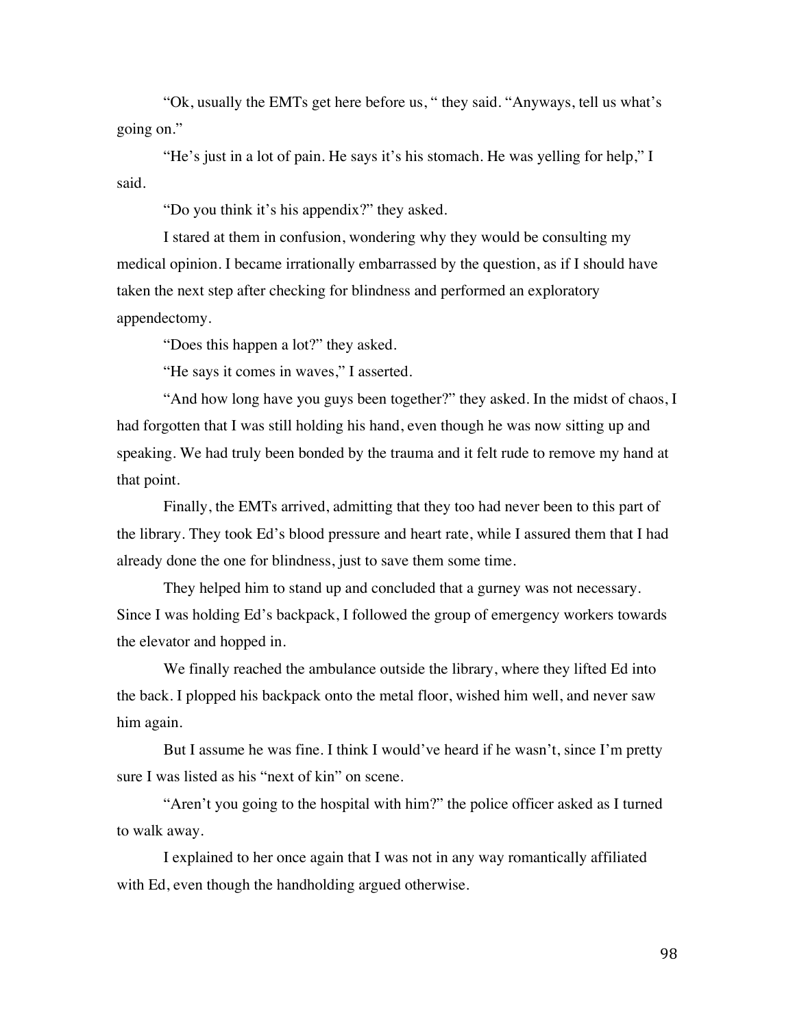"Ok, usually the EMTs get here before us, " they said. "Anyways, tell us what's going on."

"He's just in a lot of pain. He says it's his stomach. He was yelling for help," I said.

"Do you think it's his appendix?" they asked.

I stared at them in confusion, wondering why they would be consulting my medical opinion. I became irrationally embarrassed by the question, as if I should have taken the next step after checking for blindness and performed an exploratory appendectomy.

"Does this happen a lot?" they asked.

"He says it comes in waves," I asserted.

"And how long have you guys been together?" they asked. In the midst of chaos, I had forgotten that I was still holding his hand, even though he was now sitting up and speaking. We had truly been bonded by the trauma and it felt rude to remove my hand at that point.

Finally, the EMTs arrived, admitting that they too had never been to this part of the library. They took Ed's blood pressure and heart rate, while I assured them that I had already done the one for blindness, just to save them some time.

They helped him to stand up and concluded that a gurney was not necessary. Since I was holding Ed's backpack, I followed the group of emergency workers towards the elevator and hopped in.

We finally reached the ambulance outside the library, where they lifted Ed into the back. I plopped his backpack onto the metal floor, wished him well, and never saw him again.

But I assume he was fine. I think I would've heard if he wasn't, since I'm pretty sure I was listed as his "next of kin" on scene.

"Aren't you going to the hospital with him?" the police officer asked as I turned to walk away.

I explained to her once again that I was not in any way romantically affiliated with Ed, even though the handholding argued otherwise.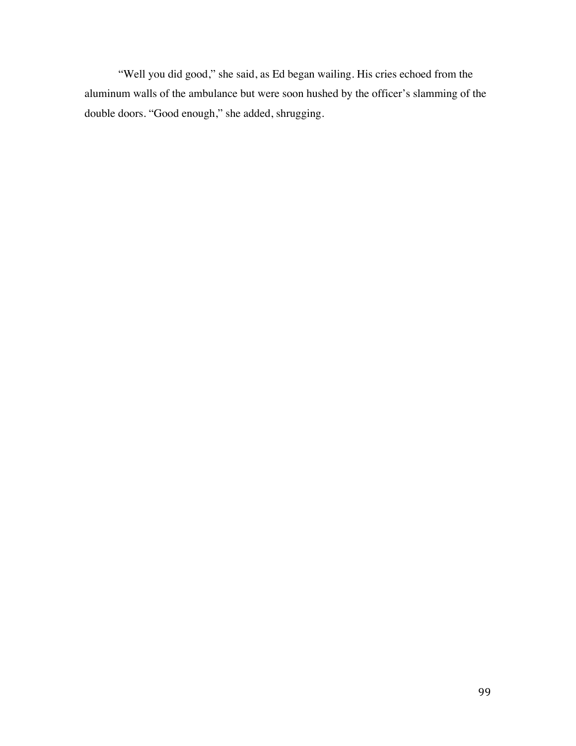"Well you did good," she said, as Ed began wailing. His cries echoed from the aluminum walls of the ambulance but were soon hushed by the officer's slamming of the double doors. "Good enough," she added, shrugging.